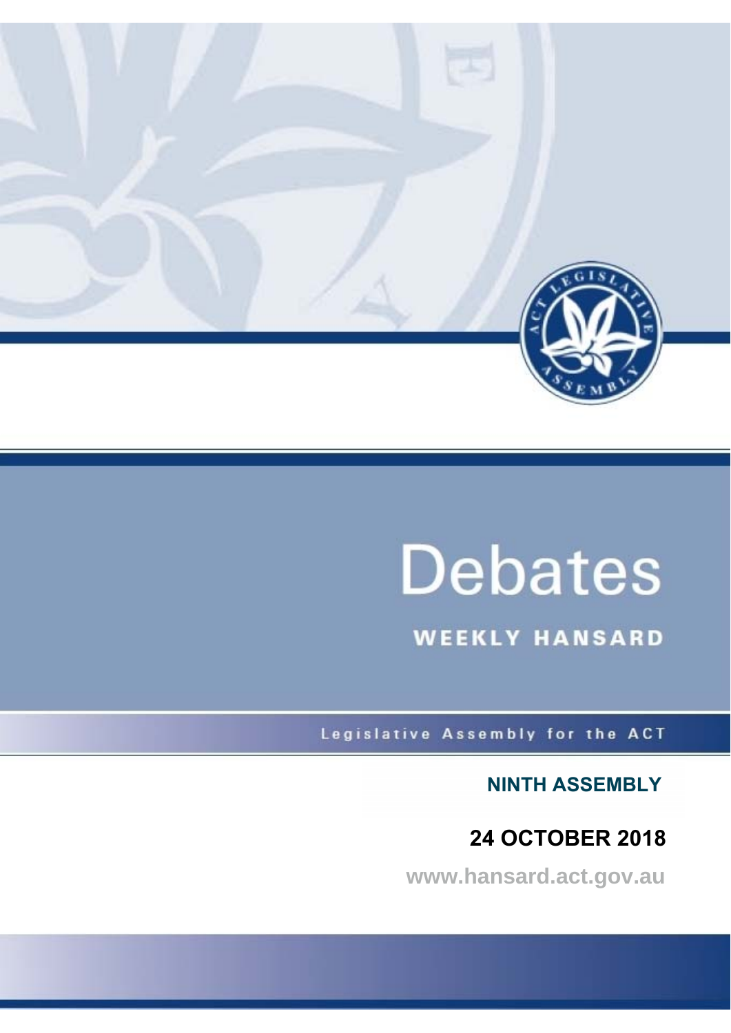# Debates

## WEEKLY HANSARD

Legislative Assembly for the ACT

**NINTH ASSEMBLY**

**24 OCTOBER 2018**

www.hansard.act.gov.au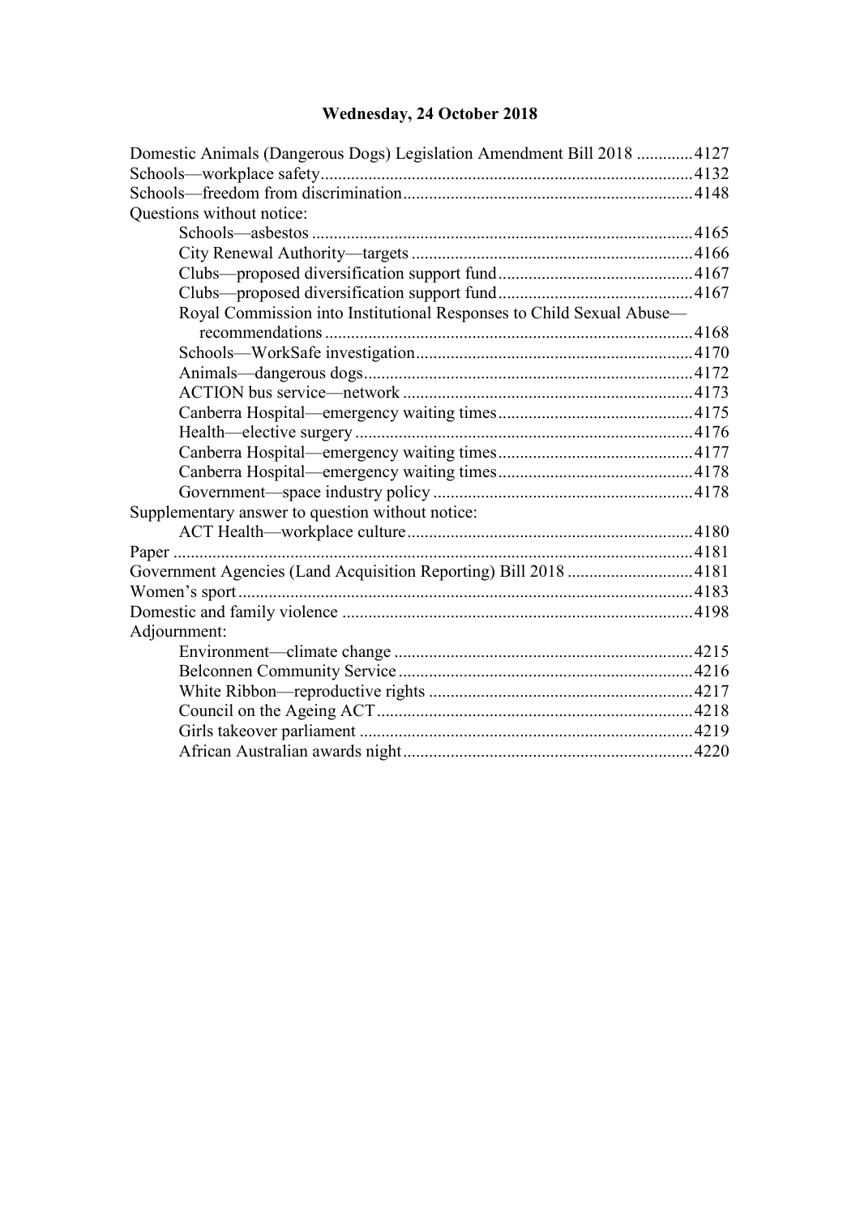# Wednesday, 24 October 2018

Domestic Animals (Dangerous Dogs) Legislation Amendment Bill 2018 .............4127
Schools—workplace safety.....................................................................................4132
Schools—freedom from discrimination..................................................................4148
Questions without notice:
    Schools—asbestos .......................................................................................4165
    City Renewal Authority—targets .................................................................4166
    Clubs—proposed diversification support fund.............................................4167
    Clubs—proposed diversification support fund.............................................4167
    Royal Commission into Institutional Responses to Child Sexual Abuse—
        recommendations ....................................................................................4168
    Schools—WorkSafe investigation................................................................4170
    Animals—dangerous dogs............................................................................4172
    ACTION bus service—network ...................................................................4173
    Canberra Hospital—emergency waiting times.............................................4175
    Health—elective surgery ..............................................................................4176
    Canberra Hospital—emergency waiting times.............................................4177
    Canberra Hospital—emergency waiting times.............................................4178
    Government—space industry policy ............................................................4178
Supplementary answer to question without notice:
    ACT Health—workplace culture..................................................................4180
Paper .......................................................................................................................4181
Government Agencies (Land Acquisition Reporting) Bill 2018 .............................4181
Women's sport........................................................................................................4183
Domestic and family violence ................................................................................4198
Adjournment:
    Environment—climate change .....................................................................4215
    Belconnen Community Service ...................................................................4216
    White Ribbon—reproductive rights .............................................................4217
    Council on the Ageing ACT.........................................................................4218
    Girls takeover parliament .............................................................................4219
    African Australian awards night...................................................................4220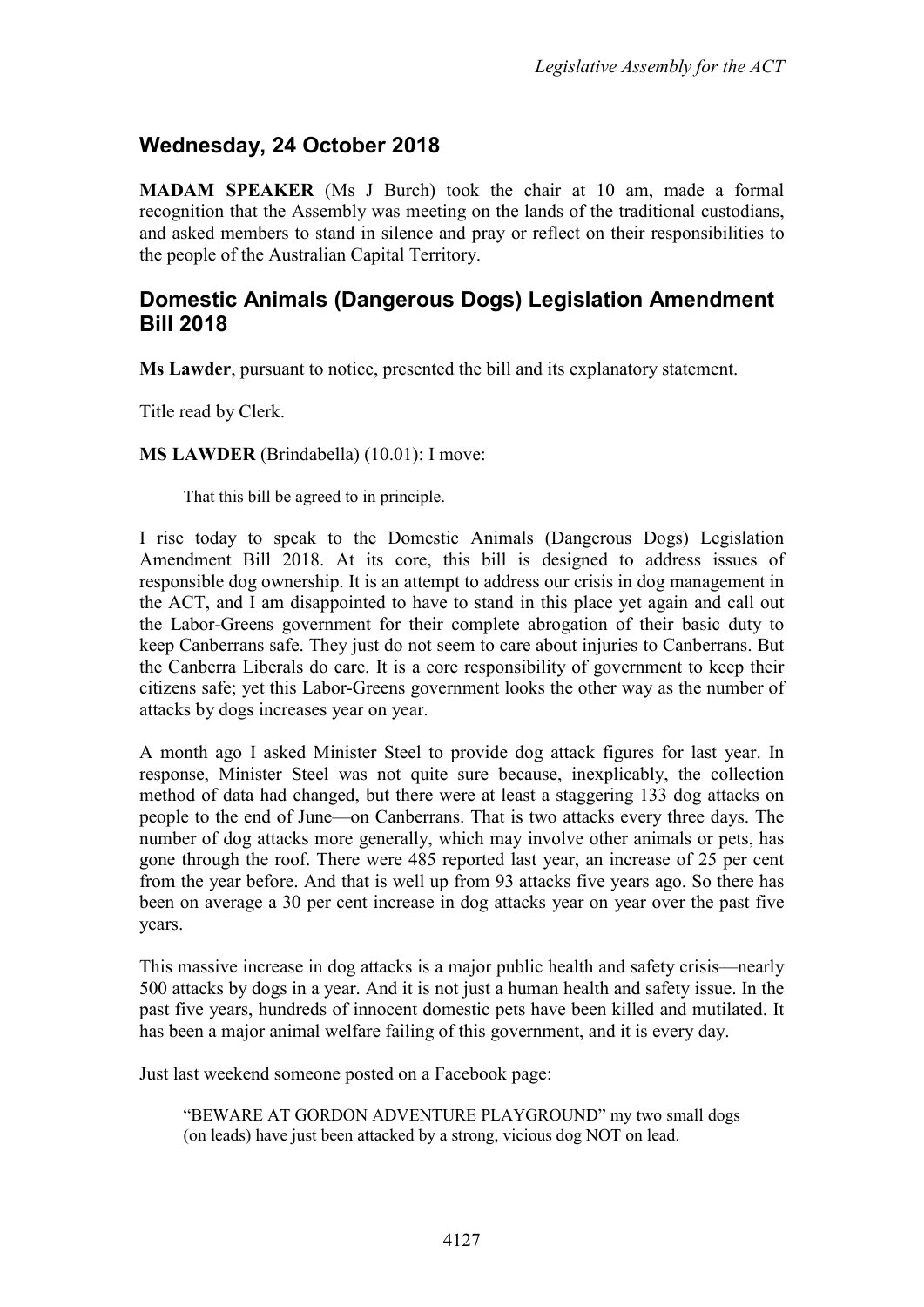## Wednesday, 24 October 2018

**MADAM SPEAKER** (Ms J Burch) took the chair at 10 am, made a formal recognition that the Assembly was meeting on the lands of the traditional custodians, and asked members to stand in silence and pray or reflect on their responsibilities to the people of the Australian Capital Territory.

## Domestic Animals (Dangerous Dogs) Legislation Amendment Bill 2018

**Ms Lawder**, pursuant to notice, presented the bill and its explanatory statement.

Title read by Clerk.

**MS LAWDER** (Brindabella) (10.01): I move:

> That this bill be agreed to in principle.

I rise today to speak to the Domestic Animals (Dangerous Dogs) Legislation Amendment Bill 2018. At its core, this bill is designed to address issues of responsible dog ownership. It is an attempt to address our crisis in dog management in the ACT, and I am disappointed to have to stand in this place yet again and call out the Labor-Greens government for their complete abrogation of their basic duty to keep Canberrans safe. They just do not seem to care about injuries to Canberrans. But the Canberra Liberals do care. It is a core responsibility of government to keep their citizens safe; yet this Labor-Greens government looks the other way as the number of attacks by dogs increases year on year.

A month ago I asked Minister Steel to provide dog attack figures for last year. In response, Minister Steel was not quite sure because, inexplicably, the collection method of data had changed, but there were at least a staggering 133 dog attacks on people to the end of June—on Canberrans. That is two attacks every three days. The number of dog attacks more generally, which may involve other animals or pets, has gone through the roof. There were 485 reported last year, an increase of 25 per cent from the year before. And that is well up from 93 attacks five years ago. So there has been on average a 30 per cent increase in dog attacks year on year over the past five years.

This massive increase in dog attacks is a major public health and safety crisis—nearly 500 attacks by dogs in a year. And it is not just a human health and safety issue. In the past five years, hundreds of innocent domestic pets have been killed and mutilated. It has been a major animal welfare failing of this government, and it is every day.

Just last weekend someone posted on a Facebook page:

> "BEWARE AT GORDON ADVENTURE PLAYGROUND" my two small dogs (on leads) have just been attacked by a strong, vicious dog NOT on lead.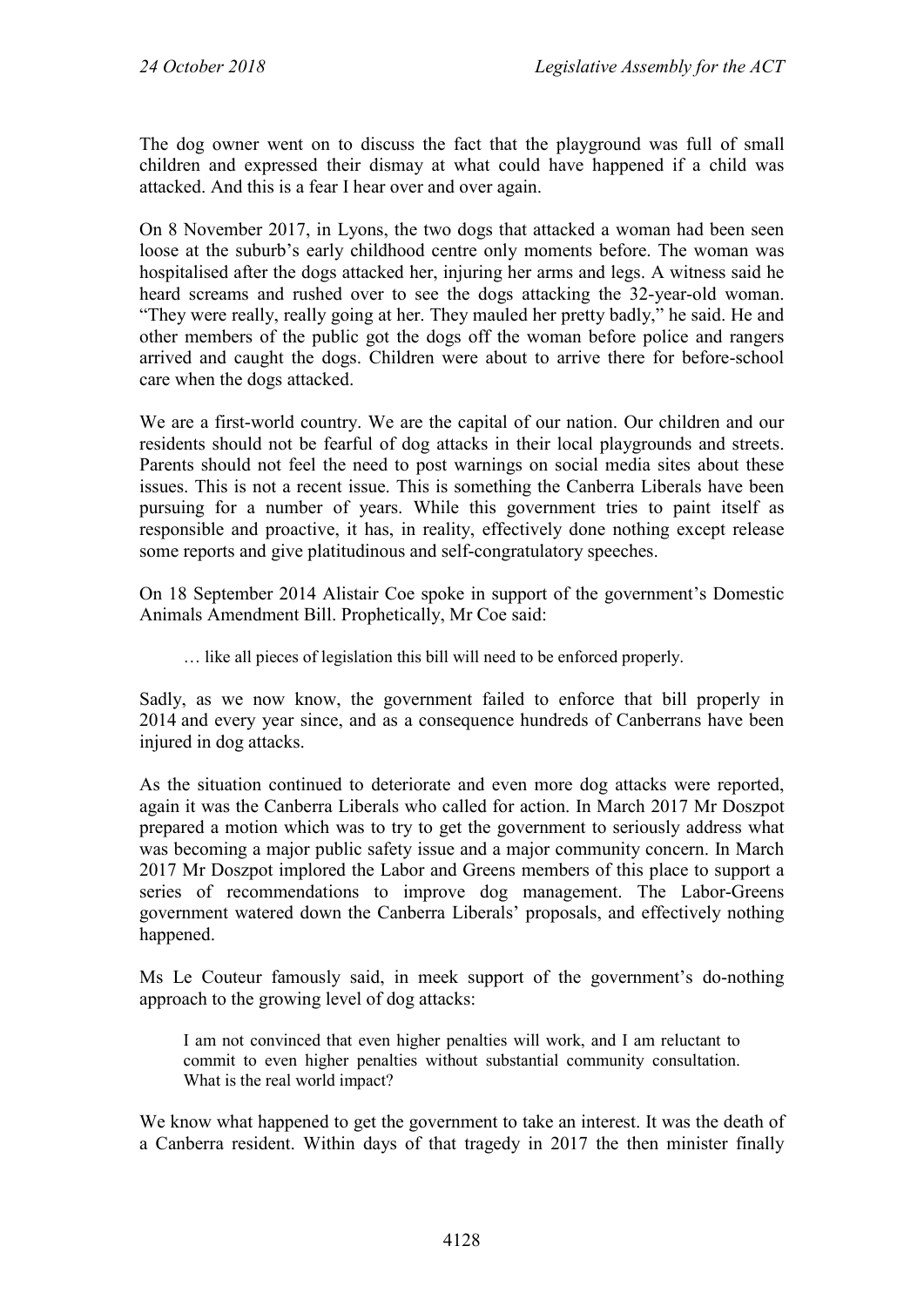The dog owner went on to discuss the fact that the playground was full of small children and expressed their dismay at what could have happened if a child was attacked. And this is a fear I hear over and over again.

On 8 November 2017, in Lyons, the two dogs that attacked a woman had been seen loose at the suburb's early childhood centre only moments before. The woman was hospitalised after the dogs attacked her, injuring her arms and legs. A witness said he heard screams and rushed over to see the dogs attacking the 32-year-old woman. "They were really, really going at her. They mauled her pretty badly," he said. He and other members of the public got the dogs off the woman before police and rangers arrived and caught the dogs. Children were about to arrive there for before-school care when the dogs attacked.

We are a first-world country. We are the capital of our nation. Our children and our residents should not be fearful of dog attacks in their local playgrounds and streets. Parents should not feel the need to post warnings on social media sites about these issues. This is not a recent issue. This is something the Canberra Liberals have been pursuing for a number of years. While this government tries to paint itself as responsible and proactive, it has, in reality, effectively done nothing except release some reports and give platitudinous and self-congratulatory speeches.

On 18 September 2014 Alistair Coe spoke in support of the government's Domestic Animals Amendment Bill. Prophetically, Mr Coe said:

> … like all pieces of legislation this bill will need to be enforced properly.

Sadly, as we now know, the government failed to enforce that bill properly in 2014 and every year since, and as a consequence hundreds of Canberrans have been injured in dog attacks.

As the situation continued to deteriorate and even more dog attacks were reported, again it was the Canberra Liberals who called for action. In March 2017 Mr Doszpot prepared a motion which was to try to get the government to seriously address what was becoming a major public safety issue and a major community concern. In March 2017 Mr Doszpot implored the Labor and Greens members of this place to support a series of recommendations to improve dog management. The Labor-Greens government watered down the Canberra Liberals' proposals, and effectively nothing happened.

Ms Le Couteur famously said, in meek support of the government's do-nothing approach to the growing level of dog attacks:

> I am not convinced that even higher penalties will work, and I am reluctant to commit to even higher penalties without substantial community consultation. What is the real world impact?

We know what happened to get the government to take an interest. It was the death of a Canberra resident. Within days of that tragedy in 2017 the then minister finally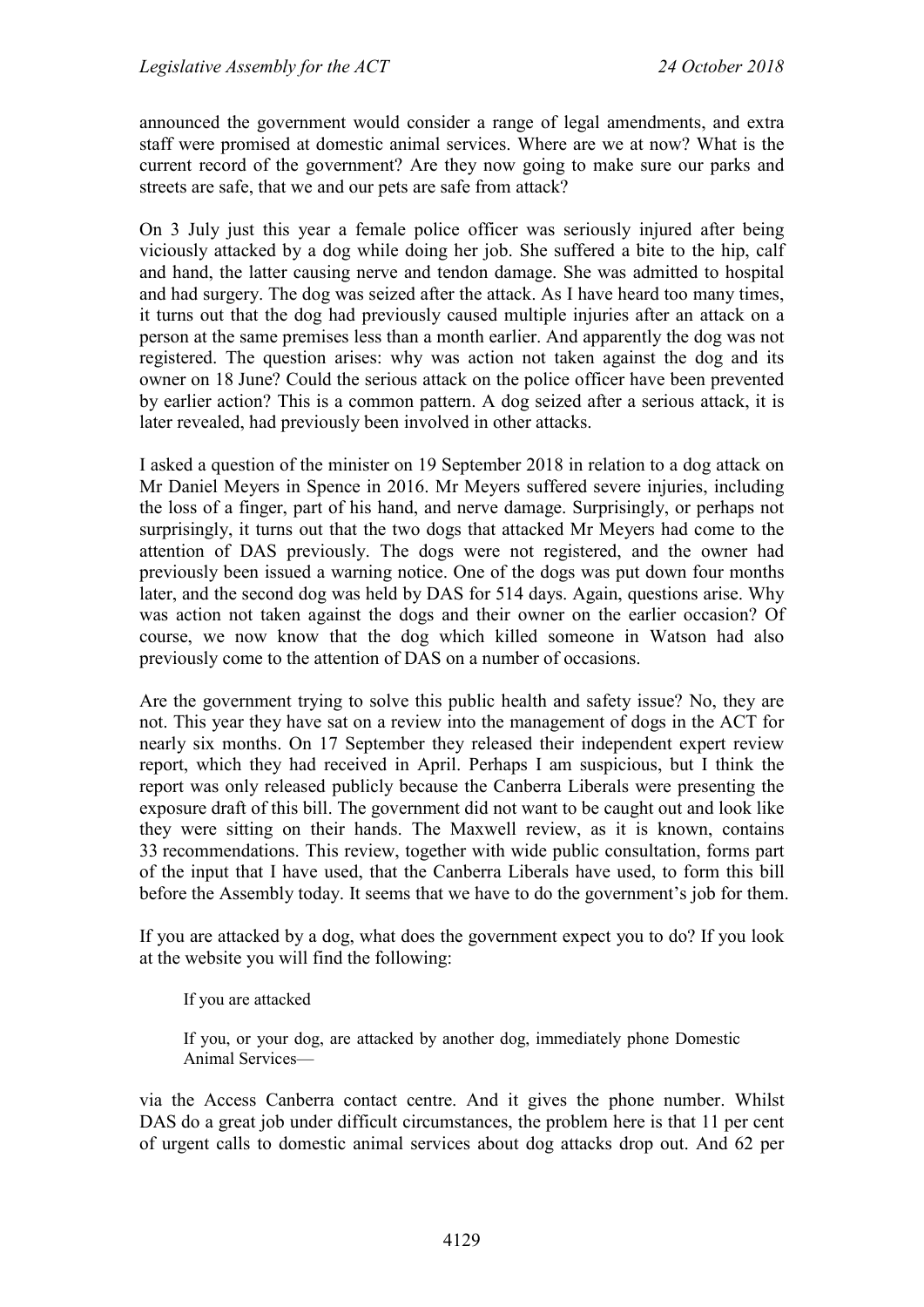announced the government would consider a range of legal amendments, and extra staff were promised at domestic animal services. Where are we at now? What is the current record of the government? Are they now going to make sure our parks and streets are safe, that we and our pets are safe from attack?

On 3 July just this year a female police officer was seriously injured after being viciously attacked by a dog while doing her job. She suffered a bite to the hip, calf and hand, the latter causing nerve and tendon damage. She was admitted to hospital and had surgery. The dog was seized after the attack. As I have heard too many times, it turns out that the dog had previously caused multiple injuries after an attack on a person at the same premises less than a month earlier. And apparently the dog was not registered. The question arises: why was action not taken against the dog and its owner on 18 June? Could the serious attack on the police officer have been prevented by earlier action? This is a common pattern. A dog seized after a serious attack, it is later revealed, had previously been involved in other attacks.

I asked a question of the minister on 19 September 2018 in relation to a dog attack on Mr Daniel Meyers in Spence in 2016. Mr Meyers suffered severe injuries, including the loss of a finger, part of his hand, and nerve damage. Surprisingly, or perhaps not surprisingly, it turns out that the two dogs that attacked Mr Meyers had come to the attention of DAS previously. The dogs were not registered, and the owner had previously been issued a warning notice. One of the dogs was put down four months later, and the second dog was held by DAS for 514 days. Again, questions arise. Why was action not taken against the dogs and their owner on the earlier occasion? Of course, we now know that the dog which killed someone in Watson had also previously come to the attention of DAS on a number of occasions.

Are the government trying to solve this public health and safety issue? No, they are not. This year they have sat on a review into the management of dogs in the ACT for nearly six months. On 17 September they released their independent expert review report, which they had received in April. Perhaps I am suspicious, but I think the report was only released publicly because the Canberra Liberals were presenting the exposure draft of this bill. The government did not want to be caught out and look like they were sitting on their hands. The Maxwell review, as it is known, contains 33 recommendations. This review, together with wide public consultation, forms part of the input that I have used, that the Canberra Liberals have used, to form this bill before the Assembly today. It seems that we have to do the government's job for them.

If you are attacked by a dog, what does the government expect you to do? If you look at the website you will find the following:

> If you are attacked
>
> If you, or your dog, are attacked by another dog, immediately phone Domestic Animal Services—

via the Access Canberra contact centre. And it gives the phone number. Whilst DAS do a great job under difficult circumstances, the problem here is that 11 per cent of urgent calls to domestic animal services about dog attacks drop out. And 62 per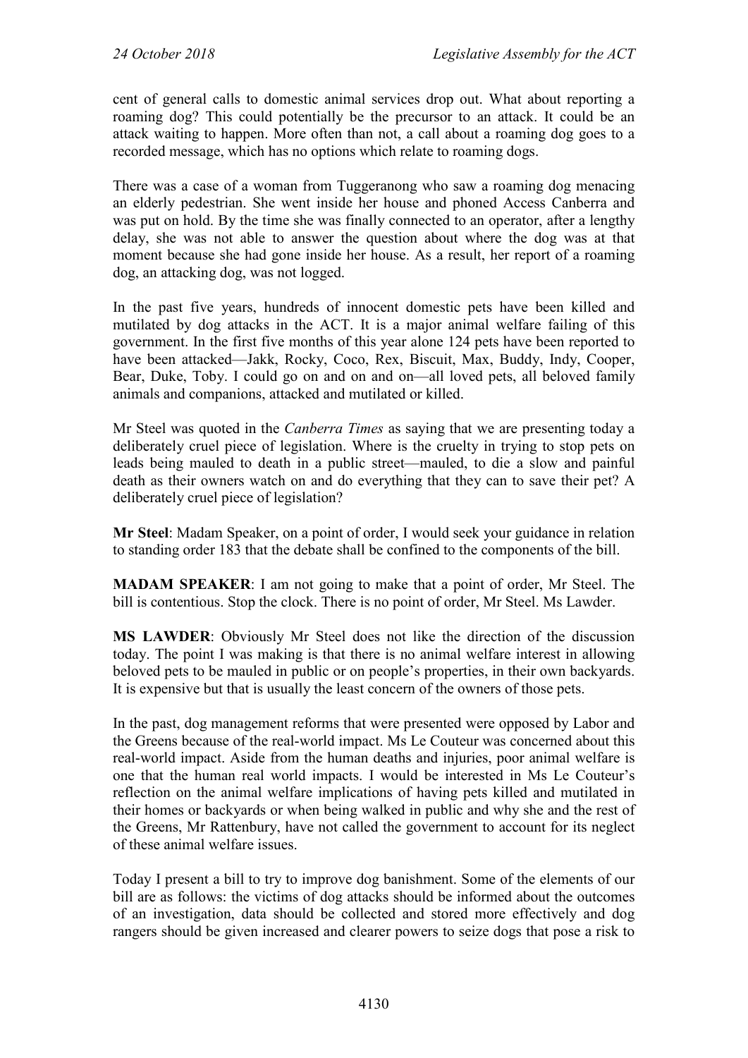cent of general calls to domestic animal services drop out. What about reporting a roaming dog? This could potentially be the precursor to an attack. It could be an attack waiting to happen. More often than not, a call about a roaming dog goes to a recorded message, which has no options which relate to roaming dogs.

There was a case of a woman from Tuggeranong who saw a roaming dog menacing an elderly pedestrian. She went inside her house and phoned Access Canberra and was put on hold. By the time she was finally connected to an operator, after a lengthy delay, she was not able to answer the question about where the dog was at that moment because she had gone inside her house. As a result, her report of a roaming dog, an attacking dog, was not logged.

In the past five years, hundreds of innocent domestic pets have been killed and mutilated by dog attacks in the ACT. It is a major animal welfare failing of this government. In the first five months of this year alone 124 pets have been reported to have been attacked—Jakk, Rocky, Coco, Rex, Biscuit, Max, Buddy, Indy, Cooper, Bear, Duke, Toby. I could go on and on and on—all loved pets, all beloved family animals and companions, attacked and mutilated or killed.

Mr Steel was quoted in the *Canberra Times* as saying that we are presenting today a deliberately cruel piece of legislation. Where is the cruelty in trying to stop pets on leads being mauled to death in a public street—mauled, to die a slow and painful death as their owners watch on and do everything that they can to save their pet? A deliberately cruel piece of legislation?

**Mr Steel**: Madam Speaker, on a point of order, I would seek your guidance in relation to standing order 183 that the debate shall be confined to the components of the bill.

**MADAM SPEAKER**: I am not going to make that a point of order, Mr Steel. The bill is contentious. Stop the clock. There is no point of order, Mr Steel. Ms Lawder.

**MS LAWDER**: Obviously Mr Steel does not like the direction of the discussion today. The point I was making is that there is no animal welfare interest in allowing beloved pets to be mauled in public or on people's properties, in their own backyards. It is expensive but that is usually the least concern of the owners of those pets.

In the past, dog management reforms that were presented were opposed by Labor and the Greens because of the real-world impact. Ms Le Couteur was concerned about this real-world impact. Aside from the human deaths and injuries, poor animal welfare is one that the human real world impacts. I would be interested in Ms Le Couteur's reflection on the animal welfare implications of having pets killed and mutilated in their homes or backyards or when being walked in public and why she and the rest of the Greens, Mr Rattenbury, have not called the government to account for its neglect of these animal welfare issues.

Today I present a bill to try to improve dog banishment. Some of the elements of our bill are as follows: the victims of dog attacks should be informed about the outcomes of an investigation, data should be collected and stored more effectively and dog rangers should be given increased and clearer powers to seize dogs that pose a risk to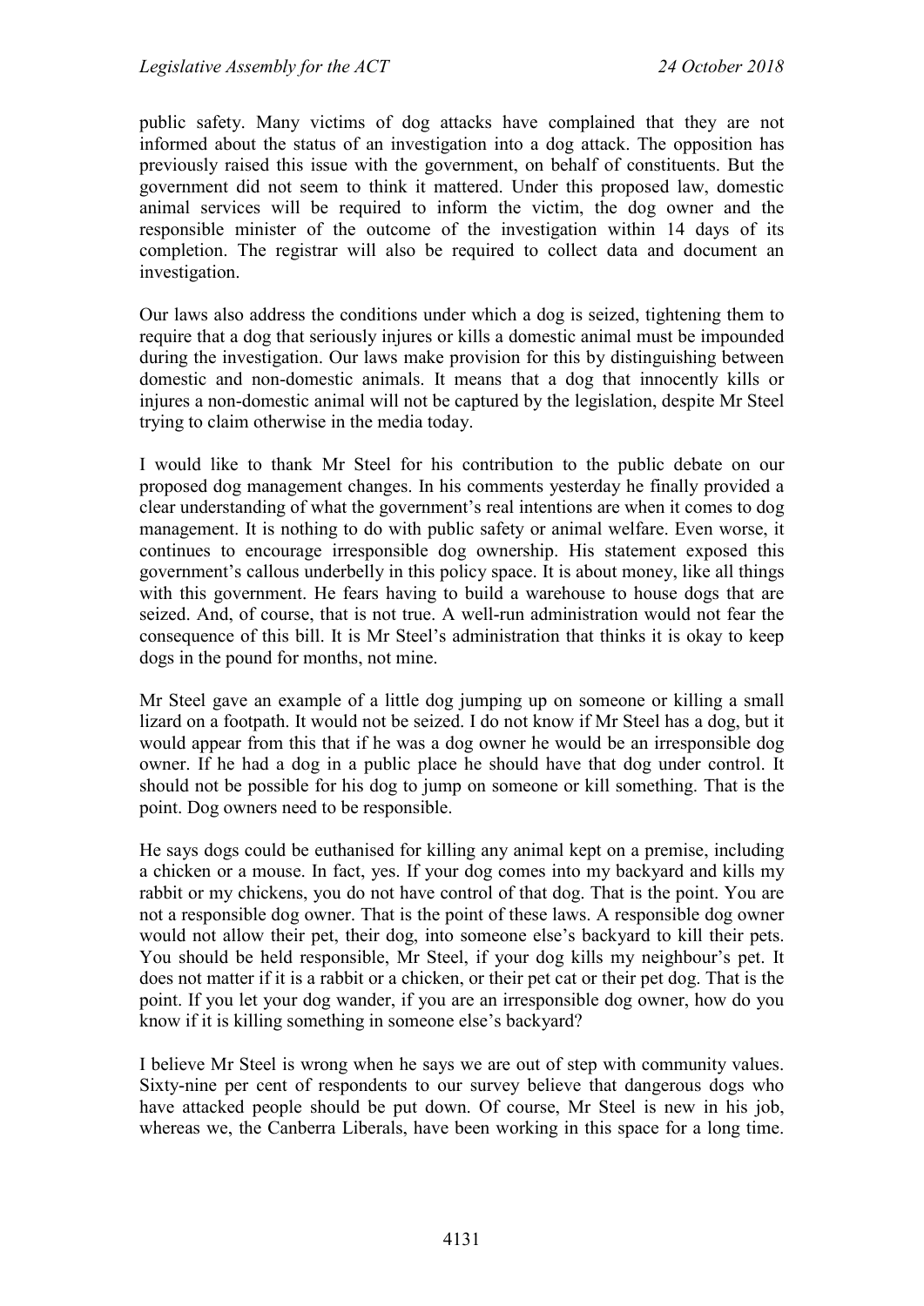public safety. Many victims of dog attacks have complained that they are not informed about the status of an investigation into a dog attack. The opposition has previously raised this issue with the government, on behalf of constituents. But the government did not seem to think it mattered. Under this proposed law, domestic animal services will be required to inform the victim, the dog owner and the responsible minister of the outcome of the investigation within 14 days of its completion. The registrar will also be required to collect data and document an investigation.

Our laws also address the conditions under which a dog is seized, tightening them to require that a dog that seriously injures or kills a domestic animal must be impounded during the investigation. Our laws make provision for this by distinguishing between domestic and non-domestic animals. It means that a dog that innocently kills or injures a non-domestic animal will not be captured by the legislation, despite Mr Steel trying to claim otherwise in the media today.

I would like to thank Mr Steel for his contribution to the public debate on our proposed dog management changes. In his comments yesterday he finally provided a clear understanding of what the government's real intentions are when it comes to dog management. It is nothing to do with public safety or animal welfare. Even worse, it continues to encourage irresponsible dog ownership. His statement exposed this government's callous underbelly in this policy space. It is about money, like all things with this government. He fears having to build a warehouse to house dogs that are seized. And, of course, that is not true. A well-run administration would not fear the consequence of this bill. It is Mr Steel's administration that thinks it is okay to keep dogs in the pound for months, not mine.

Mr Steel gave an example of a little dog jumping up on someone or killing a small lizard on a footpath. It would not be seized. I do not know if Mr Steel has a dog, but it would appear from this that if he was a dog owner he would be an irresponsible dog owner. If he had a dog in a public place he should have that dog under control. It should not be possible for his dog to jump on someone or kill something. That is the point. Dog owners need to be responsible.

He says dogs could be euthanised for killing any animal kept on a premise, including a chicken or a mouse. In fact, yes. If your dog comes into my backyard and kills my rabbit or my chickens, you do not have control of that dog. That is the point. You are not a responsible dog owner. That is the point of these laws. A responsible dog owner would not allow their pet, their dog, into someone else's backyard to kill their pets. You should be held responsible, Mr Steel, if your dog kills my neighbour's pet. It does not matter if it is a rabbit or a chicken, or their pet cat or their pet dog. That is the point. If you let your dog wander, if you are an irresponsible dog owner, how do you know if it is killing something in someone else's backyard?

I believe Mr Steel is wrong when he says we are out of step with community values. Sixty-nine per cent of respondents to our survey believe that dangerous dogs who have attacked people should be put down. Of course, Mr Steel is new in his job, whereas we, the Canberra Liberals, have been working in this space for a long time.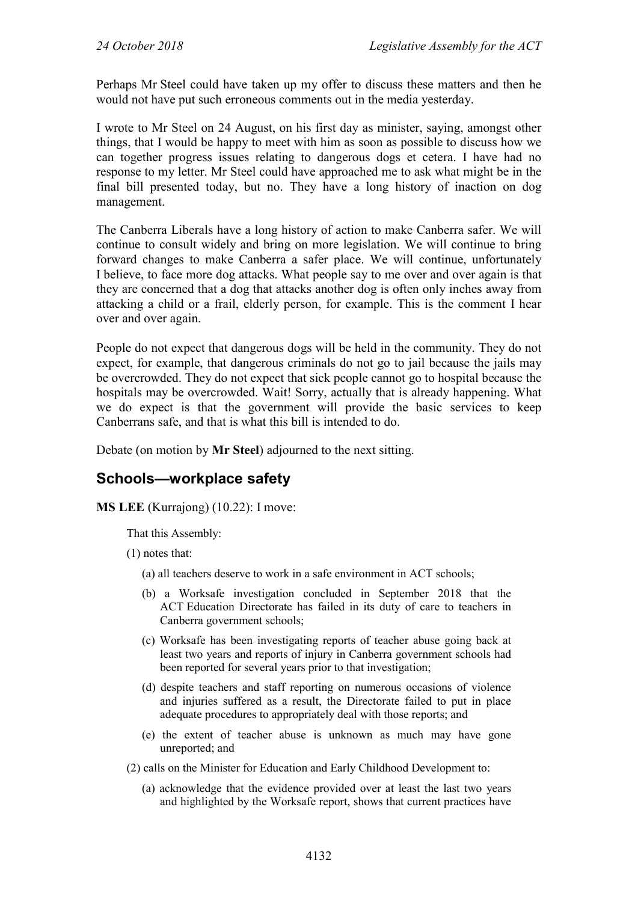Perhaps Mr Steel could have taken up my offer to discuss these matters and then he would not have put such erroneous comments out in the media yesterday.

I wrote to Mr Steel on 24 August, on his first day as minister, saying, amongst other things, that I would be happy to meet with him as soon as possible to discuss how we can together progress issues relating to dangerous dogs et cetera. I have had no response to my letter. Mr Steel could have approached me to ask what might be in the final bill presented today, but no. They have a long history of inaction on dog management.

The Canberra Liberals have a long history of action to make Canberra safer. We will continue to consult widely and bring on more legislation. We will continue to bring forward changes to make Canberra a safer place. We will continue, unfortunately I believe, to face more dog attacks. What people say to me over and over again is that they are concerned that a dog that attacks another dog is often only inches away from attacking a child or a frail, elderly person, for example. This is the comment I hear over and over again.

People do not expect that dangerous dogs will be held in the community. They do not expect, for example, that dangerous criminals do not go to jail because the jails may be overcrowded. They do not expect that sick people cannot go to hospital because the hospitals may be overcrowded. Wait! Sorry, actually that is already happening. What we do expect is that the government will provide the basic services to keep Canberrans safe, and that is what this bill is intended to do.

Debate (on motion by **Mr Steel**) adjourned to the next sitting.

## Schools—workplace safety

**MS LEE** (Kurrajong) (10.22): I move:

> That this Assembly:
>
> (1) notes that:
>
> (a) all teachers deserve to work in a safe environment in ACT schools;
>
> (b) a Worksafe investigation concluded in September 2018 that the ACT Education Directorate has failed in its duty of care to teachers in Canberra government schools;
>
> (c) Worksafe has been investigating reports of teacher abuse going back at least two years and reports of injury in Canberra government schools had been reported for several years prior to that investigation;
>
> (d) despite teachers and staff reporting on numerous occasions of violence and injuries suffered as a result, the Directorate failed to put in place adequate procedures to appropriately deal with those reports; and
>
> (e) the extent of teacher abuse is unknown as much may have gone unreported; and
>
> (2) calls on the Minister for Education and Early Childhood Development to:
>
> (a) acknowledge that the evidence provided over at least the last two years and highlighted by the Worksafe report, shows that current practices have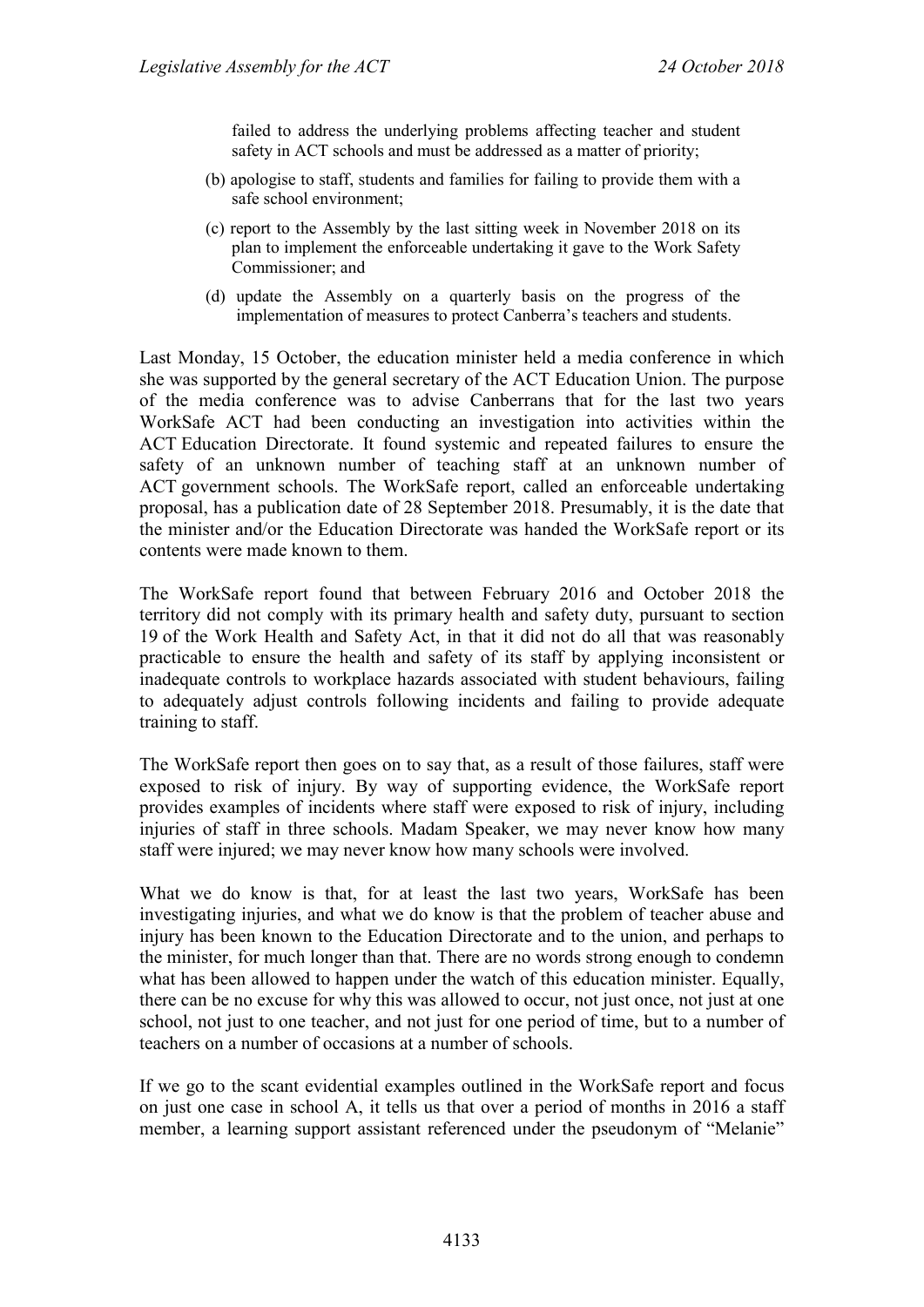failed to address the underlying problems affecting teacher and student safety in ACT schools and must be addressed as a matter of priority;

(b) apologise to staff, students and families for failing to provide them with a safe school environment;

(c) report to the Assembly by the last sitting week in November 2018 on its plan to implement the enforceable undertaking it gave to the Work Safety Commissioner; and

(d) update the Assembly on a quarterly basis on the progress of the implementation of measures to protect Canberra's teachers and students.

Last Monday, 15 October, the education minister held a media conference in which she was supported by the general secretary of the ACT Education Union. The purpose of the media conference was to advise Canberrans that for the last two years WorkSafe ACT had been conducting an investigation into activities within the ACT Education Directorate. It found systemic and repeated failures to ensure the safety of an unknown number of teaching staff at an unknown number of ACT government schools. The WorkSafe report, called an enforceable undertaking proposal, has a publication date of 28 September 2018. Presumably, it is the date that the minister and/or the Education Directorate was handed the WorkSafe report or its contents were made known to them.

The WorkSafe report found that between February 2016 and October 2018 the territory did not comply with its primary health and safety duty, pursuant to section 19 of the Work Health and Safety Act, in that it did not do all that was reasonably practicable to ensure the health and safety of its staff by applying inconsistent or inadequate controls to workplace hazards associated with student behaviours, failing to adequately adjust controls following incidents and failing to provide adequate training to staff.

The WorkSafe report then goes on to say that, as a result of those failures, staff were exposed to risk of injury. By way of supporting evidence, the WorkSafe report provides examples of incidents where staff were exposed to risk of injury, including injuries of staff in three schools. Madam Speaker, we may never know how many staff were injured; we may never know how many schools were involved.

What we do know is that, for at least the last two years, WorkSafe has been investigating injuries, and what we do know is that the problem of teacher abuse and injury has been known to the Education Directorate and to the union, and perhaps to the minister, for much longer than that. There are no words strong enough to condemn what has been allowed to happen under the watch of this education minister. Equally, there can be no excuse for why this was allowed to occur, not just once, not just at one school, not just to one teacher, and not just for one period of time, but to a number of teachers on a number of occasions at a number of schools.

If we go to the scant evidential examples outlined in the WorkSafe report and focus on just one case in school A, it tells us that over a period of months in 2016 a staff member, a learning support assistant referenced under the pseudonym of "Melanie"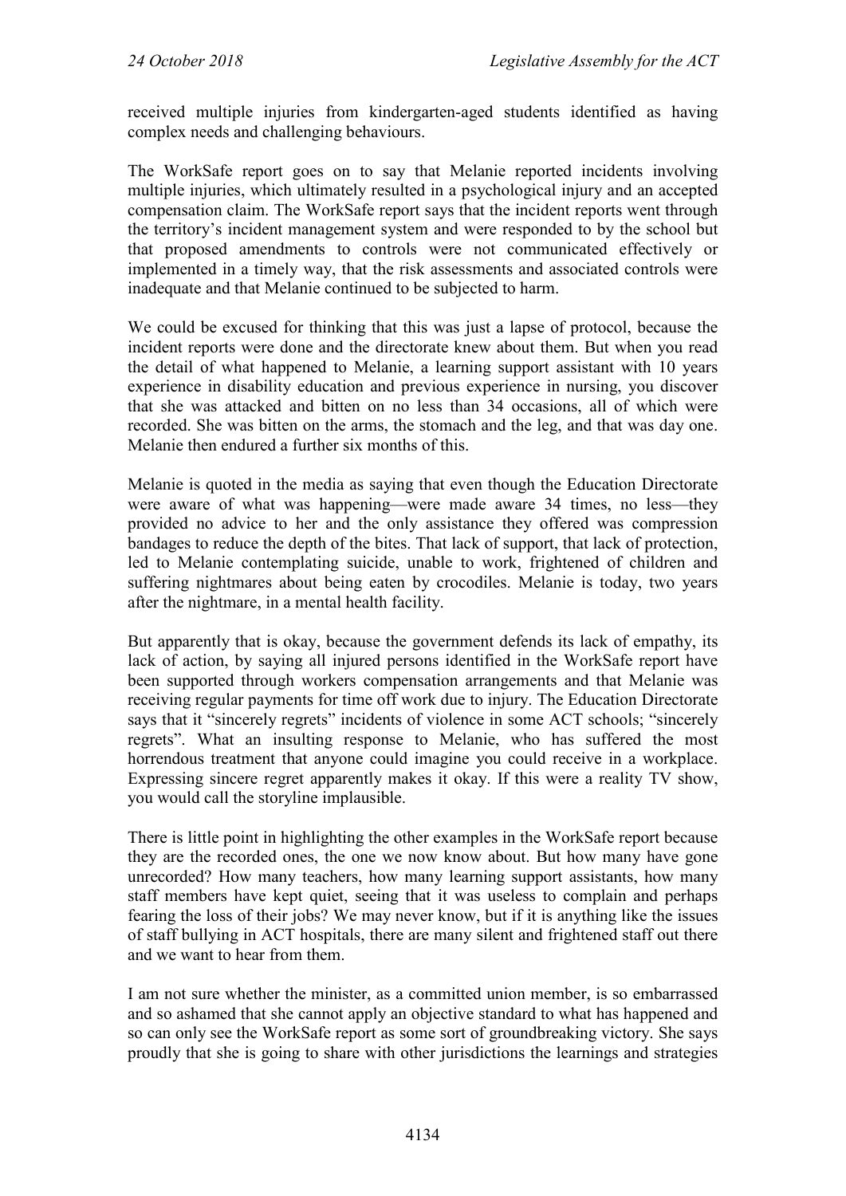received multiple injuries from kindergarten-aged students identified as having complex needs and challenging behaviours.

The WorkSafe report goes on to say that Melanie reported incidents involving multiple injuries, which ultimately resulted in a psychological injury and an accepted compensation claim. The WorkSafe report says that the incident reports went through the territory's incident management system and were responded to by the school but that proposed amendments to controls were not communicated effectively or implemented in a timely way, that the risk assessments and associated controls were inadequate and that Melanie continued to be subjected to harm.

We could be excused for thinking that this was just a lapse of protocol, because the incident reports were done and the directorate knew about them. But when you read the detail of what happened to Melanie, a learning support assistant with 10 years experience in disability education and previous experience in nursing, you discover that she was attacked and bitten on no less than 34 occasions, all of which were recorded. She was bitten on the arms, the stomach and the leg, and that was day one. Melanie then endured a further six months of this.

Melanie is quoted in the media as saying that even though the Education Directorate were aware of what was happening—were made aware 34 times, no less—they provided no advice to her and the only assistance they offered was compression bandages to reduce the depth of the bites. That lack of support, that lack of protection, led to Melanie contemplating suicide, unable to work, frightened of children and suffering nightmares about being eaten by crocodiles. Melanie is today, two years after the nightmare, in a mental health facility.

But apparently that is okay, because the government defends its lack of empathy, its lack of action, by saying all injured persons identified in the WorkSafe report have been supported through workers compensation arrangements and that Melanie was receiving regular payments for time off work due to injury. The Education Directorate says that it "sincerely regrets" incidents of violence in some ACT schools; "sincerely regrets". What an insulting response to Melanie, who has suffered the most horrendous treatment that anyone could imagine you could receive in a workplace. Expressing sincere regret apparently makes it okay. If this were a reality TV show, you would call the storyline implausible.

There is little point in highlighting the other examples in the WorkSafe report because they are the recorded ones, the one we now know about. But how many have gone unrecorded? How many teachers, how many learning support assistants, how many staff members have kept quiet, seeing that it was useless to complain and perhaps fearing the loss of their jobs? We may never know, but if it is anything like the issues of staff bullying in ACT hospitals, there are many silent and frightened staff out there and we want to hear from them.

I am not sure whether the minister, as a committed union member, is so embarrassed and so ashamed that she cannot apply an objective standard to what has happened and so can only see the WorkSafe report as some sort of groundbreaking victory. She says proudly that she is going to share with other jurisdictions the learnings and strategies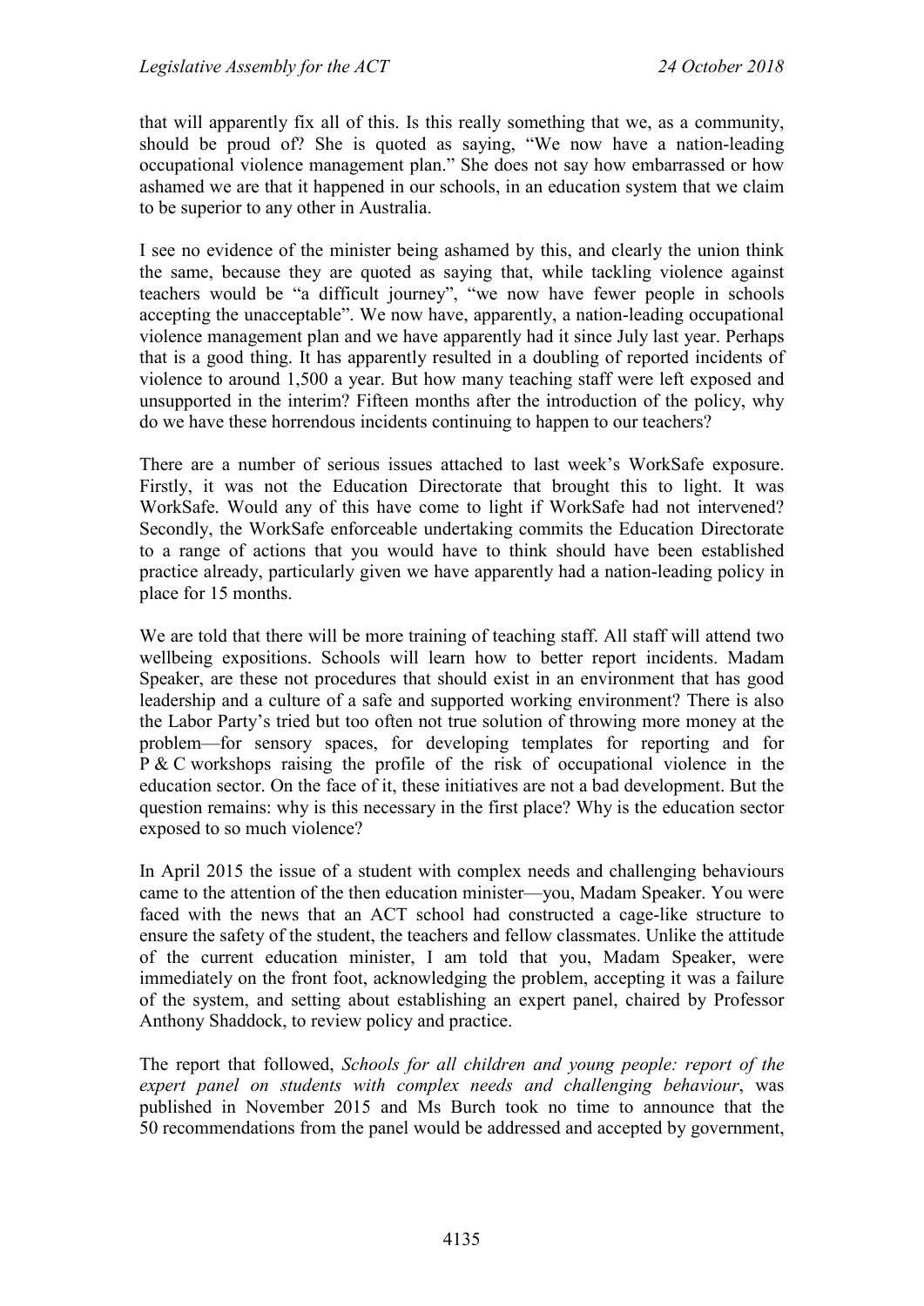that will apparently fix all of this. Is this really something that we, as a community, should be proud of? She is quoted as saying, "We now have a nation-leading occupational violence management plan." She does not say how embarrassed or how ashamed we are that it happened in our schools, in an education system that we claim to be superior to any other in Australia.

I see no evidence of the minister being ashamed by this, and clearly the union think the same, because they are quoted as saying that, while tackling violence against teachers would be "a difficult journey", "we now have fewer people in schools accepting the unacceptable". We now have, apparently, a nation-leading occupational violence management plan and we have apparently had it since July last year. Perhaps that is a good thing. It has apparently resulted in a doubling of reported incidents of violence to around 1,500 a year. But how many teaching staff were left exposed and unsupported in the interim? Fifteen months after the introduction of the policy, why do we have these horrendous incidents continuing to happen to our teachers?

There are a number of serious issues attached to last week's WorkSafe exposure. Firstly, it was not the Education Directorate that brought this to light. It was WorkSafe. Would any of this have come to light if WorkSafe had not intervened? Secondly, the WorkSafe enforceable undertaking commits the Education Directorate to a range of actions that you would have to think should have been established practice already, particularly given we have apparently had a nation-leading policy in place for 15 months.

We are told that there will be more training of teaching staff. All staff will attend two wellbeing expositions. Schools will learn how to better report incidents. Madam Speaker, are these not procedures that should exist in an environment that has good leadership and a culture of a safe and supported working environment? There is also the Labor Party's tried but too often not true solution of throwing more money at the problem—for sensory spaces, for developing templates for reporting and for P & C workshops raising the profile of the risk of occupational violence in the education sector. On the face of it, these initiatives are not a bad development. But the question remains: why is this necessary in the first place? Why is the education sector exposed to so much violence?

In April 2015 the issue of a student with complex needs and challenging behaviours came to the attention of the then education minister—you, Madam Speaker. You were faced with the news that an ACT school had constructed a cage-like structure to ensure the safety of the student, the teachers and fellow classmates. Unlike the attitude of the current education minister, I am told that you, Madam Speaker, were immediately on the front foot, acknowledging the problem, accepting it was a failure of the system, and setting about establishing an expert panel, chaired by Professor Anthony Shaddock, to review policy and practice.

The report that followed, *Schools for all children and young people: report of the expert panel on students with complex needs and challenging behaviour*, was published in November 2015 and Ms Burch took no time to announce that the 50 recommendations from the panel would be addressed and accepted by government,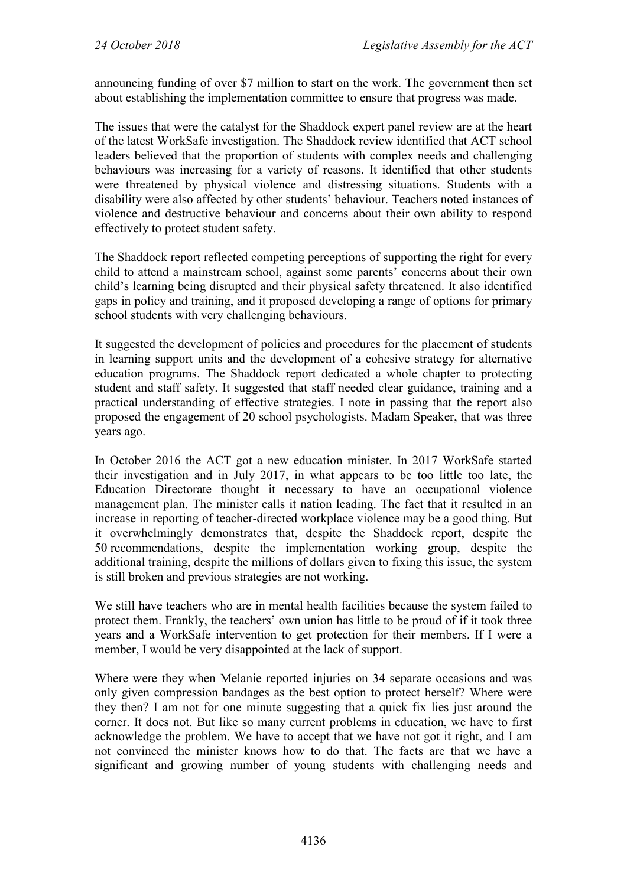announcing funding of over $7 million to start on the work. The government then set about establishing the implementation committee to ensure that progress was made.

The issues that were the catalyst for the Shaddock expert panel review are at the heart of the latest WorkSafe investigation. The Shaddock review identified that ACT school leaders believed that the proportion of students with complex needs and challenging behaviours was increasing for a variety of reasons. It identified that other students were threatened by physical violence and distressing situations. Students with a disability were also affected by other students' behaviour. Teachers noted instances of violence and destructive behaviour and concerns about their own ability to respond effectively to protect student safety.

The Shaddock report reflected competing perceptions of supporting the right for every child to attend a mainstream school, against some parents' concerns about their own child's learning being disrupted and their physical safety threatened. It also identified gaps in policy and training, and it proposed developing a range of options for primary school students with very challenging behaviours.

It suggested the development of policies and procedures for the placement of students in learning support units and the development of a cohesive strategy for alternative education programs. The Shaddock report dedicated a whole chapter to protecting student and staff safety. It suggested that staff needed clear guidance, training and a practical understanding of effective strategies. I note in passing that the report also proposed the engagement of 20 school psychologists. Madam Speaker, that was three years ago.

In October 2016 the ACT got a new education minister. In 2017 WorkSafe started their investigation and in July 2017, in what appears to be too little too late, the Education Directorate thought it necessary to have an occupational violence management plan. The minister calls it nation leading. The fact that it resulted in an increase in reporting of teacher-directed workplace violence may be a good thing. But it overwhelmingly demonstrates that, despite the Shaddock report, despite the 50 recommendations, despite the implementation working group, despite the additional training, despite the millions of dollars given to fixing this issue, the system is still broken and previous strategies are not working.

We still have teachers who are in mental health facilities because the system failed to protect them. Frankly, the teachers' own union has little to be proud of if it took three years and a WorkSafe intervention to get protection for their members. If I were a member, I would be very disappointed at the lack of support.

Where were they when Melanie reported injuries on 34 separate occasions and was only given compression bandages as the best option to protect herself? Where were they then? I am not for one minute suggesting that a quick fix lies just around the corner. It does not. But like so many current problems in education, we have to first acknowledge the problem. We have to accept that we have not got it right, and I am not convinced the minister knows how to do that. The facts are that we have a significant and growing number of young students with challenging needs and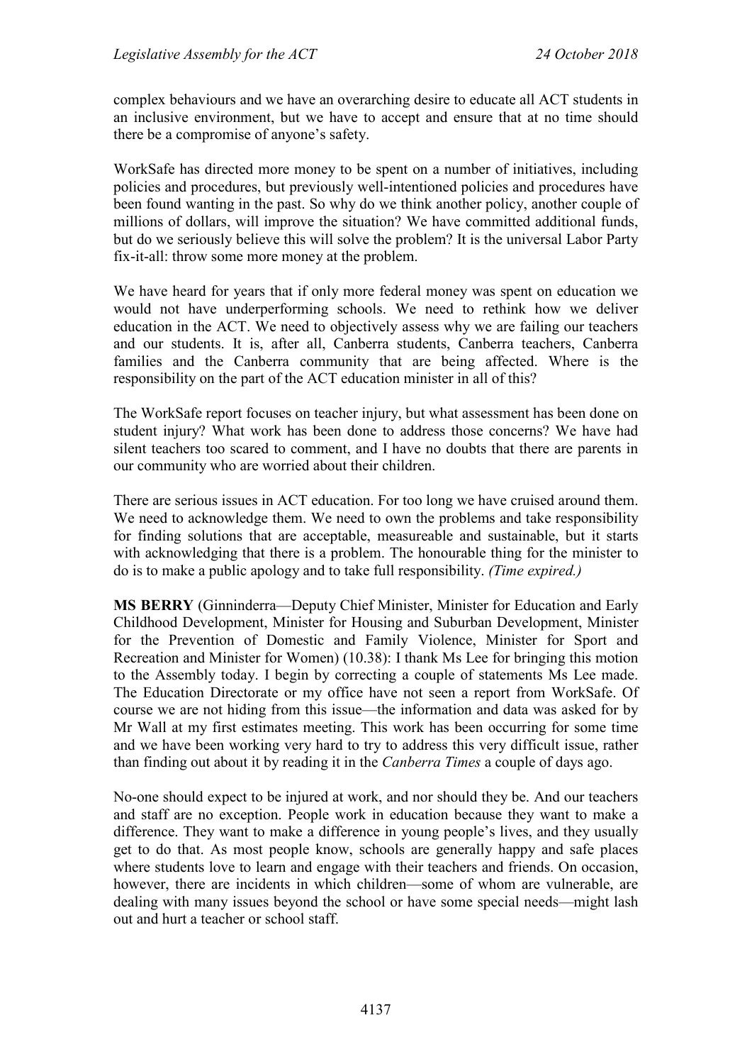complex behaviours and we have an overarching desire to educate all ACT students in an inclusive environment, but we have to accept and ensure that at no time should there be a compromise of anyone's safety.

WorkSafe has directed more money to be spent on a number of initiatives, including policies and procedures, but previously well-intentioned policies and procedures have been found wanting in the past. So why do we think another policy, another couple of millions of dollars, will improve the situation? We have committed additional funds, but do we seriously believe this will solve the problem? It is the universal Labor Party fix-it-all: throw some more money at the problem.

We have heard for years that if only more federal money was spent on education we would not have underperforming schools. We need to rethink how we deliver education in the ACT. We need to objectively assess why we are failing our teachers and our students. It is, after all, Canberra students, Canberra teachers, Canberra families and the Canberra community that are being affected. Where is the responsibility on the part of the ACT education minister in all of this?

The WorkSafe report focuses on teacher injury, but what assessment has been done on student injury? What work has been done to address those concerns? We have had silent teachers too scared to comment, and I have no doubts that there are parents in our community who are worried about their children.

There are serious issues in ACT education. For too long we have cruised around them. We need to acknowledge them. We need to own the problems and take responsibility for finding solutions that are acceptable, measureable and sustainable, but it starts with acknowledging that there is a problem. The honourable thing for the minister to do is to make a public apology and to take full responsibility. *(Time expired.)*

**MS BERRY** (Ginninderra—Deputy Chief Minister, Minister for Education and Early Childhood Development, Minister for Housing and Suburban Development, Minister for the Prevention of Domestic and Family Violence, Minister for Sport and Recreation and Minister for Women) (10.38): I thank Ms Lee for bringing this motion to the Assembly today. I begin by correcting a couple of statements Ms Lee made. The Education Directorate or my office have not seen a report from WorkSafe. Of course we are not hiding from this issue—the information and data was asked for by Mr Wall at my first estimates meeting. This work has been occurring for some time and we have been working very hard to try to address this very difficult issue, rather than finding out about it by reading it in the *Canberra Times* a couple of days ago.

No-one should expect to be injured at work, and nor should they be. And our teachers and staff are no exception. People work in education because they want to make a difference. They want to make a difference in young people's lives, and they usually get to do that. As most people know, schools are generally happy and safe places where students love to learn and engage with their teachers and friends. On occasion, however, there are incidents in which children—some of whom are vulnerable, are dealing with many issues beyond the school or have some special needs—might lash out and hurt a teacher or school staff.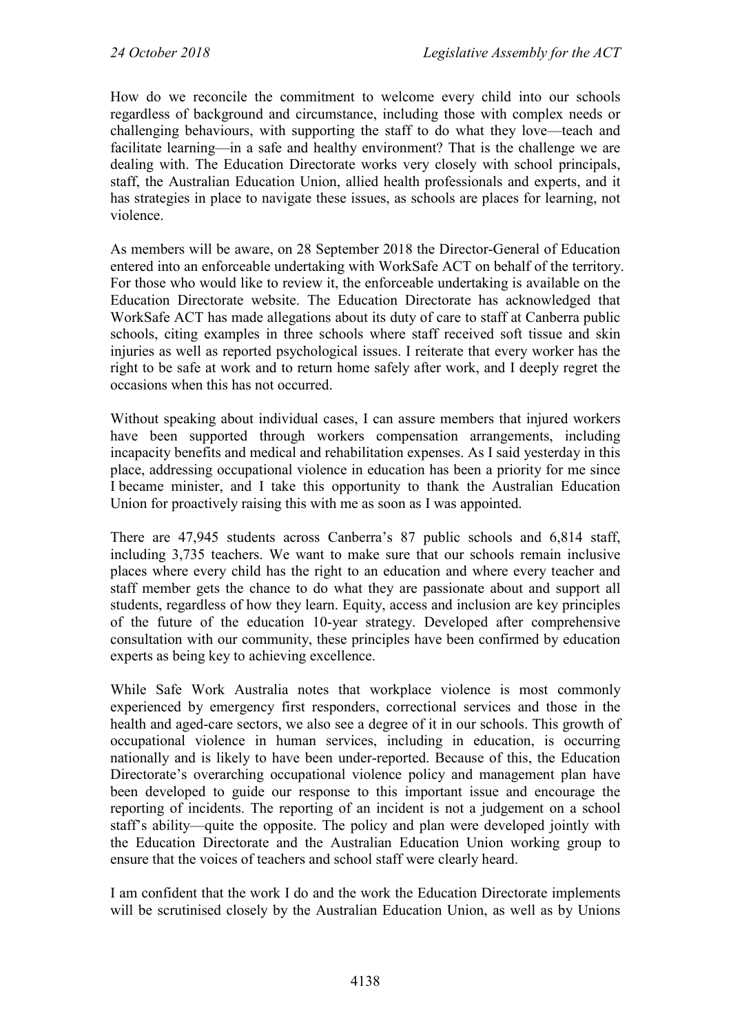How do we reconcile the commitment to welcome every child into our schools regardless of background and circumstance, including those with complex needs or challenging behaviours, with supporting the staff to do what they love—teach and facilitate learning—in a safe and healthy environment? That is the challenge we are dealing with. The Education Directorate works very closely with school principals, staff, the Australian Education Union, allied health professionals and experts, and it has strategies in place to navigate these issues, as schools are places for learning, not violence.

As members will be aware, on 28 September 2018 the Director-General of Education entered into an enforceable undertaking with WorkSafe ACT on behalf of the territory. For those who would like to review it, the enforceable undertaking is available on the Education Directorate website. The Education Directorate has acknowledged that WorkSafe ACT has made allegations about its duty of care to staff at Canberra public schools, citing examples in three schools where staff received soft tissue and skin injuries as well as reported psychological issues. I reiterate that every worker has the right to be safe at work and to return home safely after work, and I deeply regret the occasions when this has not occurred.

Without speaking about individual cases, I can assure members that injured workers have been supported through workers compensation arrangements, including incapacity benefits and medical and rehabilitation expenses. As I said yesterday in this place, addressing occupational violence in education has been a priority for me since I became minister, and I take this opportunity to thank the Australian Education Union for proactively raising this with me as soon as I was appointed.

There are 47,945 students across Canberra's 87 public schools and 6,814 staff, including 3,735 teachers. We want to make sure that our schools remain inclusive places where every child has the right to an education and where every teacher and staff member gets the chance to do what they are passionate about and support all students, regardless of how they learn. Equity, access and inclusion are key principles of the future of the education 10-year strategy. Developed after comprehensive consultation with our community, these principles have been confirmed by education experts as being key to achieving excellence.

While Safe Work Australia notes that workplace violence is most commonly experienced by emergency first responders, correctional services and those in the health and aged-care sectors, we also see a degree of it in our schools. This growth of occupational violence in human services, including in education, is occurring nationally and is likely to have been under-reported. Because of this, the Education Directorate's overarching occupational violence policy and management plan have been developed to guide our response to this important issue and encourage the reporting of incidents. The reporting of an incident is not a judgement on a school staff's ability—quite the opposite. The policy and plan were developed jointly with the Education Directorate and the Australian Education Union working group to ensure that the voices of teachers and school staff were clearly heard.

I am confident that the work I do and the work the Education Directorate implements will be scrutinised closely by the Australian Education Union, as well as by Unions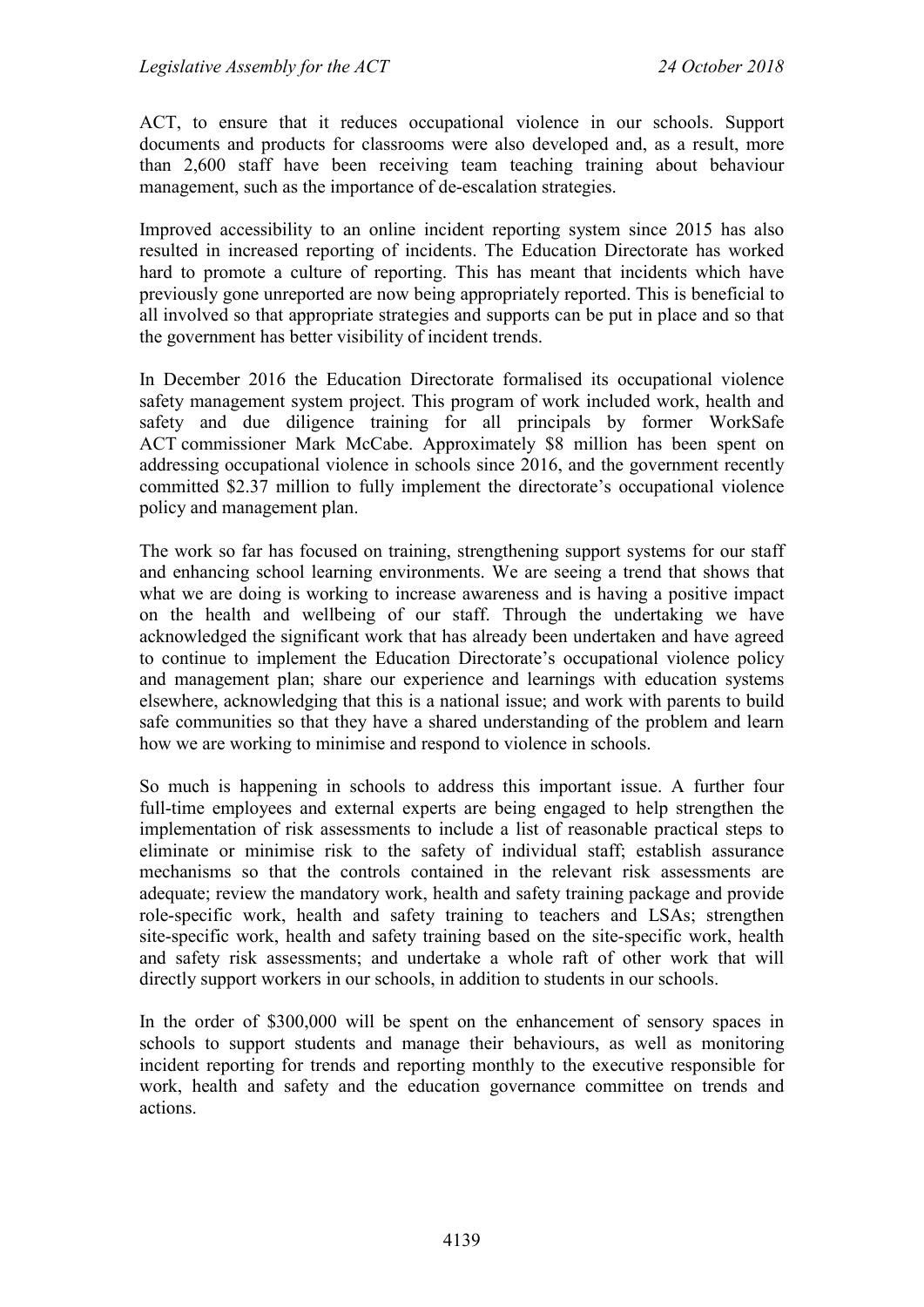ACT, to ensure that it reduces occupational violence in our schools. Support documents and products for classrooms were also developed and, as a result, more than 2,600 staff have been receiving team teaching training about behaviour management, such as the importance of de-escalation strategies.

Improved accessibility to an online incident reporting system since 2015 has also resulted in increased reporting of incidents. The Education Directorate has worked hard to promote a culture of reporting. This has meant that incidents which have previously gone unreported are now being appropriately reported. This is beneficial to all involved so that appropriate strategies and supports can be put in place and so that the government has better visibility of incident trends.

In December 2016 the Education Directorate formalised its occupational violence safety management system project. This program of work included work, health and safety and due diligence training for all principals by former WorkSafe ACT commissioner Mark McCabe. Approximately $8 million has been spent on addressing occupational violence in schools since 2016, and the government recently committed $2.37 million to fully implement the directorate's occupational violence policy and management plan.

The work so far has focused on training, strengthening support systems for our staff and enhancing school learning environments. We are seeing a trend that shows that what we are doing is working to increase awareness and is having a positive impact on the health and wellbeing of our staff. Through the undertaking we have acknowledged the significant work that has already been undertaken and have agreed to continue to implement the Education Directorate's occupational violence policy and management plan; share our experience and learnings with education systems elsewhere, acknowledging that this is a national issue; and work with parents to build safe communities so that they have a shared understanding of the problem and learn how we are working to minimise and respond to violence in schools.

So much is happening in schools to address this important issue. A further four full-time employees and external experts are being engaged to help strengthen the implementation of risk assessments to include a list of reasonable practical steps to eliminate or minimise risk to the safety of individual staff; establish assurance mechanisms so that the controls contained in the relevant risk assessments are adequate; review the mandatory work, health and safety training package and provide role-specific work, health and safety training to teachers and LSAs; strengthen site-specific work, health and safety training based on the site-specific work, health and safety risk assessments; and undertake a whole raft of other work that will directly support workers in our schools, in addition to students in our schools.

In the order of $300,000 will be spent on the enhancement of sensory spaces in schools to support students and manage their behaviours, as well as monitoring incident reporting for trends and reporting monthly to the executive responsible for work, health and safety and the education governance committee on trends and actions.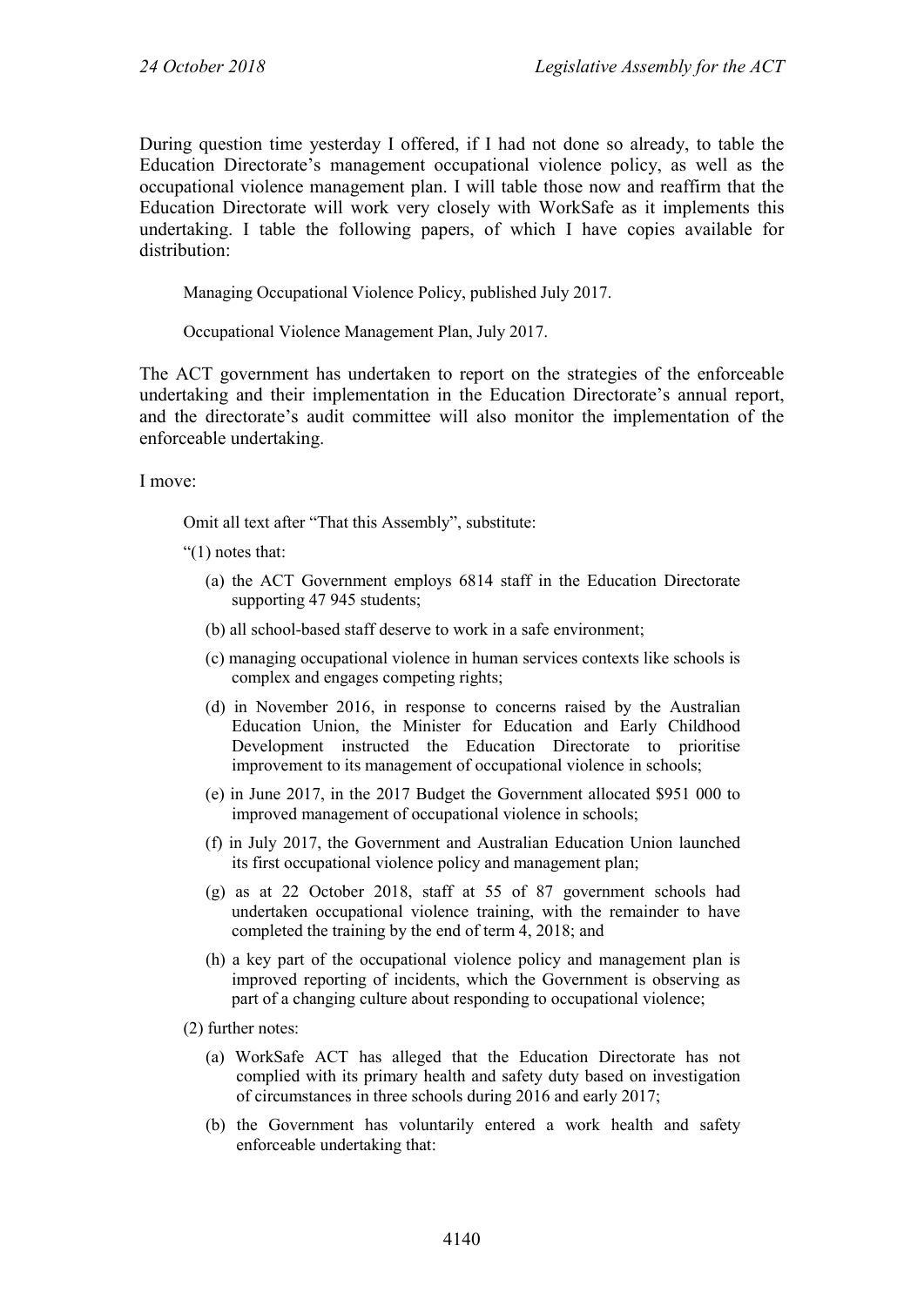During question time yesterday I offered, if I had not done so already, to table the Education Directorate's management occupational violence policy, as well as the occupational violence management plan. I will table those now and reaffirm that the Education Directorate will work very closely with WorkSafe as it implements this undertaking. I table the following papers, of which I have copies available for distribution:

> Managing Occupational Violence Policy, published July 2017.
>
> Occupational Violence Management Plan, July 2017.

The ACT government has undertaken to report on the strategies of the enforceable undertaking and their implementation in the Education Directorate's annual report, and the directorate's audit committee will also monitor the implementation of the enforceable undertaking.

I move:

> Omit all text after "That this Assembly", substitute:
>
> "(1) notes that:
>
> (a) the ACT Government employs 6814 staff in the Education Directorate supporting 47 945 students;
>
> (b) all school-based staff deserve to work in a safe environment;
>
> (c) managing occupational violence in human services contexts like schools is complex and engages competing rights;
>
> (d) in November 2016, in response to concerns raised by the Australian Education Union, the Minister for Education and Early Childhood Development instructed the Education Directorate to prioritise improvement to its management of occupational violence in schools;
>
> (e) in June 2017, in the 2017 Budget the Government allocated $951 000 to improved management of occupational violence in schools;
>
> (f) in July 2017, the Government and Australian Education Union launched its first occupational violence policy and management plan;
>
> (g) as at 22 October 2018, staff at 55 of 87 government schools had undertaken occupational violence training, with the remainder to have completed the training by the end of term 4, 2018; and
>
> (h) a key part of the occupational violence policy and management plan is improved reporting of incidents, which the Government is observing as part of a changing culture about responding to occupational violence;
>
> (2) further notes:
>
> (a) WorkSafe ACT has alleged that the Education Directorate has not complied with its primary health and safety duty based on investigation of circumstances in three schools during 2016 and early 2017;
>
> (b) the Government has voluntarily entered a work health and safety enforceable undertaking that: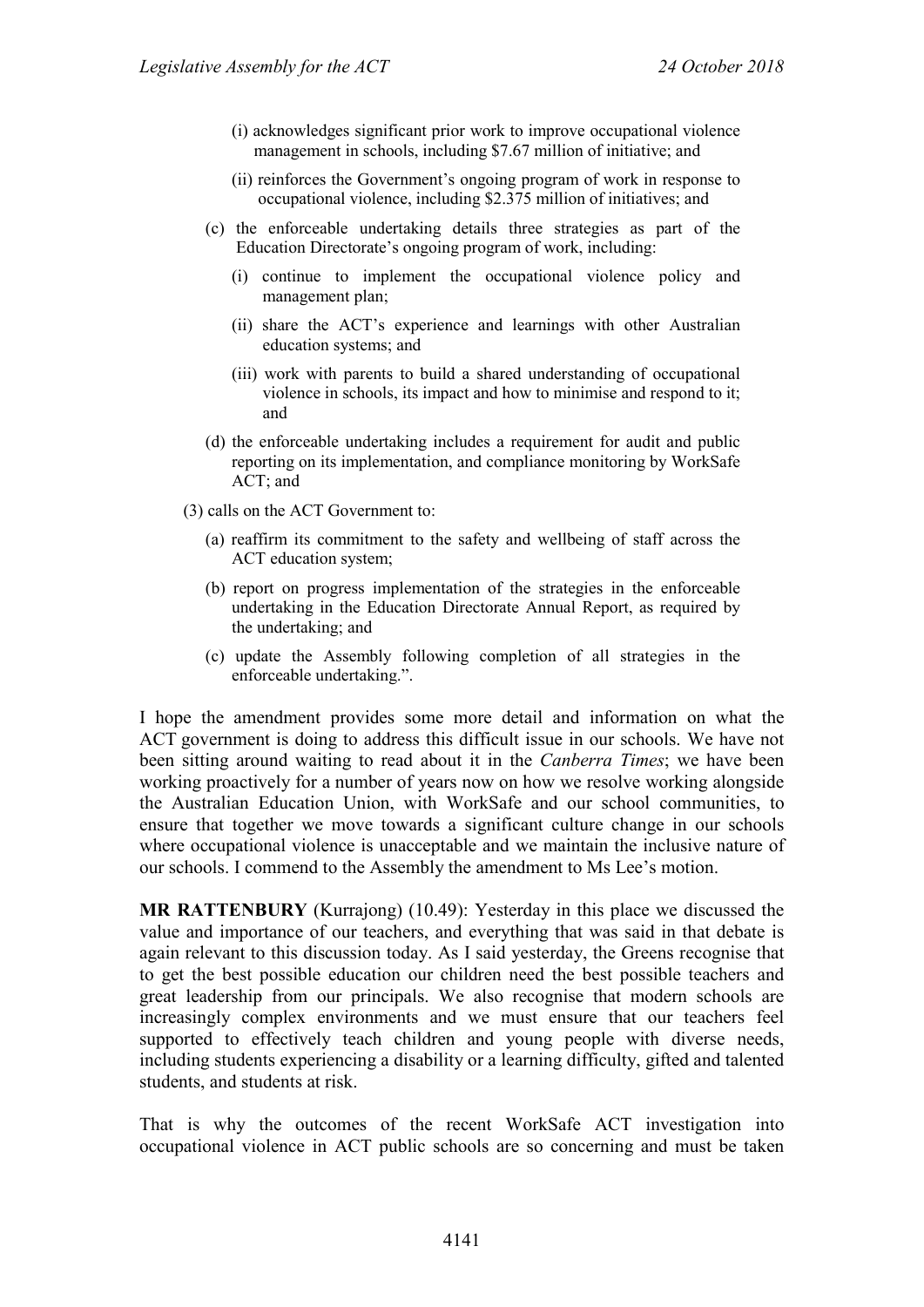(i) acknowledges significant prior work to improve occupational violence management in schools, including $7.67 million of initiative; and

(ii) reinforces the Government's ongoing program of work in response to occupational violence, including $2.375 million of initiatives; and

(c) the enforceable undertaking details three strategies as part of the Education Directorate's ongoing program of work, including:

(i) continue to implement the occupational violence policy and management plan;

(ii) share the ACT's experience and learnings with other Australian education systems; and

(iii) work with parents to build a shared understanding of occupational violence in schools, its impact and how to minimise and respond to it; and

(d) the enforceable undertaking includes a requirement for audit and public reporting on its implementation, and compliance monitoring by WorkSafe ACT; and

(3) calls on the ACT Government to:

(a) reaffirm its commitment to the safety and wellbeing of staff across the ACT education system;

(b) report on progress implementation of the strategies in the enforceable undertaking in the Education Directorate Annual Report, as required by the undertaking; and

(c) update the Assembly following completion of all strategies in the enforceable undertaking.".

I hope the amendment provides some more detail and information on what the ACT government is doing to address this difficult issue in our schools. We have not been sitting around waiting to read about it in the *Canberra Times*; we have been working proactively for a number of years now on how we resolve working alongside the Australian Education Union, with WorkSafe and our school communities, to ensure that together we move towards a significant culture change in our schools where occupational violence is unacceptable and we maintain the inclusive nature of our schools. I commend to the Assembly the amendment to Ms Lee's motion.

**MR RATTENBURY** (Kurrajong) (10.49): Yesterday in this place we discussed the value and importance of our teachers, and everything that was said in that debate is again relevant to this discussion today. As I said yesterday, the Greens recognise that to get the best possible education our children need the best possible teachers and great leadership from our principals. We also recognise that modern schools are increasingly complex environments and we must ensure that our teachers feel supported to effectively teach children and young people with diverse needs, including students experiencing a disability or a learning difficulty, gifted and talented students, and students at risk.

That is why the outcomes of the recent WorkSafe ACT investigation into occupational violence in ACT public schools are so concerning and must be taken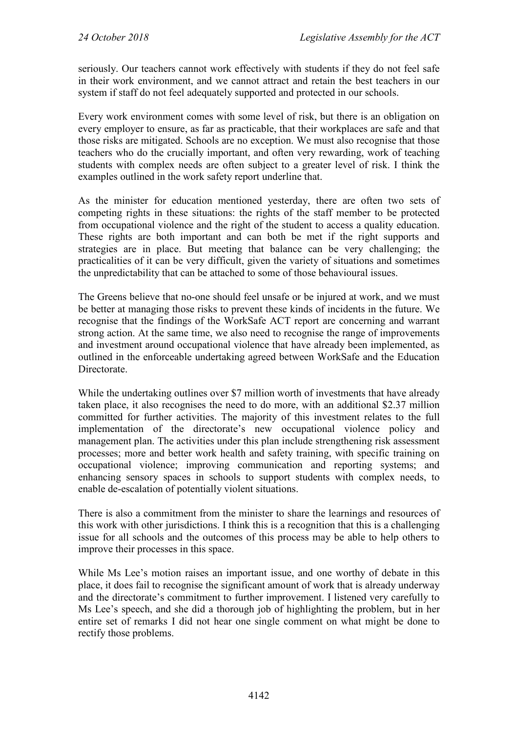seriously. Our teachers cannot work effectively with students if they do not feel safe in their work environment, and we cannot attract and retain the best teachers in our system if staff do not feel adequately supported and protected in our schools.

Every work environment comes with some level of risk, but there is an obligation on every employer to ensure, as far as practicable, that their workplaces are safe and that those risks are mitigated. Schools are no exception. We must also recognise that those teachers who do the crucially important, and often very rewarding, work of teaching students with complex needs are often subject to a greater level of risk. I think the examples outlined in the work safety report underline that.

As the minister for education mentioned yesterday, there are often two sets of competing rights in these situations: the rights of the staff member to be protected from occupational violence and the right of the student to access a quality education. These rights are both important and can both be met if the right supports and strategies are in place. But meeting that balance can be very challenging; the practicalities of it can be very difficult, given the variety of situations and sometimes the unpredictability that can be attached to some of those behavioural issues.

The Greens believe that no-one should feel unsafe or be injured at work, and we must be better at managing those risks to prevent these kinds of incidents in the future. We recognise that the findings of the WorkSafe ACT report are concerning and warrant strong action. At the same time, we also need to recognise the range of improvements and investment around occupational violence that have already been implemented, as outlined in the enforceable undertaking agreed between WorkSafe and the Education Directorate.

While the undertaking outlines over $7 million worth of investments that have already taken place, it also recognises the need to do more, with an additional $2.37 million committed for further activities. The majority of this investment relates to the full implementation of the directorate's new occupational violence policy and management plan. The activities under this plan include strengthening risk assessment processes; more and better work health and safety training, with specific training on occupational violence; improving communication and reporting systems; and enhancing sensory spaces in schools to support students with complex needs, to enable de-escalation of potentially violent situations.

There is also a commitment from the minister to share the learnings and resources of this work with other jurisdictions. I think this is a recognition that this is a challenging issue for all schools and the outcomes of this process may be able to help others to improve their processes in this space.

While Ms Lee's motion raises an important issue, and one worthy of debate in this place, it does fail to recognise the significant amount of work that is already underway and the directorate's commitment to further improvement. I listened very carefully to Ms Lee's speech, and she did a thorough job of highlighting the problem, but in her entire set of remarks I did not hear one single comment on what might be done to rectify those problems.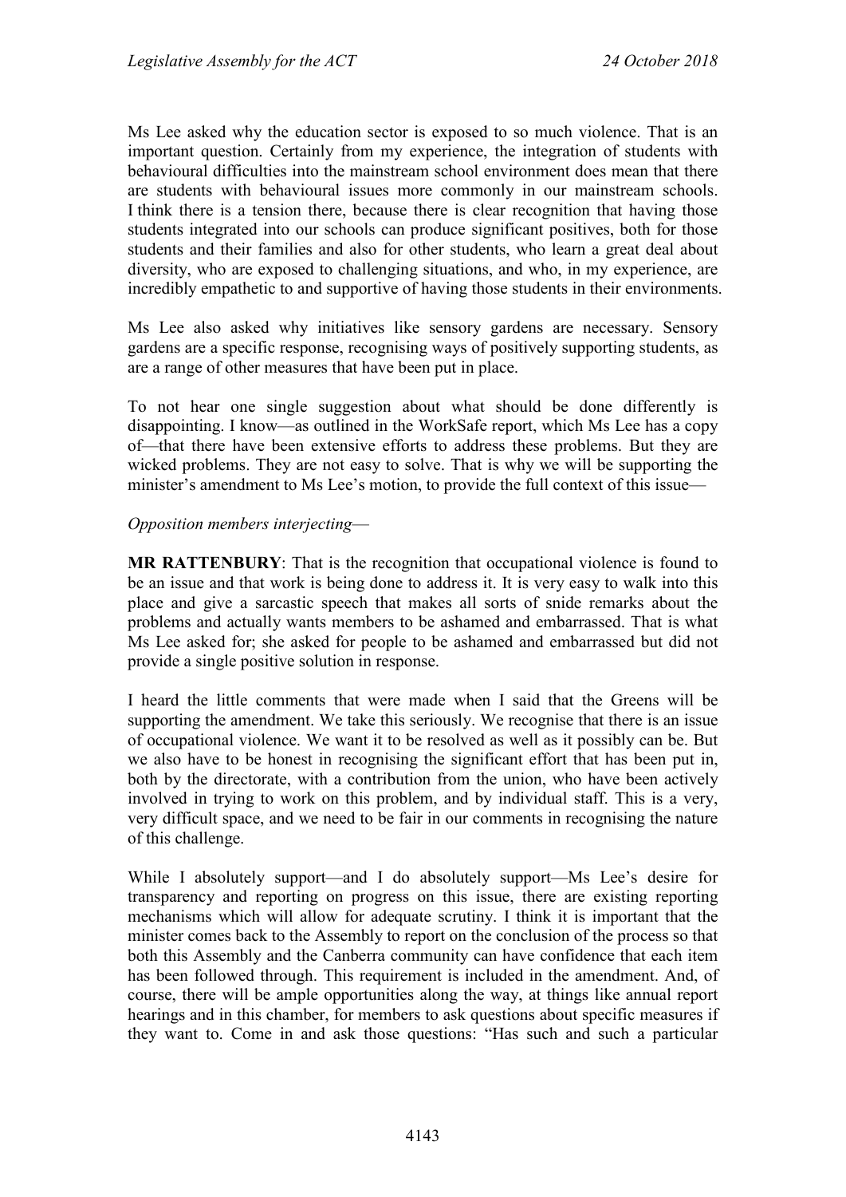Ms Lee asked why the education sector is exposed to so much violence. That is an important question. Certainly from my experience, the integration of students with behavioural difficulties into the mainstream school environment does mean that there are students with behavioural issues more commonly in our mainstream schools. I think there is a tension there, because there is clear recognition that having those students integrated into our schools can produce significant positives, both for those students and their families and also for other students, who learn a great deal about diversity, who are exposed to challenging situations, and who, in my experience, are incredibly empathetic to and supportive of having those students in their environments.

Ms Lee also asked why initiatives like sensory gardens are necessary. Sensory gardens are a specific response, recognising ways of positively supporting students, as are a range of other measures that have been put in place.

To not hear one single suggestion about what should be done differently is disappointing. I know—as outlined in the WorkSafe report, which Ms Lee has a copy of—that there have been extensive efforts to address these problems. But they are wicked problems. They are not easy to solve. That is why we will be supporting the minister's amendment to Ms Lee's motion, to provide the full context of this issue—

*Opposition members interjecting*—

**MR RATTENBURY**: That is the recognition that occupational violence is found to be an issue and that work is being done to address it. It is very easy to walk into this place and give a sarcastic speech that makes all sorts of snide remarks about the problems and actually wants members to be ashamed and embarrassed. That is what Ms Lee asked for; she asked for people to be ashamed and embarrassed but did not provide a single positive solution in response.

I heard the little comments that were made when I said that the Greens will be supporting the amendment. We take this seriously. We recognise that there is an issue of occupational violence. We want it to be resolved as well as it possibly can be. But we also have to be honest in recognising the significant effort that has been put in, both by the directorate, with a contribution from the union, who have been actively involved in trying to work on this problem, and by individual staff. This is a very, very difficult space, and we need to be fair in our comments in recognising the nature of this challenge.

While I absolutely support—and I do absolutely support—Ms Lee's desire for transparency and reporting on progress on this issue, there are existing reporting mechanisms which will allow for adequate scrutiny. I think it is important that the minister comes back to the Assembly to report on the conclusion of the process so that both this Assembly and the Canberra community can have confidence that each item has been followed through. This requirement is included in the amendment. And, of course, there will be ample opportunities along the way, at things like annual report hearings and in this chamber, for members to ask questions about specific measures if they want to. Come in and ask those questions: "Has such and such a particular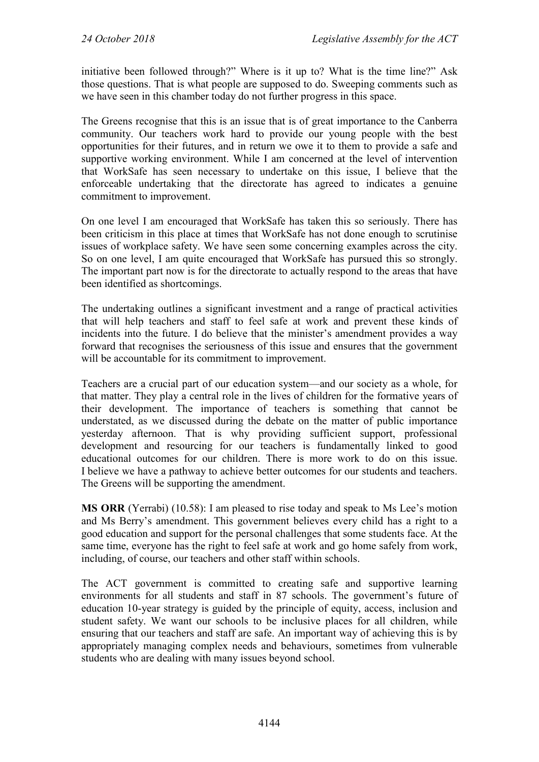initiative been followed through?" Where is it up to? What is the time line?" Ask those questions. That is what people are supposed to do. Sweeping comments such as we have seen in this chamber today do not further progress in this space.

The Greens recognise that this is an issue that is of great importance to the Canberra community. Our teachers work hard to provide our young people with the best opportunities for their futures, and in return we owe it to them to provide a safe and supportive working environment. While I am concerned at the level of intervention that WorkSafe has seen necessary to undertake on this issue, I believe that the enforceable undertaking that the directorate has agreed to indicates a genuine commitment to improvement.

On one level I am encouraged that WorkSafe has taken this so seriously. There has been criticism in this place at times that WorkSafe has not done enough to scrutinise issues of workplace safety. We have seen some concerning examples across the city. So on one level, I am quite encouraged that WorkSafe has pursued this so strongly. The important part now is for the directorate to actually respond to the areas that have been identified as shortcomings.

The undertaking outlines a significant investment and a range of practical activities that will help teachers and staff to feel safe at work and prevent these kinds of incidents into the future. I do believe that the minister's amendment provides a way forward that recognises the seriousness of this issue and ensures that the government will be accountable for its commitment to improvement.

Teachers are a crucial part of our education system—and our society as a whole, for that matter. They play a central role in the lives of children for the formative years of their development. The importance of teachers is something that cannot be understated, as we discussed during the debate on the matter of public importance yesterday afternoon. That is why providing sufficient support, professional development and resourcing for our teachers is fundamentally linked to good educational outcomes for our children. There is more work to do on this issue. I believe we have a pathway to achieve better outcomes for our students and teachers. The Greens will be supporting the amendment.

**MS ORR** (Yerrabi) (10.58): I am pleased to rise today and speak to Ms Lee's motion and Ms Berry's amendment. This government believes every child has a right to a good education and support for the personal challenges that some students face. At the same time, everyone has the right to feel safe at work and go home safely from work, including, of course, our teachers and other staff within schools.

The ACT government is committed to creating safe and supportive learning environments for all students and staff in 87 schools. The government's future of education 10-year strategy is guided by the principle of equity, access, inclusion and student safety. We want our schools to be inclusive places for all children, while ensuring that our teachers and staff are safe. An important way of achieving this is by appropriately managing complex needs and behaviours, sometimes from vulnerable students who are dealing with many issues beyond school.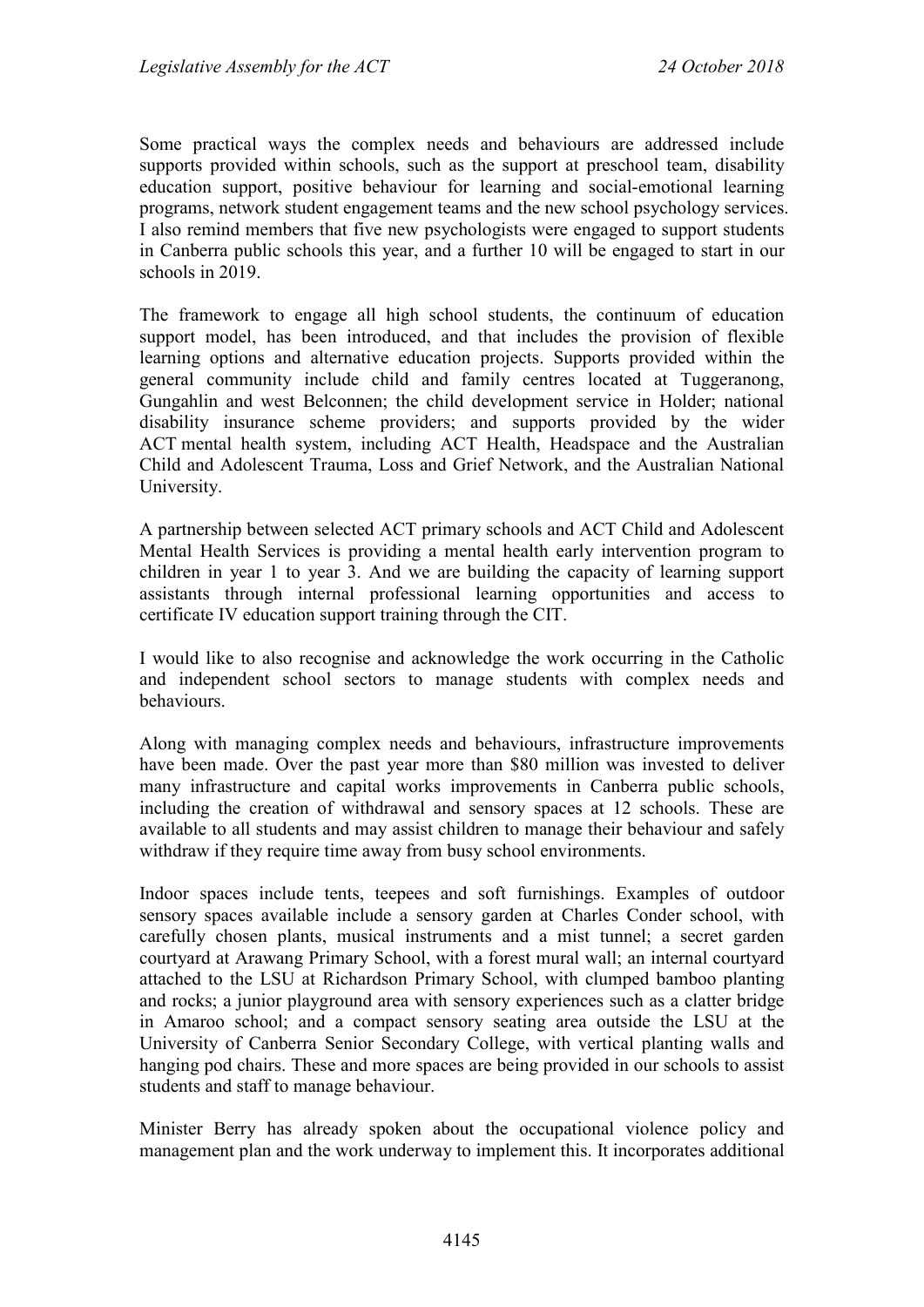Some practical ways the complex needs and behaviours are addressed include supports provided within schools, such as the support at preschool team, disability education support, positive behaviour for learning and social-emotional learning programs, network student engagement teams and the new school psychology services. I also remind members that five new psychologists were engaged to support students in Canberra public schools this year, and a further 10 will be engaged to start in our schools in 2019.

The framework to engage all high school students, the continuum of education support model, has been introduced, and that includes the provision of flexible learning options and alternative education projects. Supports provided within the general community include child and family centres located at Tuggeranong, Gungahlin and west Belconnen; the child development service in Holder; national disability insurance scheme providers; and supports provided by the wider ACT mental health system, including ACT Health, Headspace and the Australian Child and Adolescent Trauma, Loss and Grief Network, and the Australian National University.

A partnership between selected ACT primary schools and ACT Child and Adolescent Mental Health Services is providing a mental health early intervention program to children in year 1 to year 3. And we are building the capacity of learning support assistants through internal professional learning opportunities and access to certificate IV education support training through the CIT.

I would like to also recognise and acknowledge the work occurring in the Catholic and independent school sectors to manage students with complex needs and behaviours.

Along with managing complex needs and behaviours, infrastructure improvements have been made. Over the past year more than $80 million was invested to deliver many infrastructure and capital works improvements in Canberra public schools, including the creation of withdrawal and sensory spaces at 12 schools. These are available to all students and may assist children to manage their behaviour and safely withdraw if they require time away from busy school environments.

Indoor spaces include tents, teepees and soft furnishings. Examples of outdoor sensory spaces available include a sensory garden at Charles Conder school, with carefully chosen plants, musical instruments and a mist tunnel; a secret garden courtyard at Arawang Primary School, with a forest mural wall; an internal courtyard attached to the LSU at Richardson Primary School, with clumped bamboo planting and rocks; a junior playground area with sensory experiences such as a clatter bridge in Amaroo school; and a compact sensory seating area outside the LSU at the University of Canberra Senior Secondary College, with vertical planting walls and hanging pod chairs. These and more spaces are being provided in our schools to assist students and staff to manage behaviour.

Minister Berry has already spoken about the occupational violence policy and management plan and the work underway to implement this. It incorporates additional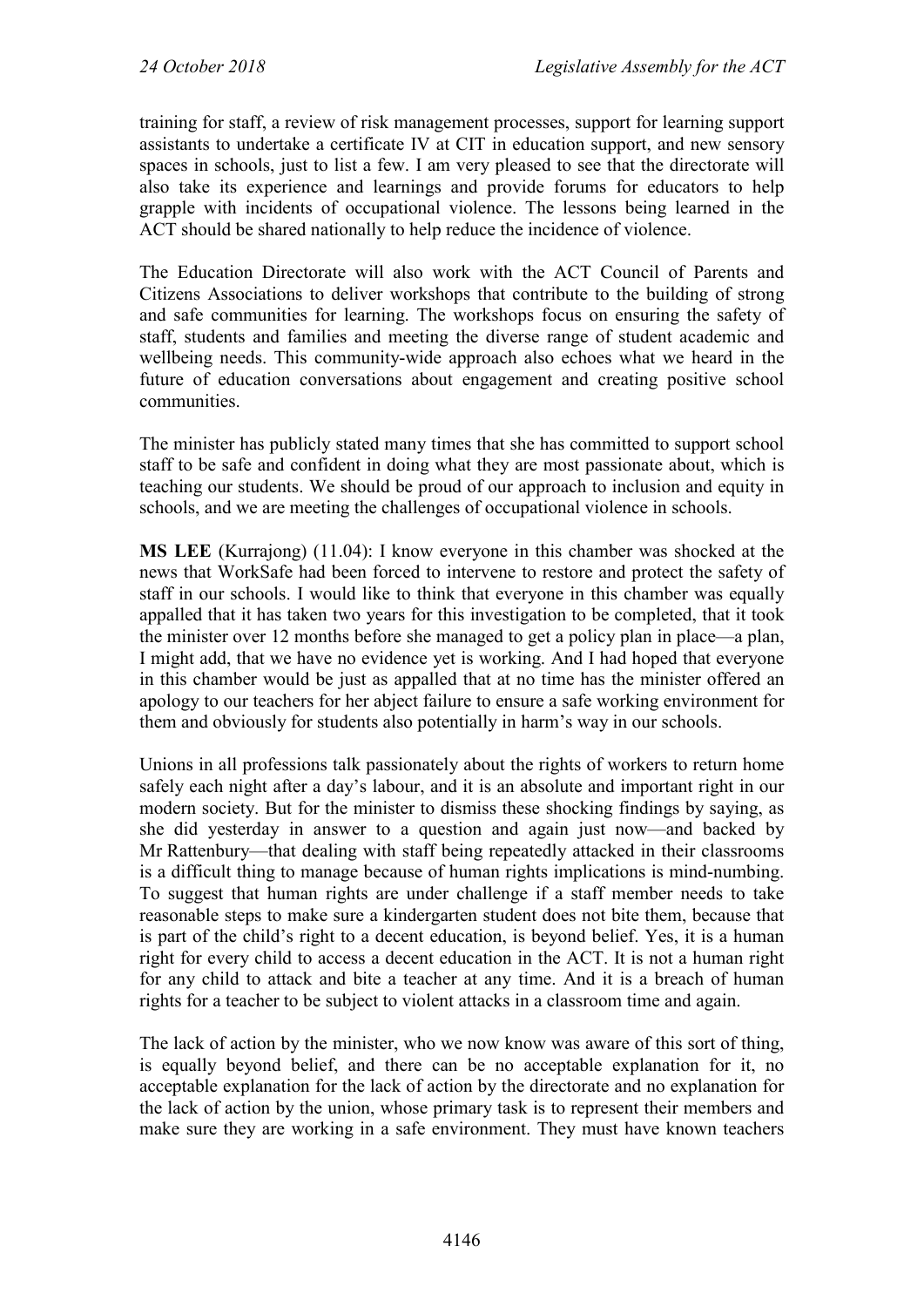training for staff, a review of risk management processes, support for learning support assistants to undertake a certificate IV at CIT in education support, and new sensory spaces in schools, just to list a few. I am very pleased to see that the directorate will also take its experience and learnings and provide forums for educators to help grapple with incidents of occupational violence. The lessons being learned in the ACT should be shared nationally to help reduce the incidence of violence.

The Education Directorate will also work with the ACT Council of Parents and Citizens Associations to deliver workshops that contribute to the building of strong and safe communities for learning. The workshops focus on ensuring the safety of staff, students and families and meeting the diverse range of student academic and wellbeing needs. This community-wide approach also echoes what we heard in the future of education conversations about engagement and creating positive school communities.

The minister has publicly stated many times that she has committed to support school staff to be safe and confident in doing what they are most passionate about, which is teaching our students. We should be proud of our approach to inclusion and equity in schools, and we are meeting the challenges of occupational violence in schools.

**MS LEE** (Kurrajong) (11.04): I know everyone in this chamber was shocked at the news that WorkSafe had been forced to intervene to restore and protect the safety of staff in our schools. I would like to think that everyone in this chamber was equally appalled that it has taken two years for this investigation to be completed, that it took the minister over 12 months before she managed to get a policy plan in place—a plan, I might add, that we have no evidence yet is working. And I had hoped that everyone in this chamber would be just as appalled that at no time has the minister offered an apology to our teachers for her abject failure to ensure a safe working environment for them and obviously for students also potentially in harm's way in our schools.

Unions in all professions talk passionately about the rights of workers to return home safely each night after a day's labour, and it is an absolute and important right in our modern society. But for the minister to dismiss these shocking findings by saying, as she did yesterday in answer to a question and again just now—and backed by Mr Rattenbury—that dealing with staff being repeatedly attacked in their classrooms is a difficult thing to manage because of human rights implications is mind-numbing. To suggest that human rights are under challenge if a staff member needs to take reasonable steps to make sure a kindergarten student does not bite them, because that is part of the child's right to a decent education, is beyond belief. Yes, it is a human right for every child to access a decent education in the ACT. It is not a human right for any child to attack and bite a teacher at any time. And it is a breach of human rights for a teacher to be subject to violent attacks in a classroom time and again.

The lack of action by the minister, who we now know was aware of this sort of thing, is equally beyond belief, and there can be no acceptable explanation for it, no acceptable explanation for the lack of action by the directorate and no explanation for the lack of action by the union, whose primary task is to represent their members and make sure they are working in a safe environment. They must have known teachers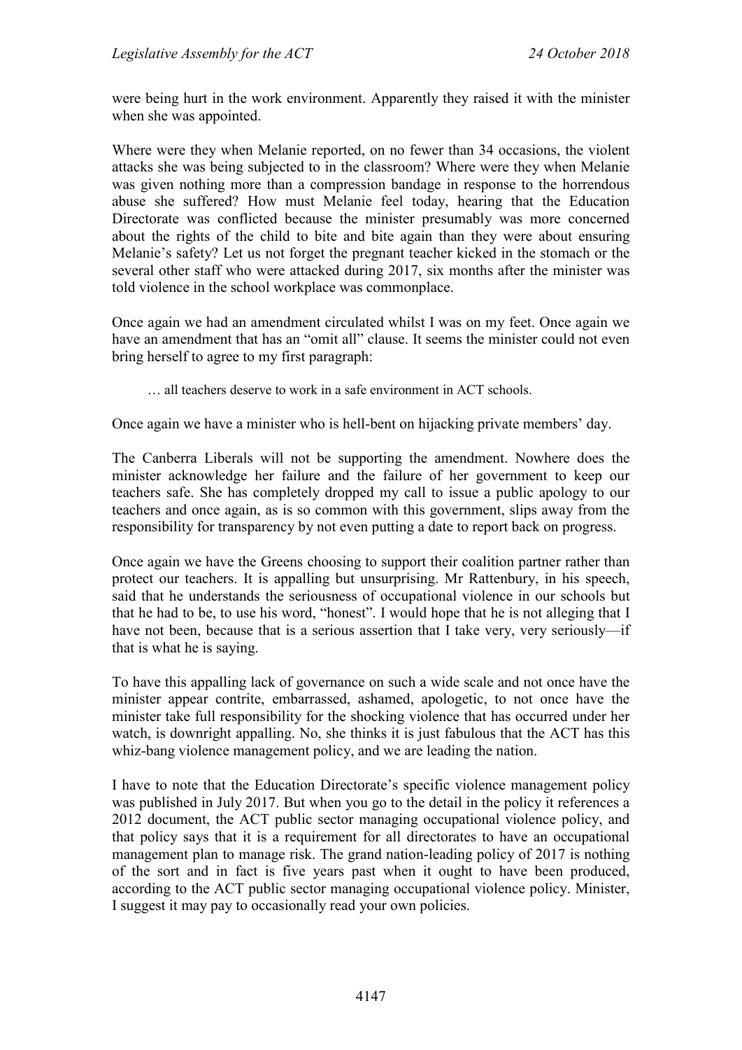were being hurt in the work environment. Apparently they raised it with the minister when she was appointed.

Where were they when Melanie reported, on no fewer than 34 occasions, the violent attacks she was being subjected to in the classroom? Where were they when Melanie was given nothing more than a compression bandage in response to the horrendous abuse she suffered? How must Melanie feel today, hearing that the Education Directorate was conflicted because the minister presumably was more concerned about the rights of the child to bite and bite again than they were about ensuring Melanie's safety? Let us not forget the pregnant teacher kicked in the stomach or the several other staff who were attacked during 2017, six months after the minister was told violence in the school workplace was commonplace.

Once again we had an amendment circulated whilst I was on my feet. Once again we have an amendment that has an "omit all" clause. It seems the minister could not even bring herself to agree to my first paragraph:

> … all teachers deserve to work in a safe environment in ACT schools.

Once again we have a minister who is hell-bent on hijacking private members' day.

The Canberra Liberals will not be supporting the amendment. Nowhere does the minister acknowledge her failure and the failure of her government to keep our teachers safe. She has completely dropped my call to issue a public apology to our teachers and once again, as is so common with this government, slips away from the responsibility for transparency by not even putting a date to report back on progress.

Once again we have the Greens choosing to support their coalition partner rather than protect our teachers. It is appalling but unsurprising. Mr Rattenbury, in his speech, said that he understands the seriousness of occupational violence in our schools but that he had to be, to use his word, "honest". I would hope that he is not alleging that I have not been, because that is a serious assertion that I take very, very seriously—if that is what he is saying.

To have this appalling lack of governance on such a wide scale and not once have the minister appear contrite, embarrassed, ashamed, apologetic, to not once have the minister take full responsibility for the shocking violence that has occurred under her watch, is downright appalling. No, she thinks it is just fabulous that the ACT has this whiz-bang violence management policy, and we are leading the nation.

I have to note that the Education Directorate's specific violence management policy was published in July 2017. But when you go to the detail in the policy it references a 2012 document, the ACT public sector managing occupational violence policy, and that policy says that it is a requirement for all directorates to have an occupational management plan to manage risk. The grand nation-leading policy of 2017 is nothing of the sort and in fact is five years past when it ought to have been produced, according to the ACT public sector managing occupational violence policy. Minister, I suggest it may pay to occasionally read your own policies.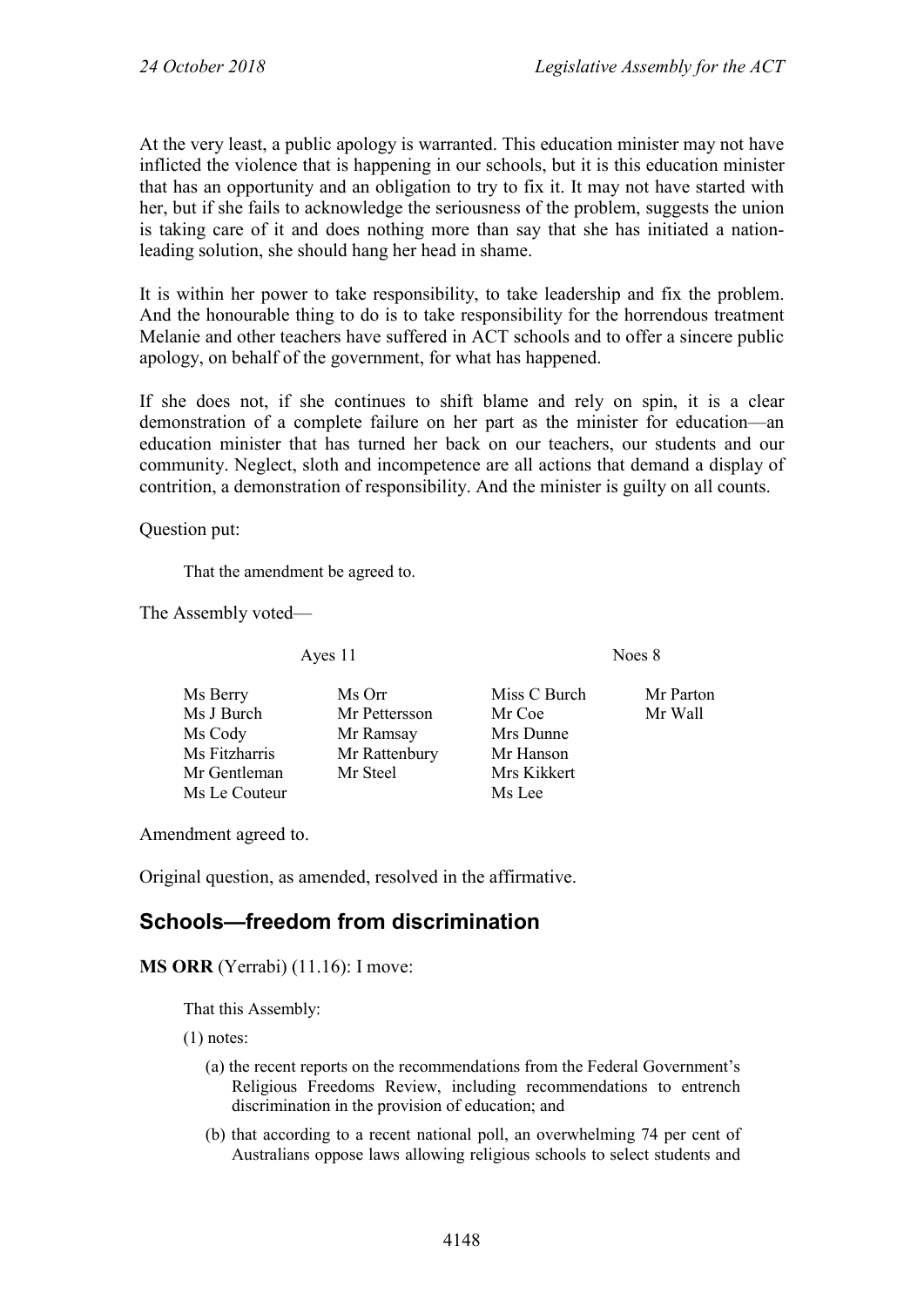At the very least, a public apology is warranted. This education minister may not have inflicted the violence that is happening in our schools, but it is this education minister that has an opportunity and an obligation to try to fix it. It may not have started with her, but if she fails to acknowledge the seriousness of the problem, suggests the union is taking care of it and does nothing more than say that she has initiated a nation-leading solution, she should hang her head in shame.

It is within her power to take responsibility, to take leadership and fix the problem. And the honourable thing to do is to take responsibility for the horrendous treatment Melanie and other teachers have suffered in ACT schools and to offer a sincere public apology, on behalf of the government, for what has happened.

If she does not, if she continues to shift blame and rely on spin, it is a clear demonstration of a complete failure on her part as the minister for education—an education minister that has turned her back on our teachers, our students and our community. Neglect, sloth and incompetence are all actions that demand a display of contrition, a demonstration of responsibility. And the minister is guilty on all counts.

Question put:

> That the amendment be agreed to.

The Assembly voted—

| Ayes 11 | | Noes 8 | |
|---|---|---|---|
| Ms Berry | Ms Orr | Miss C Burch | Mr Parton |
| Ms J Burch | Mr Pettersson | Mr Coe | Mr Wall |
| Ms Cody | Mr Ramsay | Mrs Dunne | |
| Ms Fitzharris | Mr Rattenbury | Mr Hanson | |
| Mr Gentleman | Mr Steel | Mrs Kikkert | |
| Ms Le Couteur | | Ms Lee | |

Amendment agreed to.

Original question, as amended, resolved in the affirmative.

## Schools—freedom from discrimination

**MS ORR** (Yerrabi) (11.16): I move:

> That this Assembly:
>
> (1) notes:
>
> (a) the recent reports on the recommendations from the Federal Government's Religious Freedoms Review, including recommendations to entrench discrimination in the provision of education; and
>
> (b) that according to a recent national poll, an overwhelming 74 per cent of Australians oppose laws allowing religious schools to select students and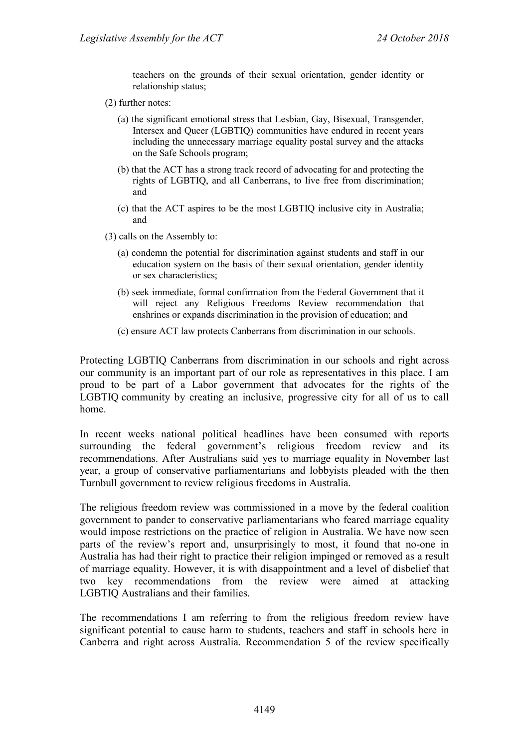teachers on the grounds of their sexual orientation, gender identity or relationship status;

(2) further notes:

(a) the significant emotional stress that Lesbian, Gay, Bisexual, Transgender, Intersex and Queer (LGBTIQ) communities have endured in recent years including the unnecessary marriage equality postal survey and the attacks on the Safe Schools program;

(b) that the ACT has a strong track record of advocating for and protecting the rights of LGBTIQ, and all Canberrans, to live free from discrimination; and

(c) that the ACT aspires to be the most LGBTIQ inclusive city in Australia; and

(3) calls on the Assembly to:

(a) condemn the potential for discrimination against students and staff in our education system on the basis of their sexual orientation, gender identity or sex characteristics;

(b) seek immediate, formal confirmation from the Federal Government that it will reject any Religious Freedoms Review recommendation that enshrines or expands discrimination in the provision of education; and

(c) ensure ACT law protects Canberrans from discrimination in our schools.

Protecting LGBTIQ Canberrans from discrimination in our schools and right across our community is an important part of our role as representatives in this place. I am proud to be part of a Labor government that advocates for the rights of the LGBTIQ community by creating an inclusive, progressive city for all of us to call home.

In recent weeks national political headlines have been consumed with reports surrounding the federal government's religious freedom review and its recommendations. After Australians said yes to marriage equality in November last year, a group of conservative parliamentarians and lobbyists pleaded with the then Turnbull government to review religious freedoms in Australia.

The religious freedom review was commissioned in a move by the federal coalition government to pander to conservative parliamentarians who feared marriage equality would impose restrictions on the practice of religion in Australia. We have now seen parts of the review's report and, unsurprisingly to most, it found that no-one in Australia has had their right to practice their religion impinged or removed as a result of marriage equality. However, it is with disappointment and a level of disbelief that two key recommendations from the review were aimed at attacking LGBTIQ Australians and their families.

The recommendations I am referring to from the religious freedom review have significant potential to cause harm to students, teachers and staff in schools here in Canberra and right across Australia. Recommendation 5 of the review specifically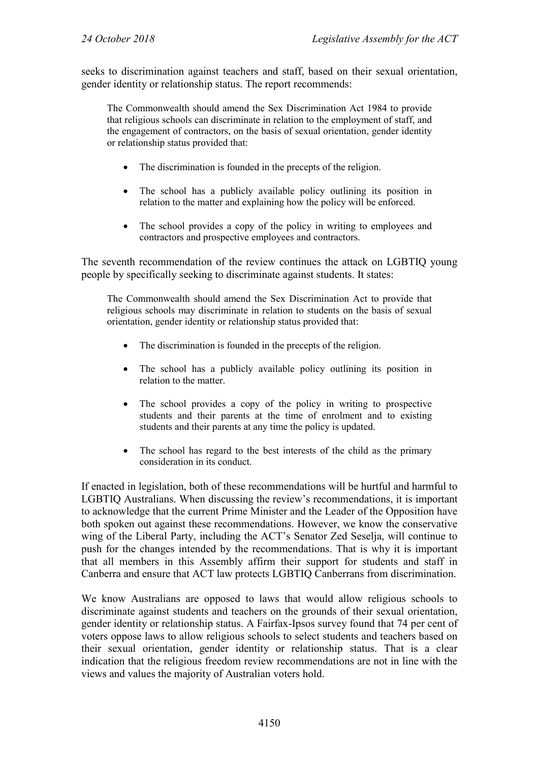seeks to discrimination against teachers and staff, based on their sexual orientation, gender identity or relationship status. The report recommends:

> The Commonwealth should amend the Sex Discrimination Act 1984 to provide that religious schools can discriminate in relation to the employment of staff, and the engagement of contractors, on the basis of sexual orientation, gender identity or relationship status provided that:
>
> - The discrimination is founded in the precepts of the religion.
> - The school has a publicly available policy outlining its position in relation to the matter and explaining how the policy will be enforced.
> - The school provides a copy of the policy in writing to employees and contractors and prospective employees and contractors.

The seventh recommendation of the review continues the attack on LGBTIQ young people by specifically seeking to discriminate against students. It states:

> The Commonwealth should amend the Sex Discrimination Act to provide that religious schools may discriminate in relation to students on the basis of sexual orientation, gender identity or relationship status provided that:
>
> - The discrimination is founded in the precepts of the religion.
> - The school has a publicly available policy outlining its position in relation to the matter.
> - The school provides a copy of the policy in writing to prospective students and their parents at the time of enrolment and to existing students and their parents at any time the policy is updated.
> - The school has regard to the best interests of the child as the primary consideration in its conduct.

If enacted in legislation, both of these recommendations will be hurtful and harmful to LGBTIQ Australians. When discussing the review's recommendations, it is important to acknowledge that the current Prime Minister and the Leader of the Opposition have both spoken out against these recommendations. However, we know the conservative wing of the Liberal Party, including the ACT's Senator Zed Seselja, will continue to push for the changes intended by the recommendations. That is why it is important that all members in this Assembly affirm their support for students and staff in Canberra and ensure that ACT law protects LGBTIQ Canberrans from discrimination.

We know Australians are opposed to laws that would allow religious schools to discriminate against students and teachers on the grounds of their sexual orientation, gender identity or relationship status. A Fairfax-Ipsos survey found that 74 per cent of voters oppose laws to allow religious schools to select students and teachers based on their sexual orientation, gender identity or relationship status. That is a clear indication that the religious freedom review recommendations are not in line with the views and values the majority of Australian voters hold.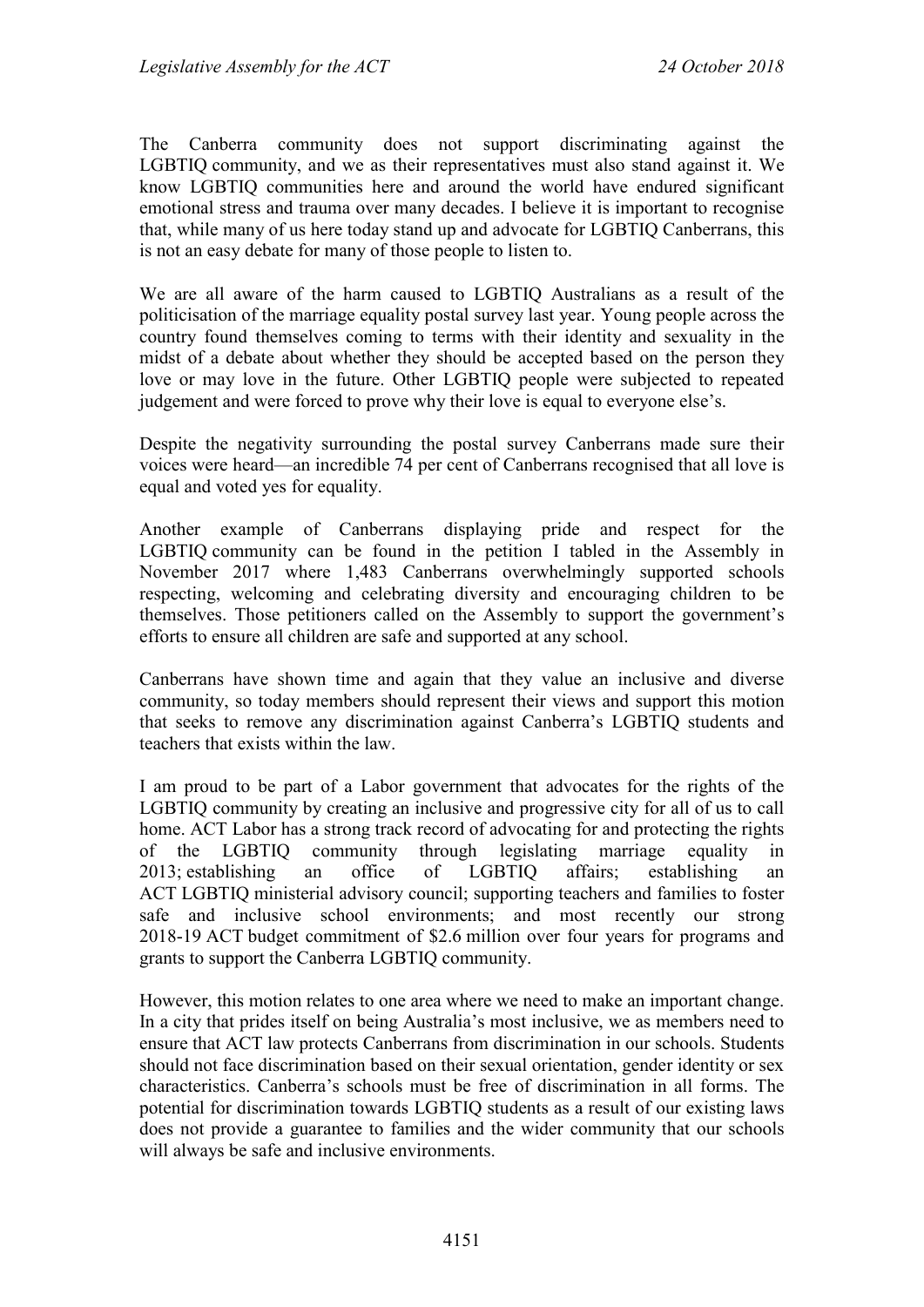The Canberra community does not support discriminating against the LGBTIQ community, and we as their representatives must also stand against it. We know LGBTIQ communities here and around the world have endured significant emotional stress and trauma over many decades. I believe it is important to recognise that, while many of us here today stand up and advocate for LGBTIQ Canberrans, this is not an easy debate for many of those people to listen to.

We are all aware of the harm caused to LGBTIQ Australians as a result of the politicisation of the marriage equality postal survey last year. Young people across the country found themselves coming to terms with their identity and sexuality in the midst of a debate about whether they should be accepted based on the person they love or may love in the future. Other LGBTIQ people were subjected to repeated judgement and were forced to prove why their love is equal to everyone else's.

Despite the negativity surrounding the postal survey Canberrans made sure their voices were heard—an incredible 74 per cent of Canberrans recognised that all love is equal and voted yes for equality.

Another example of Canberrans displaying pride and respect for the LGBTIQ community can be found in the petition I tabled in the Assembly in November 2017 where 1,483 Canberrans overwhelmingly supported schools respecting, welcoming and celebrating diversity and encouraging children to be themselves. Those petitioners called on the Assembly to support the government's efforts to ensure all children are safe and supported at any school.

Canberrans have shown time and again that they value an inclusive and diverse community, so today members should represent their views and support this motion that seeks to remove any discrimination against Canberra's LGBTIQ students and teachers that exists within the law.

I am proud to be part of a Labor government that advocates for the rights of the LGBTIQ community by creating an inclusive and progressive city for all of us to call home. ACT Labor has a strong track record of advocating for and protecting the rights of the LGBTIQ community through legislating marriage equality in 2013; establishing an office of LGBTIQ affairs; establishing an ACT LGBTIQ ministerial advisory council; supporting teachers and families to foster safe and inclusive school environments; and most recently our strong 2018-19 ACT budget commitment of $2.6 million over four years for programs and grants to support the Canberra LGBTIQ community.

However, this motion relates to one area where we need to make an important change. In a city that prides itself on being Australia's most inclusive, we as members need to ensure that ACT law protects Canberrans from discrimination in our schools. Students should not face discrimination based on their sexual orientation, gender identity or sex characteristics. Canberra's schools must be free of discrimination in all forms. The potential for discrimination towards LGBTIQ students as a result of our existing laws does not provide a guarantee to families and the wider community that our schools will always be safe and inclusive environments.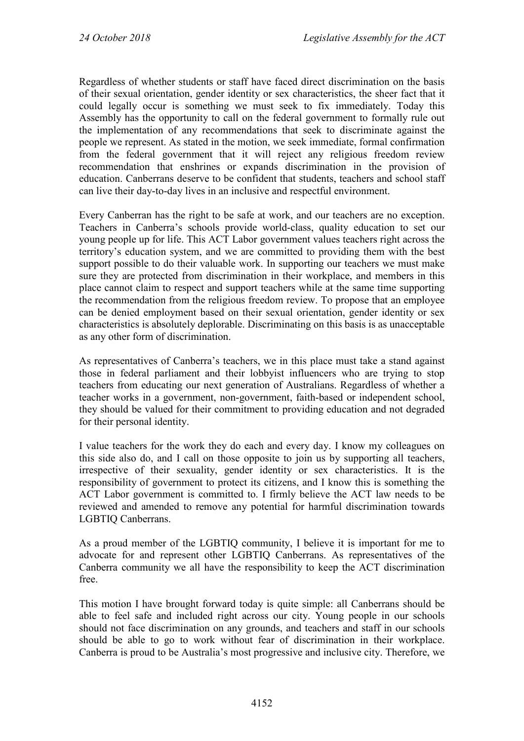Regardless of whether students or staff have faced direct discrimination on the basis of their sexual orientation, gender identity or sex characteristics, the sheer fact that it could legally occur is something we must seek to fix immediately. Today this Assembly has the opportunity to call on the federal government to formally rule out the implementation of any recommendations that seek to discriminate against the people we represent. As stated in the motion, we seek immediate, formal confirmation from the federal government that it will reject any religious freedom review recommendation that enshrines or expands discrimination in the provision of education. Canberrans deserve to be confident that students, teachers and school staff can live their day-to-day lives in an inclusive and respectful environment.

Every Canberran has the right to be safe at work, and our teachers are no exception. Teachers in Canberra's schools provide world-class, quality education to set our young people up for life. This ACT Labor government values teachers right across the territory's education system, and we are committed to providing them with the best support possible to do their valuable work. In supporting our teachers we must make sure they are protected from discrimination in their workplace, and members in this place cannot claim to respect and support teachers while at the same time supporting the recommendation from the religious freedom review. To propose that an employee can be denied employment based on their sexual orientation, gender identity or sex characteristics is absolutely deplorable. Discriminating on this basis is as unacceptable as any other form of discrimination.

As representatives of Canberra's teachers, we in this place must take a stand against those in federal parliament and their lobbyist influencers who are trying to stop teachers from educating our next generation of Australians. Regardless of whether a teacher works in a government, non-government, faith-based or independent school, they should be valued for their commitment to providing education and not degraded for their personal identity.

I value teachers for the work they do each and every day. I know my colleagues on this side also do, and I call on those opposite to join us by supporting all teachers, irrespective of their sexuality, gender identity or sex characteristics. It is the responsibility of government to protect its citizens, and I know this is something the ACT Labor government is committed to. I firmly believe the ACT law needs to be reviewed and amended to remove any potential for harmful discrimination towards LGBTIQ Canberrans.

As a proud member of the LGBTIQ community, I believe it is important for me to advocate for and represent other LGBTIQ Canberrans. As representatives of the Canberra community we all have the responsibility to keep the ACT discrimination free.

This motion I have brought forward today is quite simple: all Canberrans should be able to feel safe and included right across our city. Young people in our schools should not face discrimination on any grounds, and teachers and staff in our schools should be able to go to work without fear of discrimination in their workplace. Canberra is proud to be Australia's most progressive and inclusive city. Therefore, we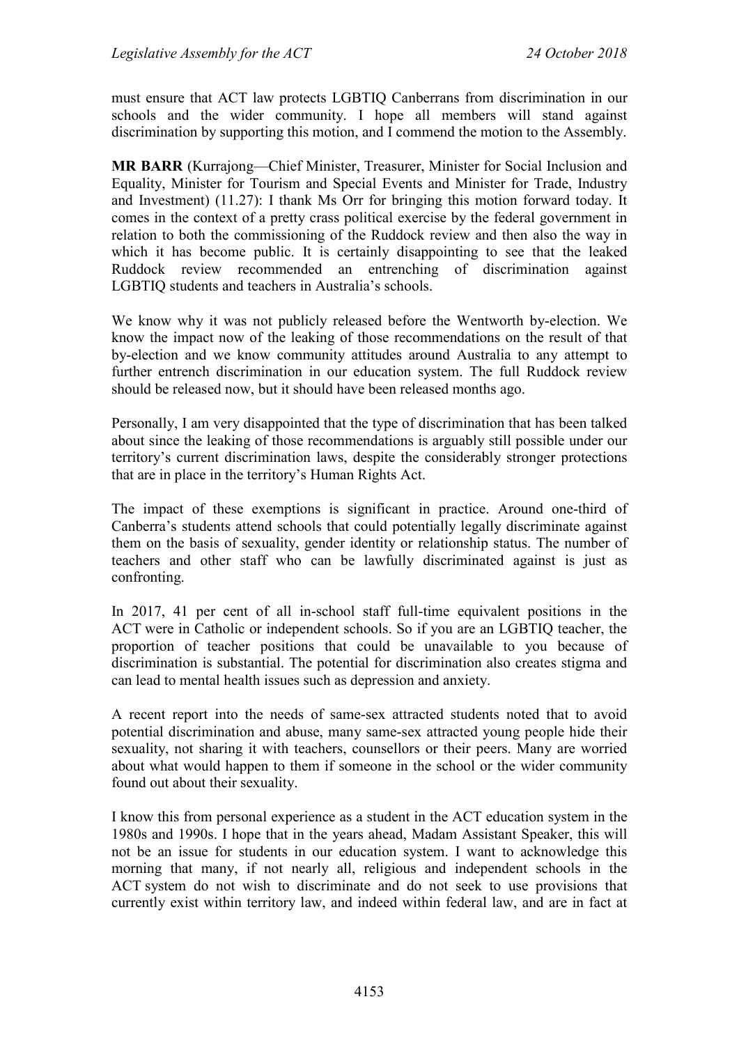must ensure that ACT law protects LGBTIQ Canberrans from discrimination in our schools and the wider community. I hope all members will stand against discrimination by supporting this motion, and I commend the motion to the Assembly.

**MR BARR** (Kurrajong—Chief Minister, Treasurer, Minister for Social Inclusion and Equality, Minister for Tourism and Special Events and Minister for Trade, Industry and Investment) (11.27): I thank Ms Orr for bringing this motion forward today. It comes in the context of a pretty crass political exercise by the federal government in relation to both the commissioning of the Ruddock review and then also the way in which it has become public. It is certainly disappointing to see that the leaked Ruddock review recommended an entrenching of discrimination against LGBTIQ students and teachers in Australia's schools.

We know why it was not publicly released before the Wentworth by-election. We know the impact now of the leaking of those recommendations on the result of that by-election and we know community attitudes around Australia to any attempt to further entrench discrimination in our education system. The full Ruddock review should be released now, but it should have been released months ago.

Personally, I am very disappointed that the type of discrimination that has been talked about since the leaking of those recommendations is arguably still possible under our territory's current discrimination laws, despite the considerably stronger protections that are in place in the territory's Human Rights Act.

The impact of these exemptions is significant in practice. Around one-third of Canberra's students attend schools that could potentially legally discriminate against them on the basis of sexuality, gender identity or relationship status. The number of teachers and other staff who can be lawfully discriminated against is just as confronting.

In 2017, 41 per cent of all in-school staff full-time equivalent positions in the ACT were in Catholic or independent schools. So if you are an LGBTIQ teacher, the proportion of teacher positions that could be unavailable to you because of discrimination is substantial. The potential for discrimination also creates stigma and can lead to mental health issues such as depression and anxiety.

A recent report into the needs of same-sex attracted students noted that to avoid potential discrimination and abuse, many same-sex attracted young people hide their sexuality, not sharing it with teachers, counsellors or their peers. Many are worried about what would happen to them if someone in the school or the wider community found out about their sexuality.

I know this from personal experience as a student in the ACT education system in the 1980s and 1990s. I hope that in the years ahead, Madam Assistant Speaker, this will not be an issue for students in our education system. I want to acknowledge this morning that many, if not nearly all, religious and independent schools in the ACT system do not wish to discriminate and do not seek to use provisions that currently exist within territory law, and indeed within federal law, and are in fact at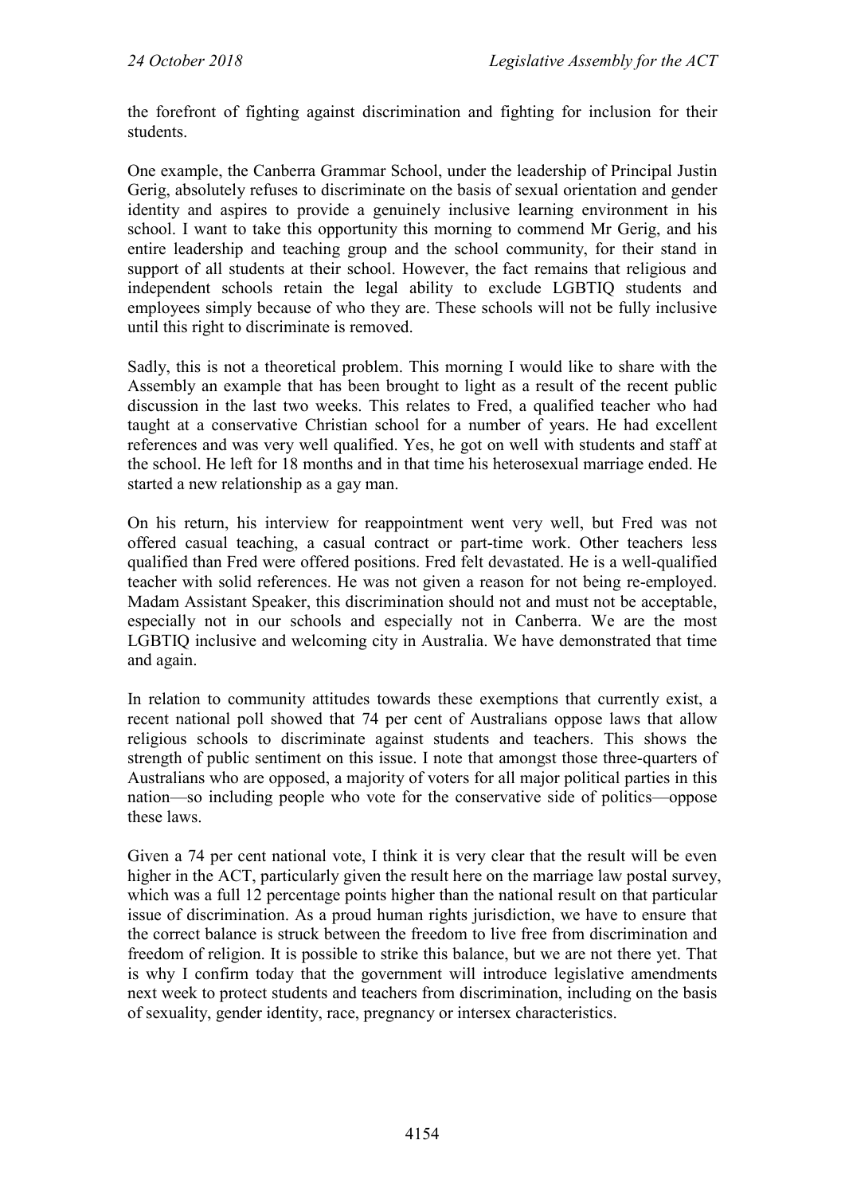the forefront of fighting against discrimination and fighting for inclusion for their students.

One example, the Canberra Grammar School, under the leadership of Principal Justin Gerig, absolutely refuses to discriminate on the basis of sexual orientation and gender identity and aspires to provide a genuinely inclusive learning environment in his school. I want to take this opportunity this morning to commend Mr Gerig, and his entire leadership and teaching group and the school community, for their stand in support of all students at their school. However, the fact remains that religious and independent schools retain the legal ability to exclude LGBTIQ students and employees simply because of who they are. These schools will not be fully inclusive until this right to discriminate is removed.

Sadly, this is not a theoretical problem. This morning I would like to share with the Assembly an example that has been brought to light as a result of the recent public discussion in the last two weeks. This relates to Fred, a qualified teacher who had taught at a conservative Christian school for a number of years. He had excellent references and was very well qualified. Yes, he got on well with students and staff at the school. He left for 18 months and in that time his heterosexual marriage ended. He started a new relationship as a gay man.

On his return, his interview for reappointment went very well, but Fred was not offered casual teaching, a casual contract or part-time work. Other teachers less qualified than Fred were offered positions. Fred felt devastated. He is a well-qualified teacher with solid references. He was not given a reason for not being re-employed. Madam Assistant Speaker, this discrimination should not and must not be acceptable, especially not in our schools and especially not in Canberra. We are the most LGBTIQ inclusive and welcoming city in Australia. We have demonstrated that time and again.

In relation to community attitudes towards these exemptions that currently exist, a recent national poll showed that 74 per cent of Australians oppose laws that allow religious schools to discriminate against students and teachers. This shows the strength of public sentiment on this issue. I note that amongst those three-quarters of Australians who are opposed, a majority of voters for all major political parties in this nation—so including people who vote for the conservative side of politics—oppose these laws.

Given a 74 per cent national vote, I think it is very clear that the result will be even higher in the ACT, particularly given the result here on the marriage law postal survey, which was a full 12 percentage points higher than the national result on that particular issue of discrimination. As a proud human rights jurisdiction, we have to ensure that the correct balance is struck between the freedom to live free from discrimination and freedom of religion. It is possible to strike this balance, but we are not there yet. That is why I confirm today that the government will introduce legislative amendments next week to protect students and teachers from discrimination, including on the basis of sexuality, gender identity, race, pregnancy or intersex characteristics.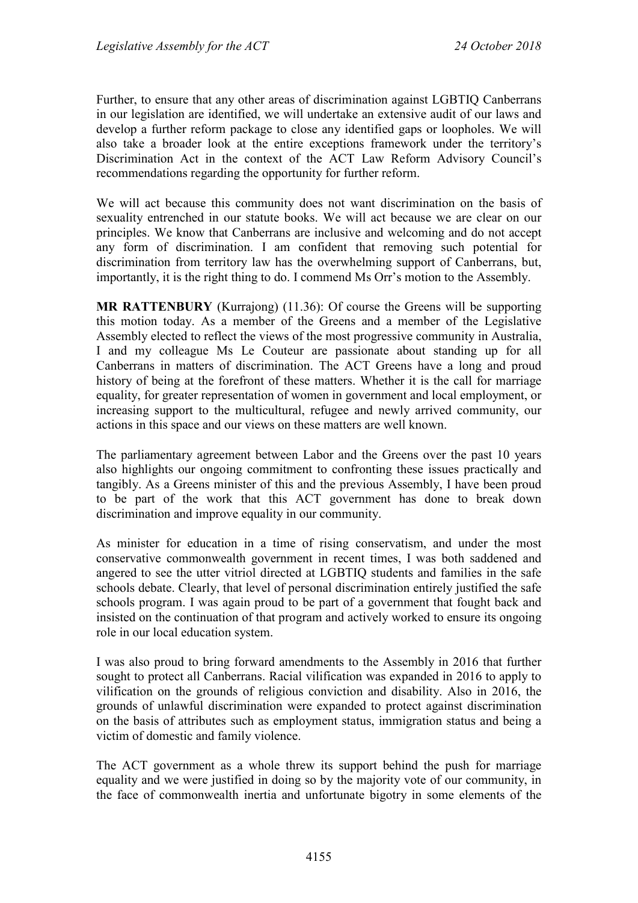Further, to ensure that any other areas of discrimination against LGBTIQ Canberrans in our legislation are identified, we will undertake an extensive audit of our laws and develop a further reform package to close any identified gaps or loopholes. We will also take a broader look at the entire exceptions framework under the territory's Discrimination Act in the context of the ACT Law Reform Advisory Council's recommendations regarding the opportunity for further reform.

We will act because this community does not want discrimination on the basis of sexuality entrenched in our statute books. We will act because we are clear on our principles. We know that Canberrans are inclusive and welcoming and do not accept any form of discrimination. I am confident that removing such potential for discrimination from territory law has the overwhelming support of Canberrans, but, importantly, it is the right thing to do. I commend Ms Orr's motion to the Assembly.

**MR RATTENBURY** (Kurrajong) (11.36): Of course the Greens will be supporting this motion today. As a member of the Greens and a member of the Legislative Assembly elected to reflect the views of the most progressive community in Australia, I and my colleague Ms Le Couteur are passionate about standing up for all Canberrans in matters of discrimination. The ACT Greens have a long and proud history of being at the forefront of these matters. Whether it is the call for marriage equality, for greater representation of women in government and local employment, or increasing support to the multicultural, refugee and newly arrived community, our actions in this space and our views on these matters are well known.

The parliamentary agreement between Labor and the Greens over the past 10 years also highlights our ongoing commitment to confronting these issues practically and tangibly. As a Greens minister of this and the previous Assembly, I have been proud to be part of the work that this ACT government has done to break down discrimination and improve equality in our community.

As minister for education in a time of rising conservatism, and under the most conservative commonwealth government in recent times, I was both saddened and angered to see the utter vitriol directed at LGBTIQ students and families in the safe schools debate. Clearly, that level of personal discrimination entirely justified the safe schools program. I was again proud to be part of a government that fought back and insisted on the continuation of that program and actively worked to ensure its ongoing role in our local education system.

I was also proud to bring forward amendments to the Assembly in 2016 that further sought to protect all Canberrans. Racial vilification was expanded in 2016 to apply to vilification on the grounds of religious conviction and disability. Also in 2016, the grounds of unlawful discrimination were expanded to protect against discrimination on the basis of attributes such as employment status, immigration status and being a victim of domestic and family violence.

The ACT government as a whole threw its support behind the push for marriage equality and we were justified in doing so by the majority vote of our community, in the face of commonwealth inertia and unfortunate bigotry in some elements of the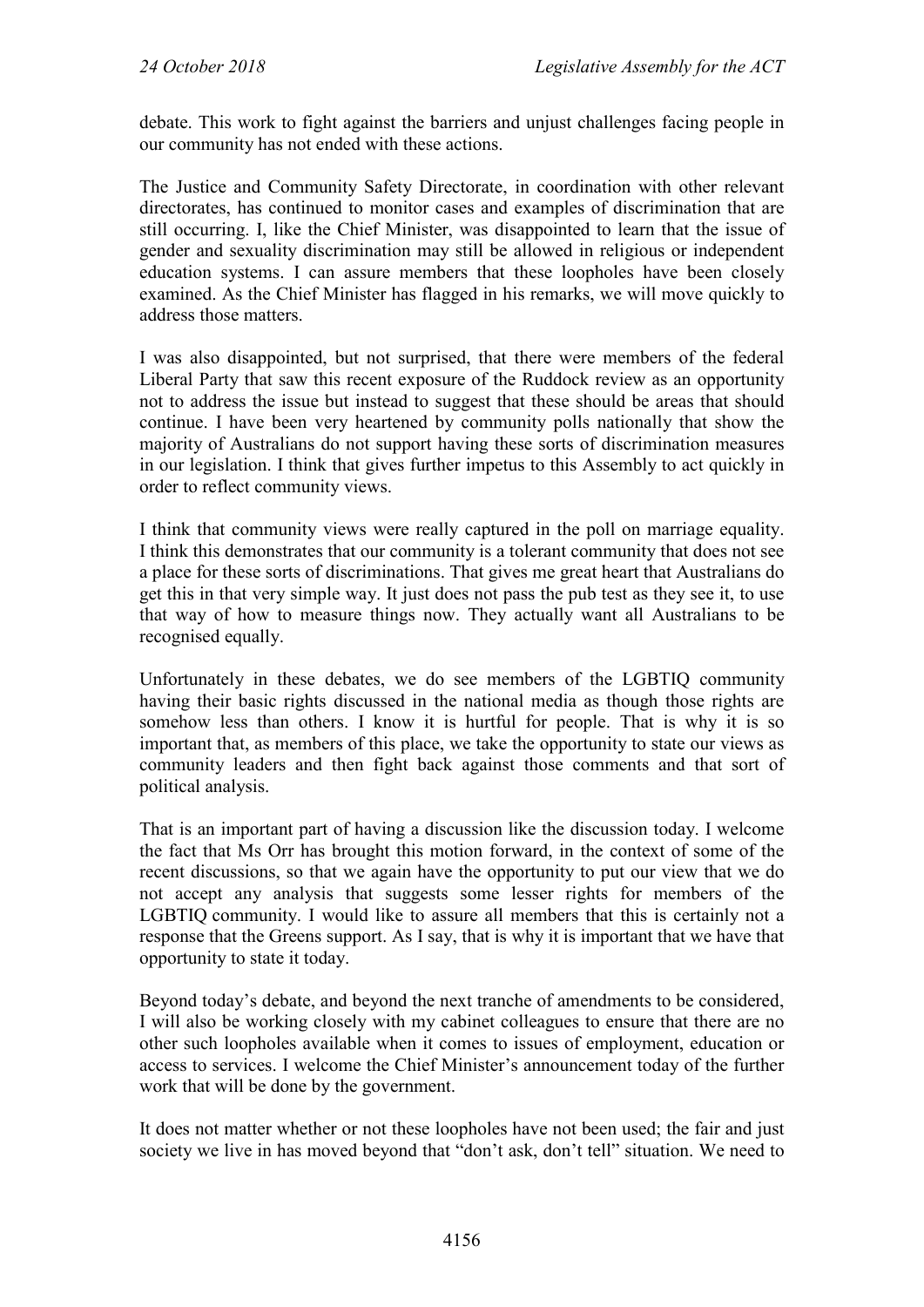debate. This work to fight against the barriers and unjust challenges facing people in our community has not ended with these actions.

The Justice and Community Safety Directorate, in coordination with other relevant directorates, has continued to monitor cases and examples of discrimination that are still occurring. I, like the Chief Minister, was disappointed to learn that the issue of gender and sexuality discrimination may still be allowed in religious or independent education systems. I can assure members that these loopholes have been closely examined. As the Chief Minister has flagged in his remarks, we will move quickly to address those matters.

I was also disappointed, but not surprised, that there were members of the federal Liberal Party that saw this recent exposure of the Ruddock review as an opportunity not to address the issue but instead to suggest that these should be areas that should continue. I have been very heartened by community polls nationally that show the majority of Australians do not support having these sorts of discrimination measures in our legislation. I think that gives further impetus to this Assembly to act quickly in order to reflect community views.

I think that community views were really captured in the poll on marriage equality. I think this demonstrates that our community is a tolerant community that does not see a place for these sorts of discriminations. That gives me great heart that Australians do get this in that very simple way. It just does not pass the pub test as they see it, to use that way of how to measure things now. They actually want all Australians to be recognised equally.

Unfortunately in these debates, we do see members of the LGBTIQ community having their basic rights discussed in the national media as though those rights are somehow less than others. I know it is hurtful for people. That is why it is so important that, as members of this place, we take the opportunity to state our views as community leaders and then fight back against those comments and that sort of political analysis.

That is an important part of having a discussion like the discussion today. I welcome the fact that Ms Orr has brought this motion forward, in the context of some of the recent discussions, so that we again have the opportunity to put our view that we do not accept any analysis that suggests some lesser rights for members of the LGBTIQ community. I would like to assure all members that this is certainly not a response that the Greens support. As I say, that is why it is important that we have that opportunity to state it today.

Beyond today's debate, and beyond the next tranche of amendments to be considered, I will also be working closely with my cabinet colleagues to ensure that there are no other such loopholes available when it comes to issues of employment, education or access to services. I welcome the Chief Minister's announcement today of the further work that will be done by the government.

It does not matter whether or not these loopholes have not been used; the fair and just society we live in has moved beyond that "don't ask, don't tell" situation. We need to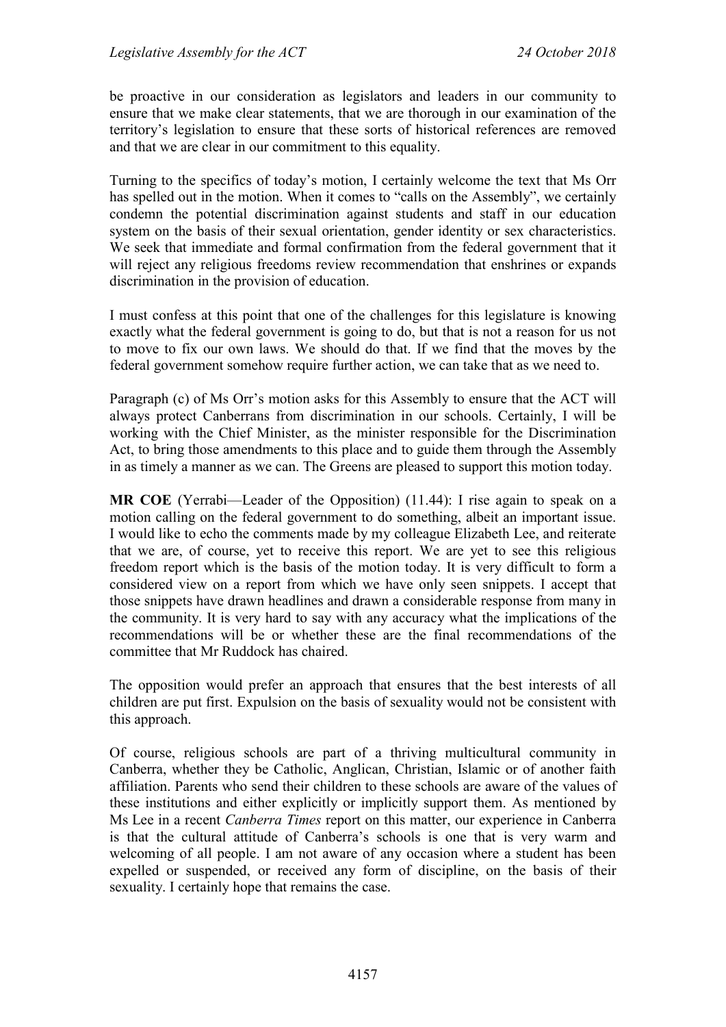be proactive in our consideration as legislators and leaders in our community to ensure that we make clear statements, that we are thorough in our examination of the territory's legislation to ensure that these sorts of historical references are removed and that we are clear in our commitment to this equality.

Turning to the specifics of today's motion, I certainly welcome the text that Ms Orr has spelled out in the motion. When it comes to "calls on the Assembly", we certainly condemn the potential discrimination against students and staff in our education system on the basis of their sexual orientation, gender identity or sex characteristics. We seek that immediate and formal confirmation from the federal government that it will reject any religious freedoms review recommendation that enshrines or expands discrimination in the provision of education.

I must confess at this point that one of the challenges for this legislature is knowing exactly what the federal government is going to do, but that is not a reason for us not to move to fix our own laws. We should do that. If we find that the moves by the federal government somehow require further action, we can take that as we need to.

Paragraph (c) of Ms Orr's motion asks for this Assembly to ensure that the ACT will always protect Canberrans from discrimination in our schools. Certainly, I will be working with the Chief Minister, as the minister responsible for the Discrimination Act, to bring those amendments to this place and to guide them through the Assembly in as timely a manner as we can. The Greens are pleased to support this motion today.

**MR COE** (Yerrabi—Leader of the Opposition) (11.44): I rise again to speak on a motion calling on the federal government to do something, albeit an important issue. I would like to echo the comments made by my colleague Elizabeth Lee, and reiterate that we are, of course, yet to receive this report. We are yet to see this religious freedom report which is the basis of the motion today. It is very difficult to form a considered view on a report from which we have only seen snippets. I accept that those snippets have drawn headlines and drawn a considerable response from many in the community. It is very hard to say with any accuracy what the implications of the recommendations will be or whether these are the final recommendations of the committee that Mr Ruddock has chaired.

The opposition would prefer an approach that ensures that the best interests of all children are put first. Expulsion on the basis of sexuality would not be consistent with this approach.

Of course, religious schools are part of a thriving multicultural community in Canberra, whether they be Catholic, Anglican, Christian, Islamic or of another faith affiliation. Parents who send their children to these schools are aware of the values of these institutions and either explicitly or implicitly support them. As mentioned by Ms Lee in a recent *Canberra Times* report on this matter, our experience in Canberra is that the cultural attitude of Canberra's schools is one that is very warm and welcoming of all people. I am not aware of any occasion where a student has been expelled or suspended, or received any form of discipline, on the basis of their sexuality. I certainly hope that remains the case.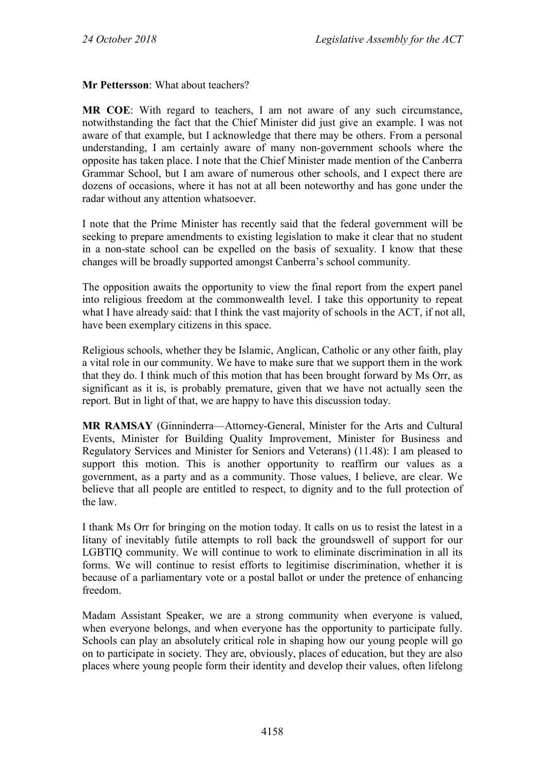**Mr Pettersson**: What about teachers?

**MR COE**: With regard to teachers, I am not aware of any such circumstance, notwithstanding the fact that the Chief Minister did just give an example. I was not aware of that example, but I acknowledge that there may be others. From a personal understanding, I am certainly aware of many non-government schools where the opposite has taken place. I note that the Chief Minister made mention of the Canberra Grammar School, but I am aware of numerous other schools, and I expect there are dozens of occasions, where it has not at all been noteworthy and has gone under the radar without any attention whatsoever.

I note that the Prime Minister has recently said that the federal government will be seeking to prepare amendments to existing legislation to make it clear that no student in a non-state school can be expelled on the basis of sexuality. I know that these changes will be broadly supported amongst Canberra's school community.

The opposition awaits the opportunity to view the final report from the expert panel into religious freedom at the commonwealth level. I take this opportunity to repeat what I have already said: that I think the vast majority of schools in the ACT, if not all, have been exemplary citizens in this space.

Religious schools, whether they be Islamic, Anglican, Catholic or any other faith, play a vital role in our community. We have to make sure that we support them in the work that they do. I think much of this motion that has been brought forward by Ms Orr, as significant as it is, is probably premature, given that we have not actually seen the report. But in light of that, we are happy to have this discussion today.

**MR RAMSAY** (Ginninderra—Attorney-General, Minister for the Arts and Cultural Events, Minister for Building Quality Improvement, Minister for Business and Regulatory Services and Minister for Seniors and Veterans) (11.48): I am pleased to support this motion. This is another opportunity to reaffirm our values as a government, as a party and as a community. Those values, I believe, are clear. We believe that all people are entitled to respect, to dignity and to the full protection of the law.

I thank Ms Orr for bringing on the motion today. It calls on us to resist the latest in a litany of inevitably futile attempts to roll back the groundswell of support for our LGBTIQ community. We will continue to work to eliminate discrimination in all its forms. We will continue to resist efforts to legitimise discrimination, whether it is because of a parliamentary vote or a postal ballot or under the pretence of enhancing freedom.

Madam Assistant Speaker, we are a strong community when everyone is valued, when everyone belongs, and when everyone has the opportunity to participate fully. Schools can play an absolutely critical role in shaping how our young people will go on to participate in society. They are, obviously, places of education, but they are also places where young people form their identity and develop their values, often lifelong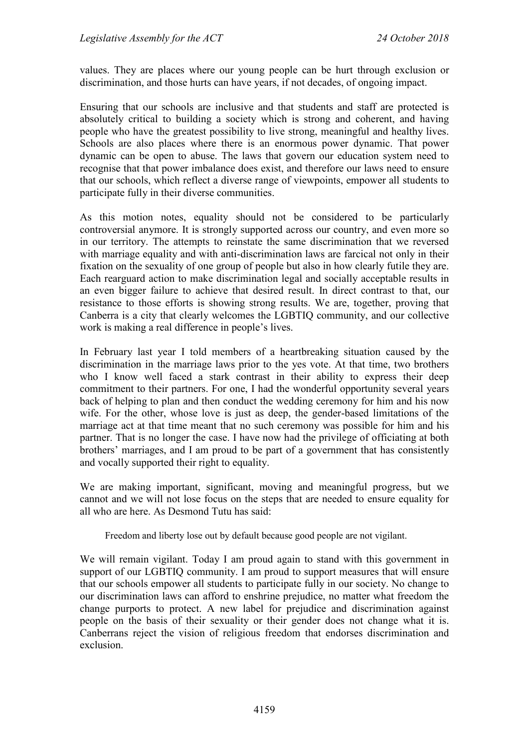values. They are places where our young people can be hurt through exclusion or discrimination, and those hurts can have years, if not decades, of ongoing impact.

Ensuring that our schools are inclusive and that students and staff are protected is absolutely critical to building a society which is strong and coherent, and having people who have the greatest possibility to live strong, meaningful and healthy lives. Schools are also places where there is an enormous power dynamic. That power dynamic can be open to abuse. The laws that govern our education system need to recognise that that power imbalance does exist, and therefore our laws need to ensure that our schools, which reflect a diverse range of viewpoints, empower all students to participate fully in their diverse communities.

As this motion notes, equality should not be considered to be particularly controversial anymore. It is strongly supported across our country, and even more so in our territory. The attempts to reinstate the same discrimination that we reversed with marriage equality and with anti-discrimination laws are farcical not only in their fixation on the sexuality of one group of people but also in how clearly futile they are. Each rearguard action to make discrimination legal and socially acceptable results in an even bigger failure to achieve that desired result. In direct contrast to that, our resistance to those efforts is showing strong results. We are, together, proving that Canberra is a city that clearly welcomes the LGBTIQ community, and our collective work is making a real difference in people's lives.

In February last year I told members of a heartbreaking situation caused by the discrimination in the marriage laws prior to the yes vote. At that time, two brothers who I know well faced a stark contrast in their ability to express their deep commitment to their partners. For one, I had the wonderful opportunity several years back of helping to plan and then conduct the wedding ceremony for him and his now wife. For the other, whose love is just as deep, the gender-based limitations of the marriage act at that time meant that no such ceremony was possible for him and his partner. That is no longer the case. I have now had the privilege of officiating at both brothers' marriages, and I am proud to be part of a government that has consistently and vocally supported their right to equality.

We are making important, significant, moving and meaningful progress, but we cannot and we will not lose focus on the steps that are needed to ensure equality for all who are here. As Desmond Tutu has said:

> Freedom and liberty lose out by default because good people are not vigilant.

We will remain vigilant. Today I am proud again to stand with this government in support of our LGBTIQ community. I am proud to support measures that will ensure that our schools empower all students to participate fully in our society. No change to our discrimination laws can afford to enshrine prejudice, no matter what freedom the change purports to protect. A new label for prejudice and discrimination against people on the basis of their sexuality or their gender does not change what it is. Canberrans reject the vision of religious freedom that endorses discrimination and exclusion.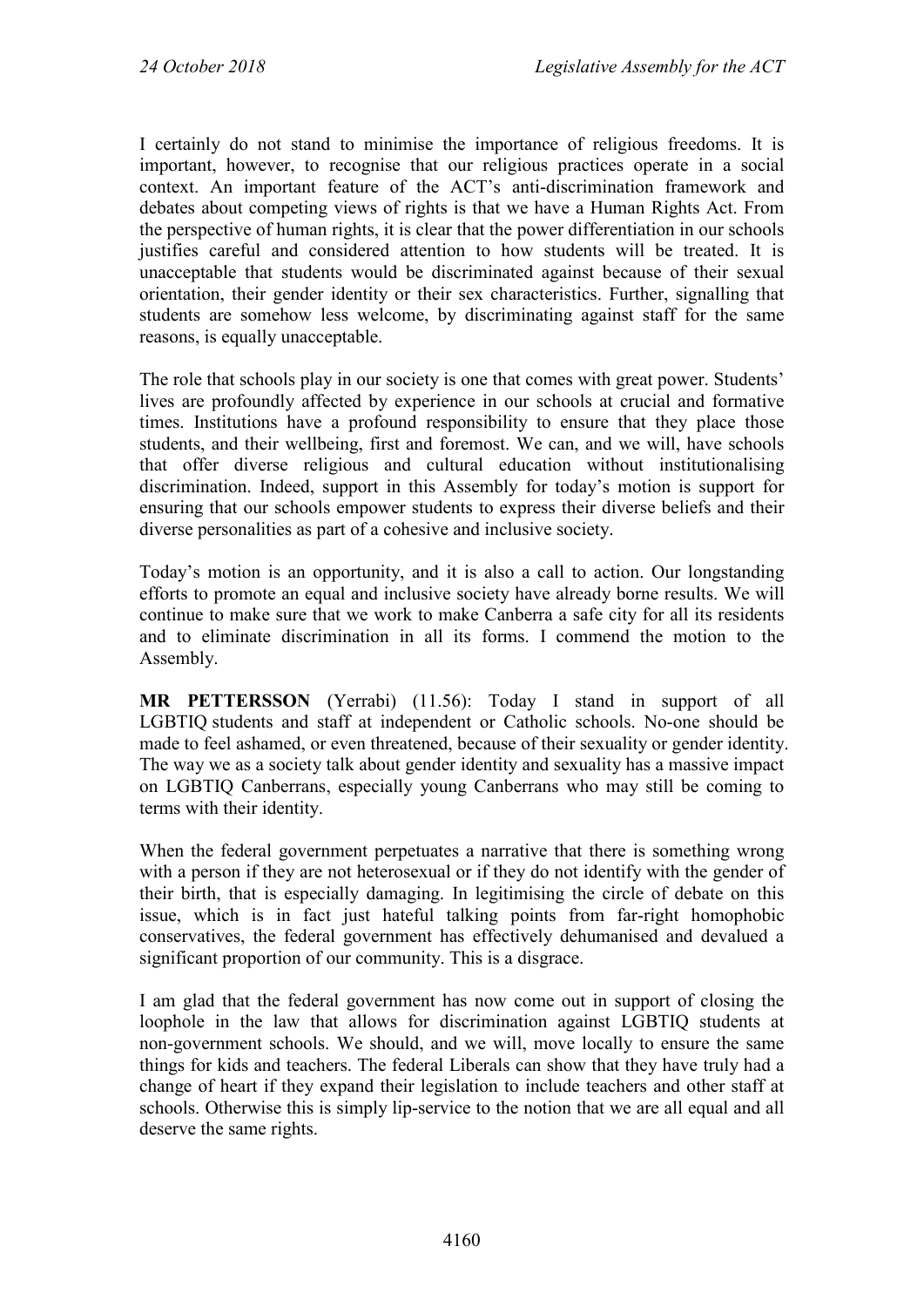I certainly do not stand to minimise the importance of religious freedoms. It is important, however, to recognise that our religious practices operate in a social context. An important feature of the ACT's anti-discrimination framework and debates about competing views of rights is that we have a Human Rights Act. From the perspective of human rights, it is clear that the power differentiation in our schools justifies careful and considered attention to how students will be treated. It is unacceptable that students would be discriminated against because of their sexual orientation, their gender identity or their sex characteristics. Further, signalling that students are somehow less welcome, by discriminating against staff for the same reasons, is equally unacceptable.

The role that schools play in our society is one that comes with great power. Students' lives are profoundly affected by experience in our schools at crucial and formative times. Institutions have a profound responsibility to ensure that they place those students, and their wellbeing, first and foremost. We can, and we will, have schools that offer diverse religious and cultural education without institutionalising discrimination. Indeed, support in this Assembly for today's motion is support for ensuring that our schools empower students to express their diverse beliefs and their diverse personalities as part of a cohesive and inclusive society.

Today's motion is an opportunity, and it is also a call to action. Our longstanding efforts to promote an equal and inclusive society have already borne results. We will continue to make sure that we work to make Canberra a safe city for all its residents and to eliminate discrimination in all its forms. I commend the motion to the Assembly.

**MR PETTERSSON** (Yerrabi) (11.56): Today I stand in support of all LGBTIQ students and staff at independent or Catholic schools. No-one should be made to feel ashamed, or even threatened, because of their sexuality or gender identity. The way we as a society talk about gender identity and sexuality has a massive impact on LGBTIQ Canberrans, especially young Canberrans who may still be coming to terms with their identity.

When the federal government perpetuates a narrative that there is something wrong with a person if they are not heterosexual or if they do not identify with the gender of their birth, that is especially damaging. In legitimising the circle of debate on this issue, which is in fact just hateful talking points from far-right homophobic conservatives, the federal government has effectively dehumanised and devalued a significant proportion of our community. This is a disgrace.

I am glad that the federal government has now come out in support of closing the loophole in the law that allows for discrimination against LGBTIQ students at non-government schools. We should, and we will, move locally to ensure the same things for kids and teachers. The federal Liberals can show that they have truly had a change of heart if they expand their legislation to include teachers and other staff at schools. Otherwise this is simply lip-service to the notion that we are all equal and all deserve the same rights.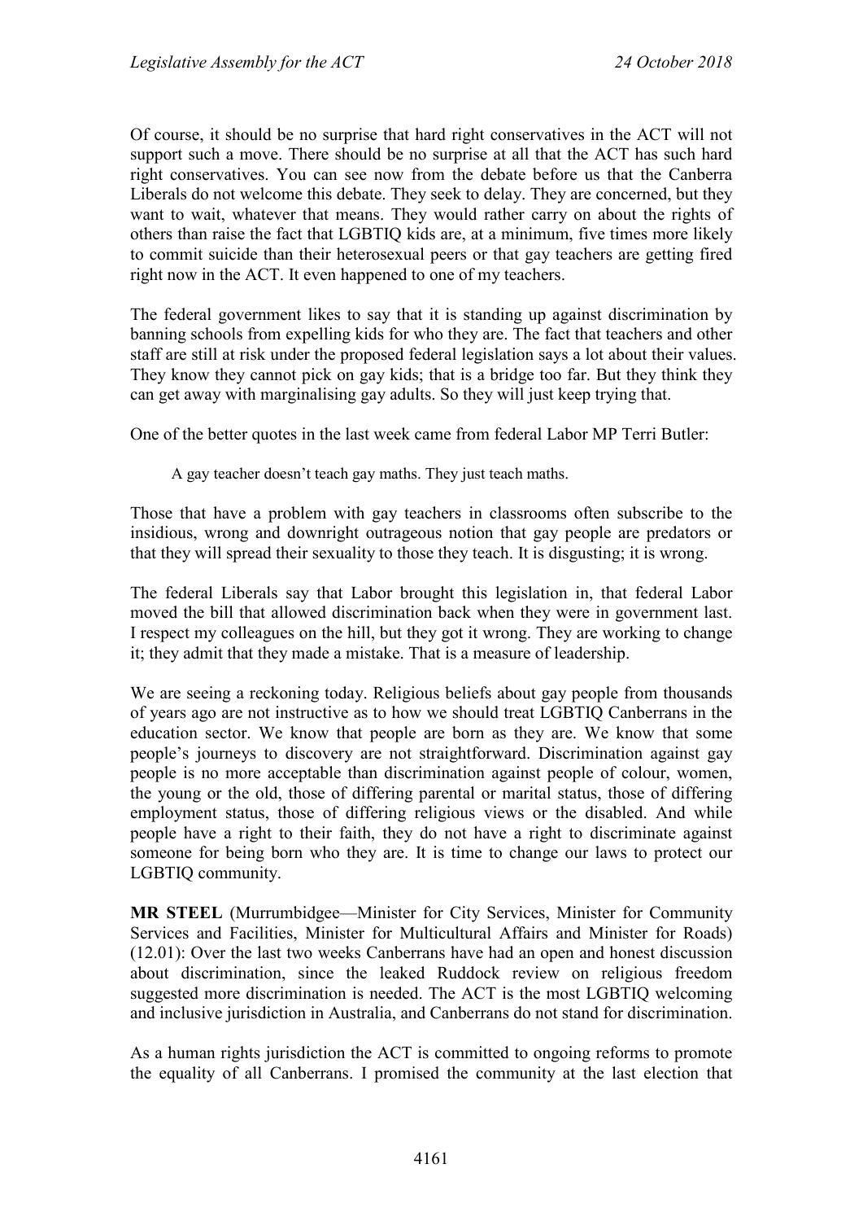Of course, it should be no surprise that hard right conservatives in the ACT will not support such a move. There should be no surprise at all that the ACT has such hard right conservatives. You can see now from the debate before us that the Canberra Liberals do not welcome this debate. They seek to delay. They are concerned, but they want to wait, whatever that means. They would rather carry on about the rights of others than raise the fact that LGBTIQ kids are, at a minimum, five times more likely to commit suicide than their heterosexual peers or that gay teachers are getting fired right now in the ACT. It even happened to one of my teachers.

The federal government likes to say that it is standing up against discrimination by banning schools from expelling kids for who they are. The fact that teachers and other staff are still at risk under the proposed federal legislation says a lot about their values. They know they cannot pick on gay kids; that is a bridge too far. But they think they can get away with marginalising gay adults. So they will just keep trying that.

One of the better quotes in the last week came from federal Labor MP Terri Butler:

> A gay teacher doesn't teach gay maths. They just teach maths.

Those that have a problem with gay teachers in classrooms often subscribe to the insidious, wrong and downright outrageous notion that gay people are predators or that they will spread their sexuality to those they teach. It is disgusting; it is wrong.

The federal Liberals say that Labor brought this legislation in, that federal Labor moved the bill that allowed discrimination back when they were in government last. I respect my colleagues on the hill, but they got it wrong. They are working to change it; they admit that they made a mistake. That is a measure of leadership.

We are seeing a reckoning today. Religious beliefs about gay people from thousands of years ago are not instructive as to how we should treat LGBTIQ Canberrans in the education sector. We know that people are born as they are. We know that some people's journeys to discovery are not straightforward. Discrimination against gay people is no more acceptable than discrimination against people of colour, women, the young or the old, those of differing parental or marital status, those of differing employment status, those of differing religious views or the disabled. And while people have a right to their faith, they do not have a right to discriminate against someone for being born who they are. It is time to change our laws to protect our LGBTIQ community.

**MR STEEL** (Murrumbidgee—Minister for City Services, Minister for Community Services and Facilities, Minister for Multicultural Affairs and Minister for Roads) (12.01): Over the last two weeks Canberrans have had an open and honest discussion about discrimination, since the leaked Ruddock review on religious freedom suggested more discrimination is needed. The ACT is the most LGBTIQ welcoming and inclusive jurisdiction in Australia, and Canberrans do not stand for discrimination.

As a human rights jurisdiction the ACT is committed to ongoing reforms to promote the equality of all Canberrans. I promised the community at the last election that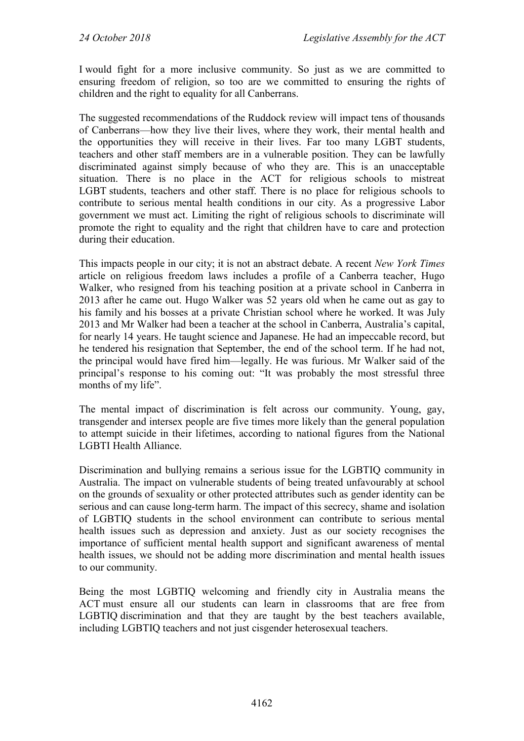I would fight for a more inclusive community. So just as we are committed to ensuring freedom of religion, so too are we committed to ensuring the rights of children and the right to equality for all Canberrans.

The suggested recommendations of the Ruddock review will impact tens of thousands of Canberrans—how they live their lives, where they work, their mental health and the opportunities they will receive in their lives. Far too many LGBT students, teachers and other staff members are in a vulnerable position. They can be lawfully discriminated against simply because of who they are. This is an unacceptable situation. There is no place in the ACT for religious schools to mistreat LGBT students, teachers and other staff. There is no place for religious schools to contribute to serious mental health conditions in our city. As a progressive Labor government we must act. Limiting the right of religious schools to discriminate will promote the right to equality and the right that children have to care and protection during their education.

This impacts people in our city; it is not an abstract debate. A recent *New York Times* article on religious freedom laws includes a profile of a Canberra teacher, Hugo Walker, who resigned from his teaching position at a private school in Canberra in 2013 after he came out. Hugo Walker was 52 years old when he came out as gay to his family and his bosses at a private Christian school where he worked. It was July 2013 and Mr Walker had been a teacher at the school in Canberra, Australia's capital, for nearly 14 years. He taught science and Japanese. He had an impeccable record, but he tendered his resignation that September, the end of the school term. If he had not, the principal would have fired him—legally. He was furious. Mr Walker said of the principal's response to his coming out: "It was probably the most stressful three months of my life".

The mental impact of discrimination is felt across our community. Young, gay, transgender and intersex people are five times more likely than the general population to attempt suicide in their lifetimes, according to national figures from the National LGBTI Health Alliance.

Discrimination and bullying remains a serious issue for the LGBTIQ community in Australia. The impact on vulnerable students of being treated unfavourably at school on the grounds of sexuality or other protected attributes such as gender identity can be serious and can cause long-term harm. The impact of this secrecy, shame and isolation of LGBTIQ students in the school environment can contribute to serious mental health issues such as depression and anxiety. Just as our society recognises the importance of sufficient mental health support and significant awareness of mental health issues, we should not be adding more discrimination and mental health issues to our community.

Being the most LGBTIQ welcoming and friendly city in Australia means the ACT must ensure all our students can learn in classrooms that are free from LGBTIQ discrimination and that they are taught by the best teachers available, including LGBTIQ teachers and not just cisgender heterosexual teachers.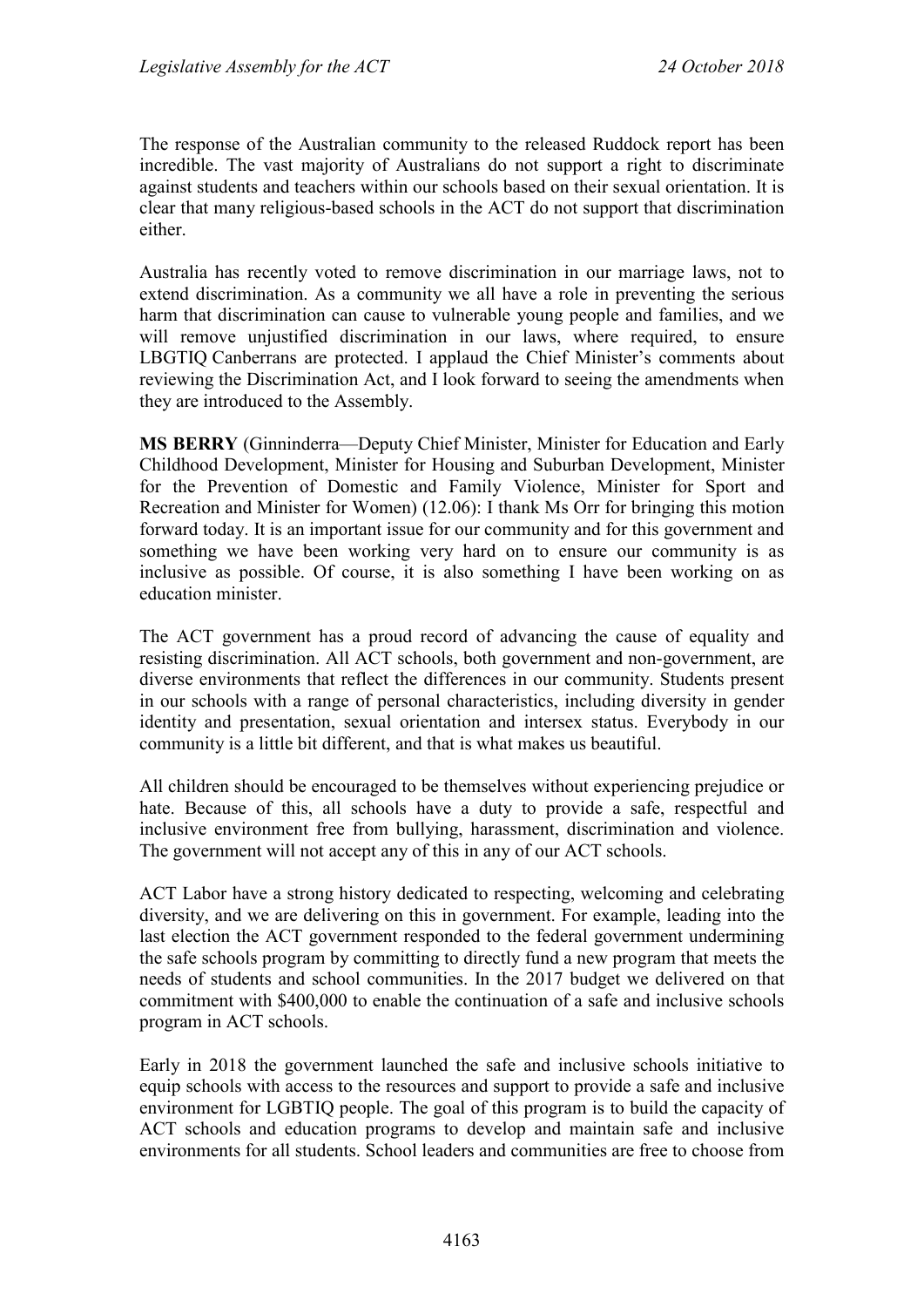The response of the Australian community to the released Ruddock report has been incredible. The vast majority of Australians do not support a right to discriminate against students and teachers within our schools based on their sexual orientation. It is clear that many religious-based schools in the ACT do not support that discrimination either.

Australia has recently voted to remove discrimination in our marriage laws, not to extend discrimination. As a community we all have a role in preventing the serious harm that discrimination can cause to vulnerable young people and families, and we will remove unjustified discrimination in our laws, where required, to ensure LBGTIQ Canberrans are protected. I applaud the Chief Minister's comments about reviewing the Discrimination Act, and I look forward to seeing the amendments when they are introduced to the Assembly.

**MS BERRY** (Ginninderra—Deputy Chief Minister, Minister for Education and Early Childhood Development, Minister for Housing and Suburban Development, Minister for the Prevention of Domestic and Family Violence, Minister for Sport and Recreation and Minister for Women) (12.06): I thank Ms Orr for bringing this motion forward today. It is an important issue for our community and for this government and something we have been working very hard on to ensure our community is as inclusive as possible. Of course, it is also something I have been working on as education minister.

The ACT government has a proud record of advancing the cause of equality and resisting discrimination. All ACT schools, both government and non-government, are diverse environments that reflect the differences in our community. Students present in our schools with a range of personal characteristics, including diversity in gender identity and presentation, sexual orientation and intersex status. Everybody in our community is a little bit different, and that is what makes us beautiful.

All children should be encouraged to be themselves without experiencing prejudice or hate. Because of this, all schools have a duty to provide a safe, respectful and inclusive environment free from bullying, harassment, discrimination and violence. The government will not accept any of this in any of our ACT schools.

ACT Labor have a strong history dedicated to respecting, welcoming and celebrating diversity, and we are delivering on this in government. For example, leading into the last election the ACT government responded to the federal government undermining the safe schools program by committing to directly fund a new program that meets the needs of students and school communities. In the 2017 budget we delivered on that commitment with $400,000 to enable the continuation of a safe and inclusive schools program in ACT schools.

Early in 2018 the government launched the safe and inclusive schools initiative to equip schools with access to the resources and support to provide a safe and inclusive environment for LGBTIQ people. The goal of this program is to build the capacity of ACT schools and education programs to develop and maintain safe and inclusive environments for all students. School leaders and communities are free to choose from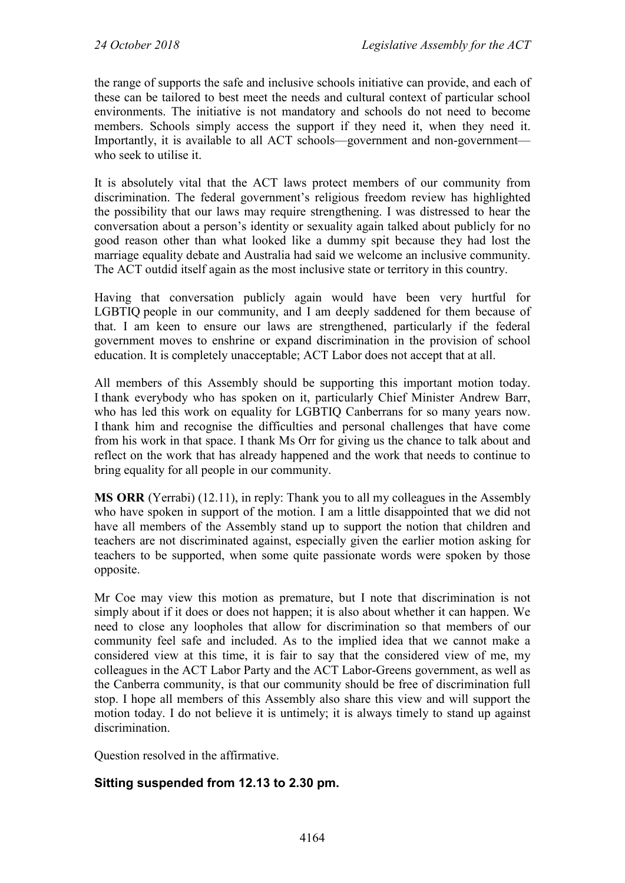the range of supports the safe and inclusive schools initiative can provide, and each of these can be tailored to best meet the needs and cultural context of particular school environments. The initiative is not mandatory and schools do not need to become members. Schools simply access the support if they need it, when they need it. Importantly, it is available to all ACT schools—government and non-government—who seek to utilise it.

It is absolutely vital that the ACT laws protect members of our community from discrimination. The federal government's religious freedom review has highlighted the possibility that our laws may require strengthening. I was distressed to hear the conversation about a person's identity or sexuality again talked about publicly for no good reason other than what looked like a dummy spit because they had lost the marriage equality debate and Australia had said we welcome an inclusive community. The ACT outdid itself again as the most inclusive state or territory in this country.

Having that conversation publicly again would have been very hurtful for LGBTIQ people in our community, and I am deeply saddened for them because of that. I am keen to ensure our laws are strengthened, particularly if the federal government moves to enshrine or expand discrimination in the provision of school education. It is completely unacceptable; ACT Labor does not accept that at all.

All members of this Assembly should be supporting this important motion today. I thank everybody who has spoken on it, particularly Chief Minister Andrew Barr, who has led this work on equality for LGBTIQ Canberrans for so many years now. I thank him and recognise the difficulties and personal challenges that have come from his work in that space. I thank Ms Orr for giving us the chance to talk about and reflect on the work that has already happened and the work that needs to continue to bring equality for all people in our community.

**MS ORR** (Yerrabi) (12.11), in reply: Thank you to all my colleagues in the Assembly who have spoken in support of the motion. I am a little disappointed that we did not have all members of the Assembly stand up to support the notion that children and teachers are not discriminated against, especially given the earlier motion asking for teachers to be supported, when some quite passionate words were spoken by those opposite.

Mr Coe may view this motion as premature, but I note that discrimination is not simply about if it does or does not happen; it is also about whether it can happen. We need to close any loopholes that allow for discrimination so that members of our community feel safe and included. As to the implied idea that we cannot make a considered view at this time, it is fair to say that the considered view of me, my colleagues in the ACT Labor Party and the ACT Labor-Greens government, as well as the Canberra community, is that our community should be free of discrimination full stop. I hope all members of this Assembly also share this view and will support the motion today. I do not believe it is untimely; it is always timely to stand up against discrimination.

Question resolved in the affirmative.

### Sitting suspended from 12.13 to 2.30 pm.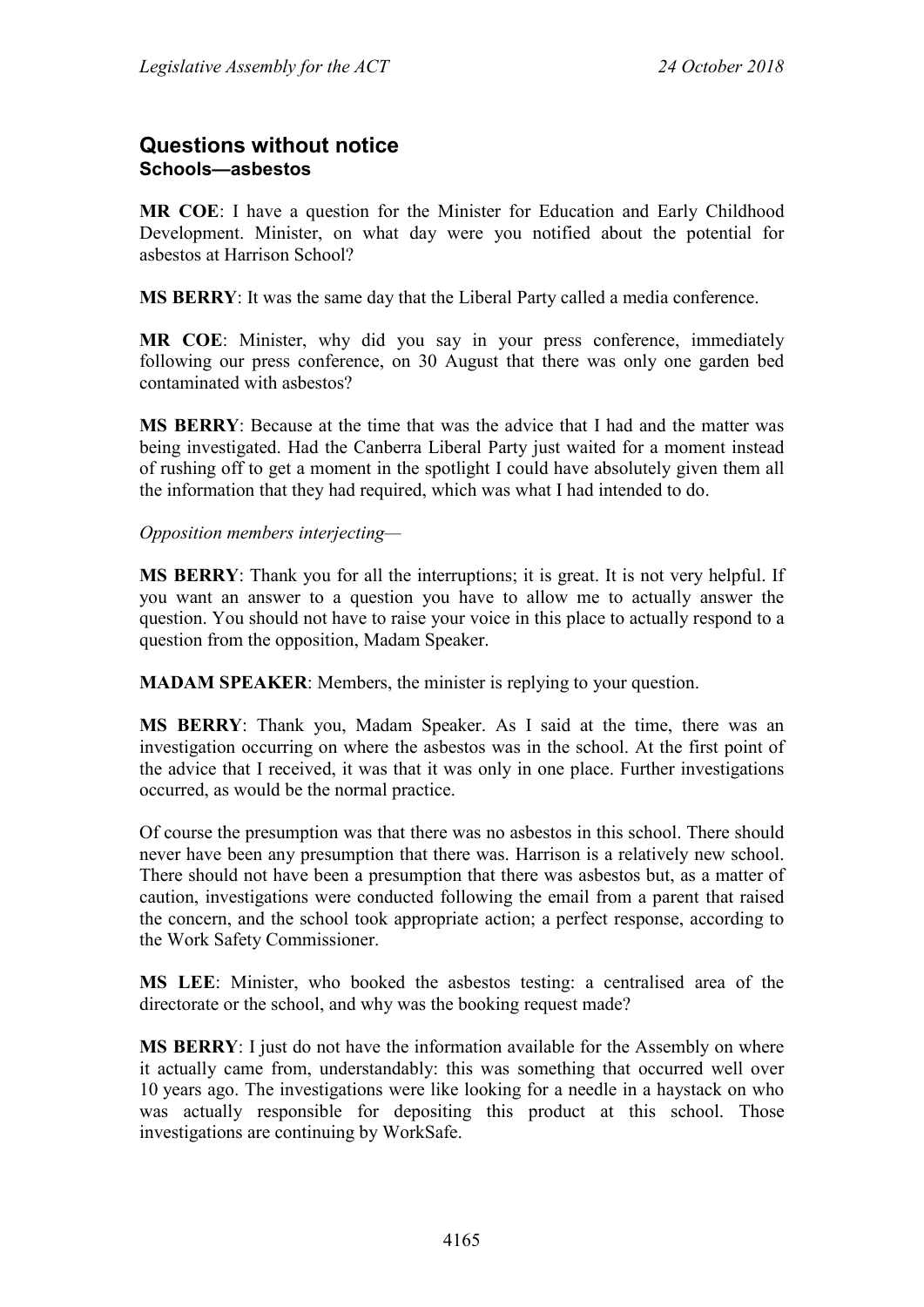## Questions without notice
### Schools—asbestos

**MR COE**: I have a question for the Minister for Education and Early Childhood Development. Minister, on what day were you notified about the potential for asbestos at Harrison School?

**MS BERRY**: It was the same day that the Liberal Party called a media conference.

**MR COE**: Minister, why did you say in your press conference, immediately following our press conference, on 30 August that there was only one garden bed contaminated with asbestos?

**MS BERRY**: Because at the time that was the advice that I had and the matter was being investigated. Had the Canberra Liberal Party just waited for a moment instead of rushing off to get a moment in the spotlight I could have absolutely given them all the information that they had required, which was what I had intended to do.

*Opposition members interjecting—*

**MS BERRY**: Thank you for all the interruptions; it is great. It is not very helpful. If you want an answer to a question you have to allow me to actually answer the question. You should not have to raise your voice in this place to actually respond to a question from the opposition, Madam Speaker.

**MADAM SPEAKER**: Members, the minister is replying to your question.

**MS BERRY**: Thank you, Madam Speaker. As I said at the time, there was an investigation occurring on where the asbestos was in the school. At the first point of the advice that I received, it was that it was only in one place. Further investigations occurred, as would be the normal practice.

Of course the presumption was that there was no asbestos in this school. There should never have been any presumption that there was. Harrison is a relatively new school. There should not have been a presumption that there was asbestos but, as a matter of caution, investigations were conducted following the email from a parent that raised the concern, and the school took appropriate action; a perfect response, according to the Work Safety Commissioner.

**MS LEE**: Minister, who booked the asbestos testing: a centralised area of the directorate or the school, and why was the booking request made?

**MS BERRY**: I just do not have the information available for the Assembly on where it actually came from, understandably: this was something that occurred well over 10 years ago. The investigations were like looking for a needle in a haystack on who was actually responsible for depositing this product at this school. Those investigations are continuing by WorkSafe.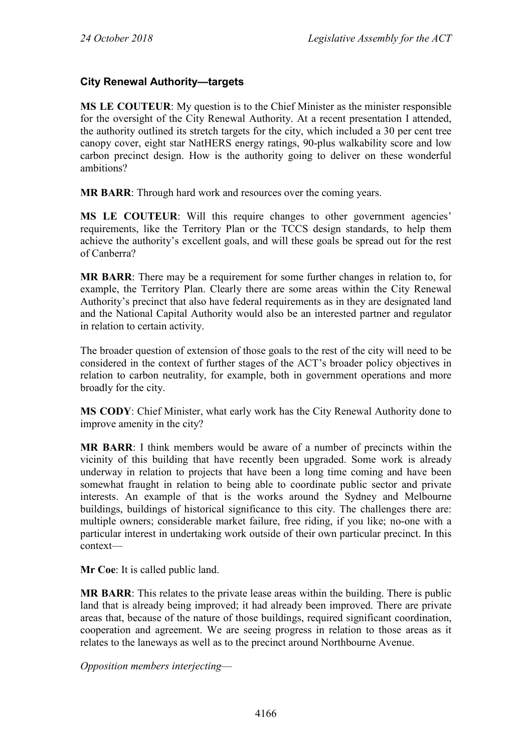### City Renewal Authority—targets

**MS LE COUTEUR**: My question is to the Chief Minister as the minister responsible for the oversight of the City Renewal Authority. At a recent presentation I attended, the authority outlined its stretch targets for the city, which included a 30 per cent tree canopy cover, eight star NatHERS energy ratings, 90-plus walkability score and low carbon precinct design. How is the authority going to deliver on these wonderful ambitions?

**MR BARR**: Through hard work and resources over the coming years.

**MS LE COUTEUR**: Will this require changes to other government agencies' requirements, like the Territory Plan or the TCCS design standards, to help them achieve the authority's excellent goals, and will these goals be spread out for the rest of Canberra?

**MR BARR**: There may be a requirement for some further changes in relation to, for example, the Territory Plan. Clearly there are some areas within the City Renewal Authority's precinct that also have federal requirements as in they are designated land and the National Capital Authority would also be an interested partner and regulator in relation to certain activity.

The broader question of extension of those goals to the rest of the city will need to be considered in the context of further stages of the ACT's broader policy objectives in relation to carbon neutrality, for example, both in government operations and more broadly for the city.

**MS CODY**: Chief Minister, what early work has the City Renewal Authority done to improve amenity in the city?

**MR BARR**: I think members would be aware of a number of precincts within the vicinity of this building that have recently been upgraded. Some work is already underway in relation to projects that have been a long time coming and have been somewhat fraught in relation to being able to coordinate public sector and private interests. An example of that is the works around the Sydney and Melbourne buildings, buildings of historical significance to this city. The challenges there are: multiple owners; considerable market failure, free riding, if you like; no-one with a particular interest in undertaking work outside of their own particular precinct. In this context—

**Mr Coe**: It is called public land.

**MR BARR**: This relates to the private lease areas within the building. There is public land that is already being improved; it had already been improved. There are private areas that, because of the nature of those buildings, required significant coordination, cooperation and agreement. We are seeing progress in relation to those areas as it relates to the laneways as well as to the precinct around Northbourne Avenue.

*Opposition members interjecting*—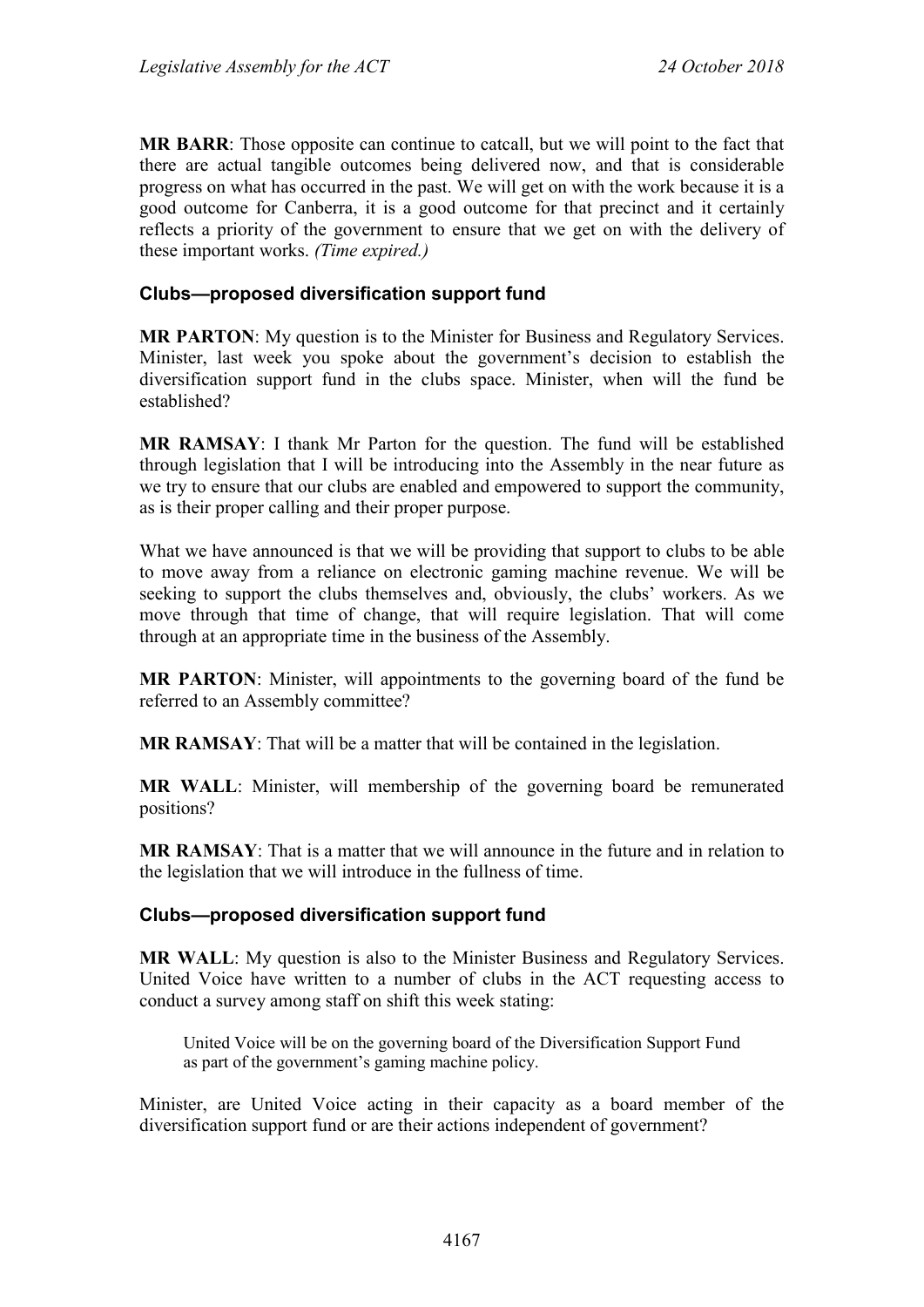**MR BARR**: Those opposite can continue to catcall, but we will point to the fact that there are actual tangible outcomes being delivered now, and that is considerable progress on what has occurred in the past. We will get on with the work because it is a good outcome for Canberra, it is a good outcome for that precinct and it certainly reflects a priority of the government to ensure that we get on with the delivery of these important works. *(Time expired.)*

### Clubs—proposed diversification support fund

**MR PARTON**: My question is to the Minister for Business and Regulatory Services. Minister, last week you spoke about the government's decision to establish the diversification support fund in the clubs space. Minister, when will the fund be established?

**MR RAMSAY**: I thank Mr Parton for the question. The fund will be established through legislation that I will be introducing into the Assembly in the near future as we try to ensure that our clubs are enabled and empowered to support the community, as is their proper calling and their proper purpose.

What we have announced is that we will be providing that support to clubs to be able to move away from a reliance on electronic gaming machine revenue. We will be seeking to support the clubs themselves and, obviously, the clubs' workers. As we move through that time of change, that will require legislation. That will come through at an appropriate time in the business of the Assembly.

**MR PARTON**: Minister, will appointments to the governing board of the fund be referred to an Assembly committee?

**MR RAMSAY**: That will be a matter that will be contained in the legislation.

**MR WALL**: Minister, will membership of the governing board be remunerated positions?

**MR RAMSAY**: That is a matter that we will announce in the future and in relation to the legislation that we will introduce in the fullness of time.

### Clubs—proposed diversification support fund

**MR WALL**: My question is also to the Minister Business and Regulatory Services. United Voice have written to a number of clubs in the ACT requesting access to conduct a survey among staff on shift this week stating:

> United Voice will be on the governing board of the Diversification Support Fund as part of the government's gaming machine policy.

Minister, are United Voice acting in their capacity as a board member of the diversification support fund or are their actions independent of government?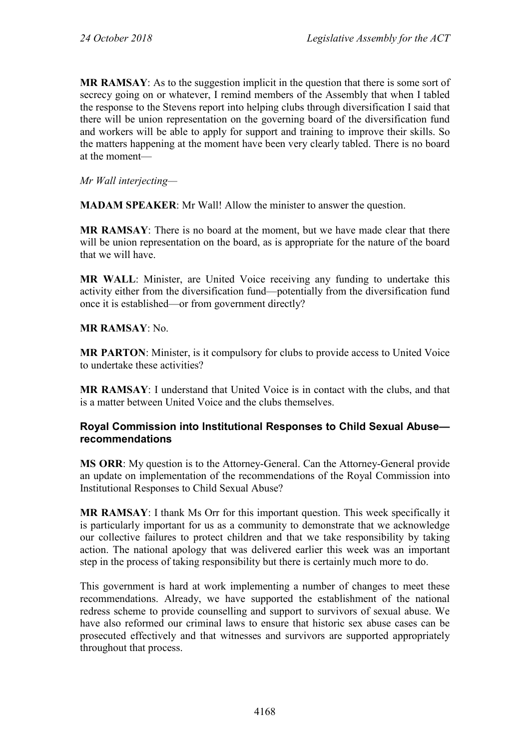**MR RAMSAY**: As to the suggestion implicit in the question that there is some sort of secrecy going on or whatever, I remind members of the Assembly that when I tabled the response to the Stevens report into helping clubs through diversification I said that there will be union representation on the governing board of the diversification fund and workers will be able to apply for support and training to improve their skills. So the matters happening at the moment have been very clearly tabled. There is no board at the moment—

*Mr Wall interjecting*—

**MADAM SPEAKER**: Mr Wall! Allow the minister to answer the question.

**MR RAMSAY**: There is no board at the moment, but we have made clear that there will be union representation on the board, as is appropriate for the nature of the board that we will have.

**MR WALL**: Minister, are United Voice receiving any funding to undertake this activity either from the diversification fund—potentially from the diversification fund once it is established—or from government directly?

**MR RAMSAY**: No.

**MR PARTON**: Minister, is it compulsory for clubs to provide access to United Voice to undertake these activities?

**MR RAMSAY**: I understand that United Voice is in contact with the clubs, and that is a matter between United Voice and the clubs themselves.

### Royal Commission into Institutional Responses to Child Sexual Abuse—recommendations

**MS ORR**: My question is to the Attorney-General. Can the Attorney-General provide an update on implementation of the recommendations of the Royal Commission into Institutional Responses to Child Sexual Abuse?

**MR RAMSAY**: I thank Ms Orr for this important question. This week specifically it is particularly important for us as a community to demonstrate that we acknowledge our collective failures to protect children and that we take responsibility by taking action. The national apology that was delivered earlier this week was an important step in the process of taking responsibility but there is certainly much more to do.

This government is hard at work implementing a number of changes to meet these recommendations. Already, we have supported the establishment of the national redress scheme to provide counselling and support to survivors of sexual abuse. We have also reformed our criminal laws to ensure that historic sex abuse cases can be prosecuted effectively and that witnesses and survivors are supported appropriately throughout that process.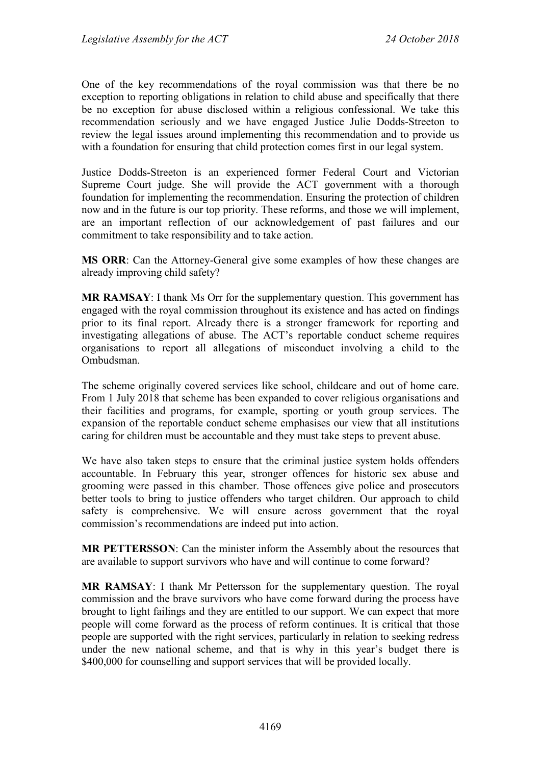One of the key recommendations of the royal commission was that there be no exception to reporting obligations in relation to child abuse and specifically that there be no exception for abuse disclosed within a religious confessional. We take this recommendation seriously and we have engaged Justice Julie Dodds-Streeton to review the legal issues around implementing this recommendation and to provide us with a foundation for ensuring that child protection comes first in our legal system.

Justice Dodds-Streeton is an experienced former Federal Court and Victorian Supreme Court judge. She will provide the ACT government with a thorough foundation for implementing the recommendation. Ensuring the protection of children now and in the future is our top priority. These reforms, and those we will implement, are an important reflection of our acknowledgement of past failures and our commitment to take responsibility and to take action.

**MS ORR**: Can the Attorney-General give some examples of how these changes are already improving child safety?

**MR RAMSAY**: I thank Ms Orr for the supplementary question. This government has engaged with the royal commission throughout its existence and has acted on findings prior to its final report. Already there is a stronger framework for reporting and investigating allegations of abuse. The ACT's reportable conduct scheme requires organisations to report all allegations of misconduct involving a child to the Ombudsman.

The scheme originally covered services like school, childcare and out of home care. From 1 July 2018 that scheme has been expanded to cover religious organisations and their facilities and programs, for example, sporting or youth group services. The expansion of the reportable conduct scheme emphasises our view that all institutions caring for children must be accountable and they must take steps to prevent abuse.

We have also taken steps to ensure that the criminal justice system holds offenders accountable. In February this year, stronger offences for historic sex abuse and grooming were passed in this chamber. Those offences give police and prosecutors better tools to bring to justice offenders who target children. Our approach to child safety is comprehensive. We will ensure across government that the royal commission's recommendations are indeed put into action.

**MR PETTERSSON**: Can the minister inform the Assembly about the resources that are available to support survivors who have and will continue to come forward?

**MR RAMSAY**: I thank Mr Pettersson for the supplementary question. The royal commission and the brave survivors who have come forward during the process have brought to light failings and they are entitled to our support. We can expect that more people will come forward as the process of reform continues. It is critical that those people are supported with the right services, particularly in relation to seeking redress under the new national scheme, and that is why in this year's budget there is $400,000 for counselling and support services that will be provided locally.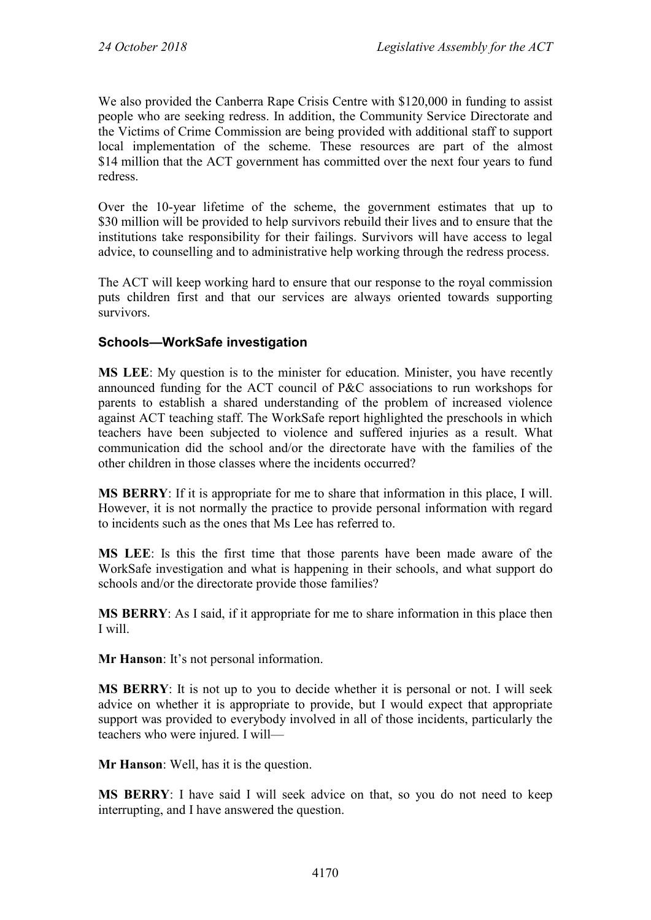We also provided the Canberra Rape Crisis Centre with $120,000 in funding to assist people who are seeking redress. In addition, the Community Service Directorate and the Victims of Crime Commission are being provided with additional staff to support local implementation of the scheme. These resources are part of the almost $14 million that the ACT government has committed over the next four years to fund redress.

Over the 10-year lifetime of the scheme, the government estimates that up to $30 million will be provided to help survivors rebuild their lives and to ensure that the institutions take responsibility for their failings. Survivors will have access to legal advice, to counselling and to administrative help working through the redress process.

The ACT will keep working hard to ensure that our response to the royal commission puts children first and that our services are always oriented towards supporting survivors.

### Schools—WorkSafe investigation

**MS LEE**: My question is to the minister for education. Minister, you have recently announced funding for the ACT council of P&C associations to run workshops for parents to establish a shared understanding of the problem of increased violence against ACT teaching staff. The WorkSafe report highlighted the preschools in which teachers have been subjected to violence and suffered injuries as a result. What communication did the school and/or the directorate have with the families of the other children in those classes where the incidents occurred?

**MS BERRY**: If it is appropriate for me to share that information in this place, I will. However, it is not normally the practice to provide personal information with regard to incidents such as the ones that Ms Lee has referred to.

**MS LEE**: Is this the first time that those parents have been made aware of the WorkSafe investigation and what is happening in their schools, and what support do schools and/or the directorate provide those families?

**MS BERRY**: As I said, if it appropriate for me to share information in this place then I will.

**Mr Hanson**: It's not personal information.

**MS BERRY**: It is not up to you to decide whether it is personal or not. I will seek advice on whether it is appropriate to provide, but I would expect that appropriate support was provided to everybody involved in all of those incidents, particularly the teachers who were injured. I will—

**Mr Hanson**: Well, has it is the question.

**MS BERRY**: I have said I will seek advice on that, so you do not need to keep interrupting, and I have answered the question.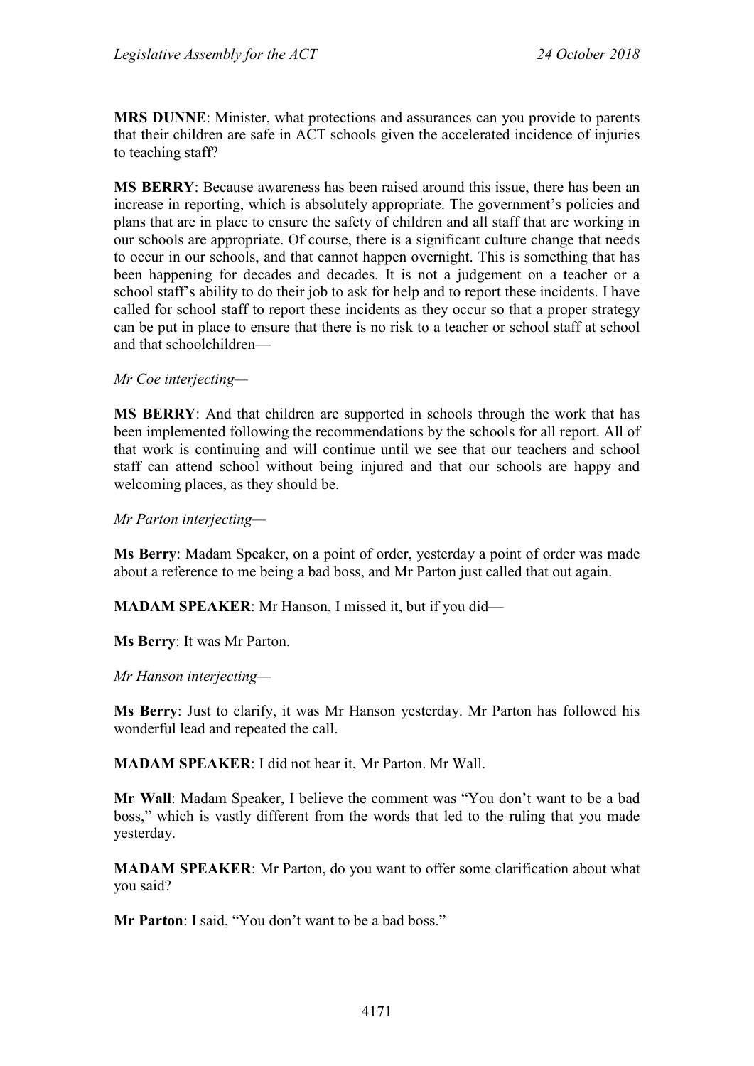**MRS DUNNE**: Minister, what protections and assurances can you provide to parents that their children are safe in ACT schools given the accelerated incidence of injuries to teaching staff?

**MS BERRY**: Because awareness has been raised around this issue, there has been an increase in reporting, which is absolutely appropriate. The government's policies and plans that are in place to ensure the safety of children and all staff that are working in our schools are appropriate. Of course, there is a significant culture change that needs to occur in our schools, and that cannot happen overnight. This is something that has been happening for decades and decades. It is not a judgement on a teacher or a school staff's ability to do their job to ask for help and to report these incidents. I have called for school staff to report these incidents as they occur so that a proper strategy can be put in place to ensure that there is no risk to a teacher or school staff at school and that schoolchildren—

*Mr Coe interjecting—*

**MS BERRY**: And that children are supported in schools through the work that has been implemented following the recommendations by the schools for all report. All of that work is continuing and will continue until we see that our teachers and school staff can attend school without being injured and that our schools are happy and welcoming places, as they should be.

*Mr Parton interjecting—*

**Ms Berry**: Madam Speaker, on a point of order, yesterday a point of order was made about a reference to me being a bad boss, and Mr Parton just called that out again.

**MADAM SPEAKER**: Mr Hanson, I missed it, but if you did—

**Ms Berry**: It was Mr Parton.

*Mr Hanson interjecting—*

**Ms Berry**: Just to clarify, it was Mr Hanson yesterday. Mr Parton has followed his wonderful lead and repeated the call.

**MADAM SPEAKER**: I did not hear it, Mr Parton. Mr Wall.

**Mr Wall**: Madam Speaker, I believe the comment was "You don't want to be a bad boss," which is vastly different from the words that led to the ruling that you made yesterday.

**MADAM SPEAKER**: Mr Parton, do you want to offer some clarification about what you said?

**Mr Parton**: I said, "You don't want to be a bad boss."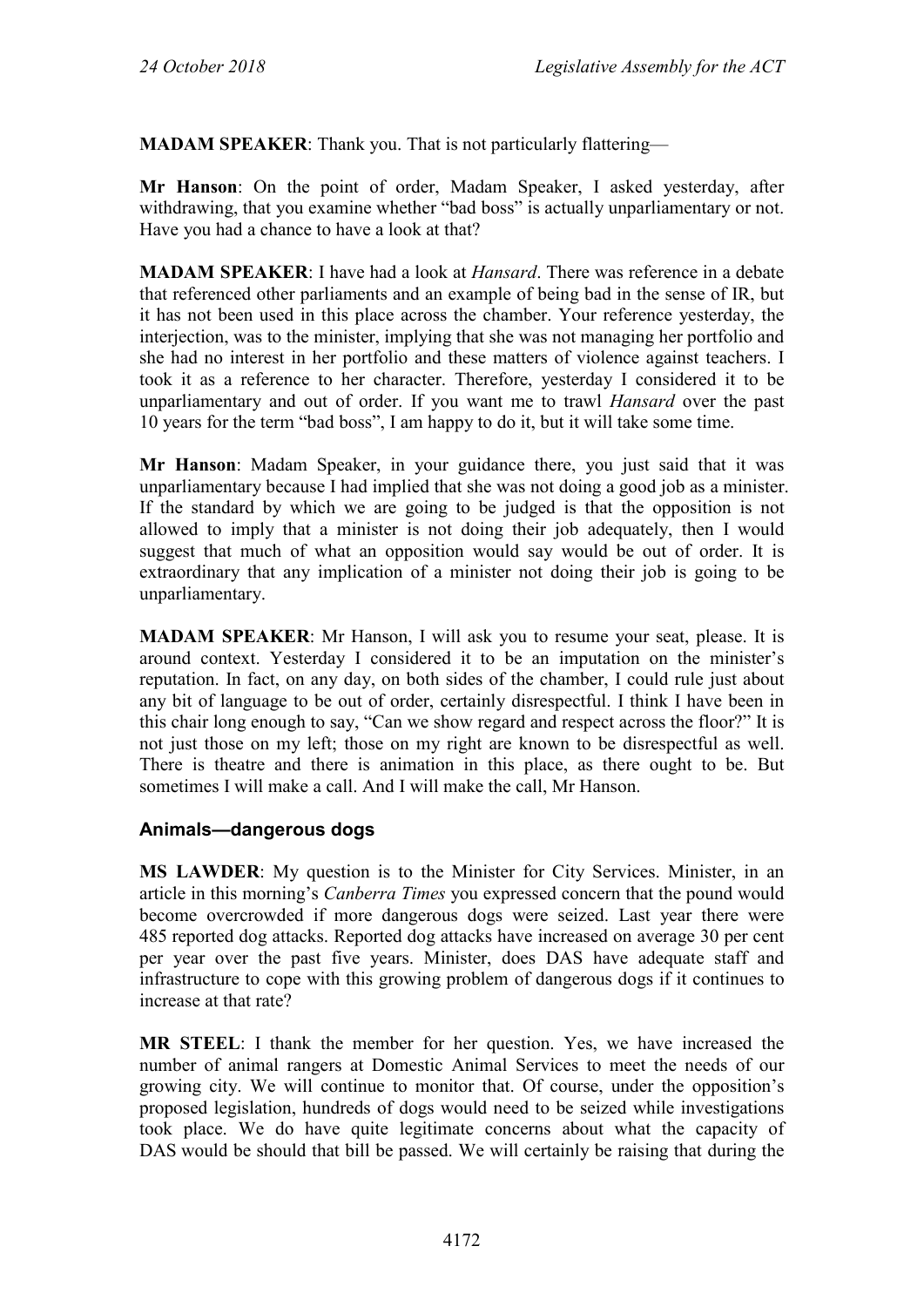**MADAM SPEAKER**: Thank you. That is not particularly flattering—

**Mr Hanson**: On the point of order, Madam Speaker, I asked yesterday, after withdrawing, that you examine whether "bad boss" is actually unparliamentary or not. Have you had a chance to have a look at that?

**MADAM SPEAKER**: I have had a look at *Hansard*. There was reference in a debate that referenced other parliaments and an example of being bad in the sense of IR, but it has not been used in this place across the chamber. Your reference yesterday, the interjection, was to the minister, implying that she was not managing her portfolio and she had no interest in her portfolio and these matters of violence against teachers. I took it as a reference to her character. Therefore, yesterday I considered it to be unparliamentary and out of order. If you want me to trawl *Hansard* over the past 10 years for the term "bad boss", I am happy to do it, but it will take some time.

**Mr Hanson**: Madam Speaker, in your guidance there, you just said that it was unparliamentary because I had implied that she was not doing a good job as a minister. If the standard by which we are going to be judged is that the opposition is not allowed to imply that a minister is not doing their job adequately, then I would suggest that much of what an opposition would say would be out of order. It is extraordinary that any implication of a minister not doing their job is going to be unparliamentary.

**MADAM SPEAKER**: Mr Hanson, I will ask you to resume your seat, please. It is around context. Yesterday I considered it to be an imputation on the minister's reputation. In fact, on any day, on both sides of the chamber, I could rule just about any bit of language to be out of order, certainly disrespectful. I think I have been in this chair long enough to say, "Can we show regard and respect across the floor?" It is not just those on my left; those on my right are known to be disrespectful as well. There is theatre and there is animation in this place, as there ought to be. But sometimes I will make a call. And I will make the call, Mr Hanson.

### Animals—dangerous dogs

**MS LAWDER**: My question is to the Minister for City Services. Minister, in an article in this morning's *Canberra Times* you expressed concern that the pound would become overcrowded if more dangerous dogs were seized. Last year there were 485 reported dog attacks. Reported dog attacks have increased on average 30 per cent per year over the past five years. Minister, does DAS have adequate staff and infrastructure to cope with this growing problem of dangerous dogs if it continues to increase at that rate?

**MR STEEL**: I thank the member for her question. Yes, we have increased the number of animal rangers at Domestic Animal Services to meet the needs of our growing city. We will continue to monitor that. Of course, under the opposition's proposed legislation, hundreds of dogs would need to be seized while investigations took place. We do have quite legitimate concerns about what the capacity of DAS would be should that bill be passed. We will certainly be raising that during the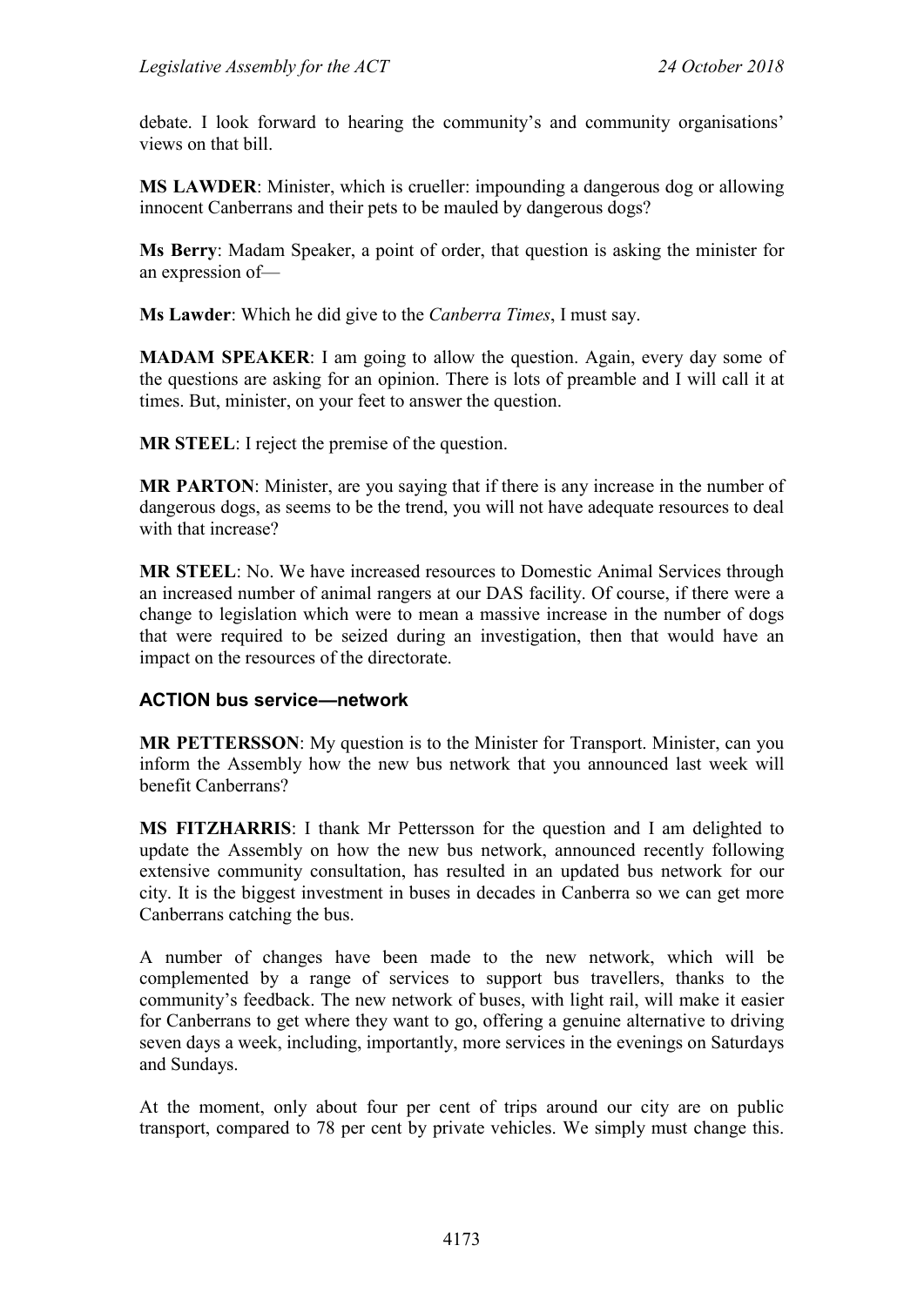debate. I look forward to hearing the community's and community organisations' views on that bill.

**MS LAWDER**: Minister, which is crueller: impounding a dangerous dog or allowing innocent Canberrans and their pets to be mauled by dangerous dogs?

**Ms Berry**: Madam Speaker, a point of order, that question is asking the minister for an expression of—

**Ms Lawder**: Which he did give to the *Canberra Times*, I must say.

**MADAM SPEAKER**: I am going to allow the question. Again, every day some of the questions are asking for an opinion. There is lots of preamble and I will call it at times. But, minister, on your feet to answer the question.

**MR STEEL**: I reject the premise of the question.

**MR PARTON**: Minister, are you saying that if there is any increase in the number of dangerous dogs, as seems to be the trend, you will not have adequate resources to deal with that increase?

**MR STEEL**: No. We have increased resources to Domestic Animal Services through an increased number of animal rangers at our DAS facility. Of course, if there were a change to legislation which were to mean a massive increase in the number of dogs that were required to be seized during an investigation, then that would have an impact on the resources of the directorate.

### ACTION bus service—network

**MR PETTERSSON**: My question is to the Minister for Transport. Minister, can you inform the Assembly how the new bus network that you announced last week will benefit Canberrans?

**MS FITZHARRIS**: I thank Mr Pettersson for the question and I am delighted to update the Assembly on how the new bus network, announced recently following extensive community consultation, has resulted in an updated bus network for our city. It is the biggest investment in buses in decades in Canberra so we can get more Canberrans catching the bus.

A number of changes have been made to the new network, which will be complemented by a range of services to support bus travellers, thanks to the community's feedback. The new network of buses, with light rail, will make it easier for Canberrans to get where they want to go, offering a genuine alternative to driving seven days a week, including, importantly, more services in the evenings on Saturdays and Sundays.

At the moment, only about four per cent of trips around our city are on public transport, compared to 78 per cent by private vehicles. We simply must change this.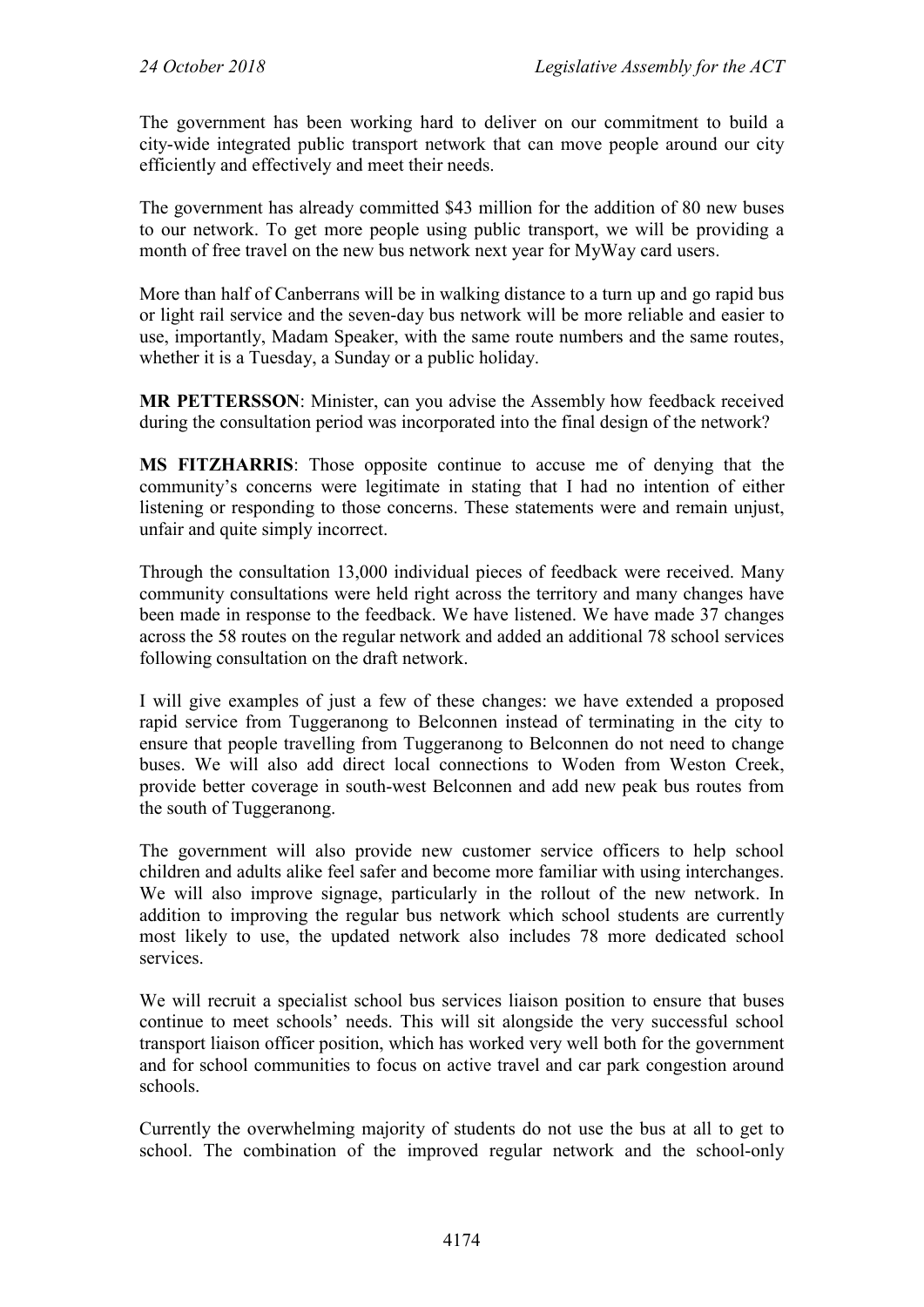The government has been working hard to deliver on our commitment to build a city-wide integrated public transport network that can move people around our city efficiently and effectively and meet their needs.

The government has already committed $43 million for the addition of 80 new buses to our network. To get more people using public transport, we will be providing a month of free travel on the new bus network next year for MyWay card users.

More than half of Canberrans will be in walking distance to a turn up and go rapid bus or light rail service and the seven-day bus network will be more reliable and easier to use, importantly, Madam Speaker, with the same route numbers and the same routes, whether it is a Tuesday, a Sunday or a public holiday.

**MR PETTERSSON**: Minister, can you advise the Assembly how feedback received during the consultation period was incorporated into the final design of the network?

**MS FITZHARRIS**: Those opposite continue to accuse me of denying that the community's concerns were legitimate in stating that I had no intention of either listening or responding to those concerns. These statements were and remain unjust, unfair and quite simply incorrect.

Through the consultation 13,000 individual pieces of feedback were received. Many community consultations were held right across the territory and many changes have been made in response to the feedback. We have listened. We have made 37 changes across the 58 routes on the regular network and added an additional 78 school services following consultation on the draft network.

I will give examples of just a few of these changes: we have extended a proposed rapid service from Tuggeranong to Belconnen instead of terminating in the city to ensure that people travelling from Tuggeranong to Belconnen do not need to change buses. We will also add direct local connections to Woden from Weston Creek, provide better coverage in south-west Belconnen and add new peak bus routes from the south of Tuggeranong.

The government will also provide new customer service officers to help school children and adults alike feel safer and become more familiar with using interchanges. We will also improve signage, particularly in the rollout of the new network. In addition to improving the regular bus network which school students are currently most likely to use, the updated network also includes 78 more dedicated school services.

We will recruit a specialist school bus services liaison position to ensure that buses continue to meet schools' needs. This will sit alongside the very successful school transport liaison officer position, which has worked very well both for the government and for school communities to focus on active travel and car park congestion around schools.

Currently the overwhelming majority of students do not use the bus at all to get to school. The combination of the improved regular network and the school-only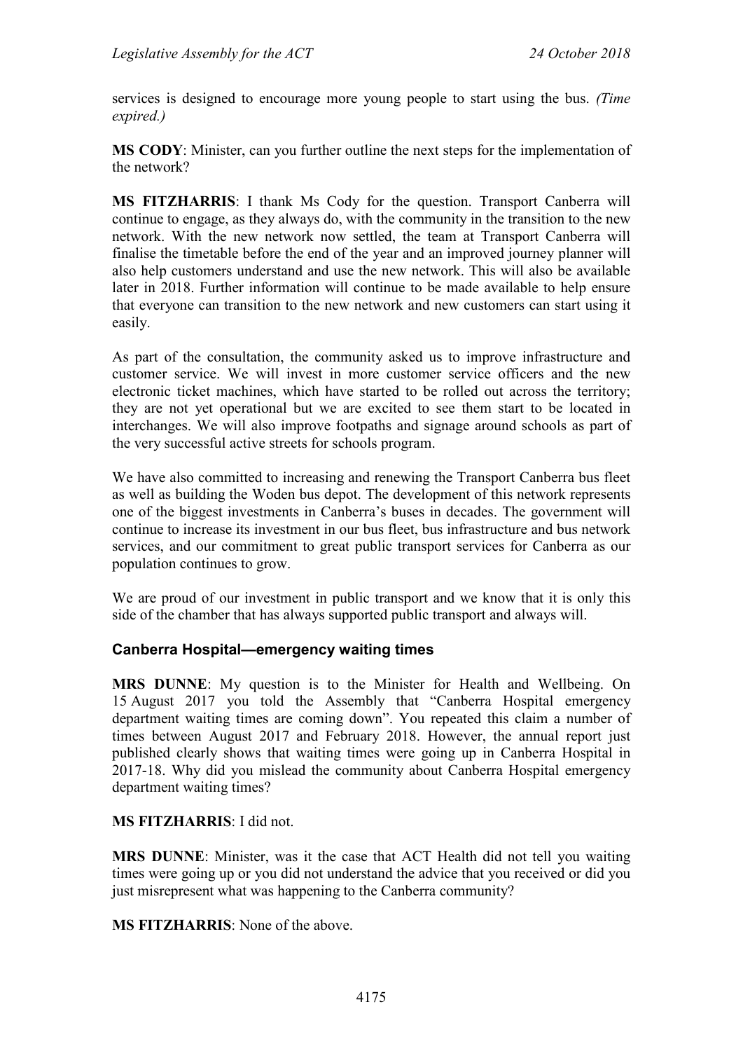services is designed to encourage more young people to start using the bus. *(Time expired.)*

**MS CODY**: Minister, can you further outline the next steps for the implementation of the network?

**MS FITZHARRIS**: I thank Ms Cody for the question. Transport Canberra will continue to engage, as they always do, with the community in the transition to the new network. With the new network now settled, the team at Transport Canberra will finalise the timetable before the end of the year and an improved journey planner will also help customers understand and use the new network. This will also be available later in 2018. Further information will continue to be made available to help ensure that everyone can transition to the new network and new customers can start using it easily.

As part of the consultation, the community asked us to improve infrastructure and customer service. We will invest in more customer service officers and the new electronic ticket machines, which have started to be rolled out across the territory; they are not yet operational but we are excited to see them start to be located in interchanges. We will also improve footpaths and signage around schools as part of the very successful active streets for schools program.

We have also committed to increasing and renewing the Transport Canberra bus fleet as well as building the Woden bus depot. The development of this network represents one of the biggest investments in Canberra's buses in decades. The government will continue to increase its investment in our bus fleet, bus infrastructure and bus network services, and our commitment to great public transport services for Canberra as our population continues to grow.

We are proud of our investment in public transport and we know that it is only this side of the chamber that has always supported public transport and always will.

### Canberra Hospital—emergency waiting times

**MRS DUNNE**: My question is to the Minister for Health and Wellbeing. On 15 August 2017 you told the Assembly that "Canberra Hospital emergency department waiting times are coming down". You repeated this claim a number of times between August 2017 and February 2018. However, the annual report just published clearly shows that waiting times were going up in Canberra Hospital in 2017-18. Why did you mislead the community about Canberra Hospital emergency department waiting times?

**MS FITZHARRIS**: I did not.

**MRS DUNNE**: Minister, was it the case that ACT Health did not tell you waiting times were going up or you did not understand the advice that you received or did you just misrepresent what was happening to the Canberra community?

**MS FITZHARRIS**: None of the above.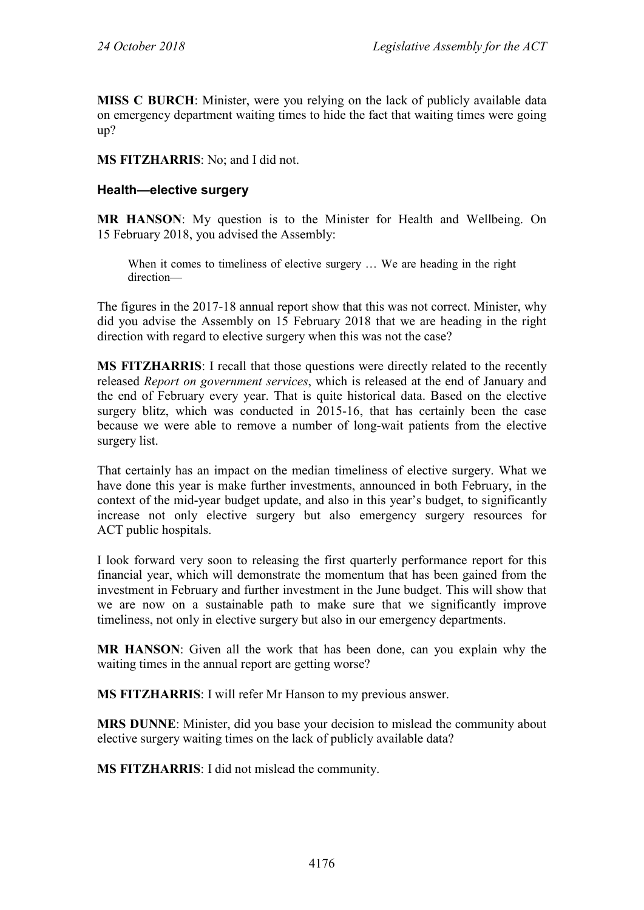**MISS C BURCH**: Minister, were you relying on the lack of publicly available data on emergency department waiting times to hide the fact that waiting times were going up?

**MS FITZHARRIS**: No; and I did not.

### Health—elective surgery

**MR HANSON**: My question is to the Minister for Health and Wellbeing. On 15 February 2018, you advised the Assembly:

> When it comes to timeliness of elective surgery … We are heading in the right direction—

The figures in the 2017-18 annual report show that this was not correct. Minister, why did you advise the Assembly on 15 February 2018 that we are heading in the right direction with regard to elective surgery when this was not the case?

**MS FITZHARRIS**: I recall that those questions were directly related to the recently released *Report on government services*, which is released at the end of January and the end of February every year. That is quite historical data. Based on the elective surgery blitz, which was conducted in 2015-16, that has certainly been the case because we were able to remove a number of long-wait patients from the elective surgery list.

That certainly has an impact on the median timeliness of elective surgery. What we have done this year is make further investments, announced in both February, in the context of the mid-year budget update, and also in this year's budget, to significantly increase not only elective surgery but also emergency surgery resources for ACT public hospitals.

I look forward very soon to releasing the first quarterly performance report for this financial year, which will demonstrate the momentum that has been gained from the investment in February and further investment in the June budget. This will show that we are now on a sustainable path to make sure that we significantly improve timeliness, not only in elective surgery but also in our emergency departments.

**MR HANSON**: Given all the work that has been done, can you explain why the waiting times in the annual report are getting worse?

**MS FITZHARRIS**: I will refer Mr Hanson to my previous answer.

**MRS DUNNE**: Minister, did you base your decision to mislead the community about elective surgery waiting times on the lack of publicly available data?

**MS FITZHARRIS**: I did not mislead the community.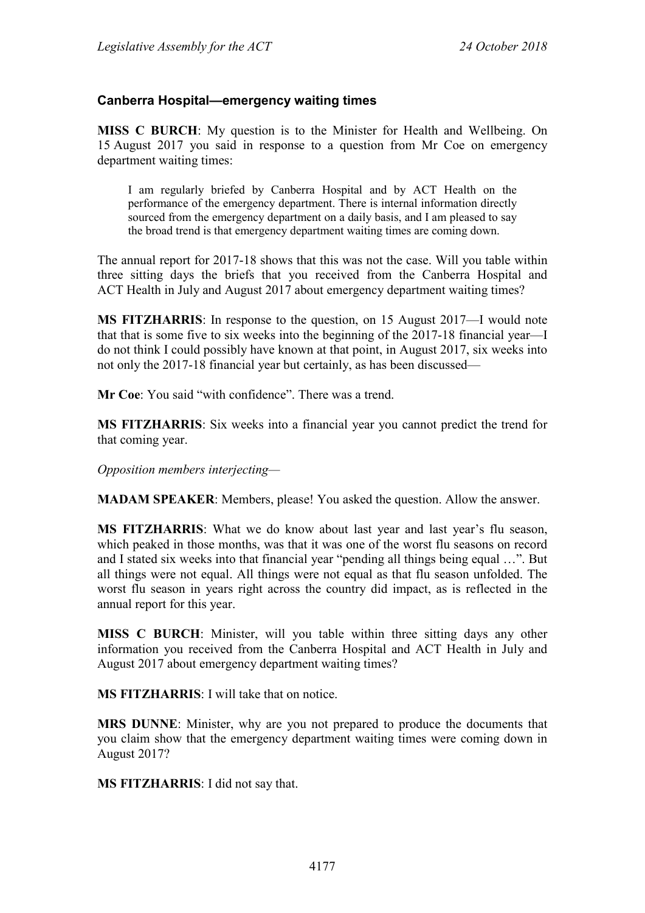### Canberra Hospital—emergency waiting times

**MISS C BURCH**: My question is to the Minister for Health and Wellbeing. On 15 August 2017 you said in response to a question from Mr Coe on emergency department waiting times:

> I am regularly briefed by Canberra Hospital and by ACT Health on the performance of the emergency department. There is internal information directly sourced from the emergency department on a daily basis, and I am pleased to say the broad trend is that emergency department waiting times are coming down.

The annual report for 2017-18 shows that this was not the case. Will you table within three sitting days the briefs that you received from the Canberra Hospital and ACT Health in July and August 2017 about emergency department waiting times?

**MS FITZHARRIS**: In response to the question, on 15 August 2017—I would note that that is some five to six weeks into the beginning of the 2017-18 financial year—I do not think I could possibly have known at that point, in August 2017, six weeks into not only the 2017-18 financial year but certainly, as has been discussed—

**Mr Coe**: You said "with confidence". There was a trend.

**MS FITZHARRIS**: Six weeks into a financial year you cannot predict the trend for that coming year.

*Opposition members interjecting*—

**MADAM SPEAKER**: Members, please! You asked the question. Allow the answer.

**MS FITZHARRIS**: What we do know about last year and last year's flu season, which peaked in those months, was that it was one of the worst flu seasons on record and I stated six weeks into that financial year "pending all things being equal …". But all things were not equal. All things were not equal as that flu season unfolded. The worst flu season in years right across the country did impact, as is reflected in the annual report for this year.

**MISS C BURCH**: Minister, will you table within three sitting days any other information you received from the Canberra Hospital and ACT Health in July and August 2017 about emergency department waiting times?

**MS FITZHARRIS**: I will take that on notice.

**MRS DUNNE**: Minister, why are you not prepared to produce the documents that you claim show that the emergency department waiting times were coming down in August 2017?

**MS FITZHARRIS**: I did not say that.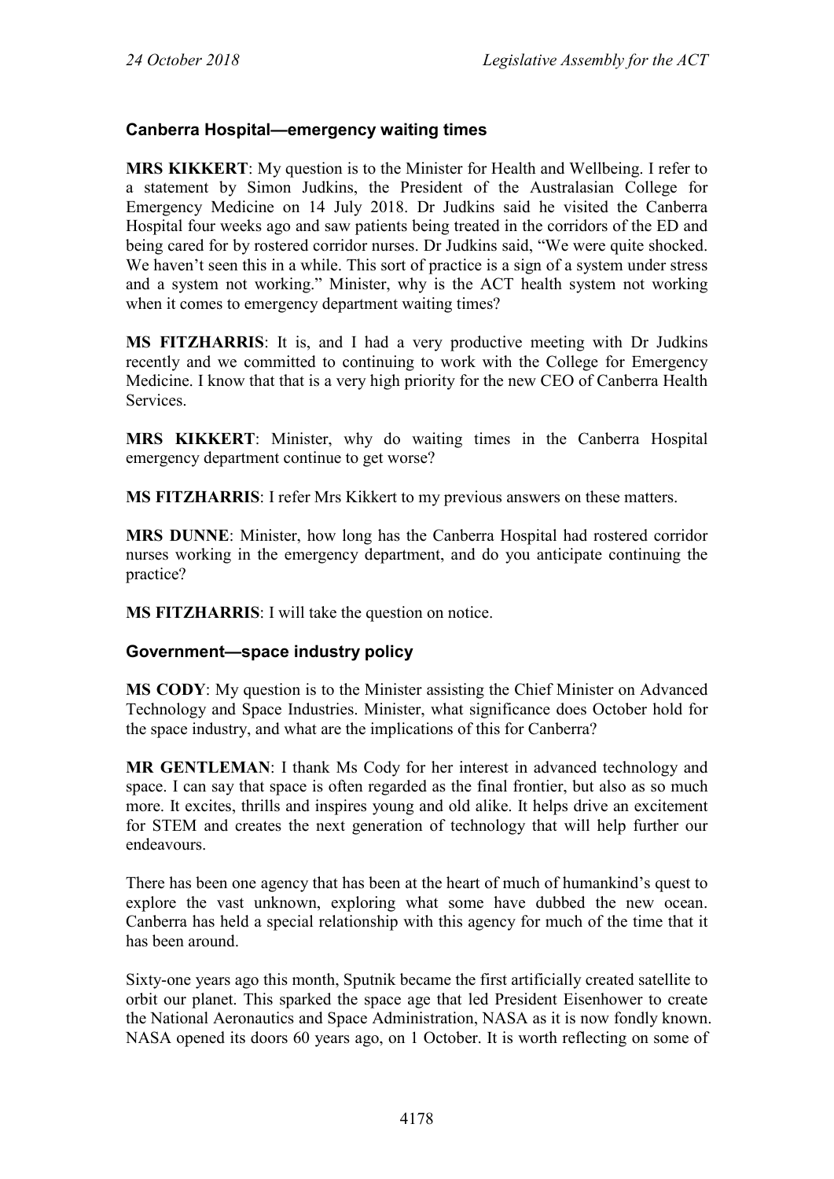### Canberra Hospital—emergency waiting times

**MRS KIKKERT**: My question is to the Minister for Health and Wellbeing. I refer to a statement by Simon Judkins, the President of the Australasian College for Emergency Medicine on 14 July 2018. Dr Judkins said he visited the Canberra Hospital four weeks ago and saw patients being treated in the corridors of the ED and being cared for by rostered corridor nurses. Dr Judkins said, "We were quite shocked. We haven't seen this in a while. This sort of practice is a sign of a system under stress and a system not working." Minister, why is the ACT health system not working when it comes to emergency department waiting times?

**MS FITZHARRIS**: It is, and I had a very productive meeting with Dr Judkins recently and we committed to continuing to work with the College for Emergency Medicine. I know that that is a very high priority for the new CEO of Canberra Health Services.

**MRS KIKKERT**: Minister, why do waiting times in the Canberra Hospital emergency department continue to get worse?

**MS FITZHARRIS**: I refer Mrs Kikkert to my previous answers on these matters.

**MRS DUNNE**: Minister, how long has the Canberra Hospital had rostered corridor nurses working in the emergency department, and do you anticipate continuing the practice?

**MS FITZHARRIS**: I will take the question on notice.

### Government—space industry policy

**MS CODY**: My question is to the Minister assisting the Chief Minister on Advanced Technology and Space Industries. Minister, what significance does October hold for the space industry, and what are the implications of this for Canberra?

**MR GENTLEMAN**: I thank Ms Cody for her interest in advanced technology and space. I can say that space is often regarded as the final frontier, but also as so much more. It excites, thrills and inspires young and old alike. It helps drive an excitement for STEM and creates the next generation of technology that will help further our endeavours.

There has been one agency that has been at the heart of much of humankind's quest to explore the vast unknown, exploring what some have dubbed the new ocean. Canberra has held a special relationship with this agency for much of the time that it has been around.

Sixty-one years ago this month, Sputnik became the first artificially created satellite to orbit our planet. This sparked the space age that led President Eisenhower to create the National Aeronautics and Space Administration, NASA as it is now fondly known. NASA opened its doors 60 years ago, on 1 October. It is worth reflecting on some of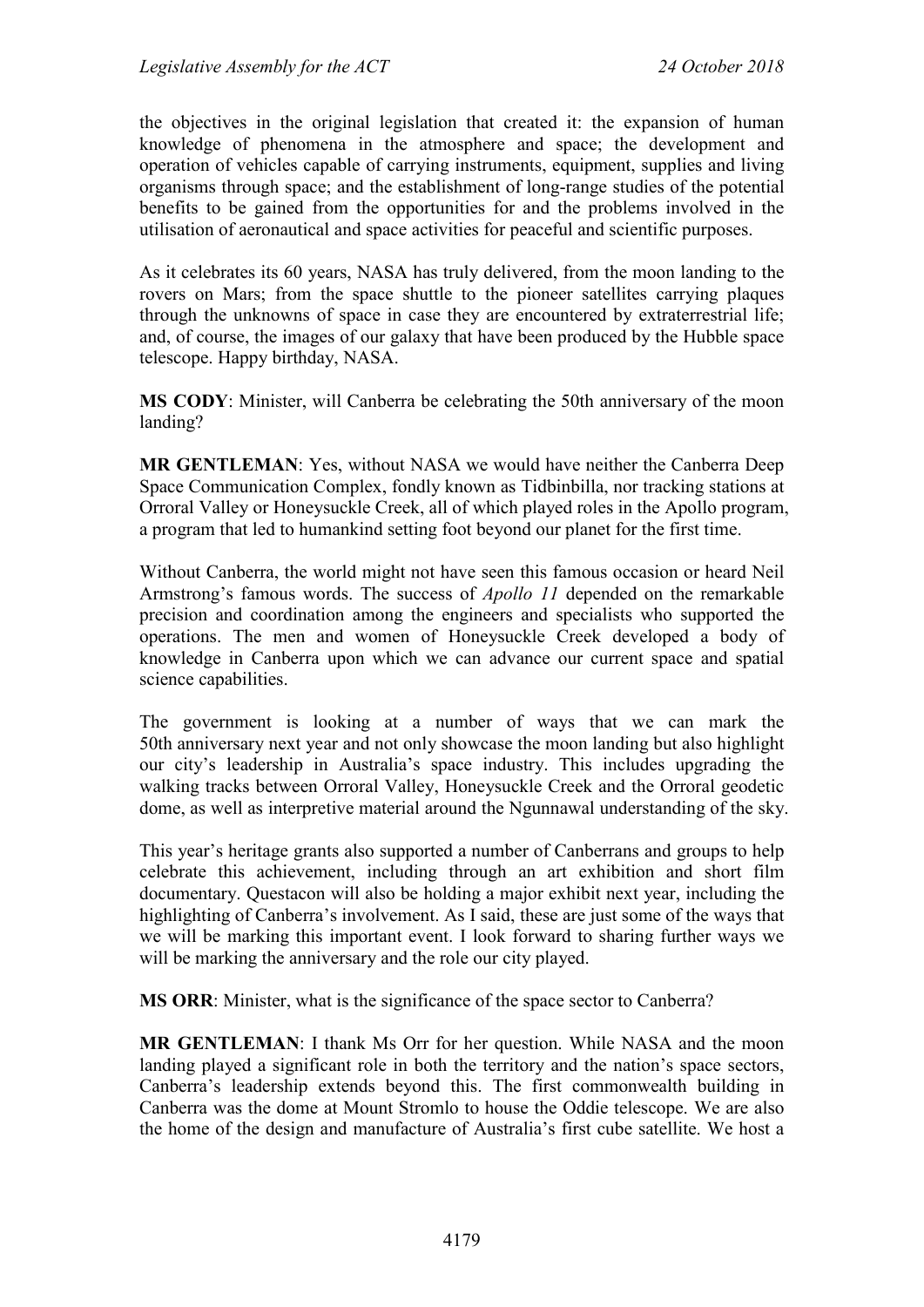the objectives in the original legislation that created it: the expansion of human knowledge of phenomena in the atmosphere and space; the development and operation of vehicles capable of carrying instruments, equipment, supplies and living organisms through space; and the establishment of long-range studies of the potential benefits to be gained from the opportunities for and the problems involved in the utilisation of aeronautical and space activities for peaceful and scientific purposes.

As it celebrates its 60 years, NASA has truly delivered, from the moon landing to the rovers on Mars; from the space shuttle to the pioneer satellites carrying plaques through the unknowns of space in case they are encountered by extraterrestrial life; and, of course, the images of our galaxy that have been produced by the Hubble space telescope. Happy birthday, NASA.

**MS CODY**: Minister, will Canberra be celebrating the 50th anniversary of the moon landing?

**MR GENTLEMAN**: Yes, without NASA we would have neither the Canberra Deep Space Communication Complex, fondly known as Tidbinbilla, nor tracking stations at Orroral Valley or Honeysuckle Creek, all of which played roles in the Apollo program, a program that led to humankind setting foot beyond our planet for the first time.

Without Canberra, the world might not have seen this famous occasion or heard Neil Armstrong's famous words. The success of *Apollo 11* depended on the remarkable precision and coordination among the engineers and specialists who supported the operations. The men and women of Honeysuckle Creek developed a body of knowledge in Canberra upon which we can advance our current space and spatial science capabilities.

The government is looking at a number of ways that we can mark the 50th anniversary next year and not only showcase the moon landing but also highlight our city's leadership in Australia's space industry. This includes upgrading the walking tracks between Orroral Valley, Honeysuckle Creek and the Orroral geodetic dome, as well as interpretive material around the Ngunnawal understanding of the sky.

This year's heritage grants also supported a number of Canberrans and groups to help celebrate this achievement, including through an art exhibition and short film documentary. Questacon will also be holding a major exhibit next year, including the highlighting of Canberra's involvement. As I said, these are just some of the ways that we will be marking this important event. I look forward to sharing further ways we will be marking the anniversary and the role our city played.

**MS ORR**: Minister, what is the significance of the space sector to Canberra?

**MR GENTLEMAN**: I thank Ms Orr for her question. While NASA and the moon landing played a significant role in both the territory and the nation's space sectors, Canberra's leadership extends beyond this. The first commonwealth building in Canberra was the dome at Mount Stromlo to house the Oddie telescope. We are also the home of the design and manufacture of Australia's first cube satellite. We host a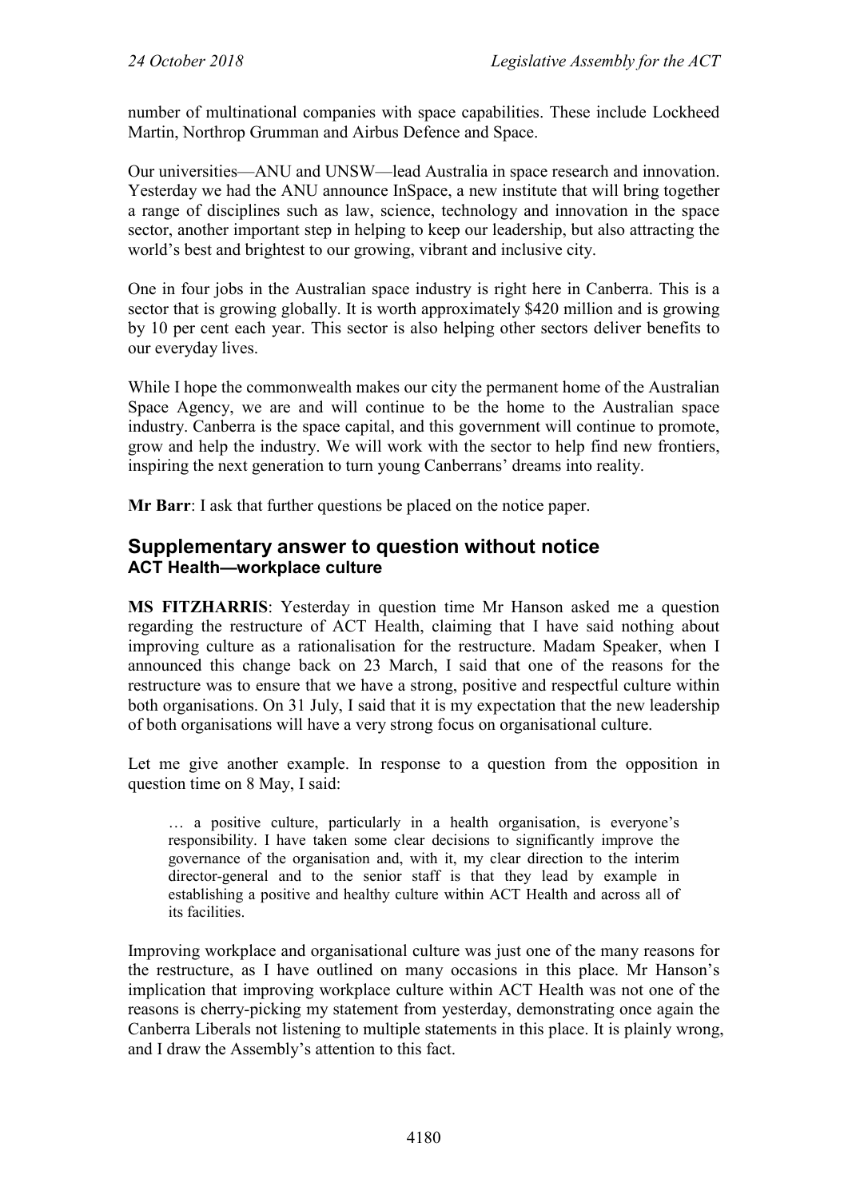number of multinational companies with space capabilities. These include Lockheed Martin, Northrop Grumman and Airbus Defence and Space.

Our universities—ANU and UNSW—lead Australia in space research and innovation. Yesterday we had the ANU announce InSpace, a new institute that will bring together a range of disciplines such as law, science, technology and innovation in the space sector, another important step in helping to keep our leadership, but also attracting the world's best and brightest to our growing, vibrant and inclusive city.

One in four jobs in the Australian space industry is right here in Canberra. This is a sector that is growing globally. It is worth approximately $420 million and is growing by 10 per cent each year. This sector is also helping other sectors deliver benefits to our everyday lives.

While I hope the commonwealth makes our city the permanent home of the Australian Space Agency, we are and will continue to be the home to the Australian space industry. Canberra is the space capital, and this government will continue to promote, grow and help the industry. We will work with the sector to help find new frontiers, inspiring the next generation to turn young Canberrans' dreams into reality.

**Mr Barr**: I ask that further questions be placed on the notice paper.

## Supplementary answer to question without notice
### ACT Health—workplace culture

**MS FITZHARRIS**: Yesterday in question time Mr Hanson asked me a question regarding the restructure of ACT Health, claiming that I have said nothing about improving culture as a rationalisation for the restructure. Madam Speaker, when I announced this change back on 23 March, I said that one of the reasons for the restructure was to ensure that we have a strong, positive and respectful culture within both organisations. On 31 July, I said that it is my expectation that the new leadership of both organisations will have a very strong focus on organisational culture.

Let me give another example. In response to a question from the opposition in question time on 8 May, I said:

> … a positive culture, particularly in a health organisation, is everyone's responsibility. I have taken some clear decisions to significantly improve the governance of the organisation and, with it, my clear direction to the interim director-general and to the senior staff is that they lead by example in establishing a positive and healthy culture within ACT Health and across all of its facilities.

Improving workplace and organisational culture was just one of the many reasons for the restructure, as I have outlined on many occasions in this place. Mr Hanson's implication that improving workplace culture within ACT Health was not one of the reasons is cherry-picking my statement from yesterday, demonstrating once again the Canberra Liberals not listening to multiple statements in this place. It is plainly wrong, and I draw the Assembly's attention to this fact.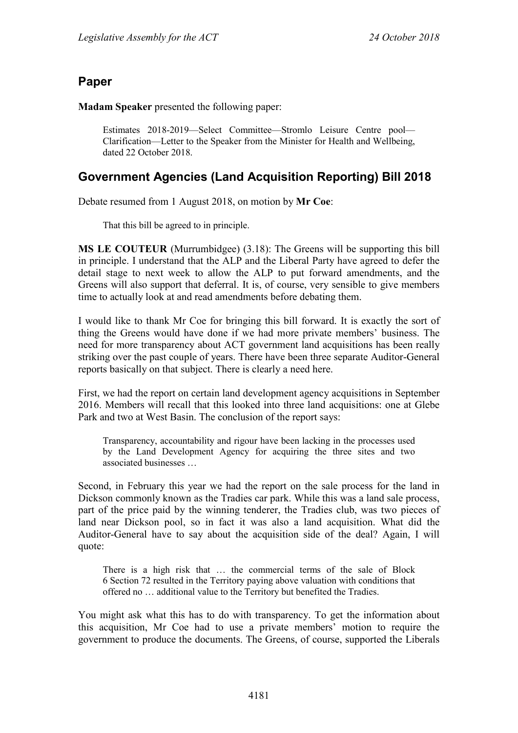## Paper

**Madam Speaker** presented the following paper:

> Estimates 2018-2019—Select Committee—Stromlo Leisure Centre pool—Clarification—Letter to the Speaker from the Minister for Health and Wellbeing, dated 22 October 2018.

## Government Agencies (Land Acquisition Reporting) Bill 2018

Debate resumed from 1 August 2018, on motion by **Mr Coe**:

> That this bill be agreed to in principle.

**MS LE COUTEUR** (Murrumbidgee) (3.18): The Greens will be supporting this bill in principle. I understand that the ALP and the Liberal Party have agreed to defer the detail stage to next week to allow the ALP to put forward amendments, and the Greens will also support that deferral. It is, of course, very sensible to give members time to actually look at and read amendments before debating them.

I would like to thank Mr Coe for bringing this bill forward. It is exactly the sort of thing the Greens would have done if we had more private members' business. The need for more transparency about ACT government land acquisitions has been really striking over the past couple of years. There have been three separate Auditor-General reports basically on that subject. There is clearly a need here.

First, we had the report on certain land development agency acquisitions in September 2016. Members will recall that this looked into three land acquisitions: one at Glebe Park and two at West Basin. The conclusion of the report says:

> Transparency, accountability and rigour have been lacking in the processes used by the Land Development Agency for acquiring the three sites and two associated businesses …

Second, in February this year we had the report on the sale process for the land in Dickson commonly known as the Tradies car park. While this was a land sale process, part of the price paid by the winning tenderer, the Tradies club, was two pieces of land near Dickson pool, so in fact it was also a land acquisition. What did the Auditor-General have to say about the acquisition side of the deal? Again, I will quote:

> There is a high risk that … the commercial terms of the sale of Block 6 Section 72 resulted in the Territory paying above valuation with conditions that offered no … additional value to the Territory but benefited the Tradies.

You might ask what this has to do with transparency. To get the information about this acquisition, Mr Coe had to use a private members' motion to require the government to produce the documents. The Greens, of course, supported the Liberals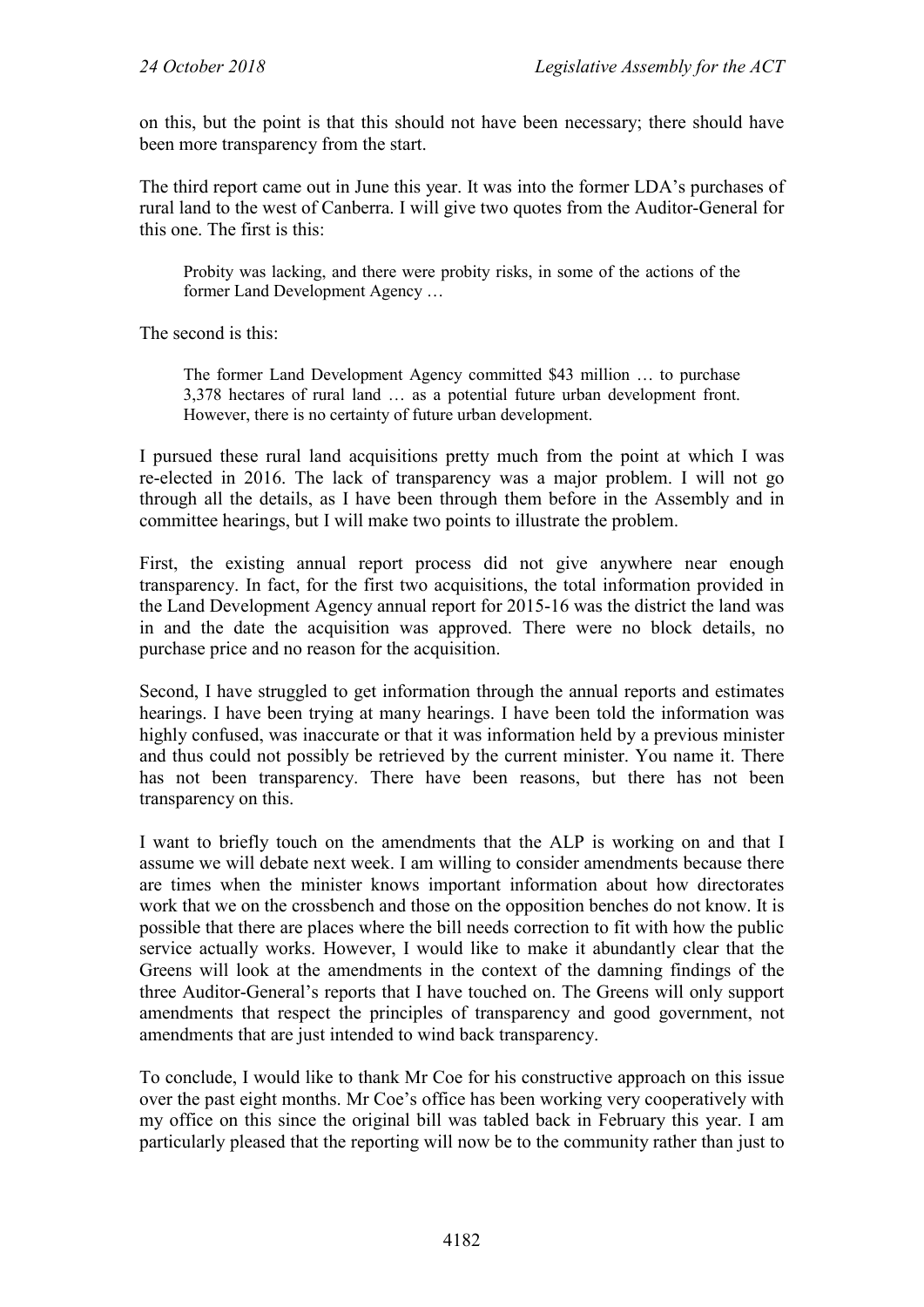on this, but the point is that this should not have been necessary; there should have been more transparency from the start.

The third report came out in June this year. It was into the former LDA's purchases of rural land to the west of Canberra. I will give two quotes from the Auditor-General for this one. The first is this:

> Probity was lacking, and there were probity risks, in some of the actions of the former Land Development Agency …

The second is this:

> The former Land Development Agency committed $43 million … to purchase 3,378 hectares of rural land … as a potential future urban development front. However, there is no certainty of future urban development.

I pursued these rural land acquisitions pretty much from the point at which I was re-elected in 2016. The lack of transparency was a major problem. I will not go through all the details, as I have been through them before in the Assembly and in committee hearings, but I will make two points to illustrate the problem.

First, the existing annual report process did not give anywhere near enough transparency. In fact, for the first two acquisitions, the total information provided in the Land Development Agency annual report for 2015-16 was the district the land was in and the date the acquisition was approved. There were no block details, no purchase price and no reason for the acquisition.

Second, I have struggled to get information through the annual reports and estimates hearings. I have been trying at many hearings. I have been told the information was highly confused, was inaccurate or that it was information held by a previous minister and thus could not possibly be retrieved by the current minister. You name it. There has not been transparency. There have been reasons, but there has not been transparency on this.

I want to briefly touch on the amendments that the ALP is working on and that I assume we will debate next week. I am willing to consider amendments because there are times when the minister knows important information about how directorates work that we on the crossbench and those on the opposition benches do not know. It is possible that there are places where the bill needs correction to fit with how the public service actually works. However, I would like to make it abundantly clear that the Greens will look at the amendments in the context of the damning findings of the three Auditor-General's reports that I have touched on. The Greens will only support amendments that respect the principles of transparency and good government, not amendments that are just intended to wind back transparency.

To conclude, I would like to thank Mr Coe for his constructive approach on this issue over the past eight months. Mr Coe's office has been working very cooperatively with my office on this since the original bill was tabled back in February this year. I am particularly pleased that the reporting will now be to the community rather than just to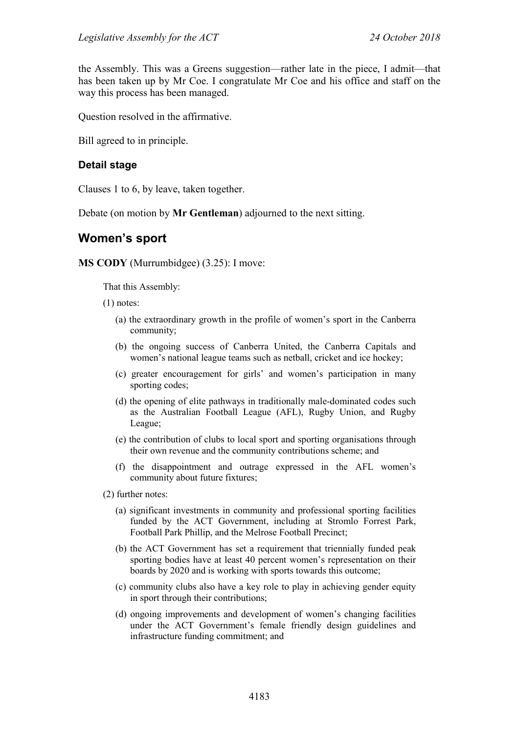the Assembly. This was a Greens suggestion—rather late in the piece, I admit—that has been taken up by Mr Coe. I congratulate Mr Coe and his office and staff on the way this process has been managed.

Question resolved in the affirmative.

Bill agreed to in principle.

### Detail stage

Clauses 1 to 6, by leave, taken together.

Debate (on motion by **Mr Gentleman**) adjourned to the next sitting.

## Women's sport

**MS CODY** (Murrumbidgee) (3.25): I move:

That this Assembly:

(1) notes:

(a) the extraordinary growth in the profile of women's sport in the Canberra community;

(b) the ongoing success of Canberra United, the Canberra Capitals and women's national league teams such as netball, cricket and ice hockey;

(c) greater encouragement for girls' and women's participation in many sporting codes;

(d) the opening of elite pathways in traditionally male-dominated codes such as the Australian Football League (AFL), Rugby Union, and Rugby League;

(e) the contribution of clubs to local sport and sporting organisations through their own revenue and the community contributions scheme; and

(f) the disappointment and outrage expressed in the AFL women's community about future fixtures;

(2) further notes:

(a) significant investments in community and professional sporting facilities funded by the ACT Government, including at Stromlo Forrest Park, Football Park Phillip, and the Melrose Football Precinct;

(b) the ACT Government has set a requirement that triennially funded peak sporting bodies have at least 40 percent women's representation on their boards by 2020 and is working with sports towards this outcome;

(c) community clubs also have a key role to play in achieving gender equity in sport through their contributions;

(d) ongoing improvements and development of women's changing facilities under the ACT Government's female friendly design guidelines and infrastructure funding commitment; and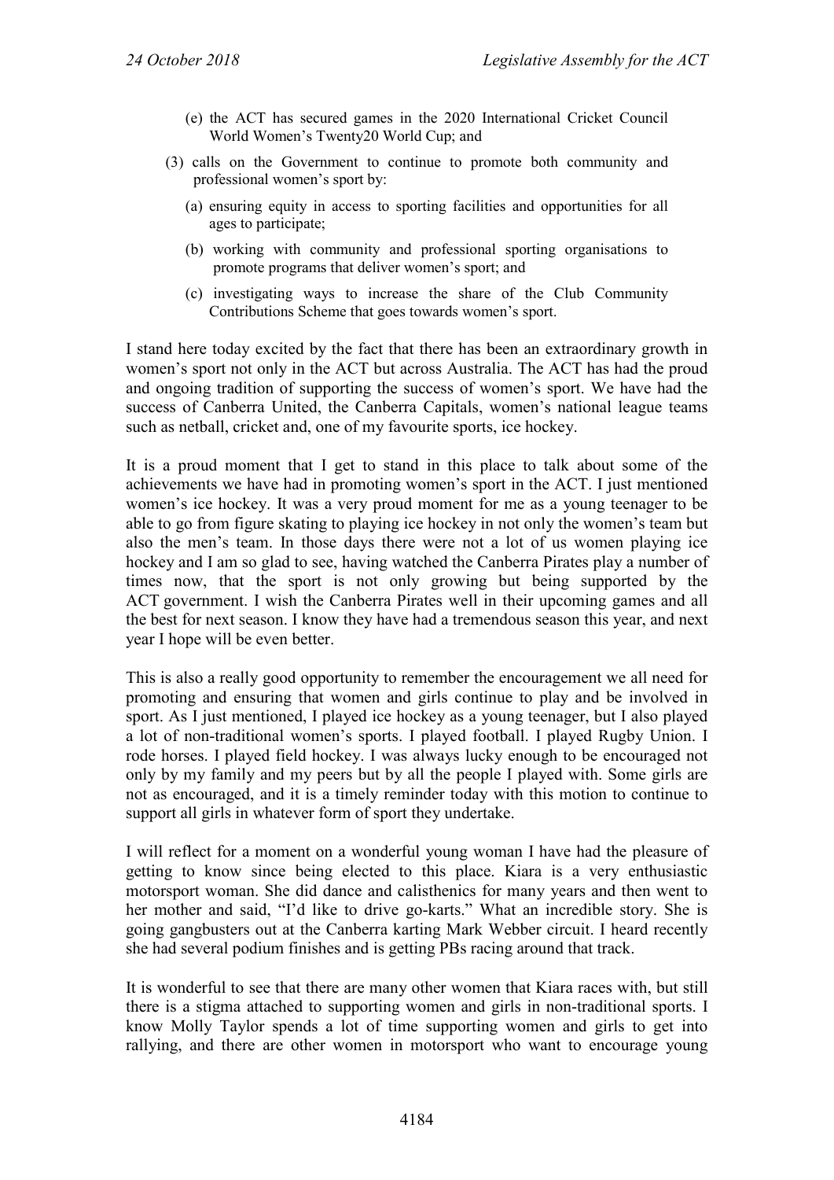(e) the ACT has secured games in the 2020 International Cricket Council World Women's Twenty20 World Cup; and

(3) calls on the Government to continue to promote both community and professional women's sport by:

(a) ensuring equity in access to sporting facilities and opportunities for all ages to participate;

(b) working with community and professional sporting organisations to promote programs that deliver women's sport; and

(c) investigating ways to increase the share of the Club Community Contributions Scheme that goes towards women's sport.

I stand here today excited by the fact that there has been an extraordinary growth in women's sport not only in the ACT but across Australia. The ACT has had the proud and ongoing tradition of supporting the success of women's sport. We have had the success of Canberra United, the Canberra Capitals, women's national league teams such as netball, cricket and, one of my favourite sports, ice hockey.

It is a proud moment that I get to stand in this place to talk about some of the achievements we have had in promoting women's sport in the ACT. I just mentioned women's ice hockey. It was a very proud moment for me as a young teenager to be able to go from figure skating to playing ice hockey in not only the women's team but also the men's team. In those days there were not a lot of us women playing ice hockey and I am so glad to see, having watched the Canberra Pirates play a number of times now, that the sport is not only growing but being supported by the ACT government. I wish the Canberra Pirates well in their upcoming games and all the best for next season. I know they have had a tremendous season this year, and next year I hope will be even better.

This is also a really good opportunity to remember the encouragement we all need for promoting and ensuring that women and girls continue to play and be involved in sport. As I just mentioned, I played ice hockey as a young teenager, but I also played a lot of non-traditional women's sports. I played football. I played Rugby Union. I rode horses. I played field hockey. I was always lucky enough to be encouraged not only by my family and my peers but by all the people I played with. Some girls are not as encouraged, and it is a timely reminder today with this motion to continue to support all girls in whatever form of sport they undertake.

I will reflect for a moment on a wonderful young woman I have had the pleasure of getting to know since being elected to this place. Kiara is a very enthusiastic motorsport woman. She did dance and calisthenics for many years and then went to her mother and said, "I'd like to drive go-karts." What an incredible story. She is going gangbusters out at the Canberra karting Mark Webber circuit. I heard recently she had several podium finishes and is getting PBs racing around that track.

It is wonderful to see that there are many other women that Kiara races with, but still there is a stigma attached to supporting women and girls in non-traditional sports. I know Molly Taylor spends a lot of time supporting women and girls to get into rallying, and there are other women in motorsport who want to encourage young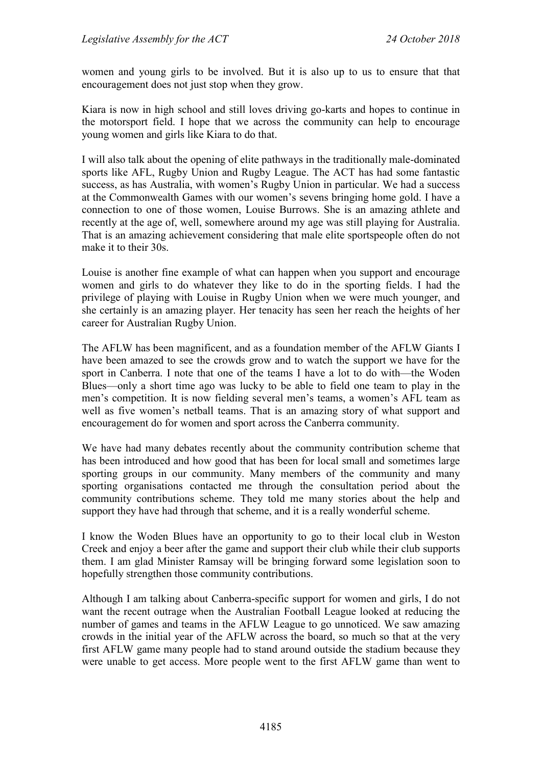women and young girls to be involved. But it is also up to us to ensure that that encouragement does not just stop when they grow.

Kiara is now in high school and still loves driving go-karts and hopes to continue in the motorsport field. I hope that we across the community can help to encourage young women and girls like Kiara to do that.

I will also talk about the opening of elite pathways in the traditionally male-dominated sports like AFL, Rugby Union and Rugby League. The ACT has had some fantastic success, as has Australia, with women's Rugby Union in particular. We had a success at the Commonwealth Games with our women's sevens bringing home gold. I have a connection to one of those women, Louise Burrows. She is an amazing athlete and recently at the age of, well, somewhere around my age was still playing for Australia. That is an amazing achievement considering that male elite sportspeople often do not make it to their 30s.

Louise is another fine example of what can happen when you support and encourage women and girls to do whatever they like to do in the sporting fields. I had the privilege of playing with Louise in Rugby Union when we were much younger, and she certainly is an amazing player. Her tenacity has seen her reach the heights of her career for Australian Rugby Union.

The AFLW has been magnificent, and as a foundation member of the AFLW Giants I have been amazed to see the crowds grow and to watch the support we have for the sport in Canberra. I note that one of the teams I have a lot to do with—the Woden Blues—only a short time ago was lucky to be able to field one team to play in the men's competition. It is now fielding several men's teams, a women's AFL team as well as five women's netball teams. That is an amazing story of what support and encouragement do for women and sport across the Canberra community.

We have had many debates recently about the community contribution scheme that has been introduced and how good that has been for local small and sometimes large sporting groups in our community. Many members of the community and many sporting organisations contacted me through the consultation period about the community contributions scheme. They told me many stories about the help and support they have had through that scheme, and it is a really wonderful scheme.

I know the Woden Blues have an opportunity to go to their local club in Weston Creek and enjoy a beer after the game and support their club while their club supports them. I am glad Minister Ramsay will be bringing forward some legislation soon to hopefully strengthen those community contributions.

Although I am talking about Canberra-specific support for women and girls, I do not want the recent outrage when the Australian Football League looked at reducing the number of games and teams in the AFLW League to go unnoticed. We saw amazing crowds in the initial year of the AFLW across the board, so much so that at the very first AFLW game many people had to stand around outside the stadium because they were unable to get access. More people went to the first AFLW game than went to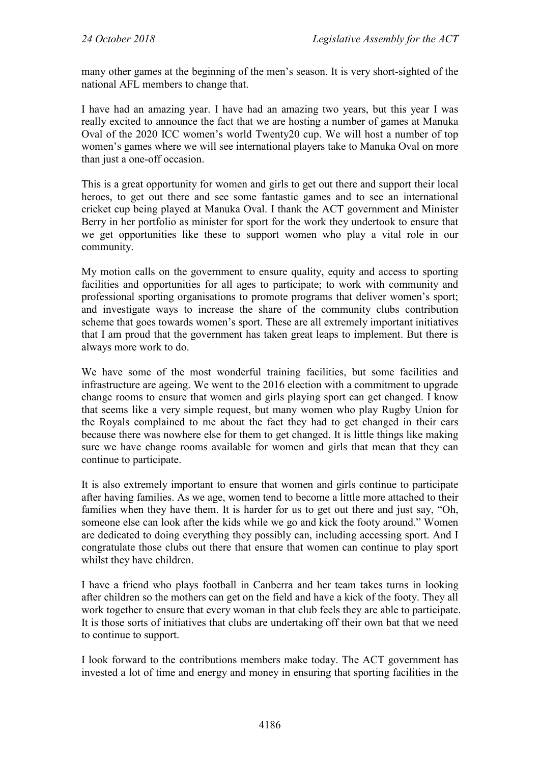many other games at the beginning of the men's season. It is very short-sighted of the national AFL members to change that.

I have had an amazing year. I have had an amazing two years, but this year I was really excited to announce the fact that we are hosting a number of games at Manuka Oval of the 2020 ICC women's world Twenty20 cup. We will host a number of top women's games where we will see international players take to Manuka Oval on more than just a one-off occasion.

This is a great opportunity for women and girls to get out there and support their local heroes, to get out there and see some fantastic games and to see an international cricket cup being played at Manuka Oval. I thank the ACT government and Minister Berry in her portfolio as minister for sport for the work they undertook to ensure that we get opportunities like these to support women who play a vital role in our community.

My motion calls on the government to ensure quality, equity and access to sporting facilities and opportunities for all ages to participate; to work with community and professional sporting organisations to promote programs that deliver women's sport; and investigate ways to increase the share of the community clubs contribution scheme that goes towards women's sport. These are all extremely important initiatives that I am proud that the government has taken great leaps to implement. But there is always more work to do.

We have some of the most wonderful training facilities, but some facilities and infrastructure are ageing. We went to the 2016 election with a commitment to upgrade change rooms to ensure that women and girls playing sport can get changed. I know that seems like a very simple request, but many women who play Rugby Union for the Royals complained to me about the fact they had to get changed in their cars because there was nowhere else for them to get changed. It is little things like making sure we have change rooms available for women and girls that mean that they can continue to participate.

It is also extremely important to ensure that women and girls continue to participate after having families. As we age, women tend to become a little more attached to their families when they have them. It is harder for us to get out there and just say, "Oh, someone else can look after the kids while we go and kick the footy around." Women are dedicated to doing everything they possibly can, including accessing sport. And I congratulate those clubs out there that ensure that women can continue to play sport whilst they have children.

I have a friend who plays football in Canberra and her team takes turns in looking after children so the mothers can get on the field and have a kick of the footy. They all work together to ensure that every woman in that club feels they are able to participate. It is those sorts of initiatives that clubs are undertaking off their own bat that we need to continue to support.

I look forward to the contributions members make today. The ACT government has invested a lot of time and energy and money in ensuring that sporting facilities in the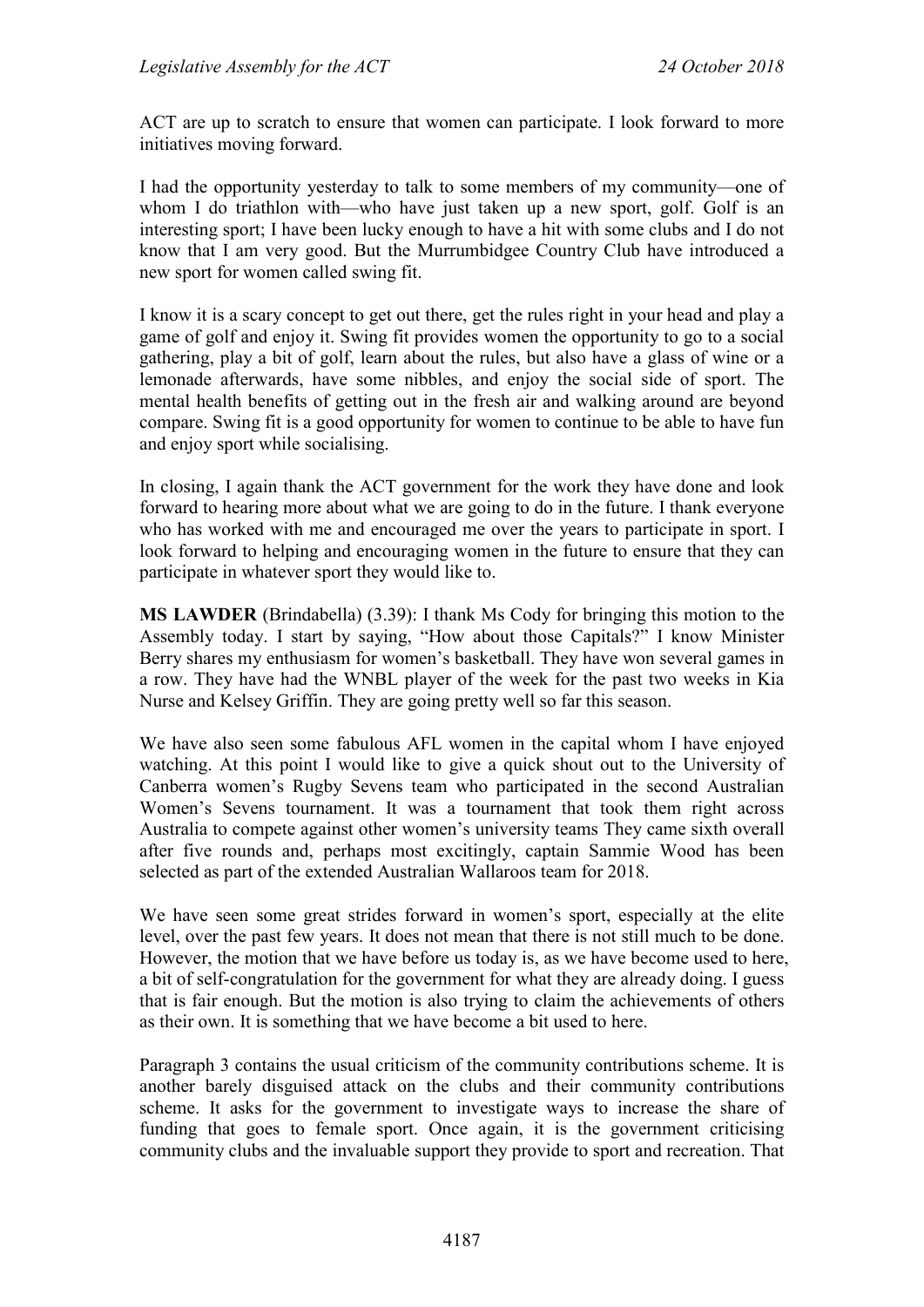ACT are up to scratch to ensure that women can participate. I look forward to more initiatives moving forward.

I had the opportunity yesterday to talk to some members of my community—one of whom I do triathlon with—who have just taken up a new sport, golf. Golf is an interesting sport; I have been lucky enough to have a hit with some clubs and I do not know that I am very good. But the Murrumbidgee Country Club have introduced a new sport for women called swing fit.

I know it is a scary concept to get out there, get the rules right in your head and play a game of golf and enjoy it. Swing fit provides women the opportunity to go to a social gathering, play a bit of golf, learn about the rules, but also have a glass of wine or a lemonade afterwards, have some nibbles, and enjoy the social side of sport. The mental health benefits of getting out in the fresh air and walking around are beyond compare. Swing fit is a good opportunity for women to continue to be able to have fun and enjoy sport while socialising.

In closing, I again thank the ACT government for the work they have done and look forward to hearing more about what we are going to do in the future. I thank everyone who has worked with me and encouraged me over the years to participate in sport. I look forward to helping and encouraging women in the future to ensure that they can participate in whatever sport they would like to.

**MS LAWDER** (Brindabella) (3.39): I thank Ms Cody for bringing this motion to the Assembly today. I start by saying, "How about those Capitals?" I know Minister Berry shares my enthusiasm for women's basketball. They have won several games in a row. They have had the WNBL player of the week for the past two weeks in Kia Nurse and Kelsey Griffin. They are going pretty well so far this season.

We have also seen some fabulous AFL women in the capital whom I have enjoyed watching. At this point I would like to give a quick shout out to the University of Canberra women's Rugby Sevens team who participated in the second Australian Women's Sevens tournament. It was a tournament that took them right across Australia to compete against other women's university teams They came sixth overall after five rounds and, perhaps most excitingly, captain Sammie Wood has been selected as part of the extended Australian Wallaroos team for 2018.

We have seen some great strides forward in women's sport, especially at the elite level, over the past few years. It does not mean that there is not still much to be done. However, the motion that we have before us today is, as we have become used to here, a bit of self-congratulation for the government for what they are already doing. I guess that is fair enough. But the motion is also trying to claim the achievements of others as their own. It is something that we have become a bit used to here.

Paragraph 3 contains the usual criticism of the community contributions scheme. It is another barely disguised attack on the clubs and their community contributions scheme. It asks for the government to investigate ways to increase the share of funding that goes to female sport. Once again, it is the government criticising community clubs and the invaluable support they provide to sport and recreation. That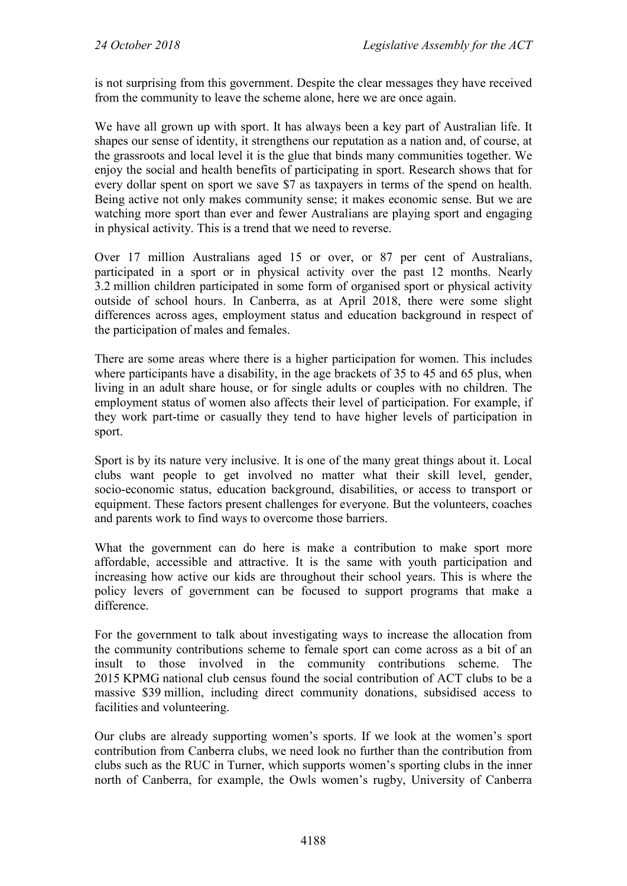is not surprising from this government. Despite the clear messages they have received from the community to leave the scheme alone, here we are once again.

We have all grown up with sport. It has always been a key part of Australian life. It shapes our sense of identity, it strengthens our reputation as a nation and, of course, at the grassroots and local level it is the glue that binds many communities together. We enjoy the social and health benefits of participating in sport. Research shows that for every dollar spent on sport we save $7 as taxpayers in terms of the spend on health. Being active not only makes community sense; it makes economic sense. But we are watching more sport than ever and fewer Australians are playing sport and engaging in physical activity. This is a trend that we need to reverse.

Over 17 million Australians aged 15 or over, or 87 per cent of Australians, participated in a sport or in physical activity over the past 12 months. Nearly 3.2 million children participated in some form of organised sport or physical activity outside of school hours. In Canberra, as at April 2018, there were some slight differences across ages, employment status and education background in respect of the participation of males and females.

There are some areas where there is a higher participation for women. This includes where participants have a disability, in the age brackets of 35 to 45 and 65 plus, when living in an adult share house, or for single adults or couples with no children. The employment status of women also affects their level of participation. For example, if they work part-time or casually they tend to have higher levels of participation in sport.

Sport is by its nature very inclusive. It is one of the many great things about it. Local clubs want people to get involved no matter what their skill level, gender, socio-economic status, education background, disabilities, or access to transport or equipment. These factors present challenges for everyone. But the volunteers, coaches and parents work to find ways to overcome those barriers.

What the government can do here is make a contribution to make sport more affordable, accessible and attractive. It is the same with youth participation and increasing how active our kids are throughout their school years. This is where the policy levers of government can be focused to support programs that make a difference.

For the government to talk about investigating ways to increase the allocation from the community contributions scheme to female sport can come across as a bit of an insult to those involved in the community contributions scheme. The 2015 KPMG national club census found the social contribution of ACT clubs to be a massive $39 million, including direct community donations, subsidised access to facilities and volunteering.

Our clubs are already supporting women's sports. If we look at the women's sport contribution from Canberra clubs, we need look no further than the contribution from clubs such as the RUC in Turner, which supports women's sporting clubs in the inner north of Canberra, for example, the Owls women's rugby, University of Canberra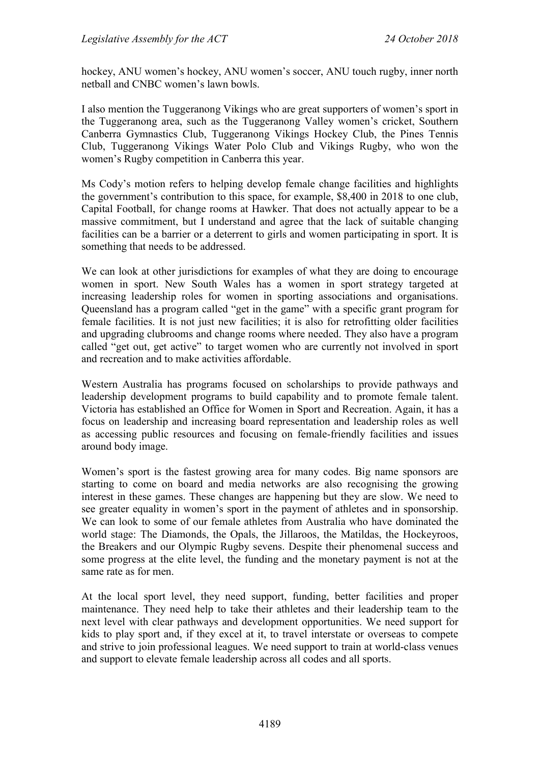hockey, ANU women's hockey, ANU women's soccer, ANU touch rugby, inner north netball and CNBC women's lawn bowls.

I also mention the Tuggeranong Vikings who are great supporters of women's sport in the Tuggeranong area, such as the Tuggeranong Valley women's cricket, Southern Canberra Gymnastics Club, Tuggeranong Vikings Hockey Club, the Pines Tennis Club, Tuggeranong Vikings Water Polo Club and Vikings Rugby, who won the women's Rugby competition in Canberra this year.

Ms Cody's motion refers to helping develop female change facilities and highlights the government's contribution to this space, for example, $8,400 in 2018 to one club, Capital Football, for change rooms at Hawker. That does not actually appear to be a massive commitment, but I understand and agree that the lack of suitable changing facilities can be a barrier or a deterrent to girls and women participating in sport. It is something that needs to be addressed.

We can look at other jurisdictions for examples of what they are doing to encourage women in sport. New South Wales has a women in sport strategy targeted at increasing leadership roles for women in sporting associations and organisations. Queensland has a program called "get in the game" with a specific grant program for female facilities. It is not just new facilities; it is also for retrofitting older facilities and upgrading clubrooms and change rooms where needed. They also have a program called "get out, get active" to target women who are currently not involved in sport and recreation and to make activities affordable.

Western Australia has programs focused on scholarships to provide pathways and leadership development programs to build capability and to promote female talent. Victoria has established an Office for Women in Sport and Recreation. Again, it has a focus on leadership and increasing board representation and leadership roles as well as accessing public resources and focusing on female-friendly facilities and issues around body image.

Women's sport is the fastest growing area for many codes. Big name sponsors are starting to come on board and media networks are also recognising the growing interest in these games. These changes are happening but they are slow. We need to see greater equality in women's sport in the payment of athletes and in sponsorship. We can look to some of our female athletes from Australia who have dominated the world stage: The Diamonds, the Opals, the Jillaroos, the Matildas, the Hockeyroos, the Breakers and our Olympic Rugby sevens. Despite their phenomenal success and some progress at the elite level, the funding and the monetary payment is not at the same rate as for men.

At the local sport level, they need support, funding, better facilities and proper maintenance. They need help to take their athletes and their leadership team to the next level with clear pathways and development opportunities. We need support for kids to play sport and, if they excel at it, to travel interstate or overseas to compete and strive to join professional leagues. We need support to train at world-class venues and support to elevate female leadership across all codes and all sports.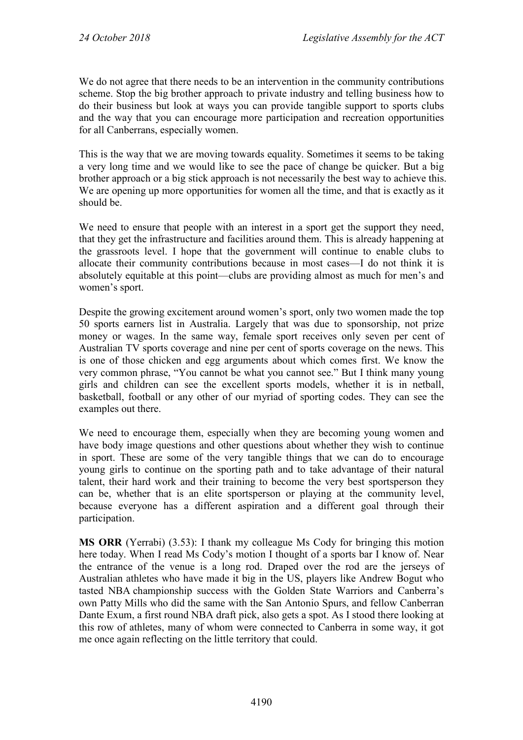We do not agree that there needs to be an intervention in the community contributions scheme. Stop the big brother approach to private industry and telling business how to do their business but look at ways you can provide tangible support to sports clubs and the way that you can encourage more participation and recreation opportunities for all Canberrans, especially women.

This is the way that we are moving towards equality. Sometimes it seems to be taking a very long time and we would like to see the pace of change be quicker. But a big brother approach or a big stick approach is not necessarily the best way to achieve this. We are opening up more opportunities for women all the time, and that is exactly as it should be.

We need to ensure that people with an interest in a sport get the support they need, that they get the infrastructure and facilities around them. This is already happening at the grassroots level. I hope that the government will continue to enable clubs to allocate their community contributions because in most cases—I do not think it is absolutely equitable at this point—clubs are providing almost as much for men's and women's sport.

Despite the growing excitement around women's sport, only two women made the top 50 sports earners list in Australia. Largely that was due to sponsorship, not prize money or wages. In the same way, female sport receives only seven per cent of Australian TV sports coverage and nine per cent of sports coverage on the news. This is one of those chicken and egg arguments about which comes first. We know the very common phrase, "You cannot be what you cannot see." But I think many young girls and children can see the excellent sports models, whether it is in netball, basketball, football or any other of our myriad of sporting codes. They can see the examples out there.

We need to encourage them, especially when they are becoming young women and have body image questions and other questions about whether they wish to continue in sport. These are some of the very tangible things that we can do to encourage young girls to continue on the sporting path and to take advantage of their natural talent, their hard work and their training to become the very best sportsperson they can be, whether that is an elite sportsperson or playing at the community level, because everyone has a different aspiration and a different goal through their participation.

**MS ORR** (Yerrabi) (3.53): I thank my colleague Ms Cody for bringing this motion here today. When I read Ms Cody's motion I thought of a sports bar I know of. Near the entrance of the venue is a long rod. Draped over the rod are the jerseys of Australian athletes who have made it big in the US, players like Andrew Bogut who tasted NBA championship success with the Golden State Warriors and Canberra's own Patty Mills who did the same with the San Antonio Spurs, and fellow Canberran Dante Exum, a first round NBA draft pick, also gets a spot. As I stood there looking at this row of athletes, many of whom were connected to Canberra in some way, it got me once again reflecting on the little territory that could.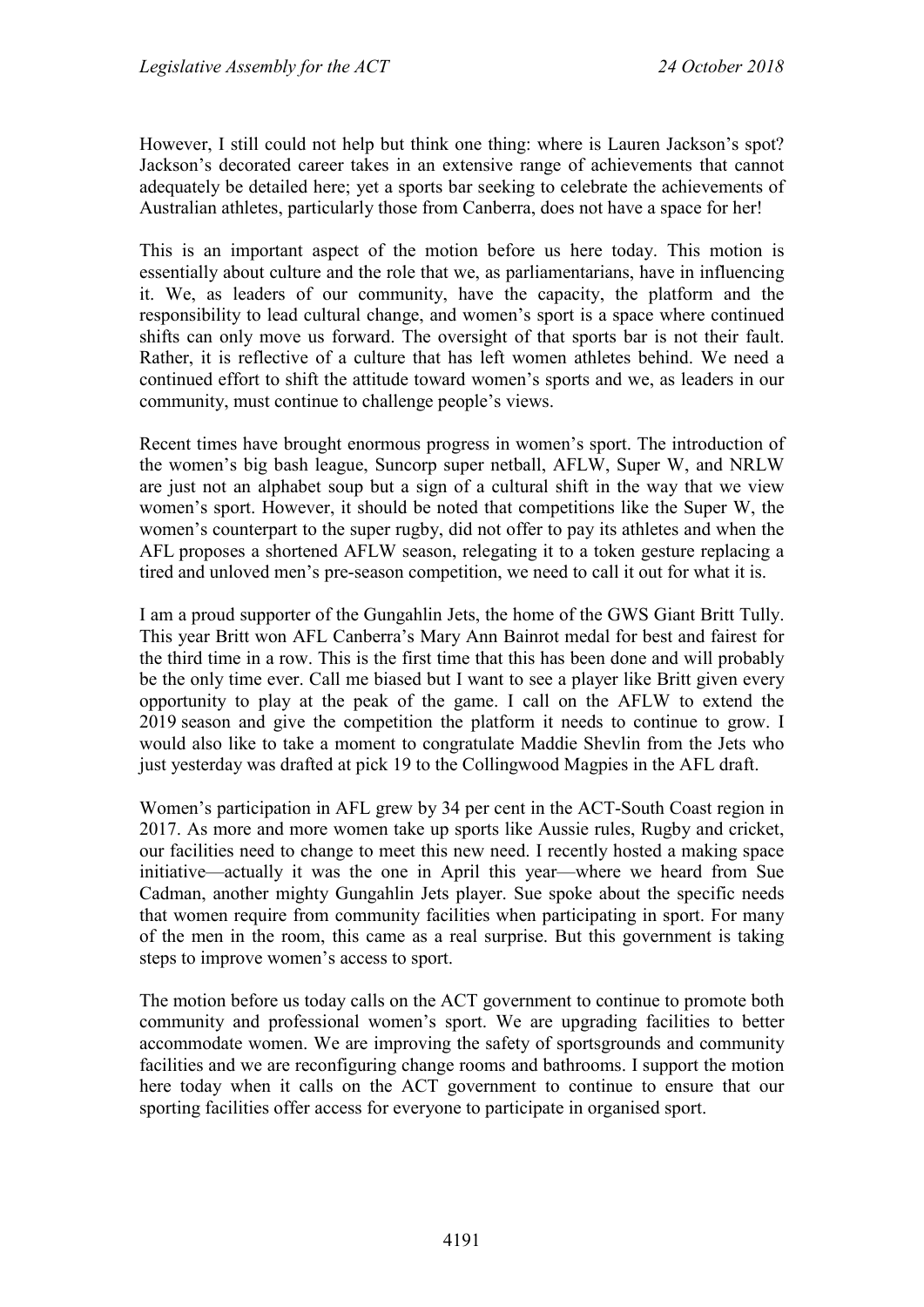However, I still could not help but think one thing: where is Lauren Jackson's spot? Jackson's decorated career takes in an extensive range of achievements that cannot adequately be detailed here; yet a sports bar seeking to celebrate the achievements of Australian athletes, particularly those from Canberra, does not have a space for her!

This is an important aspect of the motion before us here today. This motion is essentially about culture and the role that we, as parliamentarians, have in influencing it. We, as leaders of our community, have the capacity, the platform and the responsibility to lead cultural change, and women's sport is a space where continued shifts can only move us forward. The oversight of that sports bar is not their fault. Rather, it is reflective of a culture that has left women athletes behind. We need a continued effort to shift the attitude toward women's sports and we, as leaders in our community, must continue to challenge people's views.

Recent times have brought enormous progress in women's sport. The introduction of the women's big bash league, Suncorp super netball, AFLW, Super W, and NRLW are just not an alphabet soup but a sign of a cultural shift in the way that we view women's sport. However, it should be noted that competitions like the Super W, the women's counterpart to the super rugby, did not offer to pay its athletes and when the AFL proposes a shortened AFLW season, relegating it to a token gesture replacing a tired and unloved men's pre-season competition, we need to call it out for what it is.

I am a proud supporter of the Gungahlin Jets, the home of the GWS Giant Britt Tully. This year Britt won AFL Canberra's Mary Ann Bainrot medal for best and fairest for the third time in a row. This is the first time that this has been done and will probably be the only time ever. Call me biased but I want to see a player like Britt given every opportunity to play at the peak of the game. I call on the AFLW to extend the 2019 season and give the competition the platform it needs to continue to grow. I would also like to take a moment to congratulate Maddie Shevlin from the Jets who just yesterday was drafted at pick 19 to the Collingwood Magpies in the AFL draft.

Women's participation in AFL grew by 34 per cent in the ACT-South Coast region in 2017. As more and more women take up sports like Aussie rules, Rugby and cricket, our facilities need to change to meet this new need. I recently hosted a making space initiative—actually it was the one in April this year—where we heard from Sue Cadman, another mighty Gungahlin Jets player. Sue spoke about the specific needs that women require from community facilities when participating in sport. For many of the men in the room, this came as a real surprise. But this government is taking steps to improve women's access to sport.

The motion before us today calls on the ACT government to continue to promote both community and professional women's sport. We are upgrading facilities to better accommodate women. We are improving the safety of sportsgrounds and community facilities and we are reconfiguring change rooms and bathrooms. I support the motion here today when it calls on the ACT government to continue to ensure that our sporting facilities offer access for everyone to participate in organised sport.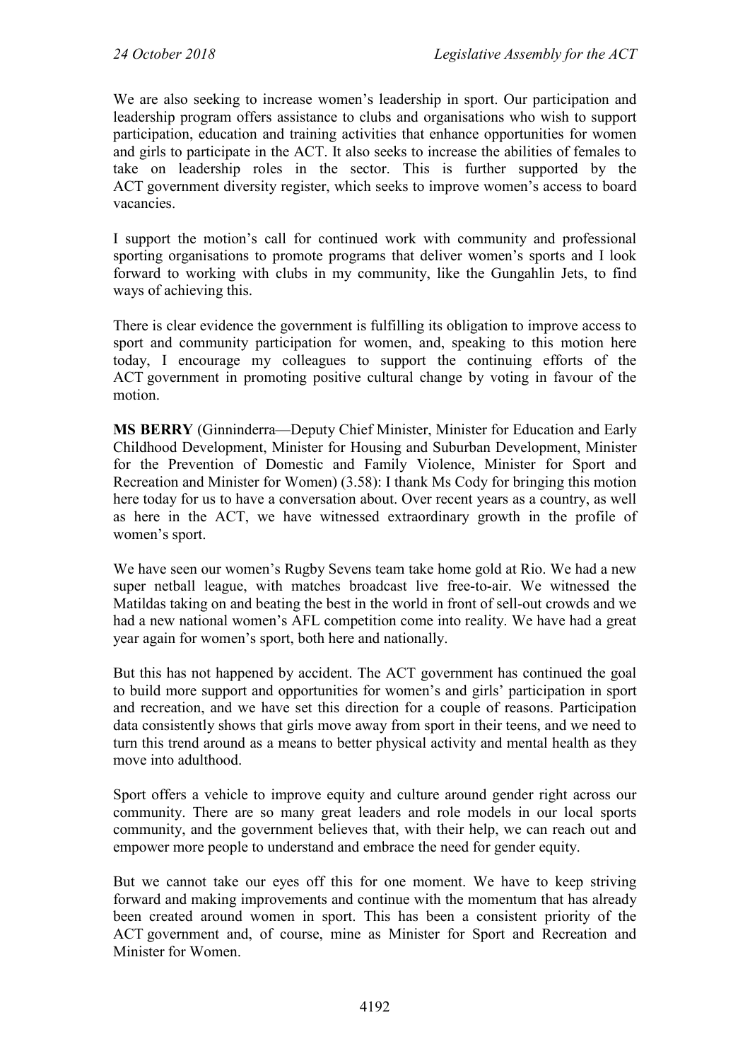We are also seeking to increase women's leadership in sport. Our participation and leadership program offers assistance to clubs and organisations who wish to support participation, education and training activities that enhance opportunities for women and girls to participate in the ACT. It also seeks to increase the abilities of females to take on leadership roles in the sector. This is further supported by the ACT government diversity register, which seeks to improve women's access to board vacancies.

I support the motion's call for continued work with community and professional sporting organisations to promote programs that deliver women's sports and I look forward to working with clubs in my community, like the Gungahlin Jets, to find ways of achieving this.

There is clear evidence the government is fulfilling its obligation to improve access to sport and community participation for women, and, speaking to this motion here today, I encourage my colleagues to support the continuing efforts of the ACT government in promoting positive cultural change by voting in favour of the motion.

**MS BERRY** (Ginninderra—Deputy Chief Minister, Minister for Education and Early Childhood Development, Minister for Housing and Suburban Development, Minister for the Prevention of Domestic and Family Violence, Minister for Sport and Recreation and Minister for Women) (3.58): I thank Ms Cody for bringing this motion here today for us to have a conversation about. Over recent years as a country, as well as here in the ACT, we have witnessed extraordinary growth in the profile of women's sport.

We have seen our women's Rugby Sevens team take home gold at Rio. We had a new super netball league, with matches broadcast live free-to-air. We witnessed the Matildas taking on and beating the best in the world in front of sell-out crowds and we had a new national women's AFL competition come into reality. We have had a great year again for women's sport, both here and nationally.

But this has not happened by accident. The ACT government has continued the goal to build more support and opportunities for women's and girls' participation in sport and recreation, and we have set this direction for a couple of reasons. Participation data consistently shows that girls move away from sport in their teens, and we need to turn this trend around as a means to better physical activity and mental health as they move into adulthood.

Sport offers a vehicle to improve equity and culture around gender right across our community. There are so many great leaders and role models in our local sports community, and the government believes that, with their help, we can reach out and empower more people to understand and embrace the need for gender equity.

But we cannot take our eyes off this for one moment. We have to keep striving forward and making improvements and continue with the momentum that has already been created around women in sport. This has been a consistent priority of the ACT government and, of course, mine as Minister for Sport and Recreation and Minister for Women.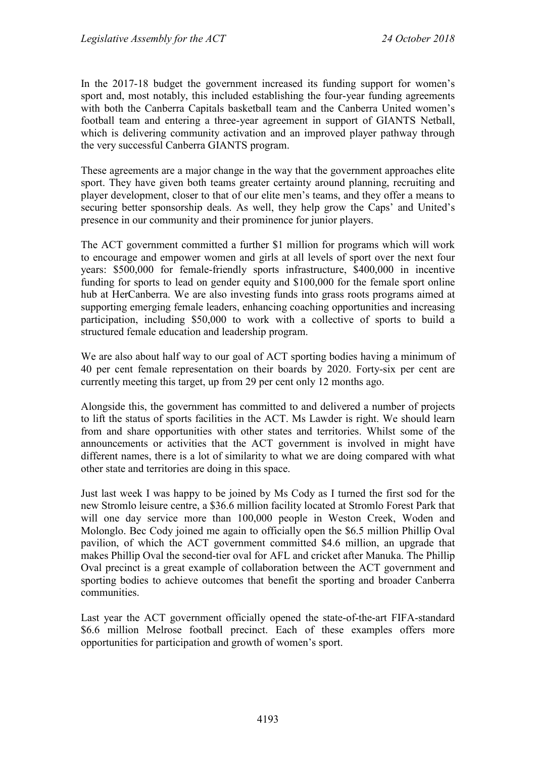In the 2017-18 budget the government increased its funding support for women's sport and, most notably, this included establishing the four-year funding agreements with both the Canberra Capitals basketball team and the Canberra United women's football team and entering a three-year agreement in support of GIANTS Netball, which is delivering community activation and an improved player pathway through the very successful Canberra GIANTS program.

These agreements are a major change in the way that the government approaches elite sport. They have given both teams greater certainty around planning, recruiting and player development, closer to that of our elite men's teams, and they offer a means to securing better sponsorship deals. As well, they help grow the Caps' and United's presence in our community and their prominence for junior players.

The ACT government committed a further $1 million for programs which will work to encourage and empower women and girls at all levels of sport over the next four years: $500,000 for female-friendly sports infrastructure, $400,000 in incentive funding for sports to lead on gender equity and $100,000 for the female sport online hub at HerCanberra. We are also investing funds into grass roots programs aimed at supporting emerging female leaders, enhancing coaching opportunities and increasing participation, including $50,000 to work with a collective of sports to build a structured female education and leadership program.

We are also about half way to our goal of ACT sporting bodies having a minimum of 40 per cent female representation on their boards by 2020. Forty-six per cent are currently meeting this target, up from 29 per cent only 12 months ago.

Alongside this, the government has committed to and delivered a number of projects to lift the status of sports facilities in the ACT. Ms Lawder is right. We should learn from and share opportunities with other states and territories. Whilst some of the announcements or activities that the ACT government is involved in might have different names, there is a lot of similarity to what we are doing compared with what other state and territories are doing in this space.

Just last week I was happy to be joined by Ms Cody as I turned the first sod for the new Stromlo leisure centre, a $36.6 million facility located at Stromlo Forest Park that will one day service more than 100,000 people in Weston Creek, Woden and Molonglo. Bec Cody joined me again to officially open the $6.5 million Phillip Oval pavilion, of which the ACT government committed $4.6 million, an upgrade that makes Phillip Oval the second-tier oval for AFL and cricket after Manuka. The Phillip Oval precinct is a great example of collaboration between the ACT government and sporting bodies to achieve outcomes that benefit the sporting and broader Canberra communities.

Last year the ACT government officially opened the state-of-the-art FIFA-standard $6.6 million Melrose football precinct. Each of these examples offers more opportunities for participation and growth of women's sport.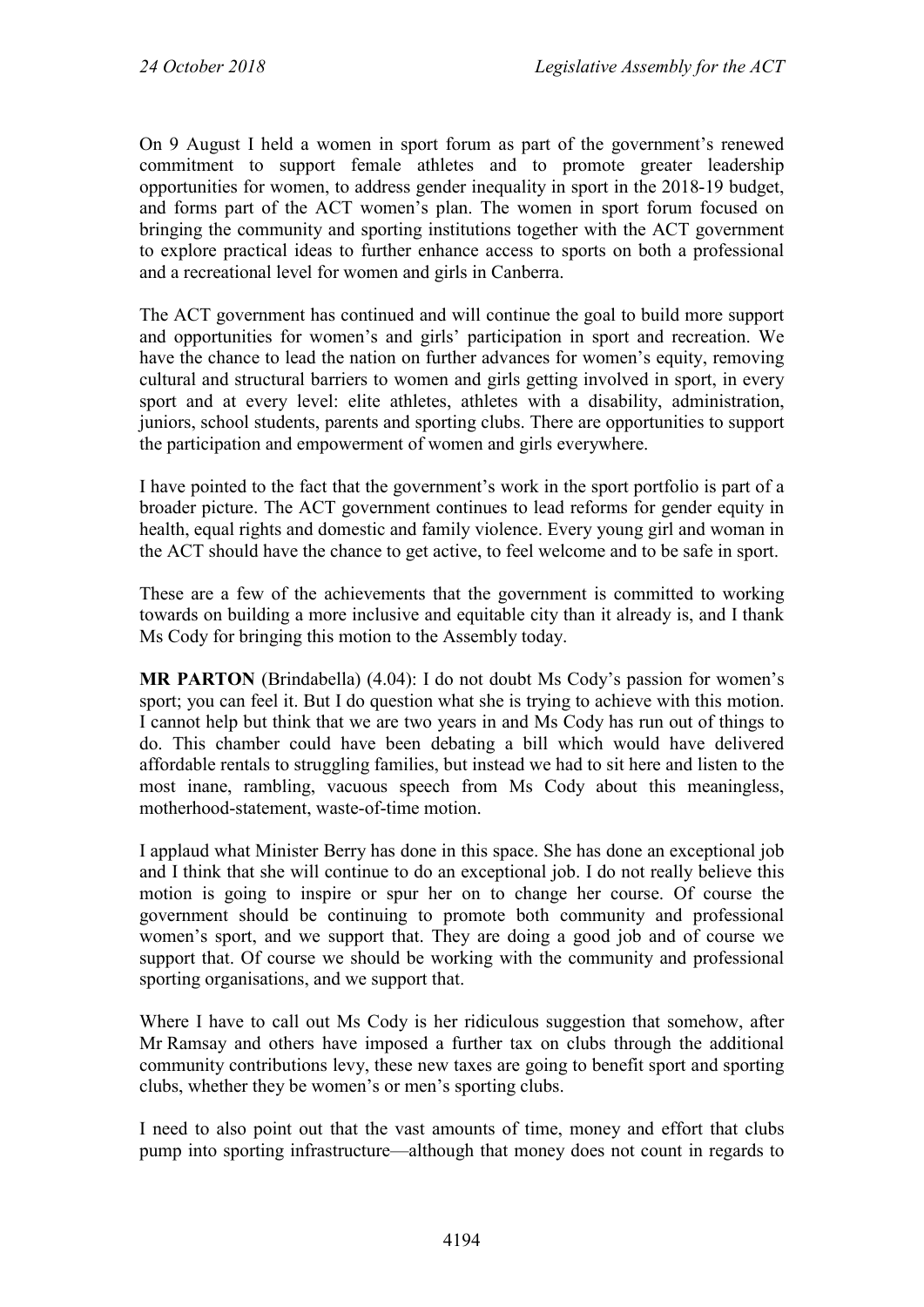On 9 August I held a women in sport forum as part of the government's renewed commitment to support female athletes and to promote greater leadership opportunities for women, to address gender inequality in sport in the 2018-19 budget, and forms part of the ACT women's plan. The women in sport forum focused on bringing the community and sporting institutions together with the ACT government to explore practical ideas to further enhance access to sports on both a professional and a recreational level for women and girls in Canberra.

The ACT government has continued and will continue the goal to build more support and opportunities for women's and girls' participation in sport and recreation. We have the chance to lead the nation on further advances for women's equity, removing cultural and structural barriers to women and girls getting involved in sport, in every sport and at every level: elite athletes, athletes with a disability, administration, juniors, school students, parents and sporting clubs. There are opportunities to support the participation and empowerment of women and girls everywhere.

I have pointed to the fact that the government's work in the sport portfolio is part of a broader picture. The ACT government continues to lead reforms for gender equity in health, equal rights and domestic and family violence. Every young girl and woman in the ACT should have the chance to get active, to feel welcome and to be safe in sport.

These are a few of the achievements that the government is committed to working towards on building a more inclusive and equitable city than it already is, and I thank Ms Cody for bringing this motion to the Assembly today.

**MR PARTON** (Brindabella) (4.04): I do not doubt Ms Cody's passion for women's sport; you can feel it. But I do question what she is trying to achieve with this motion. I cannot help but think that we are two years in and Ms Cody has run out of things to do. This chamber could have been debating a bill which would have delivered affordable rentals to struggling families, but instead we had to sit here and listen to the most inane, rambling, vacuous speech from Ms Cody about this meaningless, motherhood-statement, waste-of-time motion.

I applaud what Minister Berry has done in this space. She has done an exceptional job and I think that she will continue to do an exceptional job. I do not really believe this motion is going to inspire or spur her on to change her course. Of course the government should be continuing to promote both community and professional women's sport, and we support that. They are doing a good job and of course we support that. Of course we should be working with the community and professional sporting organisations, and we support that.

Where I have to call out Ms Cody is her ridiculous suggestion that somehow, after Mr Ramsay and others have imposed a further tax on clubs through the additional community contributions levy, these new taxes are going to benefit sport and sporting clubs, whether they be women's or men's sporting clubs.

I need to also point out that the vast amounts of time, money and effort that clubs pump into sporting infrastructure—although that money does not count in regards to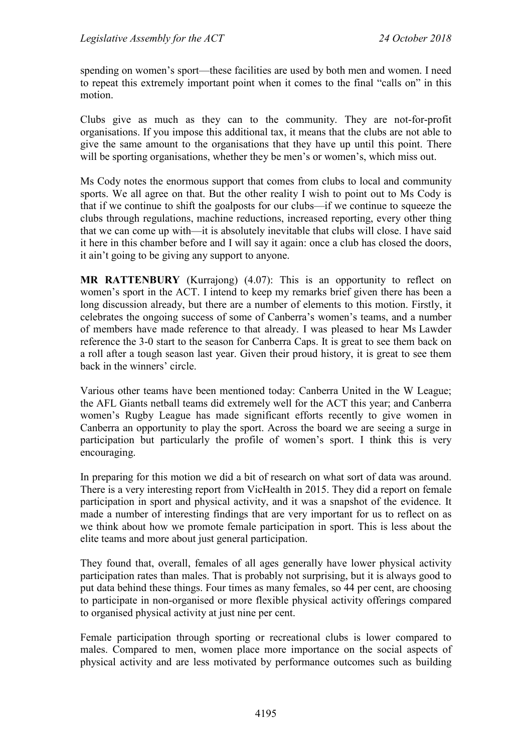spending on women's sport—these facilities are used by both men and women. I need to repeat this extremely important point when it comes to the final "calls on" in this motion.

Clubs give as much as they can to the community. They are not-for-profit organisations. If you impose this additional tax, it means that the clubs are not able to give the same amount to the organisations that they have up until this point. There will be sporting organisations, whether they be men's or women's, which miss out.

Ms Cody notes the enormous support that comes from clubs to local and community sports. We all agree on that. But the other reality I wish to point out to Ms Cody is that if we continue to shift the goalposts for our clubs—if we continue to squeeze the clubs through regulations, machine reductions, increased reporting, every other thing that we can come up with—it is absolutely inevitable that clubs will close. I have said it here in this chamber before and I will say it again: once a club has closed the doors, it ain't going to be giving any support to anyone.

**MR RATTENBURY** (Kurrajong) (4.07): This is an opportunity to reflect on women's sport in the ACT. I intend to keep my remarks brief given there has been a long discussion already, but there are a number of elements to this motion. Firstly, it celebrates the ongoing success of some of Canberra's women's teams, and a number of members have made reference to that already. I was pleased to hear Ms Lawder reference the 3-0 start to the season for Canberra Caps. It is great to see them back on a roll after a tough season last year. Given their proud history, it is great to see them back in the winners' circle.

Various other teams have been mentioned today: Canberra United in the W League; the AFL Giants netball teams did extremely well for the ACT this year; and Canberra women's Rugby League has made significant efforts recently to give women in Canberra an opportunity to play the sport. Across the board we are seeing a surge in participation but particularly the profile of women's sport. I think this is very encouraging.

In preparing for this motion we did a bit of research on what sort of data was around. There is a very interesting report from VicHealth in 2015. They did a report on female participation in sport and physical activity, and it was a snapshot of the evidence. It made a number of interesting findings that are very important for us to reflect on as we think about how we promote female participation in sport. This is less about the elite teams and more about just general participation.

They found that, overall, females of all ages generally have lower physical activity participation rates than males. That is probably not surprising, but it is always good to put data behind these things. Four times as many females, so 44 per cent, are choosing to participate in non-organised or more flexible physical activity offerings compared to organised physical activity at just nine per cent.

Female participation through sporting or recreational clubs is lower compared to males. Compared to men, women place more importance on the social aspects of physical activity and are less motivated by performance outcomes such as building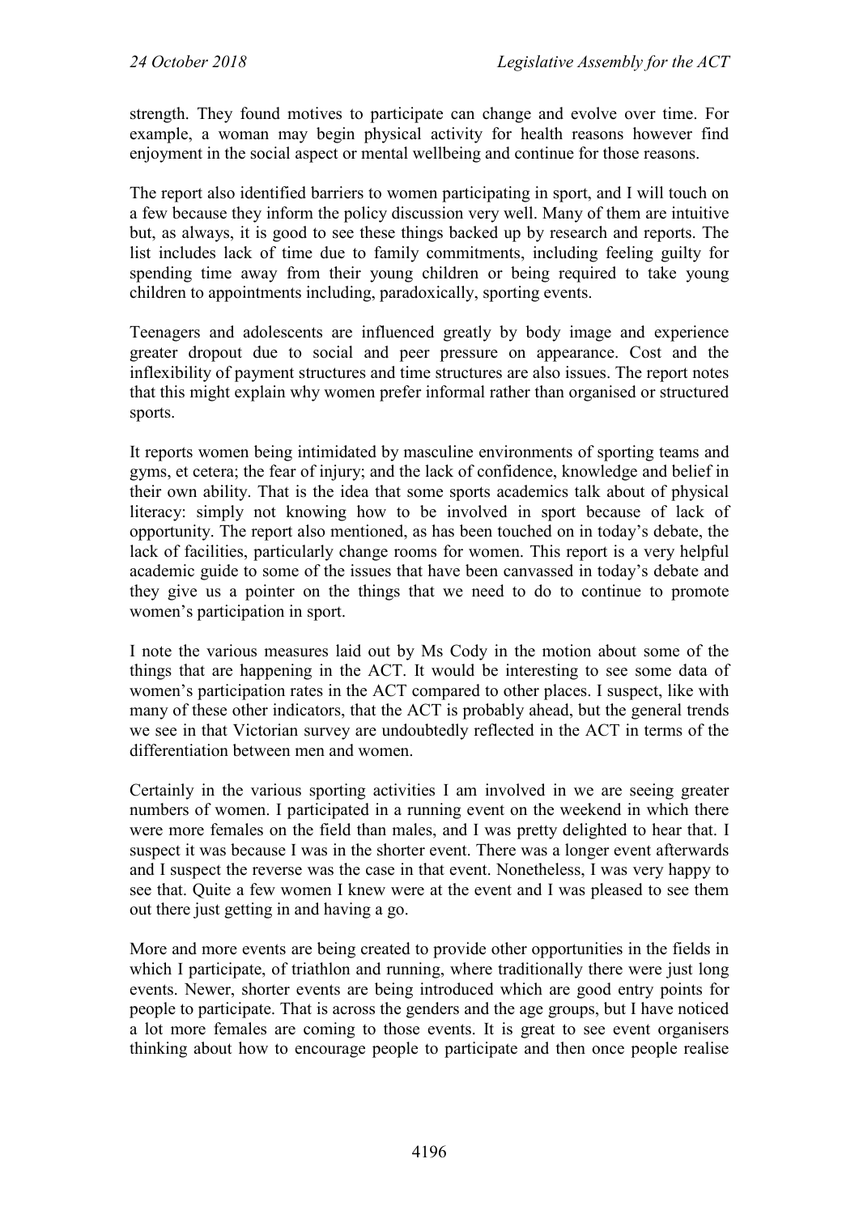strength. They found motives to participate can change and evolve over time. For example, a woman may begin physical activity for health reasons however find enjoyment in the social aspect or mental wellbeing and continue for those reasons.

The report also identified barriers to women participating in sport, and I will touch on a few because they inform the policy discussion very well. Many of them are intuitive but, as always, it is good to see these things backed up by research and reports. The list includes lack of time due to family commitments, including feeling guilty for spending time away from their young children or being required to take young children to appointments including, paradoxically, sporting events.

Teenagers and adolescents are influenced greatly by body image and experience greater dropout due to social and peer pressure on appearance. Cost and the inflexibility of payment structures and time structures are also issues. The report notes that this might explain why women prefer informal rather than organised or structured sports.

It reports women being intimidated by masculine environments of sporting teams and gyms, et cetera; the fear of injury; and the lack of confidence, knowledge and belief in their own ability. That is the idea that some sports academics talk about of physical literacy: simply not knowing how to be involved in sport because of lack of opportunity. The report also mentioned, as has been touched on in today's debate, the lack of facilities, particularly change rooms for women. This report is a very helpful academic guide to some of the issues that have been canvassed in today's debate and they give us a pointer on the things that we need to do to continue to promote women's participation in sport.

I note the various measures laid out by Ms Cody in the motion about some of the things that are happening in the ACT. It would be interesting to see some data of women's participation rates in the ACT compared to other places. I suspect, like with many of these other indicators, that the ACT is probably ahead, but the general trends we see in that Victorian survey are undoubtedly reflected in the ACT in terms of the differentiation between men and women.

Certainly in the various sporting activities I am involved in we are seeing greater numbers of women. I participated in a running event on the weekend in which there were more females on the field than males, and I was pretty delighted to hear that. I suspect it was because I was in the shorter event. There was a longer event afterwards and I suspect the reverse was the case in that event. Nonetheless, I was very happy to see that. Quite a few women I knew were at the event and I was pleased to see them out there just getting in and having a go.

More and more events are being created to provide other opportunities in the fields in which I participate, of triathlon and running, where traditionally there were just long events. Newer, shorter events are being introduced which are good entry points for people to participate. That is across the genders and the age groups, but I have noticed a lot more females are coming to those events. It is great to see event organisers thinking about how to encourage people to participate and then once people realise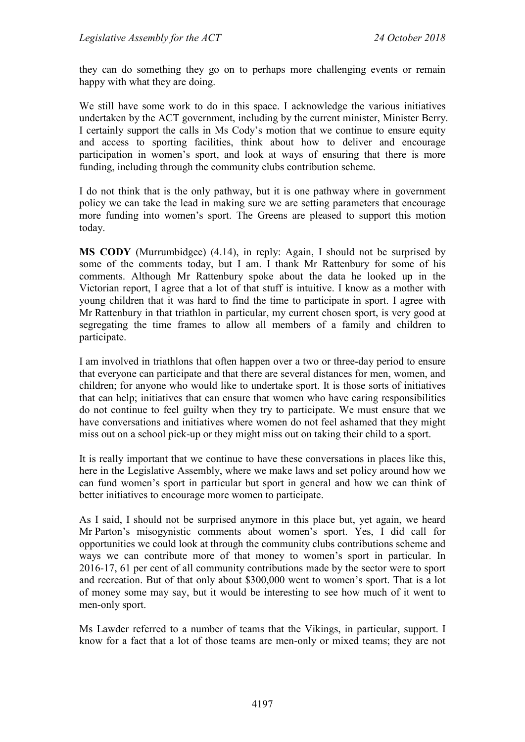they can do something they go on to perhaps more challenging events or remain happy with what they are doing.

We still have some work to do in this space. I acknowledge the various initiatives undertaken by the ACT government, including by the current minister, Minister Berry. I certainly support the calls in Ms Cody's motion that we continue to ensure equity and access to sporting facilities, think about how to deliver and encourage participation in women's sport, and look at ways of ensuring that there is more funding, including through the community clubs contribution scheme.

I do not think that is the only pathway, but it is one pathway where in government policy we can take the lead in making sure we are setting parameters that encourage more funding into women's sport. The Greens are pleased to support this motion today.

**MS CODY** (Murrumbidgee) (4.14), in reply: Again, I should not be surprised by some of the comments today, but I am. I thank Mr Rattenbury for some of his comments. Although Mr Rattenbury spoke about the data he looked up in the Victorian report, I agree that a lot of that stuff is intuitive. I know as a mother with young children that it was hard to find the time to participate in sport. I agree with Mr Rattenbury in that triathlon in particular, my current chosen sport, is very good at segregating the time frames to allow all members of a family and children to participate.

I am involved in triathlons that often happen over a two or three-day period to ensure that everyone can participate and that there are several distances for men, women, and children; for anyone who would like to undertake sport. It is those sorts of initiatives that can help; initiatives that can ensure that women who have caring responsibilities do not continue to feel guilty when they try to participate. We must ensure that we have conversations and initiatives where women do not feel ashamed that they might miss out on a school pick-up or they might miss out on taking their child to a sport.

It is really important that we continue to have these conversations in places like this, here in the Legislative Assembly, where we make laws and set policy around how we can fund women's sport in particular but sport in general and how we can think of better initiatives to encourage more women to participate.

As I said, I should not be surprised anymore in this place but, yet again, we heard Mr Parton's misogynistic comments about women's sport. Yes, I did call for opportunities we could look at through the community clubs contributions scheme and ways we can contribute more of that money to women's sport in particular. In 2016-17, 61 per cent of all community contributions made by the sector were to sport and recreation. But of that only about $300,000 went to women's sport. That is a lot of money some may say, but it would be interesting to see how much of it went to men-only sport.

Ms Lawder referred to a number of teams that the Vikings, in particular, support. I know for a fact that a lot of those teams are men-only or mixed teams; they are not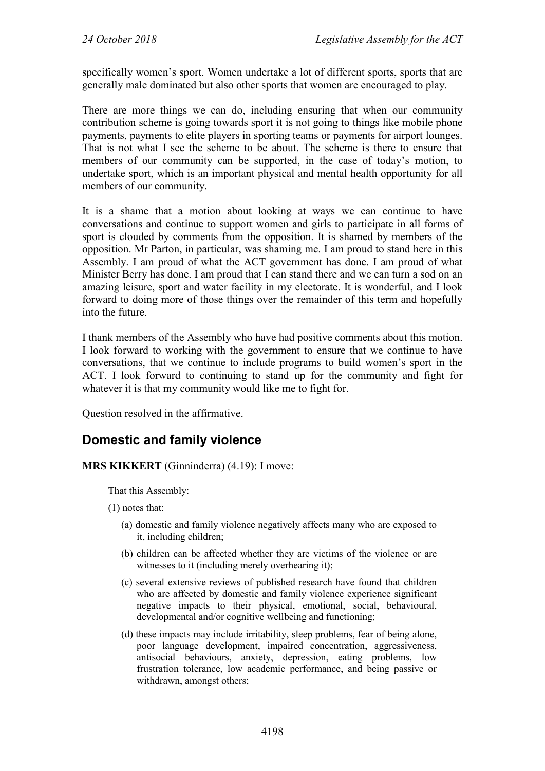specifically women's sport. Women undertake a lot of different sports, sports that are generally male dominated but also other sports that women are encouraged to play.

There are more things we can do, including ensuring that when our community contribution scheme is going towards sport it is not going to things like mobile phone payments, payments to elite players in sporting teams or payments for airport lounges. That is not what I see the scheme to be about. The scheme is there to ensure that members of our community can be supported, in the case of today's motion, to undertake sport, which is an important physical and mental health opportunity for all members of our community.

It is a shame that a motion about looking at ways we can continue to have conversations and continue to support women and girls to participate in all forms of sport is clouded by comments from the opposition. It is shamed by members of the opposition. Mr Parton, in particular, was shaming me. I am proud to stand here in this Assembly. I am proud of what the ACT government has done. I am proud of what Minister Berry has done. I am proud that I can stand there and we can turn a sod on an amazing leisure, sport and water facility in my electorate. It is wonderful, and I look forward to doing more of those things over the remainder of this term and hopefully into the future.

I thank members of the Assembly who have had positive comments about this motion. I look forward to working with the government to ensure that we continue to have conversations, that we continue to include programs to build women's sport in the ACT. I look forward to continuing to stand up for the community and fight for whatever it is that my community would like me to fight for.

Question resolved in the affirmative.

## Domestic and family violence

**MRS KIKKERT** (Ginninderra) (4.19): I move:

> That this Assembly:
>
> (1) notes that:
>
> (a) domestic and family violence negatively affects many who are exposed to it, including children;
>
> (b) children can be affected whether they are victims of the violence or are witnesses to it (including merely overhearing it);
>
> (c) several extensive reviews of published research have found that children who are affected by domestic and family violence experience significant negative impacts to their physical, emotional, social, behavioural, developmental and/or cognitive wellbeing and functioning;
>
> (d) these impacts may include irritability, sleep problems, fear of being alone, poor language development, impaired concentration, aggressiveness, antisocial behaviours, anxiety, depression, eating problems, low frustration tolerance, low academic performance, and being passive or withdrawn, amongst others;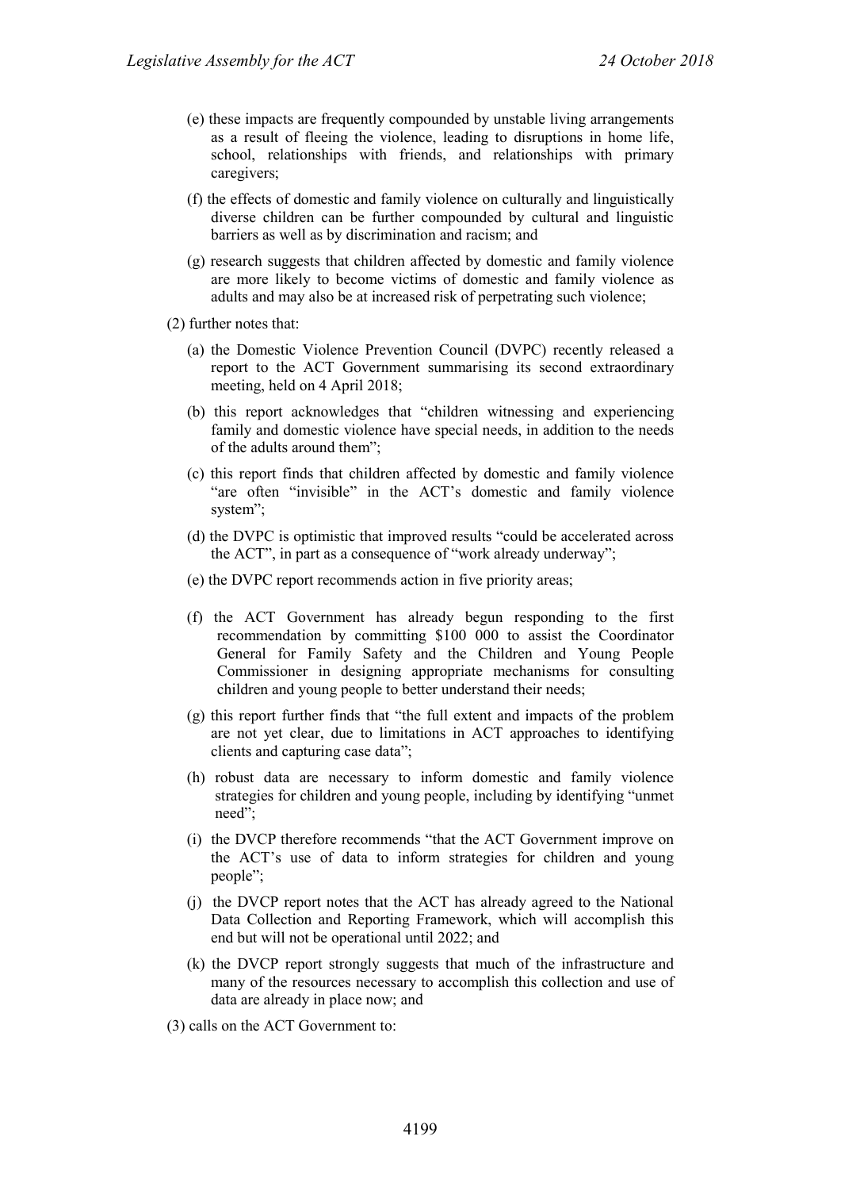(e) these impacts are frequently compounded by unstable living arrangements as a result of fleeing the violence, leading to disruptions in home life, school, relationships with friends, and relationships with primary caregivers;

(f) the effects of domestic and family violence on culturally and linguistically diverse children can be further compounded by cultural and linguistic barriers as well as by discrimination and racism; and

(g) research suggests that children affected by domestic and family violence are more likely to become victims of domestic and family violence as adults and may also be at increased risk of perpetrating such violence;

(2) further notes that:

(a) the Domestic Violence Prevention Council (DVPC) recently released a report to the ACT Government summarising its second extraordinary meeting, held on 4 April 2018;

(b) this report acknowledges that "children witnessing and experiencing family and domestic violence have special needs, in addition to the needs of the adults around them";

(c) this report finds that children affected by domestic and family violence "are often "invisible" in the ACT's domestic and family violence system";

(d) the DVPC is optimistic that improved results "could be accelerated across the ACT", in part as a consequence of "work already underway";

(e) the DVPC report recommends action in five priority areas;

(f) the ACT Government has already begun responding to the first recommendation by committing $100 000 to assist the Coordinator General for Family Safety and the Children and Young People Commissioner in designing appropriate mechanisms for consulting children and young people to better understand their needs;

(g) this report further finds that "the full extent and impacts of the problem are not yet clear, due to limitations in ACT approaches to identifying clients and capturing case data";

(h) robust data are necessary to inform domestic and family violence strategies for children and young people, including by identifying "unmet need";

(i) the DVCP therefore recommends "that the ACT Government improve on the ACT's use of data to inform strategies for children and young people";

(j) the DVCP report notes that the ACT has already agreed to the National Data Collection and Reporting Framework, which will accomplish this end but will not be operational until 2022; and

(k) the DVCP report strongly suggests that much of the infrastructure and many of the resources necessary to accomplish this collection and use of data are already in place now; and

(3) calls on the ACT Government to: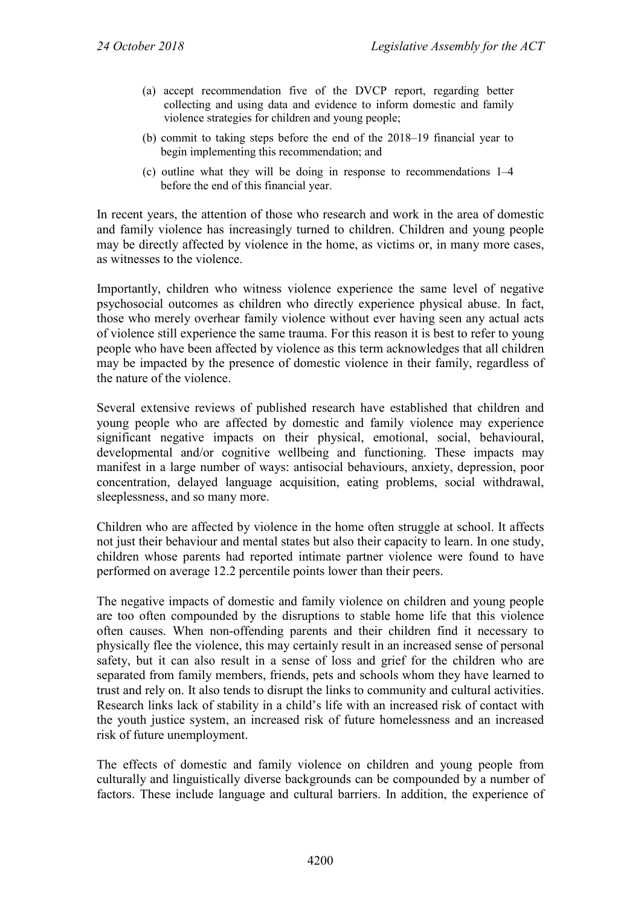(a) accept recommendation five of the DVCP report, regarding better collecting and using data and evidence to inform domestic and family violence strategies for children and young people;

(b) commit to taking steps before the end of the 2018–19 financial year to begin implementing this recommendation; and

(c) outline what they will be doing in response to recommendations 1–4 before the end of this financial year.

In recent years, the attention of those who research and work in the area of domestic and family violence has increasingly turned to children. Children and young people may be directly affected by violence in the home, as victims or, in many more cases, as witnesses to the violence.

Importantly, children who witness violence experience the same level of negative psychosocial outcomes as children who directly experience physical abuse. In fact, those who merely overhear family violence without ever having seen any actual acts of violence still experience the same trauma. For this reason it is best to refer to young people who have been affected by violence as this term acknowledges that all children may be impacted by the presence of domestic violence in their family, regardless of the nature of the violence.

Several extensive reviews of published research have established that children and young people who are affected by domestic and family violence may experience significant negative impacts on their physical, emotional, social, behavioural, developmental and/or cognitive wellbeing and functioning. These impacts may manifest in a large number of ways: antisocial behaviours, anxiety, depression, poor concentration, delayed language acquisition, eating problems, social withdrawal, sleeplessness, and so many more.

Children who are affected by violence in the home often struggle at school. It affects not just their behaviour and mental states but also their capacity to learn. In one study, children whose parents had reported intimate partner violence were found to have performed on average 12.2 percentile points lower than their peers.

The negative impacts of domestic and family violence on children and young people are too often compounded by the disruptions to stable home life that this violence often causes. When non-offending parents and their children find it necessary to physically flee the violence, this may certainly result in an increased sense of personal safety, but it can also result in a sense of loss and grief for the children who are separated from family members, friends, pets and schools whom they have learned to trust and rely on. It also tends to disrupt the links to community and cultural activities. Research links lack of stability in a child's life with an increased risk of contact with the youth justice system, an increased risk of future homelessness and an increased risk of future unemployment.

The effects of domestic and family violence on children and young people from culturally and linguistically diverse backgrounds can be compounded by a number of factors. These include language and cultural barriers. In addition, the experience of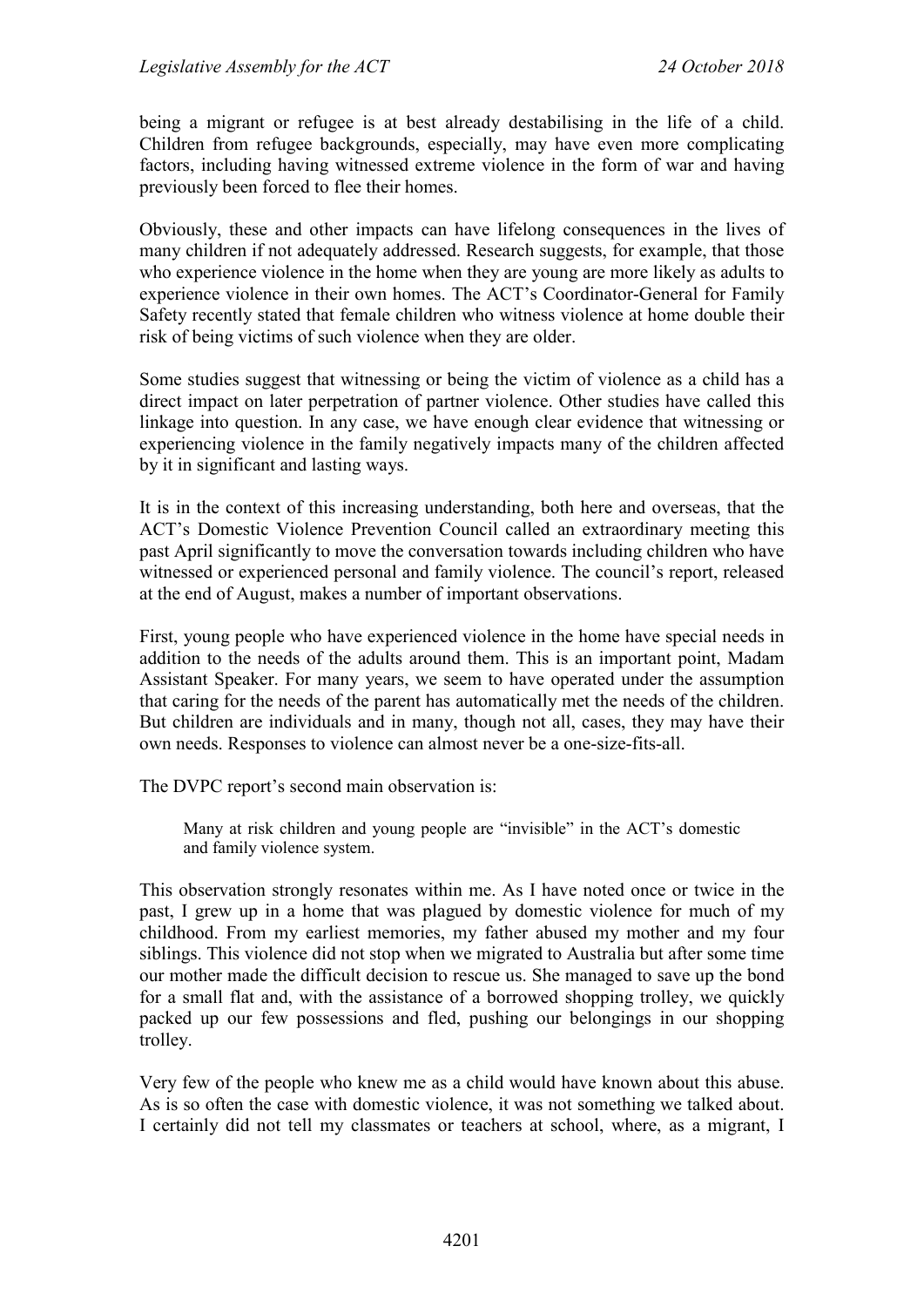being a migrant or refugee is at best already destabilising in the life of a child. Children from refugee backgrounds, especially, may have even more complicating factors, including having witnessed extreme violence in the form of war and having previously been forced to flee their homes.

Obviously, these and other impacts can have lifelong consequences in the lives of many children if not adequately addressed. Research suggests, for example, that those who experience violence in the home when they are young are more likely as adults to experience violence in their own homes. The ACT's Coordinator-General for Family Safety recently stated that female children who witness violence at home double their risk of being victims of such violence when they are older.

Some studies suggest that witnessing or being the victim of violence as a child has a direct impact on later perpetration of partner violence. Other studies have called this linkage into question. In any case, we have enough clear evidence that witnessing or experiencing violence in the family negatively impacts many of the children affected by it in significant and lasting ways.

It is in the context of this increasing understanding, both here and overseas, that the ACT's Domestic Violence Prevention Council called an extraordinary meeting this past April significantly to move the conversation towards including children who have witnessed or experienced personal and family violence. The council's report, released at the end of August, makes a number of important observations.

First, young people who have experienced violence in the home have special needs in addition to the needs of the adults around them. This is an important point, Madam Assistant Speaker. For many years, we seem to have operated under the assumption that caring for the needs of the parent has automatically met the needs of the children. But children are individuals and in many, though not all, cases, they may have their own needs. Responses to violence can almost never be a one-size-fits-all.

The DVPC report's second main observation is:

> Many at risk children and young people are "invisible" in the ACT's domestic and family violence system.

This observation strongly resonates within me. As I have noted once or twice in the past, I grew up in a home that was plagued by domestic violence for much of my childhood. From my earliest memories, my father abused my mother and my four siblings. This violence did not stop when we migrated to Australia but after some time our mother made the difficult decision to rescue us. She managed to save up the bond for a small flat and, with the assistance of a borrowed shopping trolley, we quickly packed up our few possessions and fled, pushing our belongings in our shopping trolley.

Very few of the people who knew me as a child would have known about this abuse. As is so often the case with domestic violence, it was not something we talked about. I certainly did not tell my classmates or teachers at school, where, as a migrant, I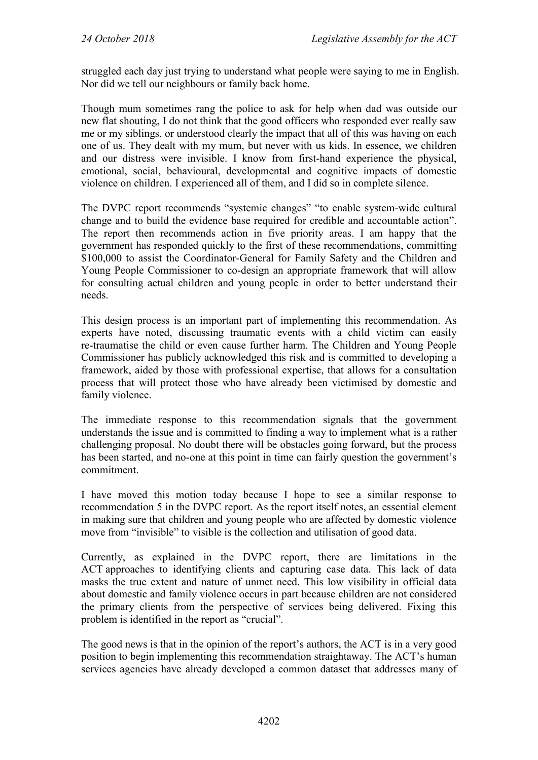struggled each day just trying to understand what people were saying to me in English. Nor did we tell our neighbours or family back home.

Though mum sometimes rang the police to ask for help when dad was outside our new flat shouting, I do not think that the good officers who responded ever really saw me or my siblings, or understood clearly the impact that all of this was having on each one of us. They dealt with my mum, but never with us kids. In essence, we children and our distress were invisible. I know from first-hand experience the physical, emotional, social, behavioural, developmental and cognitive impacts of domestic violence on children. I experienced all of them, and I did so in complete silence.

The DVPC report recommends "systemic changes" "to enable system-wide cultural change and to build the evidence base required for credible and accountable action". The report then recommends action in five priority areas. I am happy that the government has responded quickly to the first of these recommendations, committing $100,000 to assist the Coordinator-General for Family Safety and the Children and Young People Commissioner to co-design an appropriate framework that will allow for consulting actual children and young people in order to better understand their needs.

This design process is an important part of implementing this recommendation. As experts have noted, discussing traumatic events with a child victim can easily re-traumatise the child or even cause further harm. The Children and Young People Commissioner has publicly acknowledged this risk and is committed to developing a framework, aided by those with professional expertise, that allows for a consultation process that will protect those who have already been victimised by domestic and family violence.

The immediate response to this recommendation signals that the government understands the issue and is committed to finding a way to implement what is a rather challenging proposal. No doubt there will be obstacles going forward, but the process has been started, and no-one at this point in time can fairly question the government's commitment.

I have moved this motion today because I hope to see a similar response to recommendation 5 in the DVPC report. As the report itself notes, an essential element in making sure that children and young people who are affected by domestic violence move from "invisible" to visible is the collection and utilisation of good data.

Currently, as explained in the DVPC report, there are limitations in the ACT approaches to identifying clients and capturing case data. This lack of data masks the true extent and nature of unmet need. This low visibility in official data about domestic and family violence occurs in part because children are not considered the primary clients from the perspective of services being delivered. Fixing this problem is identified in the report as "crucial".

The good news is that in the opinion of the report's authors, the ACT is in a very good position to begin implementing this recommendation straightaway. The ACT's human services agencies have already developed a common dataset that addresses many of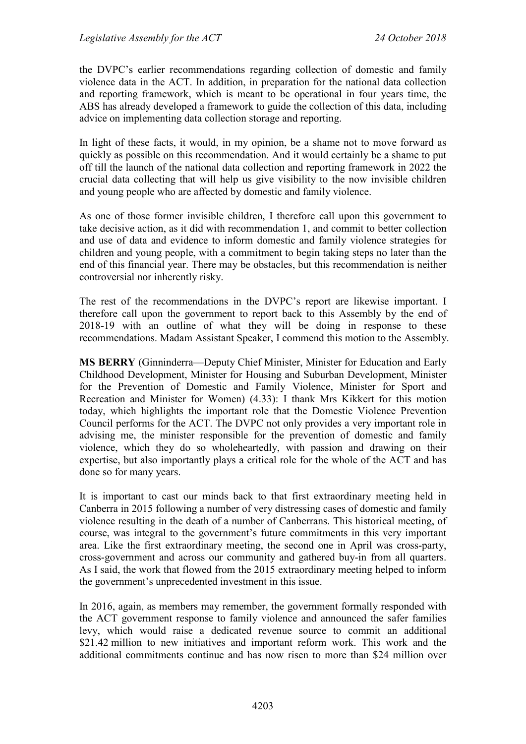the DVPC's earlier recommendations regarding collection of domestic and family violence data in the ACT. In addition, in preparation for the national data collection and reporting framework, which is meant to be operational in four years time, the ABS has already developed a framework to guide the collection of this data, including advice on implementing data collection storage and reporting.

In light of these facts, it would, in my opinion, be a shame not to move forward as quickly as possible on this recommendation. And it would certainly be a shame to put off till the launch of the national data collection and reporting framework in 2022 the crucial data collecting that will help us give visibility to the now invisible children and young people who are affected by domestic and family violence.

As one of those former invisible children, I therefore call upon this government to take decisive action, as it did with recommendation 1, and commit to better collection and use of data and evidence to inform domestic and family violence strategies for children and young people, with a commitment to begin taking steps no later than the end of this financial year. There may be obstacles, but this recommendation is neither controversial nor inherently risky.

The rest of the recommendations in the DVPC's report are likewise important. I therefore call upon the government to report back to this Assembly by the end of 2018-19 with an outline of what they will be doing in response to these recommendations. Madam Assistant Speaker, I commend this motion to the Assembly.

**MS BERRY** (Ginninderra—Deputy Chief Minister, Minister for Education and Early Childhood Development, Minister for Housing and Suburban Development, Minister for the Prevention of Domestic and Family Violence, Minister for Sport and Recreation and Minister for Women) (4.33): I thank Mrs Kikkert for this motion today, which highlights the important role that the Domestic Violence Prevention Council performs for the ACT. The DVPC not only provides a very important role in advising me, the minister responsible for the prevention of domestic and family violence, which they do so wholeheartedly, with passion and drawing on their expertise, but also importantly plays a critical role for the whole of the ACT and has done so for many years.

It is important to cast our minds back to that first extraordinary meeting held in Canberra in 2015 following a number of very distressing cases of domestic and family violence resulting in the death of a number of Canberrans. This historical meeting, of course, was integral to the government's future commitments in this very important area. Like the first extraordinary meeting, the second one in April was cross-party, cross-government and across our community and gathered buy-in from all quarters. As I said, the work that flowed from the 2015 extraordinary meeting helped to inform the government's unprecedented investment in this issue.

In 2016, again, as members may remember, the government formally responded with the ACT government response to family violence and announced the safer families levy, which would raise a dedicated revenue source to commit an additional \$21.42 million to new initiatives and important reform work. This work and the additional commitments continue and has now risen to more than \$24 million over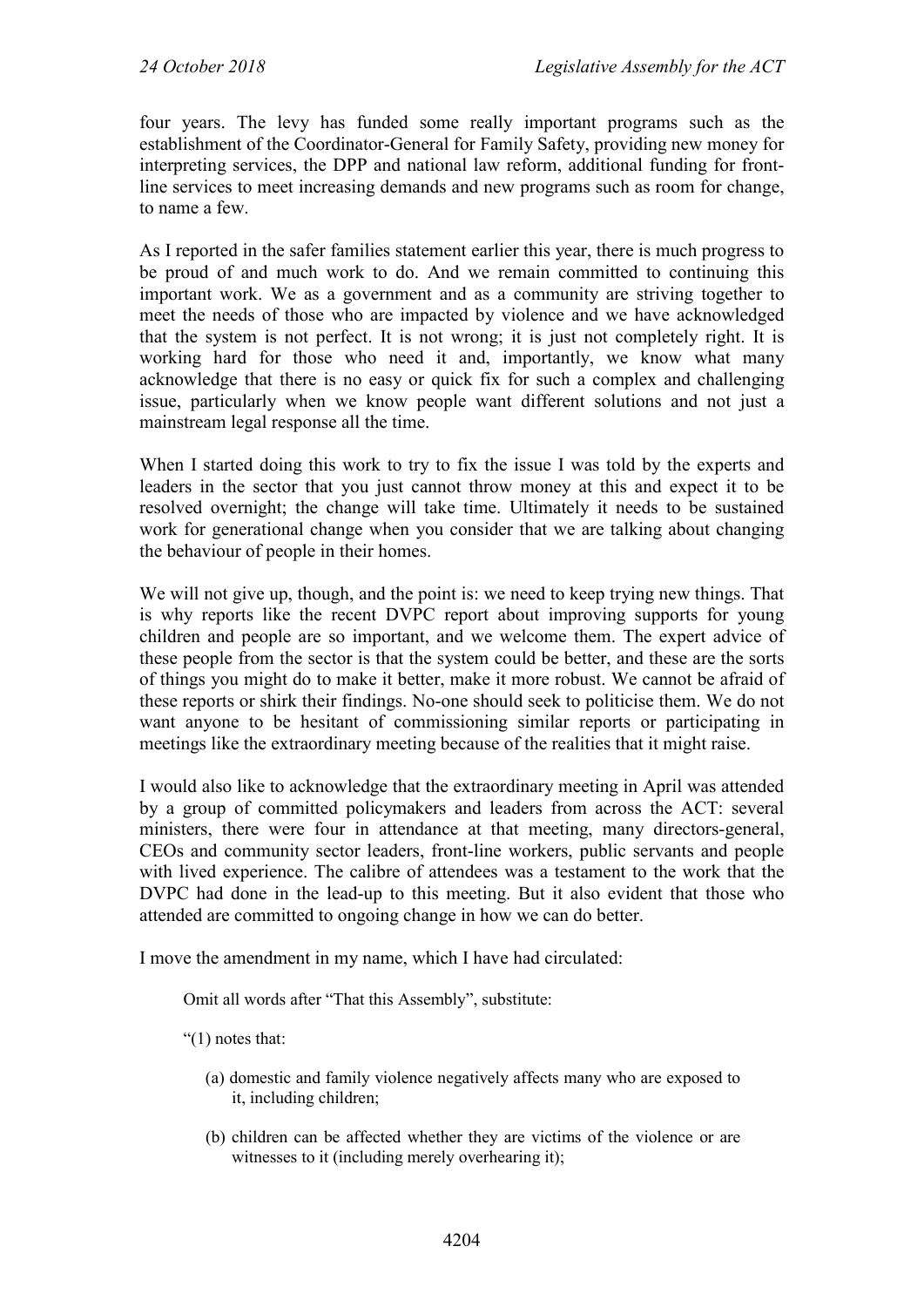four years. The levy has funded some really important programs such as the establishment of the Coordinator-General for Family Safety, providing new money for interpreting services, the DPP and national law reform, additional funding for front-line services to meet increasing demands and new programs such as room for change, to name a few.

As I reported in the safer families statement earlier this year, there is much progress to be proud of and much work to do. And we remain committed to continuing this important work. We as a government and as a community are striving together to meet the needs of those who are impacted by violence and we have acknowledged that the system is not perfect. It is not wrong; it is just not completely right. It is working hard for those who need it and, importantly, we know what many acknowledge that there is no easy or quick fix for such a complex and challenging issue, particularly when we know people want different solutions and not just a mainstream legal response all the time.

When I started doing this work to try to fix the issue I was told by the experts and leaders in the sector that you just cannot throw money at this and expect it to be resolved overnight; the change will take time. Ultimately it needs to be sustained work for generational change when you consider that we are talking about changing the behaviour of people in their homes.

We will not give up, though, and the point is: we need to keep trying new things. That is why reports like the recent DVPC report about improving supports for young children and people are so important, and we welcome them. The expert advice of these people from the sector is that the system could be better, and these are the sorts of things you might do to make it better, make it more robust. We cannot be afraid of these reports or shirk their findings. No-one should seek to politicise them. We do not want anyone to be hesitant of commissioning similar reports or participating in meetings like the extraordinary meeting because of the realities that it might raise.

I would also like to acknowledge that the extraordinary meeting in April was attended by a group of committed policymakers and leaders from across the ACT: several ministers, there were four in attendance at that meeting, many directors-general, CEOs and community sector leaders, front-line workers, public servants and people with lived experience. The calibre of attendees was a testament to the work that the DVPC had done in the lead-up to this meeting. But it also evident that those who attended are committed to ongoing change in how we can do better.

I move the amendment in my name, which I have had circulated:

> Omit all words after "That this Assembly", substitute:
>
> "(1) notes that:
>
> (a) domestic and family violence negatively affects many who are exposed to it, including children;
>
> (b) children can be affected whether they are victims of the violence or are witnesses to it (including merely overhearing it);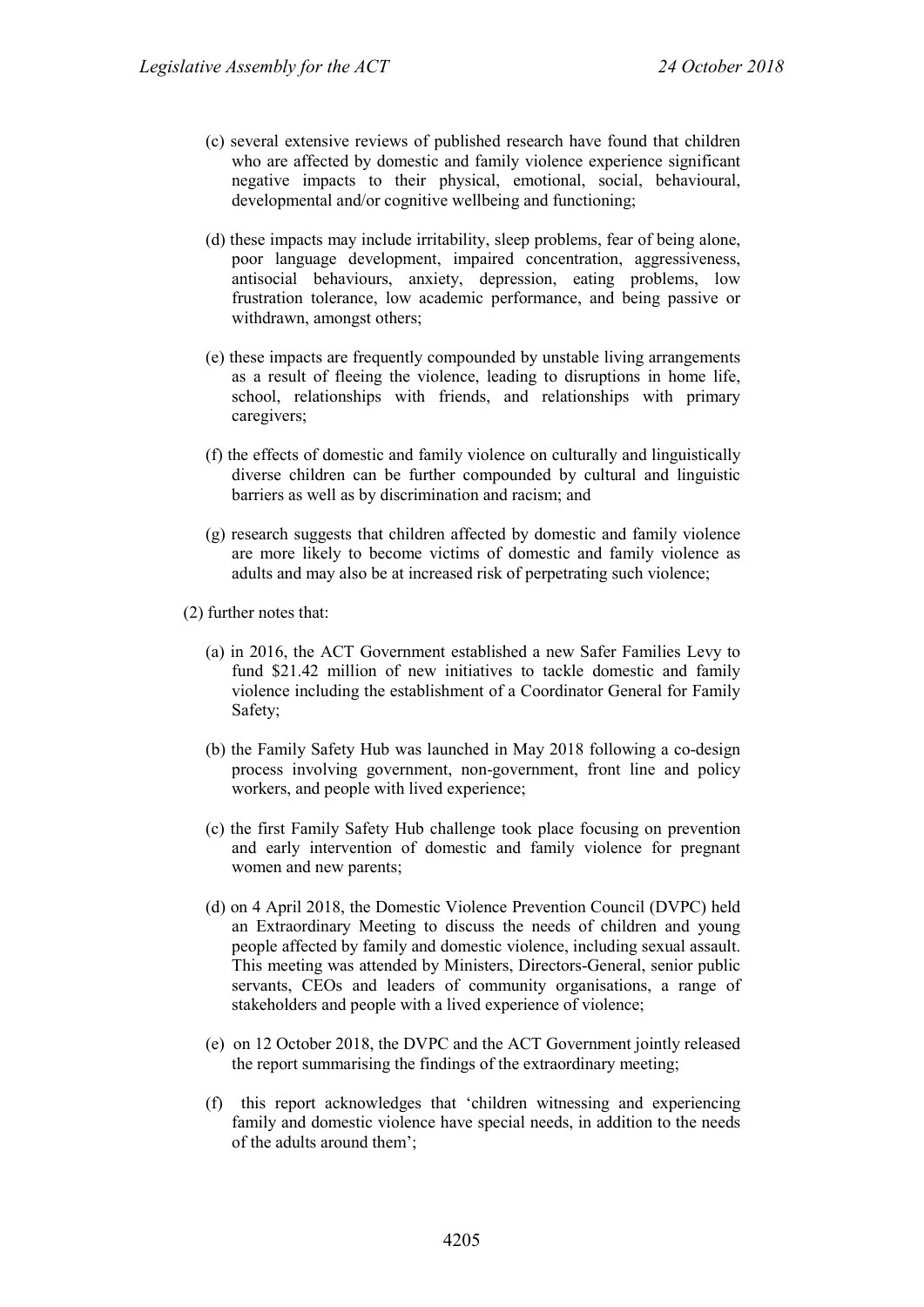(c) several extensive reviews of published research have found that children who are affected by domestic and family violence experience significant negative impacts to their physical, emotional, social, behavioural, developmental and/or cognitive wellbeing and functioning;

(d) these impacts may include irritability, sleep problems, fear of being alone, poor language development, impaired concentration, aggressiveness, antisocial behaviours, anxiety, depression, eating problems, low frustration tolerance, low academic performance, and being passive or withdrawn, amongst others;

(e) these impacts are frequently compounded by unstable living arrangements as a result of fleeing the violence, leading to disruptions in home life, school, relationships with friends, and relationships with primary caregivers;

(f) the effects of domestic and family violence on culturally and linguistically diverse children can be further compounded by cultural and linguistic barriers as well as by discrimination and racism; and

(g) research suggests that children affected by domestic and family violence are more likely to become victims of domestic and family violence as adults and may also be at increased risk of perpetrating such violence;

(2) further notes that:

(a) in 2016, the ACT Government established a new Safer Families Levy to fund $21.42 million of new initiatives to tackle domestic and family violence including the establishment of a Coordinator General for Family Safety;

(b) the Family Safety Hub was launched in May 2018 following a co-design process involving government, non-government, front line and policy workers, and people with lived experience;

(c) the first Family Safety Hub challenge took place focusing on prevention and early intervention of domestic and family violence for pregnant women and new parents;

(d) on 4 April 2018, the Domestic Violence Prevention Council (DVPC) held an Extraordinary Meeting to discuss the needs of children and young people affected by family and domestic violence, including sexual assault. This meeting was attended by Ministers, Directors-General, senior public servants, CEOs and leaders of community organisations, a range of stakeholders and people with a lived experience of violence;

(e) on 12 October 2018, the DVPC and the ACT Government jointly released the report summarising the findings of the extraordinary meeting;

(f) this report acknowledges that 'children witnessing and experiencing family and domestic violence have special needs, in addition to the needs of the adults around them';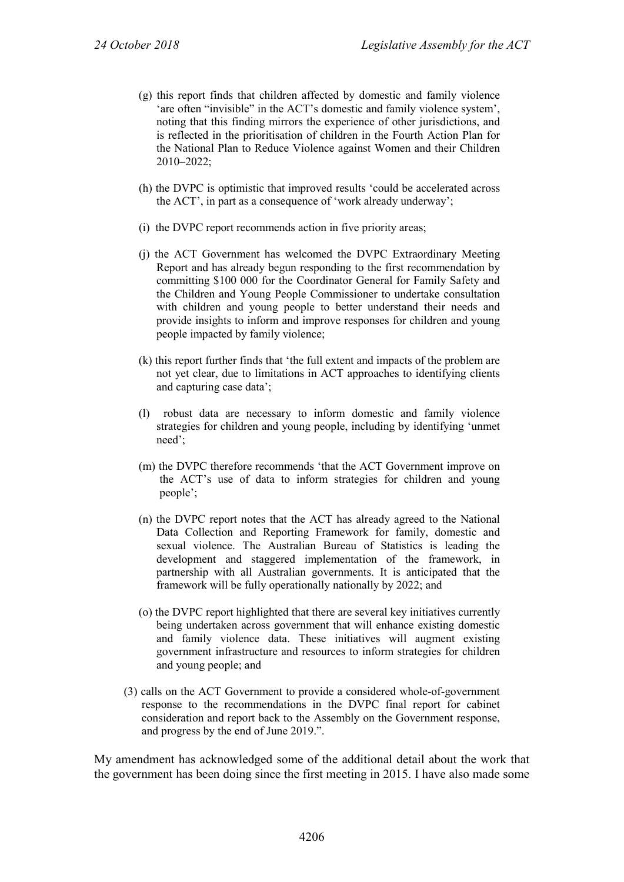(g) this report finds that children affected by domestic and family violence 'are often "invisible" in the ACT's domestic and family violence system', noting that this finding mirrors the experience of other jurisdictions, and is reflected in the prioritisation of children in the Fourth Action Plan for the National Plan to Reduce Violence against Women and their Children 2010–2022;

(h) the DVPC is optimistic that improved results 'could be accelerated across the ACT', in part as a consequence of 'work already underway';

(i) the DVPC report recommends action in five priority areas;

(j) the ACT Government has welcomed the DVPC Extraordinary Meeting Report and has already begun responding to the first recommendation by committing $100 000 for the Coordinator General for Family Safety and the Children and Young People Commissioner to undertake consultation with children and young people to better understand their needs and provide insights to inform and improve responses for children and young people impacted by family violence;

(k) this report further finds that 'the full extent and impacts of the problem are not yet clear, due to limitations in ACT approaches to identifying clients and capturing case data';

(l) robust data are necessary to inform domestic and family violence strategies for children and young people, including by identifying 'unmet need';

(m) the DVPC therefore recommends 'that the ACT Government improve on the ACT's use of data to inform strategies for children and young people';

(n) the DVPC report notes that the ACT has already agreed to the National Data Collection and Reporting Framework for family, domestic and sexual violence. The Australian Bureau of Statistics is leading the development and staggered implementation of the framework, in partnership with all Australian governments. It is anticipated that the framework will be fully operationally nationally by 2022; and

(o) the DVPC report highlighted that there are several key initiatives currently being undertaken across government that will enhance existing domestic and family violence data. These initiatives will augment existing government infrastructure and resources to inform strategies for children and young people; and

(3) calls on the ACT Government to provide a considered whole-of-government response to the recommendations in the DVPC final report for cabinet consideration and report back to the Assembly on the Government response, and progress by the end of June 2019.".

My amendment has acknowledged some of the additional detail about the work that the government has been doing since the first meeting in 2015. I have also made some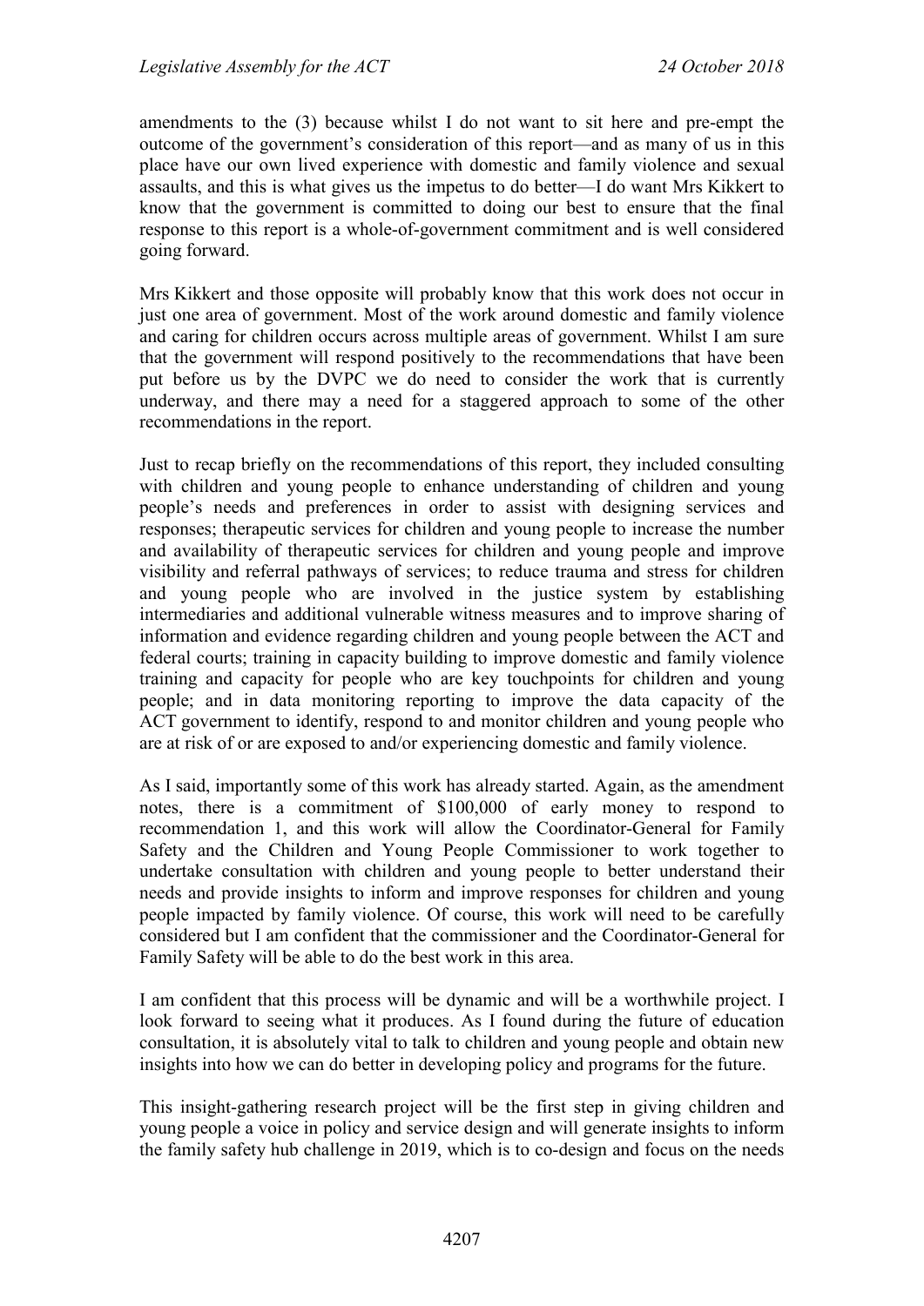amendments to the (3) because whilst I do not want to sit here and pre-empt the outcome of the government's consideration of this report—and as many of us in this place have our own lived experience with domestic and family violence and sexual assaults, and this is what gives us the impetus to do better—I do want Mrs Kikkert to know that the government is committed to doing our best to ensure that the final response to this report is a whole-of-government commitment and is well considered going forward.

Mrs Kikkert and those opposite will probably know that this work does not occur in just one area of government. Most of the work around domestic and family violence and caring for children occurs across multiple areas of government. Whilst I am sure that the government will respond positively to the recommendations that have been put before us by the DVPC we do need to consider the work that is currently underway, and there may a need for a staggered approach to some of the other recommendations in the report.

Just to recap briefly on the recommendations of this report, they included consulting with children and young people to enhance understanding of children and young people's needs and preferences in order to assist with designing services and responses; therapeutic services for children and young people to increase the number and availability of therapeutic services for children and young people and improve visibility and referral pathways of services; to reduce trauma and stress for children and young people who are involved in the justice system by establishing intermediaries and additional vulnerable witness measures and to improve sharing of information and evidence regarding children and young people between the ACT and federal courts; training in capacity building to improve domestic and family violence training and capacity for people who are key touchpoints for children and young people; and in data monitoring reporting to improve the data capacity of the ACT government to identify, respond to and monitor children and young people who are at risk of or are exposed to and/or experiencing domestic and family violence.

As I said, importantly some of this work has already started. Again, as the amendment notes, there is a commitment of $100,000 of early money to respond to recommendation 1, and this work will allow the Coordinator-General for Family Safety and the Children and Young People Commissioner to work together to undertake consultation with children and young people to better understand their needs and provide insights to inform and improve responses for children and young people impacted by family violence. Of course, this work will need to be carefully considered but I am confident that the commissioner and the Coordinator-General for Family Safety will be able to do the best work in this area.

I am confident that this process will be dynamic and will be a worthwhile project. I look forward to seeing what it produces. As I found during the future of education consultation, it is absolutely vital to talk to children and young people and obtain new insights into how we can do better in developing policy and programs for the future.

This insight-gathering research project will be the first step in giving children and young people a voice in policy and service design and will generate insights to inform the family safety hub challenge in 2019, which is to co-design and focus on the needs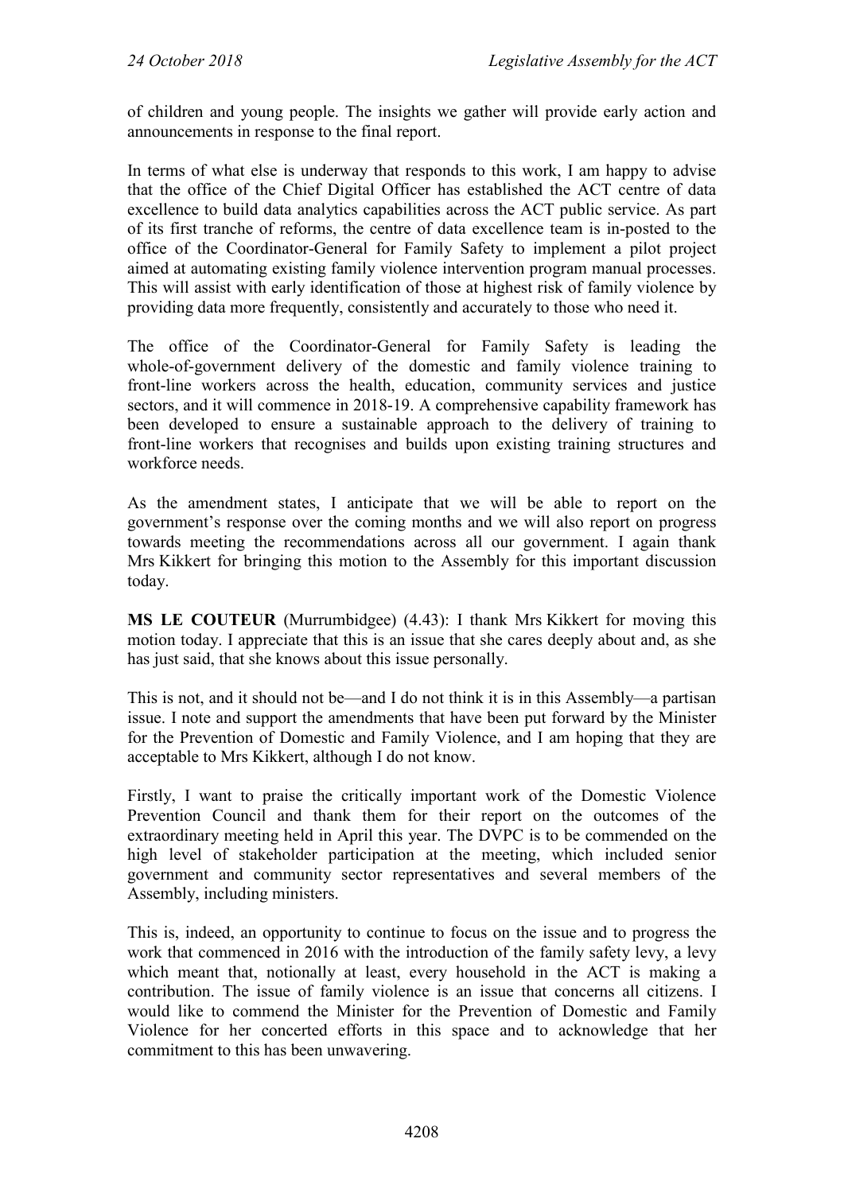of children and young people. The insights we gather will provide early action and announcements in response to the final report.

In terms of what else is underway that responds to this work, I am happy to advise that the office of the Chief Digital Officer has established the ACT centre of data excellence to build data analytics capabilities across the ACT public service. As part of its first tranche of reforms, the centre of data excellence team is in-posted to the office of the Coordinator-General for Family Safety to implement a pilot project aimed at automating existing family violence intervention program manual processes. This will assist with early identification of those at highest risk of family violence by providing data more frequently, consistently and accurately to those who need it.

The office of the Coordinator-General for Family Safety is leading the whole-of-government delivery of the domestic and family violence training to front-line workers across the health, education, community services and justice sectors, and it will commence in 2018-19. A comprehensive capability framework has been developed to ensure a sustainable approach to the delivery of training to front-line workers that recognises and builds upon existing training structures and workforce needs.

As the amendment states, I anticipate that we will be able to report on the government's response over the coming months and we will also report on progress towards meeting the recommendations across all our government. I again thank Mrs Kikkert for bringing this motion to the Assembly for this important discussion today.

**MS LE COUTEUR** (Murrumbidgee) (4.43): I thank Mrs Kikkert for moving this motion today. I appreciate that this is an issue that she cares deeply about and, as she has just said, that she knows about this issue personally.

This is not, and it should not be—and I do not think it is in this Assembly—a partisan issue. I note and support the amendments that have been put forward by the Minister for the Prevention of Domestic and Family Violence, and I am hoping that they are acceptable to Mrs Kikkert, although I do not know.

Firstly, I want to praise the critically important work of the Domestic Violence Prevention Council and thank them for their report on the outcomes of the extraordinary meeting held in April this year. The DVPC is to be commended on the high level of stakeholder participation at the meeting, which included senior government and community sector representatives and several members of the Assembly, including ministers.

This is, indeed, an opportunity to continue to focus on the issue and to progress the work that commenced in 2016 with the introduction of the family safety levy, a levy which meant that, notionally at least, every household in the ACT is making a contribution. The issue of family violence is an issue that concerns all citizens. I would like to commend the Minister for the Prevention of Domestic and Family Violence for her concerted efforts in this space and to acknowledge that her commitment to this has been unwavering.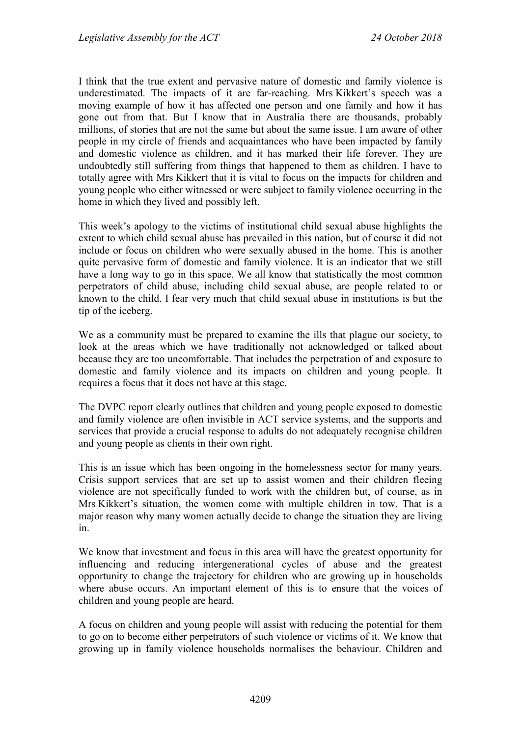I think that the true extent and pervasive nature of domestic and family violence is underestimated. The impacts of it are far-reaching. Mrs Kikkert's speech was a moving example of how it has affected one person and one family and how it has gone out from that. But I know that in Australia there are thousands, probably millions, of stories that are not the same but about the same issue. I am aware of other people in my circle of friends and acquaintances who have been impacted by family and domestic violence as children, and it has marked their life forever. They are undoubtedly still suffering from things that happened to them as children. I have to totally agree with Mrs Kikkert that it is vital to focus on the impacts for children and young people who either witnessed or were subject to family violence occurring in the home in which they lived and possibly left.

This week's apology to the victims of institutional child sexual abuse highlights the extent to which child sexual abuse has prevailed in this nation, but of course it did not include or focus on children who were sexually abused in the home. This is another quite pervasive form of domestic and family violence. It is an indicator that we still have a long way to go in this space. We all know that statistically the most common perpetrators of child abuse, including child sexual abuse, are people related to or known to the child. I fear very much that child sexual abuse in institutions is but the tip of the iceberg.

We as a community must be prepared to examine the ills that plague our society, to look at the areas which we have traditionally not acknowledged or talked about because they are too uncomfortable. That includes the perpetration of and exposure to domestic and family violence and its impacts on children and young people. It requires a focus that it does not have at this stage.

The DVPC report clearly outlines that children and young people exposed to domestic and family violence are often invisible in ACT service systems, and the supports and services that provide a crucial response to adults do not adequately recognise children and young people as clients in their own right.

This is an issue which has been ongoing in the homelessness sector for many years. Crisis support services that are set up to assist women and their children fleeing violence are not specifically funded to work with the children but, of course, as in Mrs Kikkert's situation, the women come with multiple children in tow. That is a major reason why many women actually decide to change the situation they are living in.

We know that investment and focus in this area will have the greatest opportunity for influencing and reducing intergenerational cycles of abuse and the greatest opportunity to change the trajectory for children who are growing up in households where abuse occurs. An important element of this is to ensure that the voices of children and young people are heard.

A focus on children and young people will assist with reducing the potential for them to go on to become either perpetrators of such violence or victims of it. We know that growing up in family violence households normalises the behaviour. Children and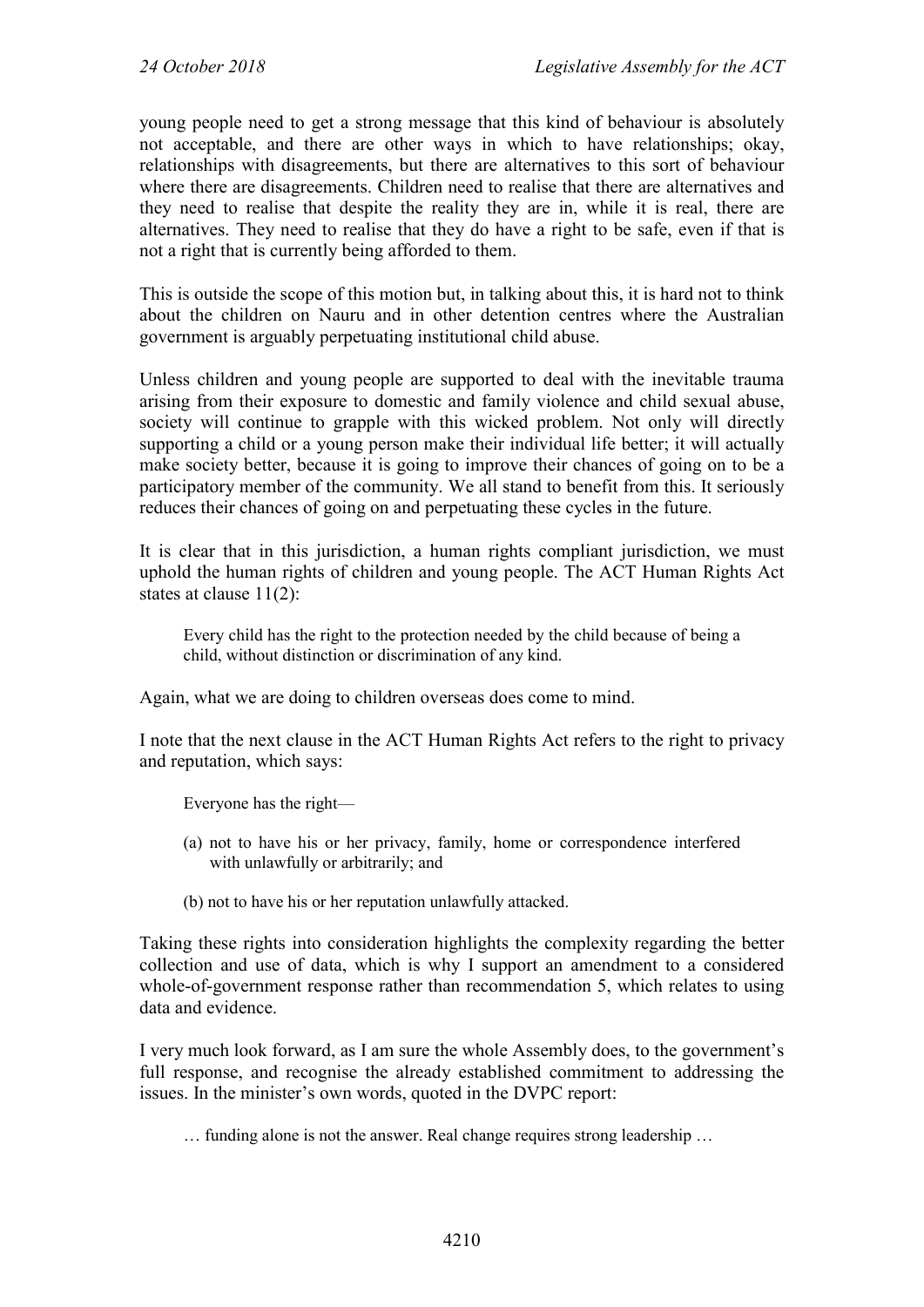young people need to get a strong message that this kind of behaviour is absolutely not acceptable, and there are other ways in which to have relationships; okay, relationships with disagreements, but there are alternatives to this sort of behaviour where there are disagreements. Children need to realise that there are alternatives and they need to realise that despite the reality they are in, while it is real, there are alternatives. They need to realise that they do have a right to be safe, even if that is not a right that is currently being afforded to them.

This is outside the scope of this motion but, in talking about this, it is hard not to think about the children on Nauru and in other detention centres where the Australian government is arguably perpetuating institutional child abuse.

Unless children and young people are supported to deal with the inevitable trauma arising from their exposure to domestic and family violence and child sexual abuse, society will continue to grapple with this wicked problem. Not only will directly supporting a child or a young person make their individual life better; it will actually make society better, because it is going to improve their chances of going on to be a participatory member of the community. We all stand to benefit from this. It seriously reduces their chances of going on and perpetuating these cycles in the future.

It is clear that in this jurisdiction, a human rights compliant jurisdiction, we must uphold the human rights of children and young people. The ACT Human Rights Act states at clause 11(2):

> Every child has the right to the protection needed by the child because of being a child, without distinction or discrimination of any kind.

Again, what we are doing to children overseas does come to mind.

I note that the next clause in the ACT Human Rights Act refers to the right to privacy and reputation, which says:

> Everyone has the right—
>
> (a) not to have his or her privacy, family, home or correspondence interfered with unlawfully or arbitrarily; and
>
> (b) not to have his or her reputation unlawfully attacked.

Taking these rights into consideration highlights the complexity regarding the better collection and use of data, which is why I support an amendment to a considered whole-of-government response rather than recommendation 5, which relates to using data and evidence.

I very much look forward, as I am sure the whole Assembly does, to the government's full response, and recognise the already established commitment to addressing the issues. In the minister's own words, quoted in the DVPC report:

> … funding alone is not the answer. Real change requires strong leadership …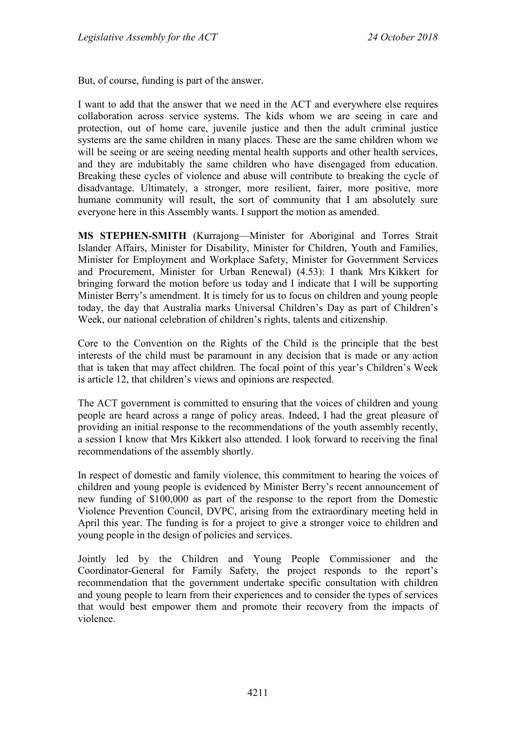But, of course, funding is part of the answer.

I want to add that the answer that we need in the ACT and everywhere else requires collaboration across service systems. The kids whom we are seeing in care and protection, out of home care, juvenile justice and then the adult criminal justice systems are the same children in many places. These are the same children whom we will be seeing or are seeing needing mental health supports and other health services, and they are indubitably the same children who have disengaged from education. Breaking these cycles of violence and abuse will contribute to breaking the cycle of disadvantage. Ultimately, a stronger, more resilient, fairer, more positive, more humane community will result, the sort of community that I am absolutely sure everyone here in this Assembly wants. I support the motion as amended.

**MS STEPHEN-SMITH** (Kurrajong—Minister for Aboriginal and Torres Strait Islander Affairs, Minister for Disability, Minister for Children, Youth and Families, Minister for Employment and Workplace Safety, Minister for Government Services and Procurement, Minister for Urban Renewal) (4.53): I thank Mrs Kikkert for bringing forward the motion before us today and I indicate that I will be supporting Minister Berry's amendment. It is timely for us to focus on children and young people today, the day that Australia marks Universal Children's Day as part of Children's Week, our national celebration of children's rights, talents and citizenship.

Core to the Convention on the Rights of the Child is the principle that the best interests of the child must be paramount in any decision that is made or any action that is taken that may affect children. The focal point of this year's Children's Week is article 12, that children's views and opinions are respected.

The ACT government is committed to ensuring that the voices of children and young people are heard across a range of policy areas. Indeed, I had the great pleasure of providing an initial response to the recommendations of the youth assembly recently, a session I know that Mrs Kikkert also attended. I look forward to receiving the final recommendations of the assembly shortly.

In respect of domestic and family violence, this commitment to hearing the voices of children and young people is evidenced by Minister Berry's recent announcement of new funding of $100,000 as part of the response to the report from the Domestic Violence Prevention Council, DVPC, arising from the extraordinary meeting held in April this year. The funding is for a project to give a stronger voice to children and young people in the design of policies and services.

Jointly led by the Children and Young People Commissioner and the Coordinator-General for Family Safety, the project responds to the report's recommendation that the government undertake specific consultation with children and young people to learn from their experiences and to consider the types of services that would best empower them and promote their recovery from the impacts of violence.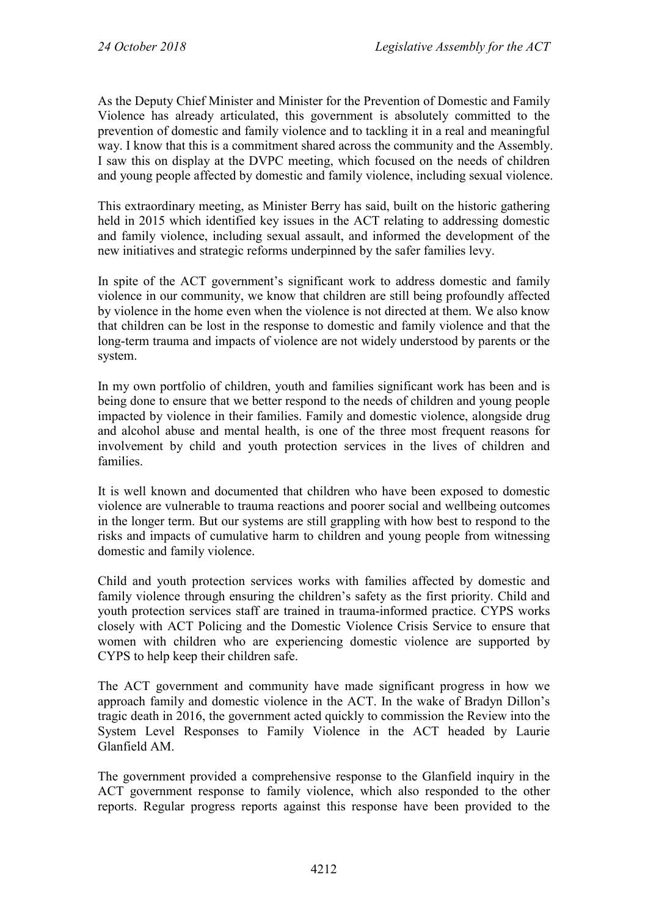As the Deputy Chief Minister and Minister for the Prevention of Domestic and Family Violence has already articulated, this government is absolutely committed to the prevention of domestic and family violence and to tackling it in a real and meaningful way. I know that this is a commitment shared across the community and the Assembly. I saw this on display at the DVPC meeting, which focused on the needs of children and young people affected by domestic and family violence, including sexual violence.

This extraordinary meeting, as Minister Berry has said, built on the historic gathering held in 2015 which identified key issues in the ACT relating to addressing domestic and family violence, including sexual assault, and informed the development of the new initiatives and strategic reforms underpinned by the safer families levy.

In spite of the ACT government's significant work to address domestic and family violence in our community, we know that children are still being profoundly affected by violence in the home even when the violence is not directed at them. We also know that children can be lost in the response to domestic and family violence and that the long-term trauma and impacts of violence are not widely understood by parents or the system.

In my own portfolio of children, youth and families significant work has been and is being done to ensure that we better respond to the needs of children and young people impacted by violence in their families. Family and domestic violence, alongside drug and alcohol abuse and mental health, is one of the three most frequent reasons for involvement by child and youth protection services in the lives of children and families.

It is well known and documented that children who have been exposed to domestic violence are vulnerable to trauma reactions and poorer social and wellbeing outcomes in the longer term. But our systems are still grappling with how best to respond to the risks and impacts of cumulative harm to children and young people from witnessing domestic and family violence.

Child and youth protection services works with families affected by domestic and family violence through ensuring the children's safety as the first priority. Child and youth protection services staff are trained in trauma-informed practice. CYPS works closely with ACT Policing and the Domestic Violence Crisis Service to ensure that women with children who are experiencing domestic violence are supported by CYPS to help keep their children safe.

The ACT government and community have made significant progress in how we approach family and domestic violence in the ACT. In the wake of Bradyn Dillon's tragic death in 2016, the government acted quickly to commission the Review into the System Level Responses to Family Violence in the ACT headed by Laurie Glanfield AM.

The government provided a comprehensive response to the Glanfield inquiry in the ACT government response to family violence, which also responded to the other reports. Regular progress reports against this response have been provided to the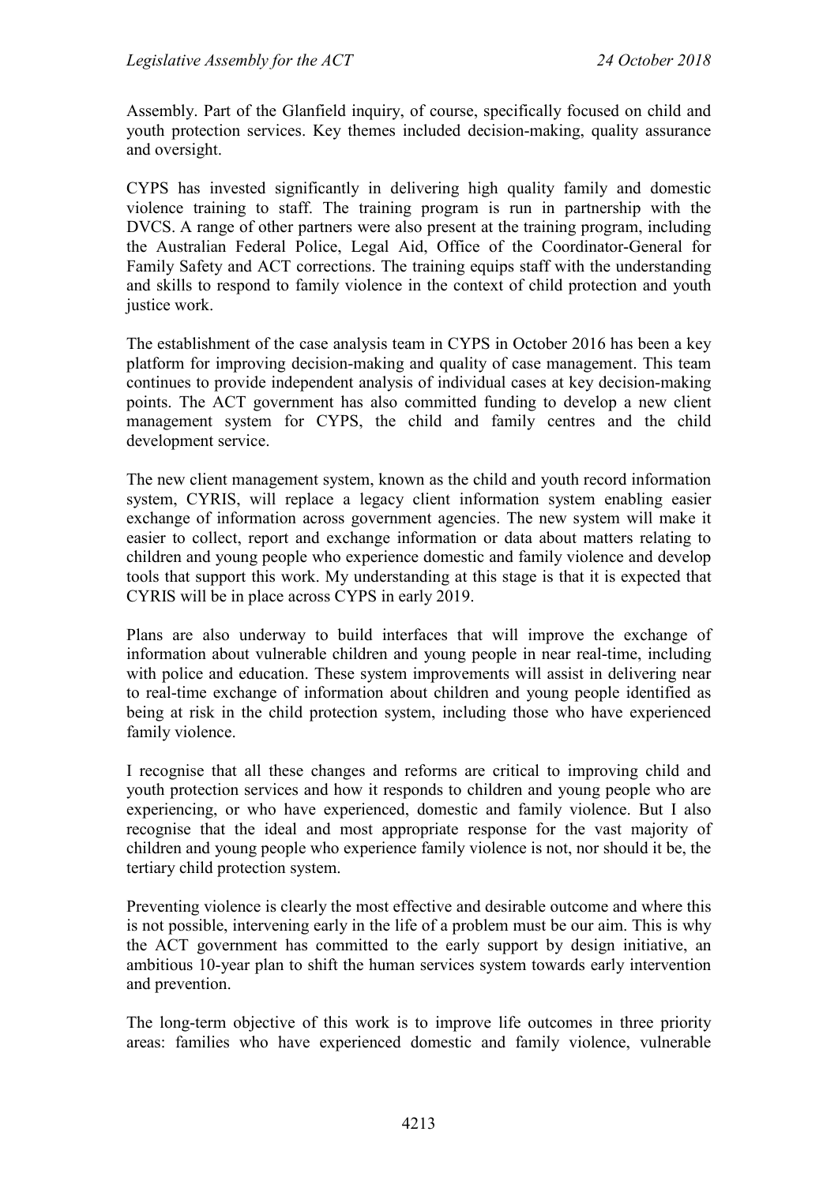Assembly. Part of the Glanfield inquiry, of course, specifically focused on child and youth protection services. Key themes included decision-making, quality assurance and oversight.

CYPS has invested significantly in delivering high quality family and domestic violence training to staff. The training program is run in partnership with the DVCS. A range of other partners were also present at the training program, including the Australian Federal Police, Legal Aid, Office of the Coordinator-General for Family Safety and ACT corrections. The training equips staff with the understanding and skills to respond to family violence in the context of child protection and youth justice work.

The establishment of the case analysis team in CYPS in October 2016 has been a key platform for improving decision-making and quality of case management. This team continues to provide independent analysis of individual cases at key decision-making points. The ACT government has also committed funding to develop a new client management system for CYPS, the child and family centres and the child development service.

The new client management system, known as the child and youth record information system, CYRIS, will replace a legacy client information system enabling easier exchange of information across government agencies. The new system will make it easier to collect, report and exchange information or data about matters relating to children and young people who experience domestic and family violence and develop tools that support this work. My understanding at this stage is that it is expected that CYRIS will be in place across CYPS in early 2019.

Plans are also underway to build interfaces that will improve the exchange of information about vulnerable children and young people in near real-time, including with police and education. These system improvements will assist in delivering near to real-time exchange of information about children and young people identified as being at risk in the child protection system, including those who have experienced family violence.

I recognise that all these changes and reforms are critical to improving child and youth protection services and how it responds to children and young people who are experiencing, or who have experienced, domestic and family violence. But I also recognise that the ideal and most appropriate response for the vast majority of children and young people who experience family violence is not, nor should it be, the tertiary child protection system.

Preventing violence is clearly the most effective and desirable outcome and where this is not possible, intervening early in the life of a problem must be our aim. This is why the ACT government has committed to the early support by design initiative, an ambitious 10-year plan to shift the human services system towards early intervention and prevention.

The long-term objective of this work is to improve life outcomes in three priority areas: families who have experienced domestic and family violence, vulnerable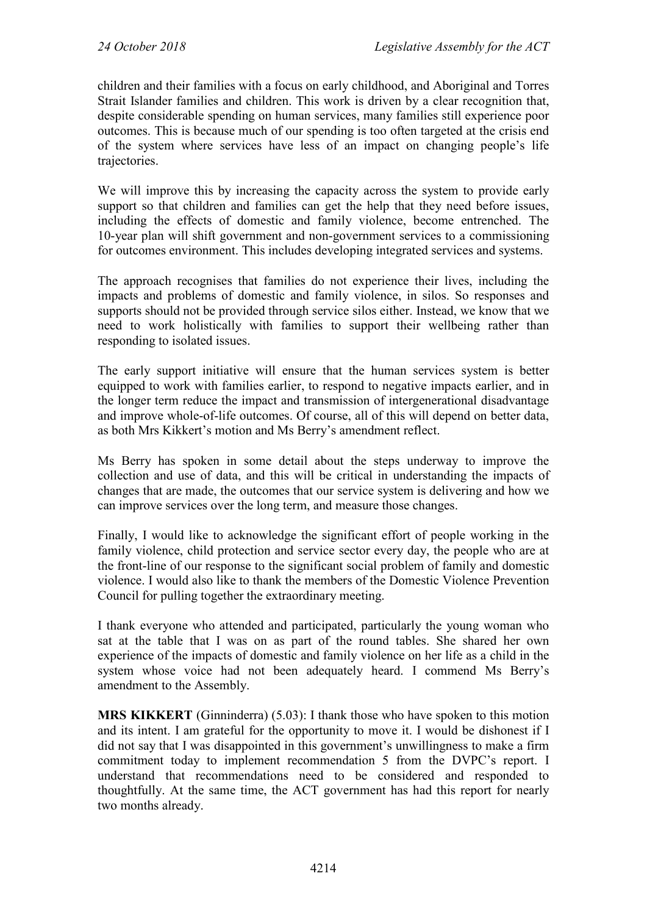children and their families with a focus on early childhood, and Aboriginal and Torres Strait Islander families and children. This work is driven by a clear recognition that, despite considerable spending on human services, many families still experience poor outcomes. This is because much of our spending is too often targeted at the crisis end of the system where services have less of an impact on changing people's life trajectories.

We will improve this by increasing the capacity across the system to provide early support so that children and families can get the help that they need before issues, including the effects of domestic and family violence, become entrenched. The 10-year plan will shift government and non-government services to a commissioning for outcomes environment. This includes developing integrated services and systems.

The approach recognises that families do not experience their lives, including the impacts and problems of domestic and family violence, in silos. So responses and supports should not be provided through service silos either. Instead, we know that we need to work holistically with families to support their wellbeing rather than responding to isolated issues.

The early support initiative will ensure that the human services system is better equipped to work with families earlier, to respond to negative impacts earlier, and in the longer term reduce the impact and transmission of intergenerational disadvantage and improve whole-of-life outcomes. Of course, all of this will depend on better data, as both Mrs Kikkert's motion and Ms Berry's amendment reflect.

Ms Berry has spoken in some detail about the steps underway to improve the collection and use of data, and this will be critical in understanding the impacts of changes that are made, the outcomes that our service system is delivering and how we can improve services over the long term, and measure those changes.

Finally, I would like to acknowledge the significant effort of people working in the family violence, child protection and service sector every day, the people who are at the front-line of our response to the significant social problem of family and domestic violence. I would also like to thank the members of the Domestic Violence Prevention Council for pulling together the extraordinary meeting.

I thank everyone who attended and participated, particularly the young woman who sat at the table that I was on as part of the round tables. She shared her own experience of the impacts of domestic and family violence on her life as a child in the system whose voice had not been adequately heard. I commend Ms Berry's amendment to the Assembly.

**MRS KIKKERT** (Ginninderra) (5.03): I thank those who have spoken to this motion and its intent. I am grateful for the opportunity to move it. I would be dishonest if I did not say that I was disappointed in this government's unwillingness to make a firm commitment today to implement recommendation 5 from the DVPC's report. I understand that recommendations need to be considered and responded to thoughtfully. At the same time, the ACT government has had this report for nearly two months already.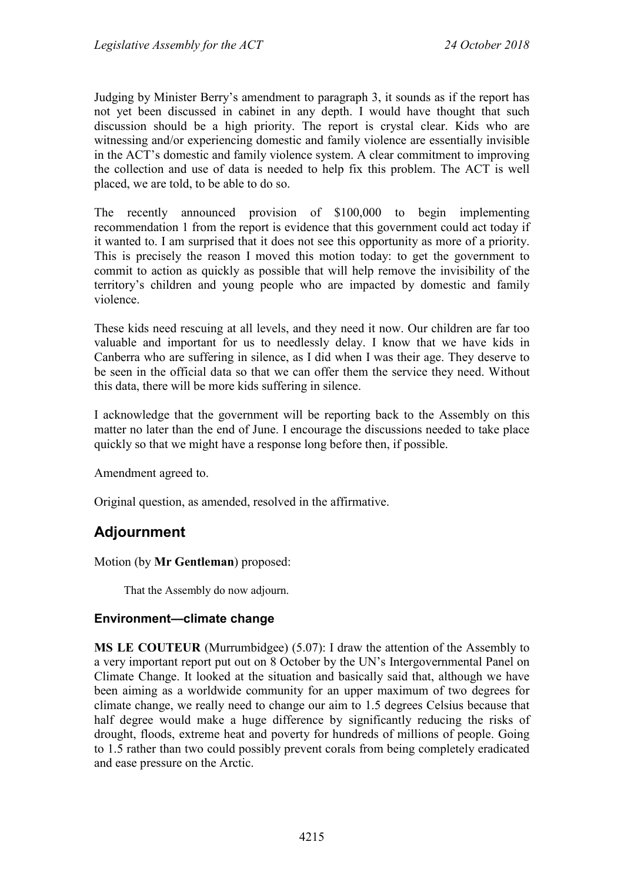Judging by Minister Berry's amendment to paragraph 3, it sounds as if the report has not yet been discussed in cabinet in any depth. I would have thought that such discussion should be a high priority. The report is crystal clear. Kids who are witnessing and/or experiencing domestic and family violence are essentially invisible in the ACT's domestic and family violence system. A clear commitment to improving the collection and use of data is needed to help fix this problem. The ACT is well placed, we are told, to be able to do so.

The recently announced provision of $100,000 to begin implementing recommendation 1 from the report is evidence that this government could act today if it wanted to. I am surprised that it does not see this opportunity as more of a priority. This is precisely the reason I moved this motion today: to get the government to commit to action as quickly as possible that will help remove the invisibility of the territory's children and young people who are impacted by domestic and family violence.

These kids need rescuing at all levels, and they need it now. Our children are far too valuable and important for us to needlessly delay. I know that we have kids in Canberra who are suffering in silence, as I did when I was their age. They deserve to be seen in the official data so that we can offer them the service they need. Without this data, there will be more kids suffering in silence.

I acknowledge that the government will be reporting back to the Assembly on this matter no later than the end of June. I encourage the discussions needed to take place quickly so that we might have a response long before then, if possible.

Amendment agreed to.

Original question, as amended, resolved in the affirmative.

## Adjournment

Motion (by **Mr Gentleman**) proposed:

> That the Assembly do now adjourn.

### Environment—climate change

**MS LE COUTEUR** (Murrumbidgee) (5.07): I draw the attention of the Assembly to a very important report put out on 8 October by the UN's Intergovernmental Panel on Climate Change. It looked at the situation and basically said that, although we have been aiming as a worldwide community for an upper maximum of two degrees for climate change, we really need to change our aim to 1.5 degrees Celsius because that half degree would make a huge difference by significantly reducing the risks of drought, floods, extreme heat and poverty for hundreds of millions of people. Going to 1.5 rather than two could possibly prevent corals from being completely eradicated and ease pressure on the Arctic.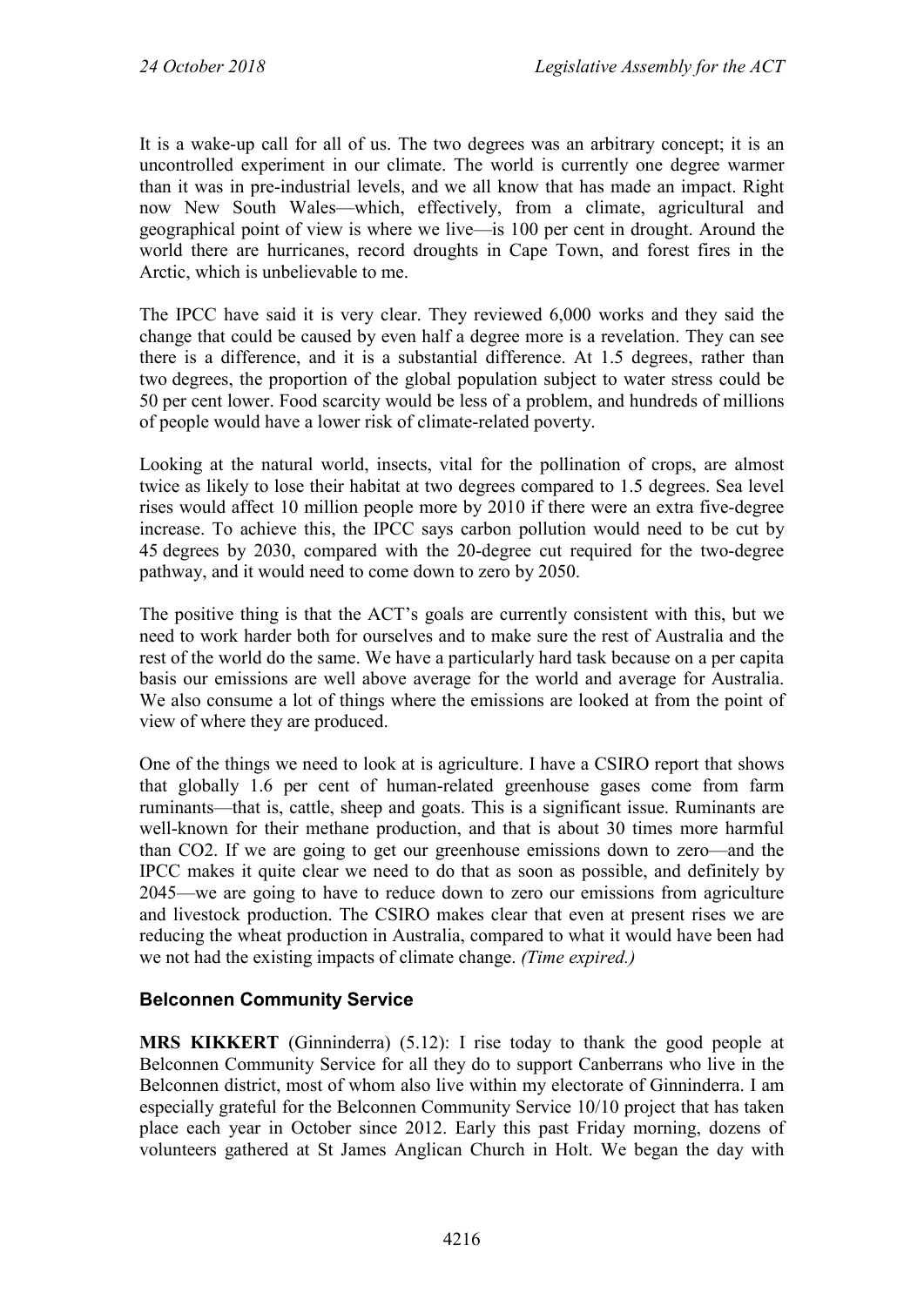It is a wake-up call for all of us. The two degrees was an arbitrary concept; it is an uncontrolled experiment in our climate. The world is currently one degree warmer than it was in pre-industrial levels, and we all know that has made an impact. Right now New South Wales—which, effectively, from a climate, agricultural and geographical point of view is where we live—is 100 per cent in drought. Around the world there are hurricanes, record droughts in Cape Town, and forest fires in the Arctic, which is unbelievable to me.

The IPCC have said it is very clear. They reviewed 6,000 works and they said the change that could be caused by even half a degree more is a revelation. They can see there is a difference, and it is a substantial difference. At 1.5 degrees, rather than two degrees, the proportion of the global population subject to water stress could be 50 per cent lower. Food scarcity would be less of a problem, and hundreds of millions of people would have a lower risk of climate-related poverty.

Looking at the natural world, insects, vital for the pollination of crops, are almost twice as likely to lose their habitat at two degrees compared to 1.5 degrees. Sea level rises would affect 10 million people more by 2010 if there were an extra five-degree increase. To achieve this, the IPCC says carbon pollution would need to be cut by 45 degrees by 2030, compared with the 20-degree cut required for the two-degree pathway, and it would need to come down to zero by 2050.

The positive thing is that the ACT's goals are currently consistent with this, but we need to work harder both for ourselves and to make sure the rest of Australia and the rest of the world do the same. We have a particularly hard task because on a per capita basis our emissions are well above average for the world and average for Australia. We also consume a lot of things where the emissions are looked at from the point of view of where they are produced.

One of the things we need to look at is agriculture. I have a CSIRO report that shows that globally 1.6 per cent of human-related greenhouse gases come from farm ruminants—that is, cattle, sheep and goats. This is a significant issue. Ruminants are well-known for their methane production, and that is about 30 times more harmful than CO2. If we are going to get our greenhouse emissions down to zero—and the IPCC makes it quite clear we need to do that as soon as possible, and definitely by 2045—we are going to have to reduce down to zero our emissions from agriculture and livestock production. The CSIRO makes clear that even at present rises we are reducing the wheat production in Australia, compared to what it would have been had we not had the existing impacts of climate change. *(Time expired.)*

## Belconnen Community Service

**MRS KIKKERT** (Ginninderra) (5.12): I rise today to thank the good people at Belconnen Community Service for all they do to support Canberrans who live in the Belconnen district, most of whom also live within my electorate of Ginninderra. I am especially grateful for the Belconnen Community Service 10/10 project that has taken place each year in October since 2012. Early this past Friday morning, dozens of volunteers gathered at St James Anglican Church in Holt. We began the day with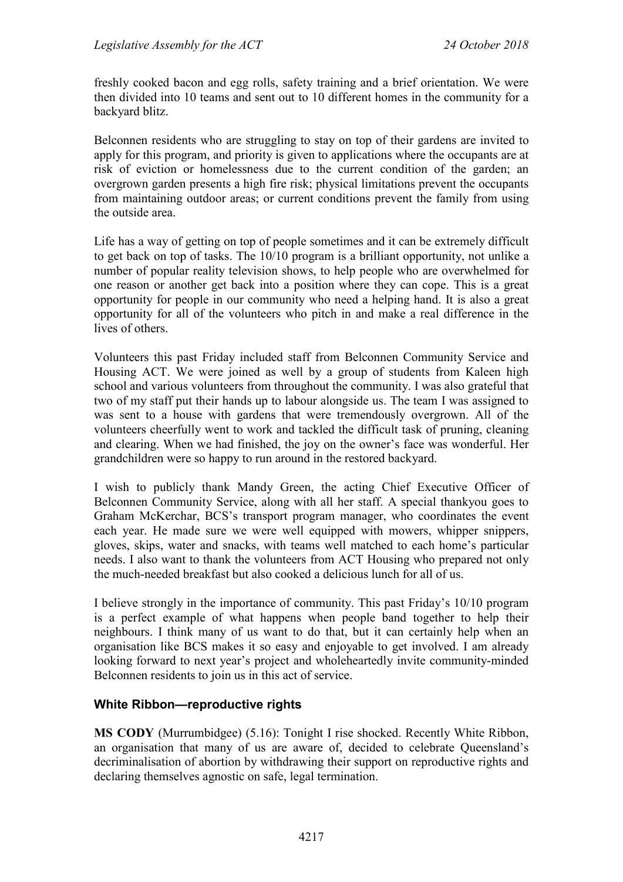freshly cooked bacon and egg rolls, safety training and a brief orientation. We were then divided into 10 teams and sent out to 10 different homes in the community for a backyard blitz.

Belconnen residents who are struggling to stay on top of their gardens are invited to apply for this program, and priority is given to applications where the occupants are at risk of eviction or homelessness due to the current condition of the garden; an overgrown garden presents a high fire risk; physical limitations prevent the occupants from maintaining outdoor areas; or current conditions prevent the family from using the outside area.

Life has a way of getting on top of people sometimes and it can be extremely difficult to get back on top of tasks. The 10/10 program is a brilliant opportunity, not unlike a number of popular reality television shows, to help people who are overwhelmed for one reason or another get back into a position where they can cope. This is a great opportunity for people in our community who need a helping hand. It is also a great opportunity for all of the volunteers who pitch in and make a real difference in the lives of others.

Volunteers this past Friday included staff from Belconnen Community Service and Housing ACT. We were joined as well by a group of students from Kaleen high school and various volunteers from throughout the community. I was also grateful that two of my staff put their hands up to labour alongside us. The team I was assigned to was sent to a house with gardens that were tremendously overgrown. All of the volunteers cheerfully went to work and tackled the difficult task of pruning, cleaning and clearing. When we had finished, the joy on the owner's face was wonderful. Her grandchildren were so happy to run around in the restored backyard.

I wish to publicly thank Mandy Green, the acting Chief Executive Officer of Belconnen Community Service, along with all her staff. A special thankyou goes to Graham McKerchar, BCS's transport program manager, who coordinates the event each year. He made sure we were well equipped with mowers, whipper snippers, gloves, skips, water and snacks, with teams well matched to each home's particular needs. I also want to thank the volunteers from ACT Housing who prepared not only the much-needed breakfast but also cooked a delicious lunch for all of us.

I believe strongly in the importance of community. This past Friday's 10/10 program is a perfect example of what happens when people band together to help their neighbours. I think many of us want to do that, but it can certainly help when an organisation like BCS makes it so easy and enjoyable to get involved. I am already looking forward to next year's project and wholeheartedly invite community-minded Belconnen residents to join us in this act of service.

## White Ribbon—reproductive rights

**MS CODY** (Murrumbidgee) (5.16): Tonight I rise shocked. Recently White Ribbon, an organisation that many of us are aware of, decided to celebrate Queensland's decriminalisation of abortion by withdrawing their support on reproductive rights and declaring themselves agnostic on safe, legal termination.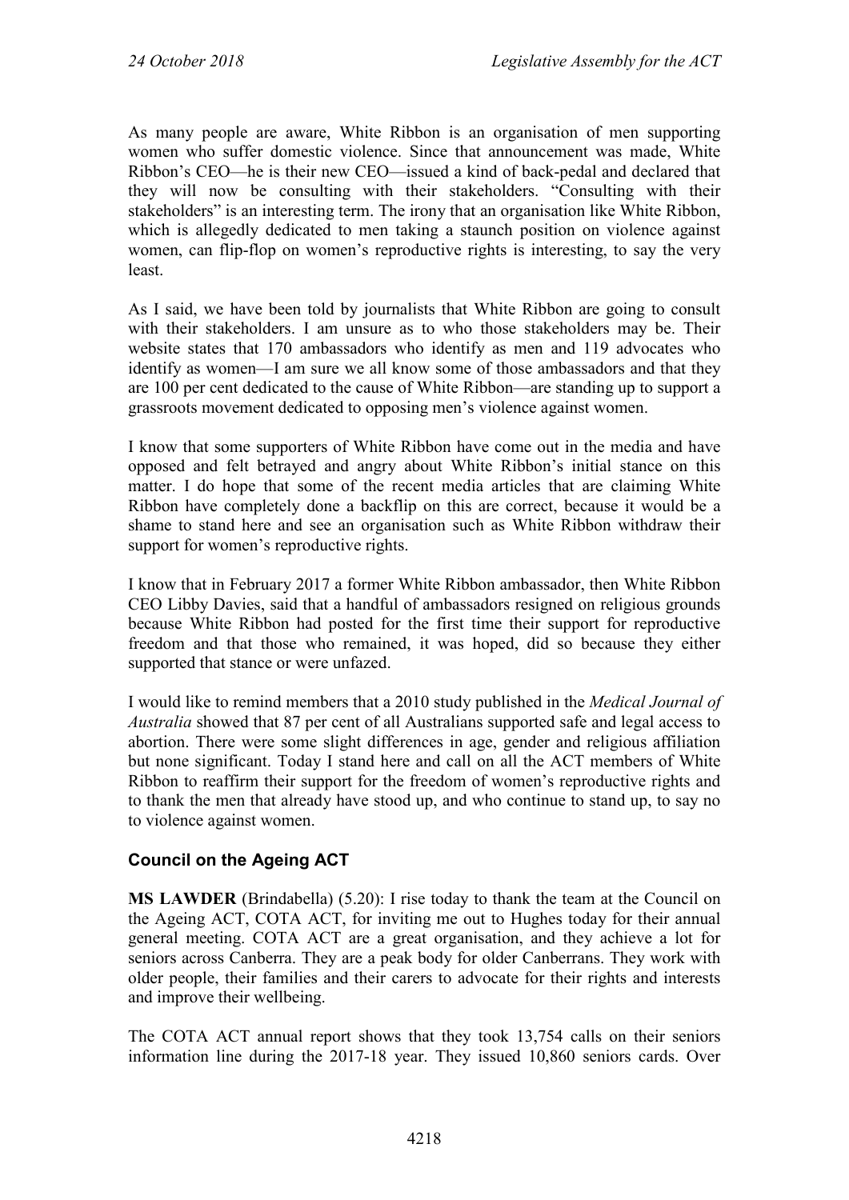As many people are aware, White Ribbon is an organisation of men supporting women who suffer domestic violence. Since that announcement was made, White Ribbon's CEO—he is their new CEO—issued a kind of back-pedal and declared that they will now be consulting with their stakeholders. "Consulting with their stakeholders" is an interesting term. The irony that an organisation like White Ribbon, which is allegedly dedicated to men taking a staunch position on violence against women, can flip-flop on women's reproductive rights is interesting, to say the very least.

As I said, we have been told by journalists that White Ribbon are going to consult with their stakeholders. I am unsure as to who those stakeholders may be. Their website states that 170 ambassadors who identify as men and 119 advocates who identify as women—I am sure we all know some of those ambassadors and that they are 100 per cent dedicated to the cause of White Ribbon—are standing up to support a grassroots movement dedicated to opposing men's violence against women.

I know that some supporters of White Ribbon have come out in the media and have opposed and felt betrayed and angry about White Ribbon's initial stance on this matter. I do hope that some of the recent media articles that are claiming White Ribbon have completely done a backflip on this are correct, because it would be a shame to stand here and see an organisation such as White Ribbon withdraw their support for women's reproductive rights.

I know that in February 2017 a former White Ribbon ambassador, then White Ribbon CEO Libby Davies, said that a handful of ambassadors resigned on religious grounds because White Ribbon had posted for the first time their support for reproductive freedom and that those who remained, it was hoped, did so because they either supported that stance or were unfazed.

I would like to remind members that a 2010 study published in the *Medical Journal of Australia* showed that 87 per cent of all Australians supported safe and legal access to abortion. There were some slight differences in age, gender and religious affiliation but none significant. Today I stand here and call on all the ACT members of White Ribbon to reaffirm their support for the freedom of women's reproductive rights and to thank the men that already have stood up, and who continue to stand up, to say no to violence against women.

## Council on the Ageing ACT

**MS LAWDER** (Brindabella) (5.20): I rise today to thank the team at the Council on the Ageing ACT, COTA ACT, for inviting me out to Hughes today for their annual general meeting. COTA ACT are a great organisation, and they achieve a lot for seniors across Canberra. They are a peak body for older Canberrans. They work with older people, their families and their carers to advocate for their rights and interests and improve their wellbeing.

The COTA ACT annual report shows that they took 13,754 calls on their seniors information line during the 2017-18 year. They issued 10,860 seniors cards. Over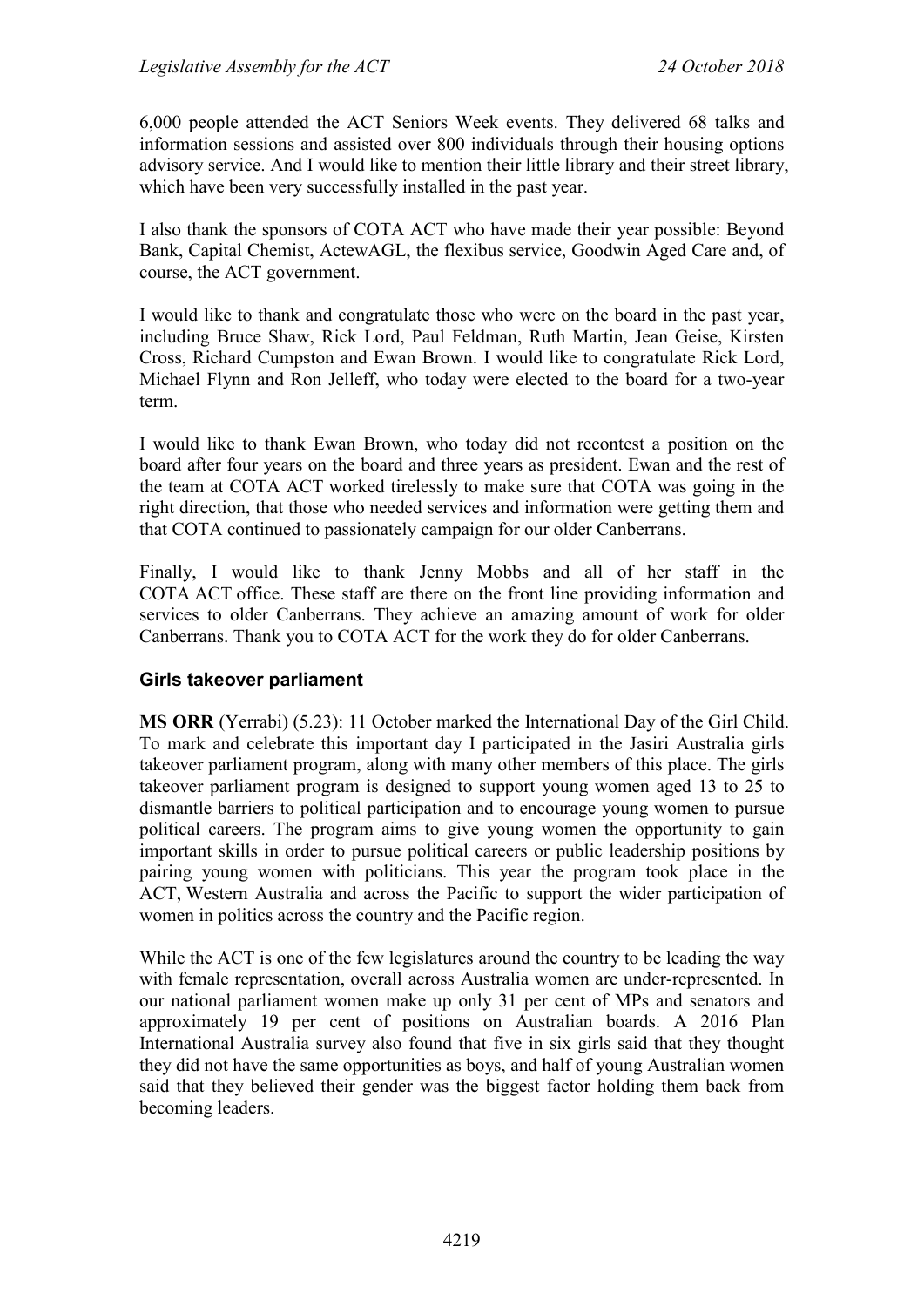6,000 people attended the ACT Seniors Week events. They delivered 68 talks and information sessions and assisted over 800 individuals through their housing options advisory service. And I would like to mention their little library and their street library, which have been very successfully installed in the past year.

I also thank the sponsors of COTA ACT who have made their year possible: Beyond Bank, Capital Chemist, ActewAGL, the flexibus service, Goodwin Aged Care and, of course, the ACT government.

I would like to thank and congratulate those who were on the board in the past year, including Bruce Shaw, Rick Lord, Paul Feldman, Ruth Martin, Jean Geise, Kirsten Cross, Richard Cumpston and Ewan Brown. I would like to congratulate Rick Lord, Michael Flynn and Ron Jelleff, who today were elected to the board for a two-year term.

I would like to thank Ewan Brown, who today did not recontest a position on the board after four years on the board and three years as president. Ewan and the rest of the team at COTA ACT worked tirelessly to make sure that COTA was going in the right direction, that those who needed services and information were getting them and that COTA continued to passionately campaign for our older Canberrans.

Finally, I would like to thank Jenny Mobbs and all of her staff in the COTA ACT office. These staff are there on the front line providing information and services to older Canberrans. They achieve an amazing amount of work for older Canberrans. Thank you to COTA ACT for the work they do for older Canberrans.

### Girls takeover parliament

**MS ORR** (Yerrabi) (5.23): 11 October marked the International Day of the Girl Child. To mark and celebrate this important day I participated in the Jasiri Australia girls takeover parliament program, along with many other members of this place. The girls takeover parliament program is designed to support young women aged 13 to 25 to dismantle barriers to political participation and to encourage young women to pursue political careers. The program aims to give young women the opportunity to gain important skills in order to pursue political careers or public leadership positions by pairing young women with politicians. This year the program took place in the ACT, Western Australia and across the Pacific to support the wider participation of women in politics across the country and the Pacific region.

While the ACT is one of the few legislatures around the country to be leading the way with female representation, overall across Australia women are under-represented. In our national parliament women make up only 31 per cent of MPs and senators and approximately 19 per cent of positions on Australian boards. A 2016 Plan International Australia survey also found that five in six girls said that they thought they did not have the same opportunities as boys, and half of young Australian women said that they believed their gender was the biggest factor holding them back from becoming leaders.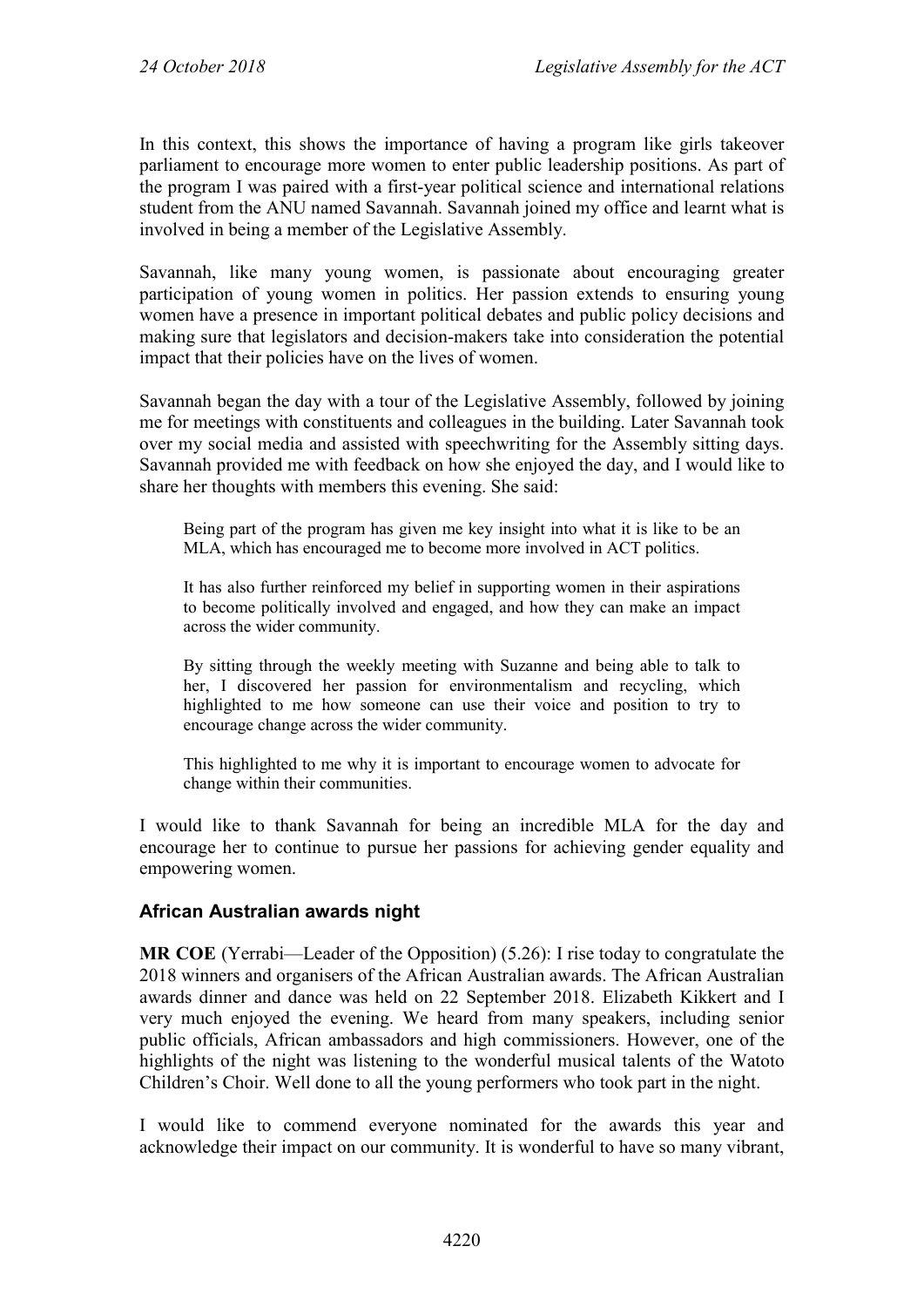In this context, this shows the importance of having a program like girls takeover parliament to encourage more women to enter public leadership positions. As part of the program I was paired with a first-year political science and international relations student from the ANU named Savannah. Savannah joined my office and learnt what is involved in being a member of the Legislative Assembly.

Savannah, like many young women, is passionate about encouraging greater participation of young women in politics. Her passion extends to ensuring young women have a presence in important political debates and public policy decisions and making sure that legislators and decision-makers take into consideration the potential impact that their policies have on the lives of women.

Savannah began the day with a tour of the Legislative Assembly, followed by joining me for meetings with constituents and colleagues in the building. Later Savannah took over my social media and assisted with speechwriting for the Assembly sitting days. Savannah provided me with feedback on how she enjoyed the day, and I would like to share her thoughts with members this evening. She said:

> Being part of the program has given me key insight into what it is like to be an MLA, which has encouraged me to become more involved in ACT politics.
>
> It has also further reinforced my belief in supporting women in their aspirations to become politically involved and engaged, and how they can make an impact across the wider community.
>
> By sitting through the weekly meeting with Suzanne and being able to talk to her, I discovered her passion for environmentalism and recycling, which highlighted to me how someone can use their voice and position to try to encourage change across the wider community.
>
> This highlighted to me why it is important to encourage women to advocate for change within their communities.

I would like to thank Savannah for being an incredible MLA for the day and encourage her to continue to pursue her passions for achieving gender equality and empowering women.

### African Australian awards night

**MR COE** (Yerrabi—Leader of the Opposition) (5.26): I rise today to congratulate the 2018 winners and organisers of the African Australian awards. The African Australian awards dinner and dance was held on 22 September 2018. Elizabeth Kikkert and I very much enjoyed the evening. We heard from many speakers, including senior public officials, African ambassadors and high commissioners. However, one of the highlights of the night was listening to the wonderful musical talents of the Watoto Children's Choir. Well done to all the young performers who took part in the night.

I would like to commend everyone nominated for the awards this year and acknowledge their impact on our community. It is wonderful to have so many vibrant,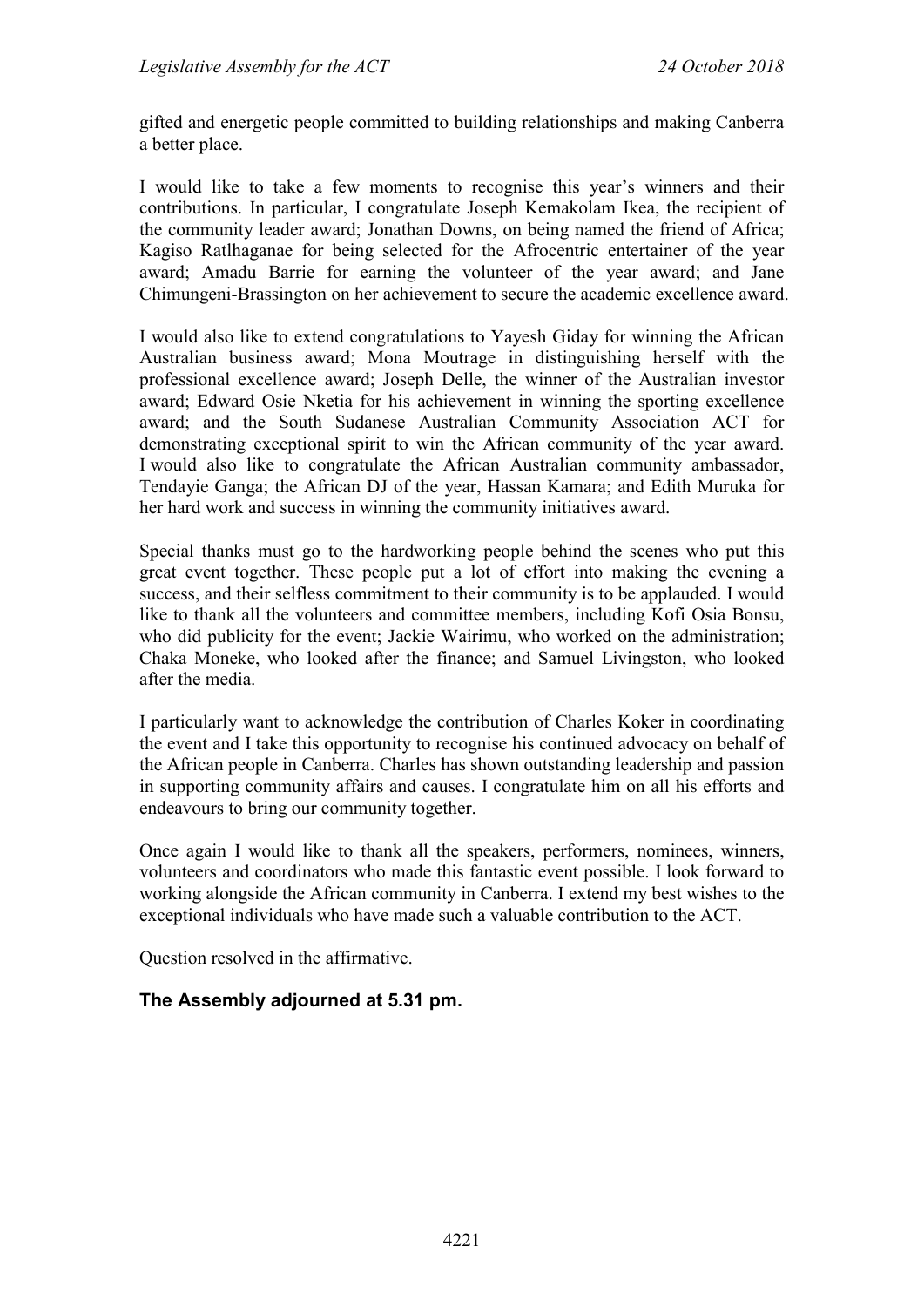gifted and energetic people committed to building relationships and making Canberra a better place.

I would like to take a few moments to recognise this year's winners and their contributions. In particular, I congratulate Joseph Kemakolam Ikea, the recipient of the community leader award; Jonathan Downs, on being named the friend of Africa; Kagiso Ratlhaganae for being selected for the Afrocentric entertainer of the year award; Amadu Barrie for earning the volunteer of the year award; and Jane Chimungeni-Brassington on her achievement to secure the academic excellence award.

I would also like to extend congratulations to Yayesh Giday for winning the African Australian business award; Mona Moutrage in distinguishing herself with the professional excellence award; Joseph Delle, the winner of the Australian investor award; Edward Osie Nketia for his achievement in winning the sporting excellence award; and the South Sudanese Australian Community Association ACT for demonstrating exceptional spirit to win the African community of the year award. I would also like to congratulate the African Australian community ambassador, Tendayie Ganga; the African DJ of the year, Hassan Kamara; and Edith Muruka for her hard work and success in winning the community initiatives award.

Special thanks must go to the hardworking people behind the scenes who put this great event together. These people put a lot of effort into making the evening a success, and their selfless commitment to their community is to be applauded. I would like to thank all the volunteers and committee members, including Kofi Osia Bonsu, who did publicity for the event; Jackie Wairimu, who worked on the administration; Chaka Moneke, who looked after the finance; and Samuel Livingston, who looked after the media.

I particularly want to acknowledge the contribution of Charles Koker in coordinating the event and I take this opportunity to recognise his continued advocacy on behalf of the African people in Canberra. Charles has shown outstanding leadership and passion in supporting community affairs and causes. I congratulate him on all his efforts and endeavours to bring our community together.

Once again I would like to thank all the speakers, performers, nominees, winners, volunteers and coordinators who made this fantastic event possible. I look forward to working alongside the African community in Canberra. I extend my best wishes to the exceptional individuals who have made such a valuable contribution to the ACT.

Question resolved in the affirmative.

**The Assembly adjourned at 5.31 pm.**